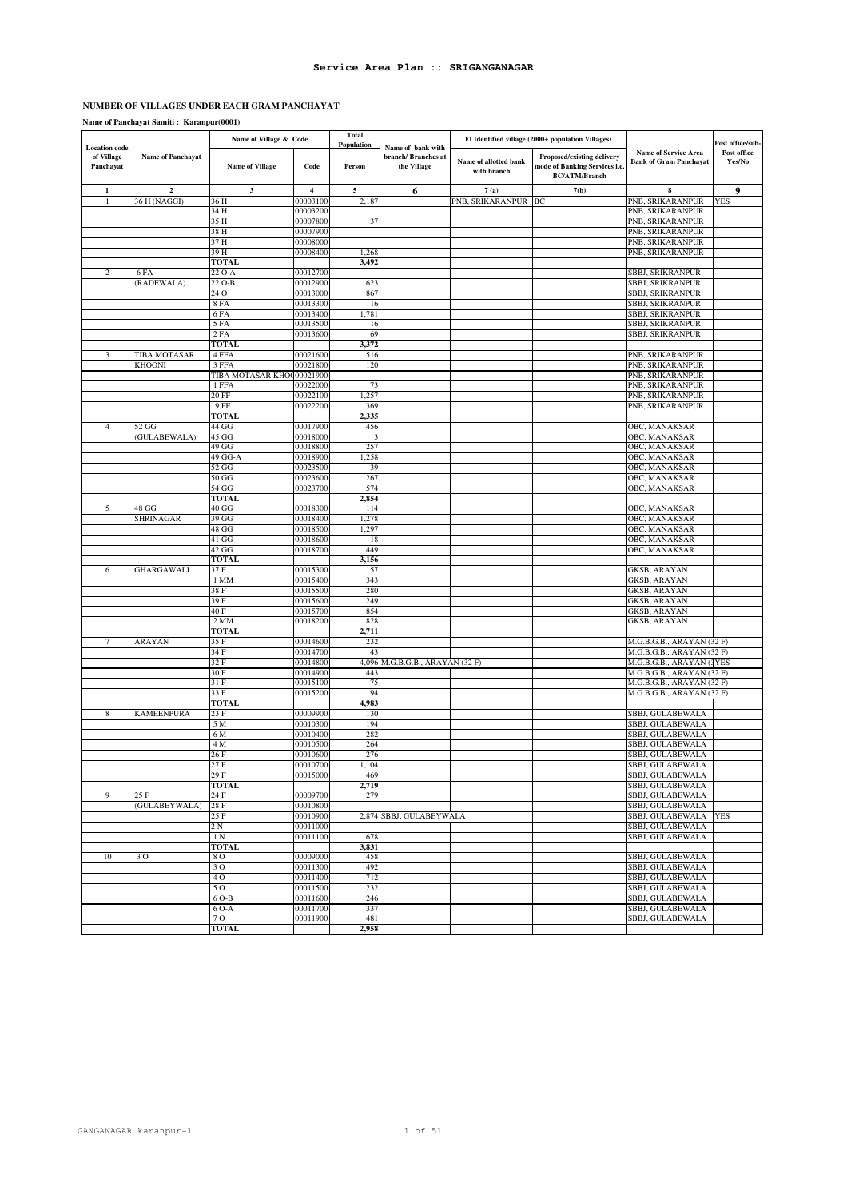# Service Area Plan :: SRIGANGANAGAR

## NUMBER OF VILLAGES UNDER EACH GRAM PANCHAYAT

**Name of Panchayat Samiti : Karanpur(0001)**

| Location code of Village Panchayat | Name of Panchayat | Name of Village & Code | | Total Population | Name of bank with branch/ Branches at the Village | FI Identified village (2000+ population Villages) | | Name of Service Area Bank of Gram Panchayat | Post office/sub-Post office Yes/No |
|---|---|---|---|---|---|---|---|---|---|
| | | Name of Village | Code | Person | | Name of allotted bank with branch | Proposed/existing delivery mode of Banking Services i.e. BC/ATM/Branch | | |
| 1 | 2 | 3 | 4 | 5 | 6 | 7 (a) | 7(b) | 8 | 9 |
| 1 | 36 H (NAGGI) | 36 H | 00003100 | 2,187 | | PNB, SRIKARANPUR | BC | PNB, SRIKARANPUR | YES |
| | | 34 H | 00003200 | | | | | PNB, SRIKARANPUR | |
| | | 35 H | 00007800 | 37 | | | | PNB, SRIKARANPUR | |
| | | 38 H | 00007900 | | | | | PNB, SRIKARANPUR | |
| | | 37 H | 00008000 | | | | | PNB, SRIKARANPUR | |
| | | 39 H | 00008400 | 1,268 | | | | PNB, SRIKARANPUR | |
| | | **TOTAL** | | **3,492** | | | | | |
| 2 | 6 FA (RADEWALA) | 22 O-A | 00012700 | | | | | SBBJ, SRIKRANPUR | |
| | | 22 O-B | 00012900 | 623 | | | | SBBJ, SRIKRANPUR | |
| | | 24 O | 00013000 | 867 | | | | SBBJ, SRIKRANPUR | |
| | | 8 FA | 00013300 | 16 | | | | SBBJ, SRIKRANPUR | |
| | | 6 FA | 00013400 | 1,781 | | | | SBBJ, SRIKRANPUR | |
| | | 5 FA | 00013500 | 16 | | | | SBBJ, SRIKRANPUR | |
| | | 2 FA | 00013600 | 69 | | | | SBBJ, SRIKRANPUR | |
| | | **TOTAL** | | **3,372** | | | | | |
| 3 | TIBA MOTASAR KHOONI | 4 FFA | 00021600 | 516 | | | | PNB, SRIKARANPUR | |
| | | 3 FFA | 00021800 | 120 | | | | PNB, SRIKARANPUR | |
| | | TIBA MOTASAR KHO | 00021900 | | | | | PNB, SRIKARANPUR | |
| | | 1 FFA | 00022000 | 73 | | | | PNB, SRIKARANPUR | |
| | | 20 FF | 00022100 | 1,257 | | | | PNB, SRIKARANPUR | |
| | | 19 FF | 00022200 | 369 | | | | PNB, SRIKARANPUR | |
| | | **TOTAL** | | **2,335** | | | | | |
| 4 | 52 GG (GULABEWALA) | 44 GG | 00017900 | 456 | | | | OBC, MANAKSAR | |
| | | 45 GG | 00018000 | 3 | | | | OBC, MANAKSAR | |
| | | 49 GG | 00018800 | 257 | | | | OBC, MANAKSAR | |
| | | 49 GG-A | 00018900 | 1,258 | | | | OBC, MANAKSAR | |
| | | 52 GG | 00023500 | 39 | | | | OBC, MANAKSAR | |
| | | 50 GG | 00023600 | 267 | | | | OBC, MANAKSAR | |
| | | 54 GG | 00023700 | 574 | | | | OBC, MANAKSAR | |
| | | **TOTAL** | | **2,854** | | | | | |
| 5 | 48 GG SHRINAGAR | 40 GG | 00018300 | 114 | | | | OBC, MANAKSAR | |
| | | 39 GG | 00018400 | 1,278 | | | | OBC, MANAKSAR | |
| | | 48 GG | 00018500 | 1,297 | | | | OBC, MANAKSAR | |
| | | 41 GG | 00018600 | 18 | | | | OBC, MANAKSAR | |
| | | 42 GG | 00018700 | 449 | | | | OBC, MANAKSAR | |
| | | **TOTAL** | | **3,156** | | | | | |
| 6 | GHARGAWALI | 37 F | 00015300 | 157 | | | | GKSB, ARAYAN | |
| | | 1 MM | 00015400 | 343 | | | | GKSB, ARAYAN | |
| | | 38 F | 00015500 | 280 | | | | GKSB, ARAYAN | |
| | | 39 F | 00015600 | 249 | | | | GKSB, ARAYAN | |
| | | 40 F | 00015700 | 854 | | | | GKSB, ARAYAN | |
| | | 2 MM | 00018200 | 828 | | | | GKSB, ARAYAN | |
| | | **TOTAL** | | **2,711** | | | | | |
| 7 | ARAYAN | 35 F | 00014600 | 232 | | | | M.G.B.G.B., ARAYAN (32 F) | |
| | | 34 F | 00014700 | 43 | | | | M.G.B.G.B., ARAYAN (32 F) | |
| | | 32 F | 00014800 | 4,096 | M.G.B.G.B., ARAYAN (32 F) | | | M.G.B.G.B., ARAYAN ( | YES |
| | | 30 F | 00014900 | 443 | | | | M.G.B.G.B., ARAYAN (32 F) | |
| | | 31 F | 00015100 | 75 | | | | M.G.B.G.B., ARAYAN (32 F) | |
| | | 33 F | 00015200 | 94 | | | | M.G.B.G.B., ARAYAN (32 F) | |
| | | **TOTAL** | | **4,983** | | | | | |
| 8 | KAMEENPURA | 23 F | 00009900 | 130 | | | | SBBJ, GULABEWALA | |
| | | 5 M | 00010300 | 194 | | | | SBBJ, GULABEWALA | |
| | | 6 M | 00010400 | 282 | | | | SBBJ, GULABEWALA | |
| | | 4 M | 00010500 | 264 | | | | SBBJ, GULABEWALA | |
| | | 26 F | 00010600 | 276 | | | | SBBJ, GULABEWALA | |
| | | 27 F | 00010700 | 1,104 | | | | SBBJ, GULABEWALA | |
| | | 29 F | 00015000 | 469 | | | | SBBJ, GULABEWALA | |
| | | **TOTAL** | | **2,719** | | | | SBBJ, GULABEWALA | |
| 9 | 25 F (GULABEYWALA) | 24 F | 00009700 | 279 | | | | SBBJ, GULABEWALA | |
| | | 28 F | 00010800 | | | | | SBBJ, GULABEWALA | |
| | | 25 F | 00010900 | 2,874 | SBBJ, GULABEYWALA | | | SBBJ, GULABEWALA | YES |
| | | 2 N | 00011000 | | | | | SBBJ, GULABEWALA | |
| | | 1 N | 00011100 | 678 | | | | SBBJ, GULABEWALA | |
| | | **TOTAL** | | **3,831** | | | | | |
| 10 | 3 O | 8 O | 00009000 | 458 | | | | SBBJ, GULABEWALA | |
| | | 3 O | 00011300 | 492 | | | | SBBJ, GULABEWALA | |
| | | 4 O | 00011400 | 712 | | | | SBBJ, GULABEWALA | |
| | | 5 O | 00011500 | 232 | | | | SBBJ, GULABEWALA | |
| | | 6 O-B | 00011600 | 246 | | | | SBBJ, GULABEWALA | |
| | | 6 O-A | 00011700 | 337 | | | | SBBJ, GULABEWALA | |
| | | 7 O | 00011900 | 481 | | | | SBBJ, GULABEWALA | |
| | | **TOTAL** | | **2,958** | | | | | |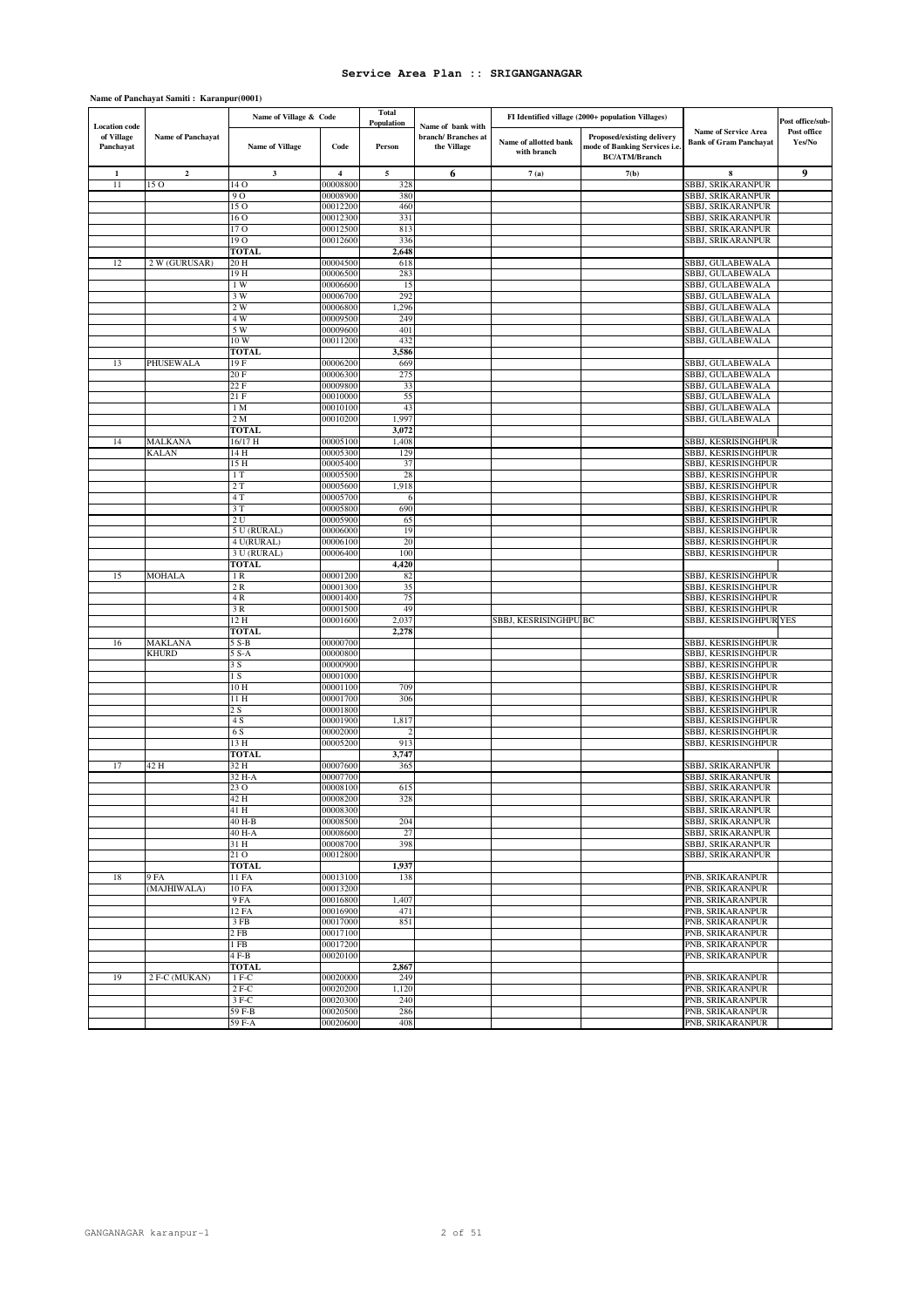# Service Area Plan :: SRIGANGANAGAR

**Name of Panchayat Samiti : Karanpur(0001)**

| Location code of Village Panchayat | Name of Panchayat | Name of Village & Code | | Total Population | Name of bank with branch/ Branches at the Village | FI Identified village (2000+ population Villages) | | Name of Service Area Bank of Gram Panchayat | Post office/sub-Post office Yes/No |
|---|---|---|---|---|---|---|---|---|---|
| | | Name of Village | Code | Person | | Name of allotted bank with branch | Proposed/existing delivery mode of Banking Services i.e. BC/ATM/Branch | | |
| 1 | 2 | 3 | 4 | 5 | 6 | 7 (a) | 7(b) | 8 | 9 |
| 11 | 15 O | 14 O | 00008800 | 328 | | | | SBBJ, SRIKARANPUR | |
| | | 9 O | 00008900 | 380 | | | | SBBJ, SRIKARANPUR | |
| | | 15 O | 00012200 | 460 | | | | SBBJ, SRIKARANPUR | |
| | | 16 O | 00012300 | 331 | | | | SBBJ, SRIKARANPUR | |
| | | 17 O | 00012500 | 813 | | | | SBBJ, SRIKARANPUR | |
| | | 19 O | 00012600 | 336 | | | | SBBJ, SRIKARANPUR | |
| | | **TOTAL** | | **2,648** | | | | | |
| 12 | 2 W (GURUSAR) | 20 H | 00004500 | 618 | | | | SBBJ, GULABEWALA | |
| | | 19 H | 00006500 | 283 | | | | SBBJ, GULABEWALA | |
| | | 1 W | 00006600 | 15 | | | | SBBJ, GULABEWALA | |
| | | 3 W | 00006700 | 292 | | | | SBBJ, GULABEWALA | |
| | | 2 W | 00006800 | 1,296 | | | | SBBJ, GULABEWALA | |
| | | 4 W | 00009500 | 249 | | | | SBBJ, GULABEWALA | |
| | | 5 W | 00009600 | 401 | | | | SBBJ, GULABEWALA | |
| | | 10 W | 00011200 | 432 | | | | SBBJ, GULABEWALA | |
| | | **TOTAL** | | **3,586** | | | | | |
| 13 | PHUSEWALA | 19 F | 00006200 | 669 | | | | SBBJ, GULABEWALA | |
| | | 20 F | 00006300 | 275 | | | | SBBJ, GULABEWALA | |
| | | 22 F | 00009800 | 33 | | | | SBBJ, GULABEWALA | |
| | | 21 F | 00010000 | 55 | | | | SBBJ, GULABEWALA | |
| | | 1 M | 00010100 | 43 | | | | SBBJ, GULABEWALA | |
| | | 2 M | 00010200 | 1,997 | | | | SBBJ, GULABEWALA | |
| | | **TOTAL** | | **3,072** | | | | | |
| 14 | MALKANA KALAN | 16/17 H | 00005100 | 1,408 | | | | SBBJ, KESRISINGHPUR | |
| | | 14 H | 00005300 | 129 | | | | SBBJ, KESRISINGHPUR | |
| | | 15 H | 00005400 | 37 | | | | SBBJ, KESRISINGHPUR | |
| | | 1 T | 00005500 | 28 | | | | SBBJ, KESRISINGHPUR | |
| | | 2 T | 00005600 | 1,918 | | | | SBBJ, KESRISINGHPUR | |
| | | 4 T | 00005700 | 6 | | | | SBBJ, KESRISINGHPUR | |
| | | 3 T | 00005800 | 690 | | | | SBBJ, KESRISINGHPUR | |
| | | 2 U | 00005900 | 65 | | | | SBBJ, KESRISINGHPUR | |
| | | 5 U (RURAL) | 00006000 | 19 | | | | SBBJ, KESRISINGHPUR | |
| | | 4 U(RURAL) | 00006100 | 20 | | | | SBBJ, KESRISINGHPUR | |
| | | 3 U (RURAL) | 00006400 | 100 | | | | SBBJ, KESRISINGHPUR | |
| | | **TOTAL** | | **4,420** | | | | | |
| 15 | MOHALA | 1 R | 00001200 | 82 | | | | SBBJ, KESRISINGHPUR | |
| | | 2 R | 00001300 | 35 | | | | SBBJ, KESRISINGHPUR | |
| | | 4 R | 00001400 | 75 | | | | SBBJ, KESRISINGHPUR | |
| | | 3 R | 00001500 | 49 | | | | SBBJ, KESRISINGHPUR | |
| | | 12 H | 00001600 | 2,037 | | SBBJ, KESRISINGHPU | BC | SBBJ, KESRISINGHPUR | YES |
| | | **TOTAL** | | **2,278** | | | | | |
| 16 | MAKLANA KHURD | 5 S-B | 00000700 | | | | | SBBJ, KESRISINGHPUR | |
| | | 5 S-A | 00000800 | | | | | SBBJ, KESRISINGHPUR | |
| | | 3 S | 00000900 | | | | | SBBJ, KESRISINGHPUR | |
| | | 1 S | 00001000 | | | | | SBBJ, KESRISINGHPUR | |
| | | 10 H | 00001100 | 709 | | | | SBBJ, KESRISINGHPUR | |
| | | 11 H | 00001700 | 306 | | | | SBBJ, KESRISINGHPUR | |
| | | 2 S | 00001800 | | | | | SBBJ, KESRISINGHPUR | |
| | | 4 S | 00001900 | 1,817 | | | | SBBJ, KESRISINGHPUR | |
| | | 6 S | 00002000 | 2 | | | | SBBJ, KESRISINGHPUR | |
| | | 13 H | 00005200 | 913 | | | | SBBJ, KESRISINGHPUR | |
| | | **TOTAL** | | **3,747** | | | | | |
| 17 | 42 H | 32 H | 00007600 | 365 | | | | SBBJ, SRIKARANPUR | |
| | | 32 H-A | 00007700 | | | | | SBBJ, SRIKARANPUR | |
| | | 23 O | 00008100 | 615 | | | | SBBJ, SRIKARANPUR | |
| | | 42 H | 00008200 | 328 | | | | SBBJ, SRIKARANPUR | |
| | | 41 H | 00008300 | | | | | SBBJ, SRIKARANPUR | |
| | | 40 H-B | 00008500 | 204 | | | | SBBJ, SRIKARANPUR | |
| | | 40 H-A | 00008600 | 27 | | | | SBBJ, SRIKARANPUR | |
| | | 31 H | 00008700 | 398 | | | | SBBJ, SRIKARANPUR | |
| | | 21 O | 00012800 | | | | | SBBJ, SRIKARANPUR | |
| | | **TOTAL** | | **1,937** | | | | | |
| 18 | 9 FA (MAJHIWALA) | 11 FA | 00013100 | 138 | | | | PNB, SRIKARANPUR | |
| | | 10 FA | 00013200 | | | | | PNB, SRIKARANPUR | |
| | | 9 FA | 00016800 | 1,407 | | | | PNB, SRIKARANPUR | |
| | | 12 FA | 00016900 | 471 | | | | PNB, SRIKARANPUR | |
| | | 3 FB | 00017000 | 851 | | | | PNB, SRIKARANPUR | |
| | | 2 FB | 00017100 | | | | | PNB, SRIKARANPUR | |
| | | 1 FB | 00017200 | | | | | PNB, SRIKARANPUR | |
| | | 4 F-B | 00020100 | | | | | PNB, SRIKARANPUR | |
| | | **TOTAL** | | **2,867** | | | | | |
| 19 | 2 F-C (MUKAN) | 1 F-C | 00020000 | 249 | | | | PNB, SRIKARANPUR | |
| | | 2 F-C | 00020200 | 1,120 | | | | PNB, SRIKARANPUR | |
| | | 3 F-C | 00020300 | 240 | | | | PNB, SRIKARANPUR | |
| | | 59 F-B | 00020500 | 286 | | | | PNB, SRIKARANPUR | |
| | | 59 F-A | 00020600 | 408 | | | | PNB, SRIKARANPUR | |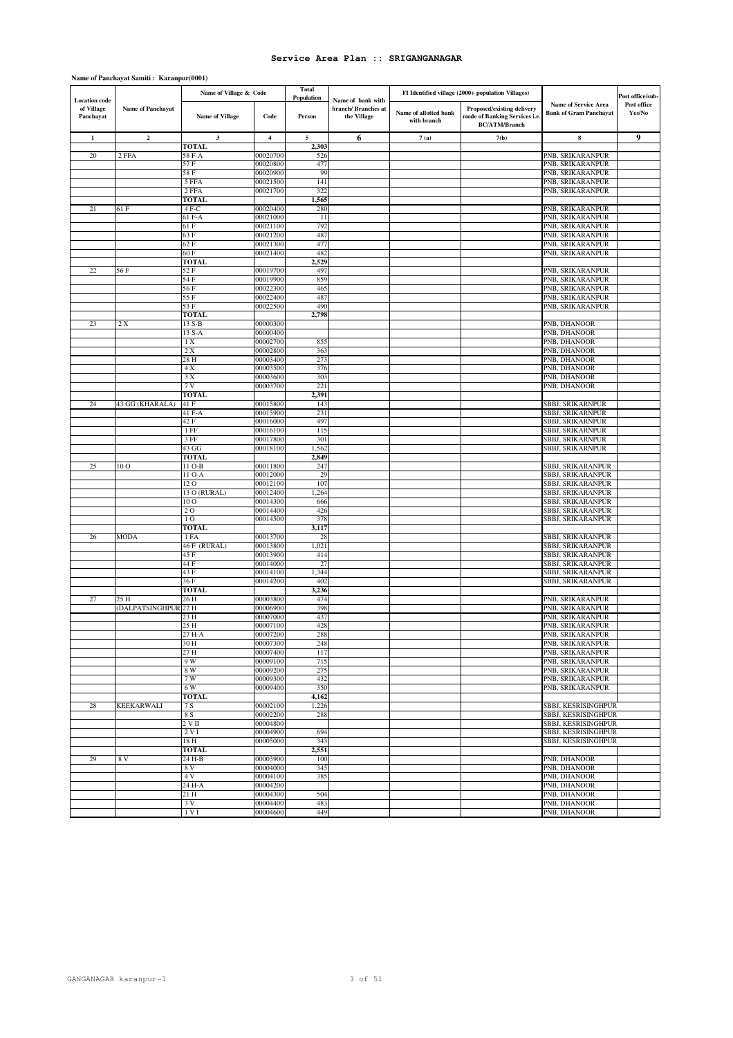# Service Area Plan :: SRIGANGANAGAR

**Name of Panchayat Samiti : Karanpur(0001)**

| Location code of Village Panchayat | Name of Panchayat | Name of Village & Code | | Total Population | Name of bank with branch/ Branches at the Village | FI Identified village (2000+ population Villages) | | Name of Service Area Bank of Gram Panchayat | Post office/sub-Post office Yes/No |
|---|---|---|---|---|---|---|---|---|---|
| | | Name of Village | Code | Person | | Name of allotted bank with branch | Proposed/existing delivery mode of Banking Services i.e. BC/ATM/Branch | | |
| 1 | 2 | 3 | 4 | 5 | 6 | 7 (a) | 7(b) | 8 | 9 |
| | | TOTAL | | 2,303 | | | | | |
| 20 | 2 FFA | 58 F-A | 00020700 | 526 | | | | PNB, SRIKARANPUR | |
| | | 57 F | 00020800 | 477 | | | | PNB, SRIKARANPUR | |
| | | 58 F | 00020900 | 99 | | | | PNB, SRIKARANPUR | |
| | | 5 FFA | 00021500 | 141 | | | | PNB, SRIKARANPUR | |
| | | 2 FFA | 00021700 | 322 | | | | PNB, SRIKARANPUR | |
| | | TOTAL | | 1,565 | | | | | |
| 21 | 61 F | 4 F-C | 00020400 | 280 | | | | PNB, SRIKARANPUR | |
| | | 61 F-A | 00021000 | 11 | | | | PNB, SRIKARANPUR | |
| | | 61 F | 00021100 | 792 | | | | PNB, SRIKARANPUR | |
| | | 63 F | 00021200 | 487 | | | | PNB, SRIKARANPUR | |
| | | 62 F | 00021300 | 477 | | | | PNB, SRIKARANPUR | |
| | | 60 F | 00021400 | 482 | | | | PNB, SRIKARANPUR | |
| | | TOTAL | | 2,529 | | | | | |
| 22 | 56 F | 52 F | 00019700 | 497 | | | | PNB, SRIKARANPUR | |
| | | 54 F | 00019900 | 859 | | | | PNB, SRIKARANPUR | |
| | | 56 F | 00022300 | 465 | | | | PNB, SRIKARANPUR | |
| | | 55 F | 00022400 | 487 | | | | PNB, SRIKARANPUR | |
| | | 53 F | 00022500 | 490 | | | | PNB, SRIKARANPUR | |
| | | TOTAL | | 2,798 | | | | | |
| 23 | 2 X | 13 S-B | 00000300 | | | | | PNB, DHANOOR | |
| | | 13 S-A | 00000400 | | | | | PNB, DHANOOR | |
| | | 1 X | 00002700 | 855 | | | | PNB, DHANOOR | |
| | | 2 X | 00002800 | 363 | | | | PNB, DHANOOR | |
| | | 28 H | 00003400 | 273 | | | | PNB, DHANOOR | |
| | | 4 X | 00003500 | 376 | | | | PNB, DHANOOR | |
| | | 3 X | 00003600 | 303 | | | | PNB, DHANOOR | |
| | | 7 V | 00003700 | 221 | | | | PNB, DHANOOR | |
| | | TOTAL | | 2,391 | | | | | |
| 24 | 43 GG (KHARALA) | 41 F | 00015800 | 143 | | | | SBBJ, SRIKARNPUR | |
| | | 41 F-A | 00015900 | 231 | | | | SBBJ, SRIKARNPUR | |
| | | 42 F | 00016000 | 497 | | | | SBBJ, SRIKARNPUR | |
| | | 1 FF | 00016100 | 115 | | | | SBBJ, SRIKARNPUR | |
| | | 3 FF | 00017800 | 301 | | | | SBBJ, SRIKARNPUR | |
| | | 43 GG | 00018100 | 1,562 | | | | SBBJ, SRIKARNPUR | |
| | | TOTAL | | 2,849 | | | | | |
| 25 | 10 O | 11 O-B | 00011800 | 247 | | | | SBBJ, SRIKARANPUR | |
| | | 11 O-A | 00012000 | 29 | | | | SBBJ, SRIKARANPUR | |
| | | 12 O | 00012100 | 107 | | | | SBBJ, SRIKARANPUR | |
| | | 13 O (RURAL) | 00012400 | 1,264 | | | | SBBJ, SRIKARANPUR | |
| | | 10 O | 00014300 | 666 | | | | SBBJ, SRIKARANPUR | |
| | | 2 O | 00014400 | 426 | | | | SBBJ, SRIKARANPUR | |
| | | 1 O | 00014500 | 378 | | | | SBBJ, SRIKARANPUR | |
| | | TOTAL | | 3,117 | | | | | |
| 26 | MODA | 1 FA | 00013700 | 28 | | | | SBBJ, SRIKARANPUR | |
| | | 46 F (RURAL) | 00013800 | 1,021 | | | | SBBJ, SRIKARANPUR | |
| | | 45 F | 00013900 | 414 | | | | SBBJ, SRIKARANPUR | |
| | | 44 F | 00014000 | 27 | | | | SBBJ, SRIKARANPUR | |
| | | 43 F | 00014100 | 1,344 | | | | SBBJ, SRIKARANPUR | |
| | | 36 F | 00014200 | 402 | | | | SBBJ, SRIKARANPUR | |
| | | TOTAL | | 3,236 | | | | | |
| 27 | 25 H | 26 H | 00003800 | 474 | | | | PNB, SRIKARANPUR | |
| | (DALPATSINGHPUR | 22 H | 00006900 | 398 | | | | PNB, SRIKARANPUR | |
| | | 23 H | 00007000 | 437 | | | | PNB, SRIKARANPUR | |
| | | 25 H | 00007100 | 428 | | | | PNB, SRIKARANPUR | |
| | | 27 H-A | 00007200 | 288 | | | | PNB, SRIKARANPUR | |
| | | 30 H | 00007300 | 248 | | | | PNB, SRIKARANPUR | |
| | | 27 H | 00007400 | 117 | | | | PNB, SRIKARANPUR | |
| | | 9 W | 00009100 | 715 | | | | PNB, SRIKARANPUR | |
| | | 8 W | 00009200 | 275 | | | | PNB, SRIKARANPUR | |
| | | 7 W | 00009300 | 432 | | | | PNB, SRIKARANPUR | |
| | | 6 W | 00009400 | 350 | | | | PNB, SRIKARANPUR | |
| | | TOTAL | | 4,162 | | | | | |
| 28 | KEEKARWALI | 7 S | 00002100 | 1,226 | | | | SBBJ, KESRISINGHPUR | |
| | | 8 S | 00002200 | 288 | | | | SBBJ, KESRISINGHPUR | |
| | | 2 V II | 00004800 | | | | | SBBJ, KESRISINGHPUR | |
| | | 2 V I | 00004900 | 694 | | | | SBBJ, KESRISINGHPUR | |
| | | 18 H | 00005000 | 343 | | | | SBBJ, KESRISINGHPUR | |
| | | TOTAL | | 2,551 | | | | | |
| 29 | 8 V | 24 H-B | 00003900 | 100 | | | | PNB, DHANOOR | |
| | | 8 V | 00004000 | 345 | | | | PNB, DHANOOR | |
| | | 4 V | 00004100 | 385 | | | | PNB, DHANOOR | |
| | | 24 H-A | 00004200 | | | | | PNB, DHANOOR | |
| | | 21 H | 00004300 | 504 | | | | PNB, DHANOOR | |
| | | 3 V | 00004400 | 483 | | | | PNB, DHANOOR | |
| | | 1 V I | 00004600 | 449 | | | | PNB, DHANOOR | |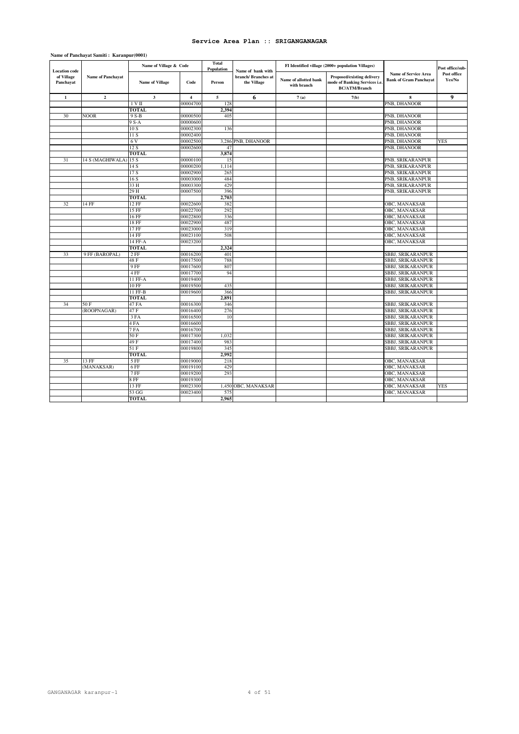# Service Area Plan :: SRIGANGANAGAR

**Name of Panchayat Samiti : Karanpur(0001)**

| Location code of Village Panchayat | Name of Panchayat | Name of Village & Code | | Total Population | Name of bank with branch/ Branches at the Village | FI Identified village (2000+ population Villages) | | Name of Service Area Bank of Gram Panchayat | Post office/sub-Post office Yes/No |
|---|---|---|---|---|---|---|---|---|---|
| | | Name of Village | Code | Person | | Name of allotted bank with branch | Proposed/existing delivery mode of Banking Services i.e. BC/ATM/Branch | | |
| 1 | 2 | 3 | 4 | 5 | 6 | 7 (a) | 7(b) | 8 | 9 |
| | | 1 V II | 00004700 | 128 | | | | PNB, DHANOOR | |
| | | TOTAL | | 2,394 | | | | | |
| 30 | NOOR | 9 S-B | 00000500 | 405 | | | | PNB, DHANOOR | |
| | | 9 S-A | 00000600 | | | | | PNB, DHANOOR | |
| | | 10 S | 00002300 | 136 | | | | PNB, DHANOOR | |
| | | 11 S | 00002400 | | | | | PNB, DHANOOR | |
| | | 6 V | 00002500 | 3,286 | PNB, DHANOOR | | | PNB, DHANOOR | YES |
| | | 12 S | 00002600 | 47 | | | | PNB, DHANOOR | |
| | | TOTAL | | 3,874 | | | | | |
| 31 | 14 S (MAGHIWALA) | 15 S | 00000100 | 15 | | | | PNB, SRIKARANPUR | |
| | | 14 S | 00000200 | 1,114 | | | | PNB, SRIKARANPUR | |
| | | 17 S | 00002900 | 265 | | | | PNB, SRIKARANPUR | |
| | | 16 S | 00003000 | 484 | | | | PNB, SRIKARANPUR | |
| | | 33 H | 00003300 | 429 | | | | PNB, SRIKARANPUR | |
| | | 29 H | 00007500 | 396 | | | | PNB, SRIKARANPUR | |
| | | TOTAL | | 2,703 | | | | | |
| 32 | 14 FF | 12 FF | 00022600 | 382 | | | | OBC, MANAKSAR | |
| | | 15 FF | 00022700 | 292 | | | | OBC, MANAKSAR | |
| | | 16 FF | 00022800 | 336 | | | | OBC, MANAKSAR | |
| | | 18 FF | 00022900 | 487 | | | | OBC, MANAKSAR | |
| | | 17 FF | 00023000 | 319 | | | | OBC, MANAKSAR | |
| | | 14 FF | 00023100 | 508 | | | | OBC, MANAKSAR | |
| | | 14 FF-A | 00023200 | | | | | OBC, MANAKSAR | |
| | | TOTAL | | 2,324 | | | | | |
| 33 | 9 FF (BAROPAL) | 2 FF | 00016200 | 401 | | | | SBBJ, SRIKARANPUR | |
| | | 48 F | 00017500 | 788 | | | | SBBJ, SRIKARANPUR | |
| | | 9 FF | 00017600 | 807 | | | | SBBJ, SRIKARANPUR | |
| | | 4 FF | 00017700 | 94 | | | | SBBJ, SRIKARANPUR | |
| | | 11 FF-A | 00019400 | | | | | SBBJ, SRIKARANPUR | |
| | | 10 FF | 00019500 | 435 | | | | SBBJ, SRIKARANPUR | |
| | | 11 FF-B | 00019600 | 366 | | | | SBBJ, SRIKARANPUR | |
| | | TOTAL | | 2,891 | | | | | |
| 34 | 50 F (ROOPNAGAR) | 47 FA | 00016300 | 346 | | | | SBBJ, SRIKARANPUR | |
| | | 47 F | 00016400 | 276 | | | | SBBJ, SRIKARANPUR | |
| | | 3 FA | 00016500 | 10 | | | | SBBJ, SRIKARANPUR | |
| | | 4 FA | 00016600 | | | | | SBBJ, SRIKARANPUR | |
| | | 7 FA | 00016700 | | | | | SBBJ, SRIKARANPUR | |
| | | 50 F | 00017300 | 1,032 | | | | SBBJ, SRIKARANPUR | |
| | | 49 F | 00017400 | 983 | | | | SBBJ, SRIKARANPUR | |
| | | 51 F | 00019800 | 345 | | | | SBBJ, SRIKARANPUR | |
| | | TOTAL | | 2,992 | | | | | |
| 35 | 13 FF (MANAKSAR) | 5 FF | 00019000 | 218 | | | | OBC, MANAKSAR | |
| | | 6 FF | 00019100 | 429 | | | | OBC, MANAKSAR | |
| | | 7 FF | 00019200 | 293 | | | | OBC, MANAKSAR | |
| | | 8 FF | 00019300 | | | | | OBC, MANAKSAR | |
| | | 13 FF | 00023300 | 1,450 | OBC, MANAKSAR | | | OBC, MANAKSAR | YES |
| | | 53 GG | 00023400 | 575 | | | | OBC, MANAKSAR | |
| | | TOTAL | | 2,965 | | | | | |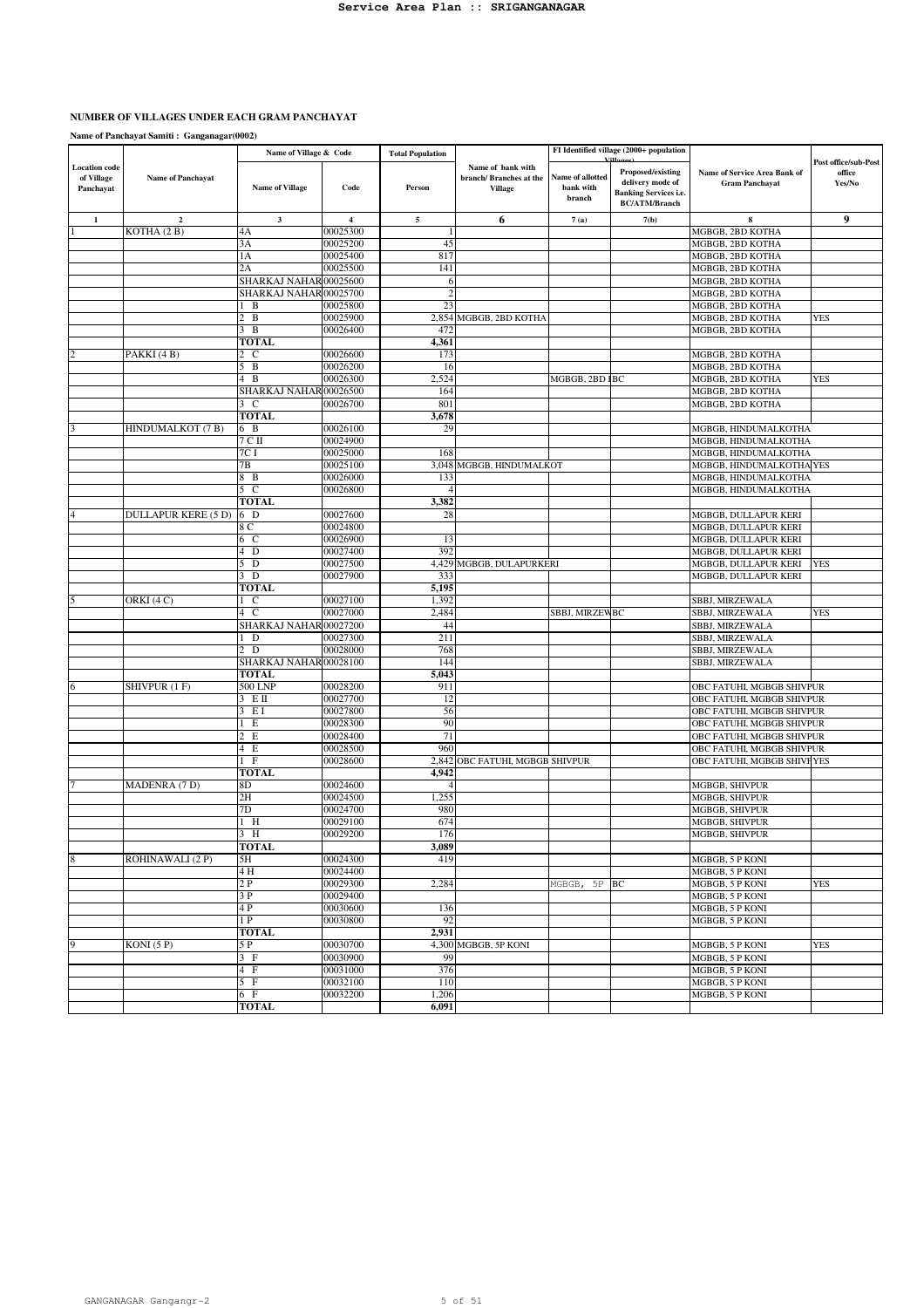**NUMBER OF VILLAGES UNDER EACH GRAM PANCHAYAT**

**Name of Panchayat Samiti : Ganganagar(0002)**

| Location code of Village Panchayat | Name of Panchayat | Name of Village & Code | | Total Population | Name of bank with branch/ Branches at the Village | FI Identified village (2000+ population Villages) | | Name of Service Area Bank of Gram Panchayat | Post office/sub-Post office Yes/No |
|---|---|---|---|---|---|---|---|---|---|
| | | Name of Village | Code | Person | | Name of allotted bank with branch | Proposed/existing delivery mode of Banking Services i.e. BC/ATM/Branch | | |
| 1 | 2 | 3 | 4 | 5 | 6 | 7 (a) | 7(b) | 8 | 9 |
| 1 | KOTHA (2 B) | 4A | 00025300 | 1 | | | | MGBGB, 2BD KOTHA | |
| | | 3A | 00025200 | 45 | | | | MGBGB, 2BD KOTHA | |
| | | 1A | 00025400 | 817 | | | | MGBGB, 2BD KOTHA | |
| | | 2A | 00025500 | 141 | | | | MGBGB, 2BD KOTHA | |
| | | SHARKAJ NAHAR | 00025600 | 6 | | | | MGBGB, 2BD KOTHA | |
| | | SHARKAJ NAHAR | 00025700 | 2 | | | | MGBGB, 2BD KOTHA | |
| | | 1 B | 00025800 | 23 | | | | MGBGB, 2BD KOTHA | |
| | | 2 B | 00025900 | 2,854 | MGBGB, 2BD KOTHA | | | MGBGB, 2BD KOTHA | YES |
| | | 3 B | 00026400 | 472 | | | | MGBGB, 2BD KOTHA | |
| | | **TOTAL** | | **4,361** | | | | | |
| 2 | PAKKI (4 B) | 2 C | 00026600 | 173 | | | | MGBGB, 2BD KOTHA | |
| | | 5 B | 00026200 | 16 | | | | MGBGB, 2BD KOTHA | |
| | | 4 B | 00026300 | 2,524 | | MGBGB, 2BD K | BC | MGBGB, 2BD KOTHA | YES |
| | | SHARKAJ NAHAR | 00026500 | 164 | | | | MGBGB, 2BD KOTHA | |
| | | 3 C | 00026700 | 801 | | | | MGBGB, 2BD KOTHA | |
| | | **TOTAL** | | **3,678** | | | | | |
| 3 | HINDUMALKOT (7 B) | 6 B | 00026100 | 29 | | | | MGBGB, HINDUMALKOTHA | |
| | | 7 C II | 00024900 | | | | | MGBGB, HINDUMALKOTHA | |
| | | 7C I | 00025000 | 168 | | | | MGBGB, HINDUMALKOTHA | |
| | | 7B | 00025100 | 3,048 | MGBGB, HINDUMALKOT | | | MGBGB, HINDUMALKOTHA | YES |
| | | 8 B | 00026000 | 133 | | | | MGBGB, HINDUMALKOTHA | |
| | | 5 C | 00026800 | 4 | | | | MGBGB, HINDUMALKOTHA | |
| | | **TOTAL** | | **3,382** | | | | | |
| 4 | DULLAPUR KERE (5 D) | 6 D | 00027600 | 28 | | | | MGBGB, DULLAPUR KERI | |
| | | 8 C | 00024800 | | | | | MGBGB, DULLAPUR KERI | |
| | | 6 C | 00026900 | 13 | | | | MGBGB, DULLAPUR KERI | |
| | | 4 D | 00027400 | 392 | | | | MGBGB, DULLAPUR KERI | |
| | | 5 D | 00027500 | 4,429 | MGBGB, DULAPURKERI | | | MGBGB, DULLAPUR KERI | YES |
| | | 3 D | 00027900 | 333 | | | | MGBGB, DULLAPUR KERI | |
| | | **TOTAL** | | **5,195** | | | | | |
| 5 | ORKI (4 C) | 1 C | 00027100 | 1,392 | | | | SBBJ, MIRZEWALA | |
| | | 4 C | 00027000 | 2,484 | | SBBJ, MIRZEW | BC | SBBJ, MIRZEWALA | YES |
| | | SHARKAJ NAHAR | 00027200 | 44 | | | | SBBJ, MIRZEWALA | |
| | | 1 D | 00027300 | 211 | | | | SBBJ, MIRZEWALA | |
| | | 2 D | 00028000 | 768 | | | | SBBJ, MIRZEWALA | |
| | | SHARKAJ NAHAR | 00028100 | 144 | | | | SBBJ, MIRZEWALA | |
| | | **TOTAL** | | **5,043** | | | | | |
| 6 | SHIVPUR (1 F) | 500 LNP | 00028200 | 911 | | | | OBC FATUHI, MGBGB SHIVPUR | |
| | | 3 E II | 00027700 | 12 | | | | OBC FATUHI, MGBGB SHIVPUR | |
| | | 3 E I | 00027800 | 56 | | | | OBC FATUHI, MGBGB SHIVPUR | |
| | | 1 E | 00028300 | 90 | | | | OBC FATUHI, MGBGB SHIVPUR | |
| | | 2 E | 00028400 | 71 | | | | OBC FATUHI, MGBGB SHIVPUR | |
| | | 4 E | 00028500 | 960 | | | | OBC FATUHI, MGBGB SHIVPUR | |
| | | 1 F | 00028600 | 2,842 | OBC FATUHI, MGBGB SHIVPUR | | | OBC FATUHI, MGBGB SHIVP | YES |
| | | **TOTAL** | | **4,942** | | | | | |
| 7 | MADENRA (7 D) | 8D | 00024600 | 4 | | | | MGBGB, SHIVPUR | |
| | | 2H | 00024500 | 1,255 | | | | MGBGB, SHIVPUR | |
| | | 7D | 00024700 | 980 | | | | MGBGB, SHIVPUR | |
| | | 1 H | 00029100 | 674 | | | | MGBGB, SHIVPUR | |
| | | 3 H | 00029200 | 176 | | | | MGBGB, SHIVPUR | |
| | | **TOTAL** | | **3,089** | | | | | |
| 8 | ROHINAWALI (2 P) | 5H | 00024300 | 419 | | | | MGBGB, 5 P KONI | |
| | | 4 H | 00024400 | | | | | MGBGB, 5 P KONI | |
| | | 2 P | 00029300 | 2,284 | | MGBGB, 5P | BC | MGBGB, 5 P KONI | YES |
| | | 3 P | 00029400 | | | | | MGBGB, 5 P KONI | |
| | | 4 P | 00030600 | 136 | | | | MGBGB, 5 P KONI | |
| | | 1 P | 00030800 | 92 | | | | MGBGB, 5 P KONI | |
| | | **TOTAL** | | **2,931** | | | | | |
| 9 | KONI (5 P) | 5 P | 00030700 | 4,300 | MGBGB, 5P KONI | | | MGBGB, 5 P KONI | YES |
| | | 3 F | 00030900 | 99 | | | | MGBGB, 5 P KONI | |
| | | 4 F | 00031000 | 376 | | | | MGBGB, 5 P KONI | |
| | | 5 F | 00032100 | 110 | | | | MGBGB, 5 P KONI | |
| | | 6 F | 00032200 | 1,206 | | | | MGBGB, 5 P KONI | |
| | | **TOTAL** | | **6,091** | | | | | |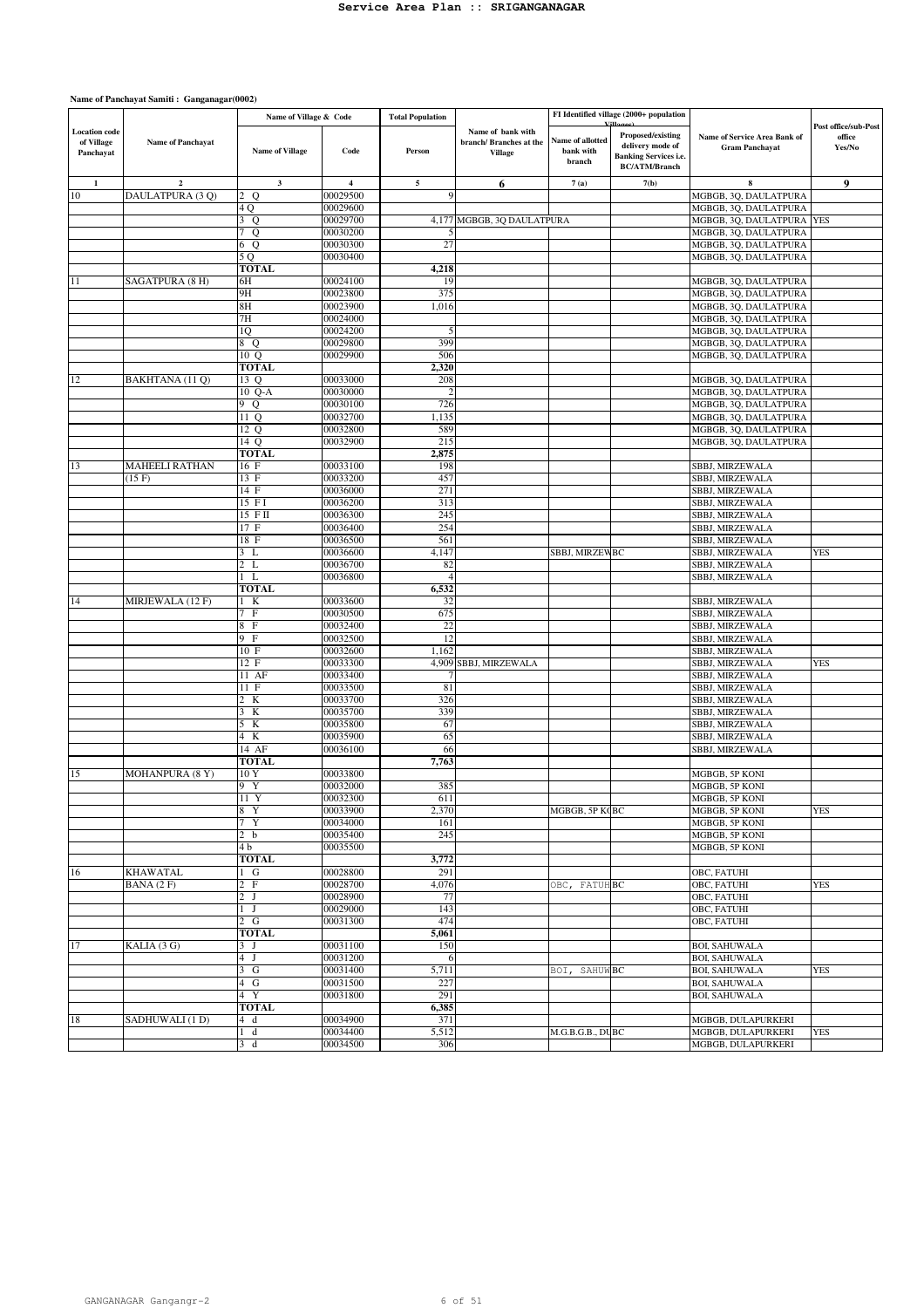# Service Area Plan :: SRIGANGANAGAR

**Name of Panchayat Samiti : Ganganagar(0002)**

| Location code of Village Panchayat | Name of Panchayat | Name of Village & Code | | Total Population | Name of bank with branch/ Branches at the Village | FI Identified village (2000+ population Villages) | | Name of Service Area Bank of Gram Panchayat | Post office/sub-Post office Yes/No |
|---|---|---|---|---|---|---|---|---|---|
| | | Name of Village | Code | Person | | Name of allotted bank with branch | Proposed/existing delivery mode of Banking Services i.e. BC/ATM/Branch | | |
| 1 | 2 | 3 | 4 | 5 | 6 | 7 (a) | 7(b) | 8 | 9 |
| 10 | DAULATPURA (3 Q) | 2 Q | 00029500 | 9 | | | | MGBGB, 3Q, DAULATPURA | |
| | | 4 Q | 00029600 | | | | | MGBGB, 3Q, DAULATPURA | |
| | | 3 Q | 00029700 | 4,177 | MGBGB, 3Q DAULATPURA | | | MGBGB, 3Q, DAULATPURA | YES |
| | | 7 Q | 00030200 | 5 | | | | MGBGB, 3Q, DAULATPURA | |
| | | 6 Q | 00030300 | 27 | | | | MGBGB, 3Q, DAULATPURA | |
| | | 5 Q | 00030400 | | | | | MGBGB, 3Q, DAULATPURA | |
| | | **TOTAL** | | **4,218** | | | | | |
| 11 | SAGATPURA (8 H) | 6H | 00024100 | 19 | | | | MGBGB, 3Q, DAULATPURA | |
| | | 9H | 00023800 | 375 | | | | MGBGB, 3Q, DAULATPURA | |
| | | 8H | 00023900 | 1,016 | | | | MGBGB, 3Q, DAULATPURA | |
| | | 7H | 00024000 | | | | | MGBGB, 3Q, DAULATPURA | |
| | | 1Q | 00024200 | 5 | | | | MGBGB, 3Q, DAULATPURA | |
| | | 8 Q | 00029800 | 399 | | | | MGBGB, 3Q, DAULATPURA | |
| | | 10 Q | 00029900 | 506 | | | | MGBGB, 3Q, DAULATPURA | |
| | | **TOTAL** | | **2,320** | | | | | |
| 12 | BAKHTANA (11 Q) | 13 Q | 00033000 | 208 | | | | MGBGB, 3Q, DAULATPURA | |
| | | 10 Q-A | 00030000 | 2 | | | | MGBGB, 3Q, DAULATPURA | |
| | | 9 Q | 00030100 | 726 | | | | MGBGB, 3Q, DAULATPURA | |
| | | 11 Q | 00032700 | 1,135 | | | | MGBGB, 3Q, DAULATPURA | |
| | | 12 Q | 00032800 | 589 | | | | MGBGB, 3Q, DAULATPURA | |
| | | 14 Q | 00032900 | 215 | | | | MGBGB, 3Q, DAULATPURA | |
| | | **TOTAL** | | **2,875** | | | | | |
| 13 | MAHEELI RATHAN (15 F) | 16 F | 00033100 | 198 | | | | SBBJ, MIRZEWALA | |
| | | 13 F | 00033200 | 457 | | | | SBBJ, MIRZEWALA | |
| | | 14 F | 00036000 | 271 | | | | SBBJ, MIRZEWALA | |
| | | 15 F I | 00036200 | 313 | | | | SBBJ, MIRZEWALA | |
| | | 15 F II | 00036300 | 245 | | | | SBBJ, MIRZEWALA | |
| | | 17 F | 00036400 | 254 | | | | SBBJ, MIRZEWALA | |
| | | 18 F | 00036500 | 561 | | | | SBBJ, MIRZEWALA | |
| | | 3 L | 00036600 | 4,147 | | SBBJ, MIRZEW | BC | SBBJ, MIRZEWALA | YES |
| | | 2 L | 00036700 | 82 | | | | SBBJ, MIRZEWALA | |
| | | 1 L | 00036800 | 4 | | | | SBBJ, MIRZEWALA | |
| | | **TOTAL** | | **6,532** | | | | | |
| 14 | MIRJEWALA (12 F) | 1 K | 00033600 | 32 | | | | SBBJ, MIRZEWALA | |
| | | 7 F | 00030500 | 675 | | | | SBBJ, MIRZEWALA | |
| | | 8 F | 00032400 | 22 | | | | SBBJ, MIRZEWALA | |
| | | 9 F | 00032500 | 12 | | | | SBBJ, MIRZEWALA | |
| | | 10 F | 00032600 | 1,162 | | | | SBBJ, MIRZEWALA | |
| | | 12 F | 00033300 | 4,909 | SBBJ, MIRZEWALA | | | SBBJ, MIRZEWALA | YES |
| | | 11 AF | 00033400 | 7 | | | | SBBJ, MIRZEWALA | |
| | | 11 F | 00033500 | 81 | | | | SBBJ, MIRZEWALA | |
| | | 2 K | 00033700 | 326 | | | | SBBJ, MIRZEWALA | |
| | | 3 K | 00035700 | 339 | | | | SBBJ, MIRZEWALA | |
| | | 5 K | 00035800 | 67 | | | | SBBJ, MIRZEWALA | |
| | | 4 K | 00035900 | 65 | | | | SBBJ, MIRZEWALA | |
| | | 14 AF | 00036100 | 66 | | | | SBBJ, MIRZEWALA | |
| | | **TOTAL** | | **7,763** | | | | | |
| 15 | MOHANPURA (8 Y) | 10 Y | 00033800 | | | | | MGBGB, 5P KONI | |
| | | 9 Y | 00032000 | 385 | | | | MGBGB, 5P KONI | |
| | | 11 Y | 00032300 | 611 | | | | MGBGB, 5P KONI | |
| | | 8 Y | 00033900 | 2,370 | | MGBGB, 5P KO | BC | MGBGB, 5P KONI | YES |
| | | 7 Y | 00034000 | 161 | | | | MGBGB, 5P KONI | |
| | | 2 b | 00035400 | 245 | | | | MGBGB, 5P KONI | |
| | | 4 b | 00035500 | | | | | MGBGB, 5P KONI | |
| | | **TOTAL** | | **3,772** | | | | | |
| 16 | KHAWATAL BANA (2 F) | 1 G | 00028800 | 291 | | | | OBC, FATUHI | |
| | | 2 F | 00028700 | 4,076 | | OBC, FATUH | BC | OBC, FATUHI | YES |
| | | 2 J | 00028900 | 77 | | | | OBC, FATUHI | |
| | | 1 J | 00029000 | 143 | | | | OBC, FATUHI | |
| | | 2 G | 00031300 | 474 | | | | OBC, FATUHI | |
| | | **TOTAL** | | **5,061** | | | | | |
| 17 | KALIA (3 G) | 3 J | 00031100 | 150 | | | | BOI, SAHUWALA | |
| | | 4 J | 00031200 | 6 | | | | BOI, SAHUWALA | |
| | | 3 G | 00031400 | 5,711 | | BOI, SAHUW | BC | BOI, SAHUWALA | YES |
| | | 4 G | 00031500 | 227 | | | | BOI, SAHUWALA | |
| | | 4 Y | 00031800 | 291 | | | | BOI, SAHUWALA | |
| | | **TOTAL** | | **6,385** | | | | | |
| 18 | SADHUWALI (1 D) | 4 d | 00034900 | 371 | | | | MGBGB, DULAPURKERI | |
| | | 1 d | 00034400 | 5,512 | | M.G.B.G.B., DU | BC | MGBGB, DULAPURKERI | YES |
| | | 3 d | 00034500 | 306 | | | | MGBGB, DULAPURKERI | |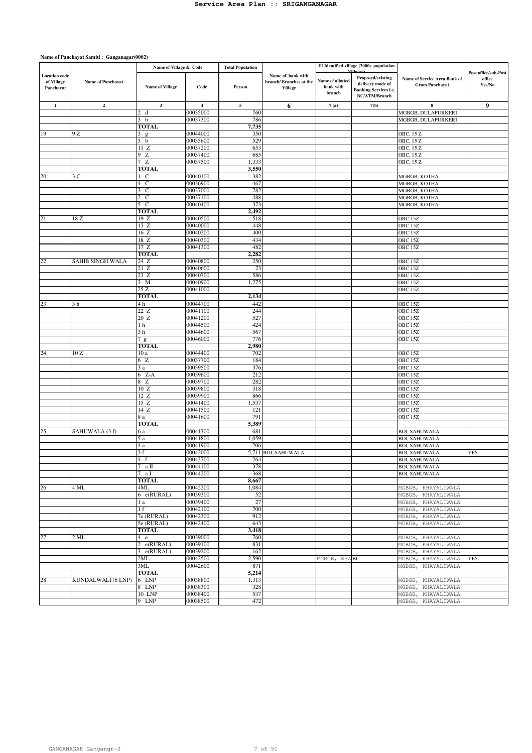**Name of Panchayat Samiti : Ganganagar(0002)**

| Location code of Village Panchayat | Name of Panchayat | Name of Village & Code | | Total Population | Name of bank with branch/ Branches at the Village | FI Identified village (2000+ population Villages) | | Name of Service Area Bank of Gram Panchayat | Post office/sub-Post office Yes/No |
|---|---|---|---|---|---|---|---|---|---|
| | | Name of Village | Code | Person | | Name of allotted bank with branch | Proposed/existing delivery mode of Banking Services i.e. BC/ATM/Branch | | |
| 1 | 2 | 3 | 4 | 5 | 6 | 7 (a) | 7(b) | 8 | 9 |
| | | 2 d | 00035000 | 760 | | | | MGBGB, DULAPURKERI | |
| | | 3 b | 00037300 | 786 | | | | MGBGB, DULAPURKERI | |
| | | **TOTAL** | | **7,735** | | | | | |
| 19 | 9 Z | 3 g | 00044000 | 350 | | | | OBC, 15 Z | |
| | | 5 b | 00035600 | 529 | | | | OBC, 15 Z | |
| | | 11 Z | 00037200 | 653 | | | | OBC, 15 Z | |
| | | 9 Z | 00037400 | 685 | | | | OBC, 15 Z | |
| | | 7 Z | 00037500 | 1,333 | | | | OBC, 15 Z | |
| | | **TOTAL** | | **3,550** | | | | | |
| 20 | 3 C | 1 C | 00040100 | 382 | | | | MGBGB, KOTHA | |
| | | 4 C | 00036900 | 467 | | | | MGBGB, KOTHA | |
| | | 3 C | 00037000 | 782 | | | | MGBGB, KOTHA | |
| | | 2 C | 00037100 | 488 | | | | MGBGB, KOTHA | |
| | | 5 C | 00040400 | 373 | | | | MGBGB, KOTHA | |
| | | **TOTAL** | | **2,492** | | | | | |
| 21 | 18 Z | 19 Z | 00040500 | 518 | | | | OBC 15Z | |
| | | 13 Z | 00040000 | 448 | | | | OBC 15Z | |
| | | 16 Z | 00040200 | 400 | | | | OBC 15Z | |
| | | 18 Z | 00040300 | 434 | | | | OBC 15Z | |
| | | 17 Z | 00041300 | 482 | | | | OBC 15Z | |
| | | **TOTAL** | | **2,282** | | | | | |
| 22 | SAHIB SINGH WALA | 24 Z | 00040800 | 250 | | | | OBC 15Z | |
| | | 21 Z | 00040600 | 23 | | | | OBC 15Z | |
| | | 23 Z | 00040700 | 586 | | | | OBC 15Z | |
| | | 3 M | 00040900 | 1,275 | | | | OBC 15Z | |
| | | 25 Z | 00041000 | | | | | OBC 15Z | |
| | | **TOTAL** | | **2,134** | | | | | |
| 23 | 3 h | 4 h | 00044700 | 442 | | | | OBC 15Z | |
| | | 22 Z | 00041100 | 244 | | | | OBC 15Z | |
| | | 20 Z | 00041200 | 527 | | | | OBC 15Z | |
| | | 1 h | 00044500 | 424 | | | | OBC 15Z | |
| | | 3 h | 00044600 | 567 | | | | OBC 15Z | |
| | | 7 g | 00046000 | 776 | | | | OBC 15Z | |
| | | **TOTAL** | | **2,980** | | | | | |
| 24 | 10 Z | 10 a | 00044400 | 702 | | | | OBC 15Z | |
| | | 6 Z | 00037700 | 184 | | | | OBC 15Z | |
| | | 3 a | 00039500 | 376 | | | | OBC 15Z | |
| | | 6 Z-A | 00039600 | 212 | | | | OBC 15Z | |
| | | 8 Z | 00039700 | 282 | | | | OBC 15Z | |
| | | 10 Z | 00039800 | 318 | | | | OBC 15Z | |
| | | 12 Z | 00039900 | 866 | | | | OBC 15Z | |
| | | 15 Z | 00041400 | 1,537 | | | | OBC 15Z | |
| | | 14 Z | 00041500 | 121 | | | | OBC 15Z | |
| | | 8 a | 00041600 | 791 | | | | OBC 15Z | |
| | | **TOTAL** | | **5,389** | | | | | |
| 25 | SAHUWALA (3 f) | 6 a | 00041700 | 681 | | | | BOI, SAHUWALA | |
| | | 5 a | 00041800 | 1,059 | | | | BOI, SAHUWALA | |
| | | 4 a | 00041900 | 206 | | | | BOI, SAHUWALA | |
| | | 3 f | 00042000 | 5,711 | BOI, SAHUWALA | | | BOI, SAHUWALA | YES |
| | | 4 f | 00043700 | 264 | | | | BOI, SAHUWALA | |
| | | 7 a II | 00044100 | 378 | | | | BOI, SAHUWALA | |
| | | 7 a I | 00044200 | 368 | | | | BOI, SAHUWALA | |
| | | **TOTAL** | | **8,667** | | | | | |
| 26 | 4 ML | 4ML | 00042200 | 1,084 | | | | MGBGB, KHAYALIWALA | |
| | | 6 e(RURAL) | 00039300 | 52 | | | | MGBGB, KHAYALIWALA | |
| | | 1 a | 00039400 | 27 | | | | MGBGB, KHAYALIWALA | |
| | | 1 f | 00042100 | 700 | | | | MGBGB, KHAYALIWALA | |
| | | 7e (RURAL) | 00042300 | 912 | | | | MGBGB, KHAYALIWALA | |
| | | 5e (RURAL) | 00042400 | 643 | | | | MGBGB, KHAYALIWALA | |
| | | **TOTAL** | | **3,418** | | | | | |
| 27 | 2 ML | 4 e | 00039000 | 760 | | | | MGBGB, KHAYALIWALA | |
| | | 2 e(RURAL) | 00039100 | 831 | | | | MGBGB, KHAYALIWALA | |
| | | 3 e(RURAL) | 00039200 | 162 | | | | MGBGB, KHAYALIWALA | |
| | | 2ML | 00042500 | 2,590 | | MGBGB, KHA | BC | MGBGB, KHAYALIWALA | YES |
| | | 3ML | 00042600 | 871 | | | | MGBGB, KHAYALIWALA | |
| | | **TOTAL** | | **5,214** | | | | | |
| 28 | KUNDALWALI (6 LNP) | 6 LNP | 00038800 | 1,313 | | | | MGBGB, KHAYALIWALA | |
| | | 8 LNP | 00038300 | 328 | | | | MGBGB, KHAYALIWALA | |
| | | 10 LNP | 00038400 | 537 | | | | MGBGB, KHAYALIWALA | |
| | | 9 LNP | 00038500 | 472 | | | | MGBGB, KHAYALIWALA | |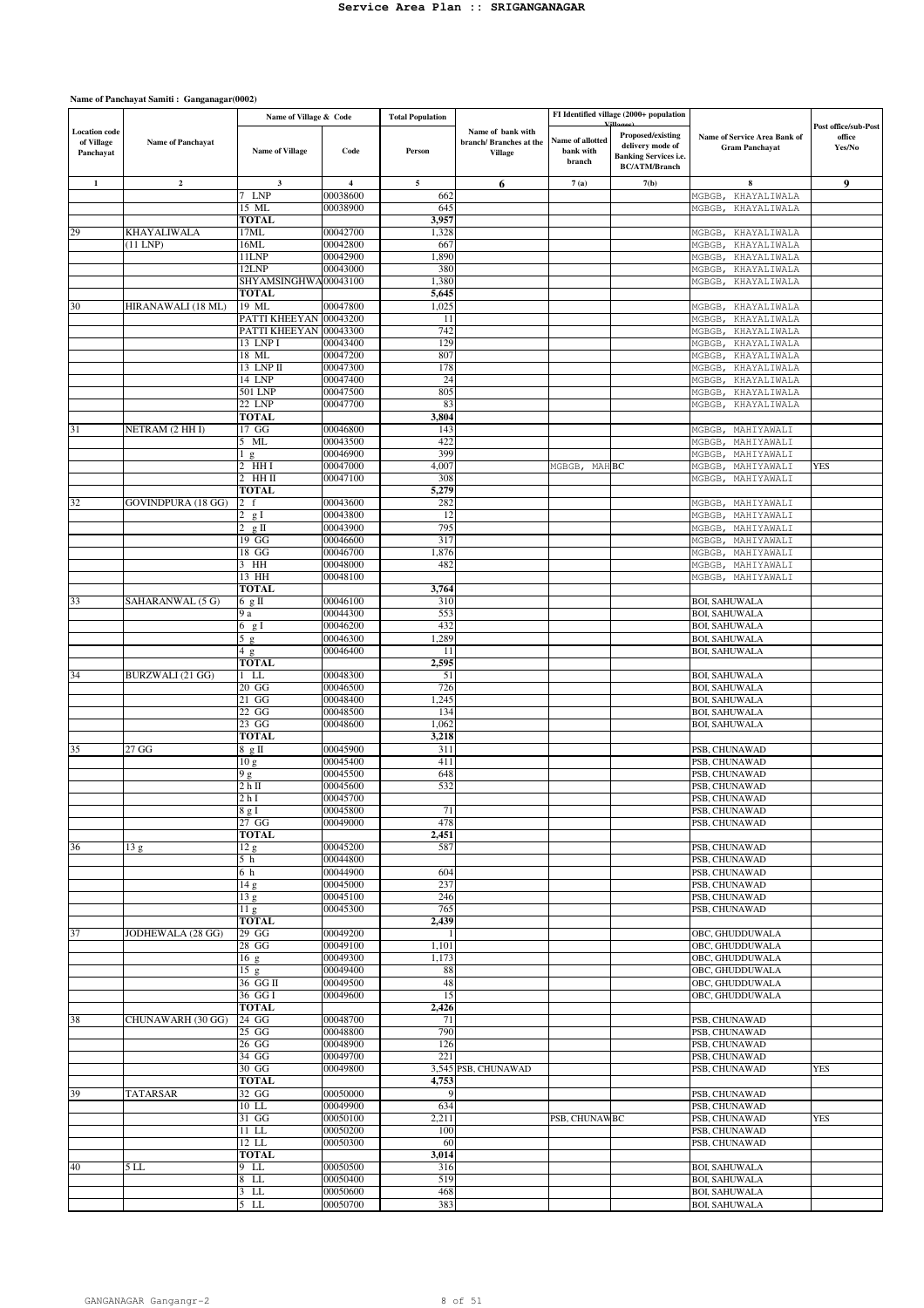# Service Area Plan :: SRIGANGANAGAR

**Name of Panchayat Samiti : Ganganagar(0002)**

| Location code of Village Panchayat | Name of Panchayat | Name of Village & Code | | Total Population | Name of bank with branch/ Branches at the Village | FI Identified village (2000+ population Villages) | | Name of Service Area Bank of Gram Panchayat | Post office/sub-Post office Yes/No |
|---|---|---|---|---|---|---|---|---|---|
| | | Name of Village | Code | Person | | Name of allotted bank with branch | Proposed/existing delivery mode of Banking Services i.e. BC/ATM/Branch | | |
| 1 | 2 | 3 | 4 | 5 | 6 | 7 (a) | 7(b) | 8 | 9 |
| | | 7 LNP | 00038600 | 662 | | | | MGBGB, KHAYALIWALA | |
| | | 15 ML | 00038900 | 645 | | | | MGBGB, KHAYALIWALA | |
| | | **TOTAL** | | **3,957** | | | | | |
| 29 | KHAYALIWALA (11 LNP) | 17ML | 00042700 | 1,328 | | | | MGBGB, KHAYALIWALA | |
| | | 16ML | 00042800 | 667 | | | | MGBGB, KHAYALIWALA | |
| | | 11LNP | 00042900 | 1,890 | | | | MGBGB, KHAYALIWALA | |
| | | 12LNP | 00043000 | 380 | | | | MGBGB, KHAYALIWALA | |
| | | SHYAMSINGHWA | 00043100 | 1,380 | | | | MGBGB, KHAYALIWALA | |
| | | **TOTAL** | | **5,645** | | | | | |
| 30 | HIRANAWALI (18 ML) | 19 ML | 00047800 | 1,025 | | | | MGBGB, KHAYALIWALA | |
| | | PATTI KHEEYAN | 00043200 | 11 | | | | MGBGB, KHAYALIWALA | |
| | | PATTI KHEEYAN | 00043300 | 742 | | | | MGBGB, KHAYALIWALA | |
| | | 13 LNP I | 00043400 | 129 | | | | MGBGB, KHAYALIWALA | |
| | | 18 ML | 00047200 | 807 | | | | MGBGB, KHAYALIWALA | |
| | | 13 LNP II | 00047300 | 178 | | | | MGBGB, KHAYALIWALA | |
| | | 14 LNP | 00047400 | 24 | | | | MGBGB, KHAYALIWALA | |
| | | 501 LNP | 00047500 | 805 | | | | MGBGB, KHAYALIWALA | |
| | | 22 LNP | 00047700 | 83 | | | | MGBGB, KHAYALIWALA | |
| | | **TOTAL** | | **3,804** | | | | | |
| 31 | NETRAM (2 HH I) | 17 GG | 00046800 | 143 | | | | MGBGB, MAHIYAWALI | |
| | | 5 ML | 00043500 | 422 | | | | MGBGB, MAHIYAWALI | |
| | | 1 g | 00046900 | 399 | | | | MGBGB, MAHIYAWALI | |
| | | 2 HH I | 00047000 | 4,007 | | MGBGB, MAH | BC | MGBGB, MAHIYAWALI | YES |
| | | 2 HH II | 00047100 | 308 | | | | MGBGB, MAHIYAWALI | |
| | | **TOTAL** | | **5,279** | | | | | |
| 32 | GOVINDPURA (18 GG) | 2 f | 00043600 | 282 | | | | MGBGB, MAHIYAWALI | |
| | | 2 g I | 00043800 | 12 | | | | MGBGB, MAHIYAWALI | |
| | | 2 g II | 00043900 | 795 | | | | MGBGB, MAHIYAWALI | |
| | | 19 GG | 00046600 | 317 | | | | MGBGB, MAHIYAWALI | |
| | | 18 GG | 00046700 | 1,876 | | | | MGBGB, MAHIYAWALI | |
| | | 3 HH | 00048000 | 482 | | | | MGBGB, MAHIYAWALI | |
| | | 13 HH | 00048100 | | | | | MGBGB, MAHIYAWALI | |
| | | **TOTAL** | | **3,764** | | | | | |
| 33 | SAHARANWAL (5 G) | 6 g II | 00046100 | 310 | | | | BOI, SAHUWALA | |
| | | 9 a | 00044300 | 553 | | | | BOI, SAHUWALA | |
| | | 6 g I | 00046200 | 432 | | | | BOI, SAHUWALA | |
| | | 5 g | 00046300 | 1,289 | | | | BOI, SAHUWALA | |
| | | 4 g | 00046400 | 11 | | | | BOI, SAHUWALA | |
| | | **TOTAL** | | **2,595** | | | | | |
| 34 | BURZWALI (21 GG) | 1 LL | 00048300 | 51 | | | | BOI, SAHUWALA | |
| | | 20 GG | 00046500 | 726 | | | | BOI, SAHUWALA | |
| | | 21 GG | 00048400 | 1,245 | | | | BOI, SAHUWALA | |
| | | 22 GG | 00048500 | 134 | | | | BOI, SAHUWALA | |
| | | 23 GG | 00048600 | 1,062 | | | | BOI, SAHUWALA | |
| | | **TOTAL** | | **3,218** | | | | | |
| 35 | 27 GG | 8 g II | 00045900 | 311 | | | | PSB, CHUNAWAD | |
| | | 10 g | 00045400 | 411 | | | | PSB, CHUNAWAD | |
| | | 9 g | 00045500 | 648 | | | | PSB, CHUNAWAD | |
| | | 2 h II | 00045600 | 532 | | | | PSB, CHUNAWAD | |
| | | 2 h I | 00045700 | | | | | PSB, CHUNAWAD | |
| | | 8 g I | 00045800 | 71 | | | | PSB, CHUNAWAD | |
| | | 27 GG | 00049000 | 478 | | | | PSB, CHUNAWAD | |
| | | **TOTAL** | | **2,451** | | | | | |
| 36 | 13 g | 12 g | 00045200 | 587 | | | | PSB, CHUNAWAD | |
| | | 5 h | 00044800 | | | | | PSB, CHUNAWAD | |
| | | 6 h | 00044900 | 604 | | | | PSB, CHUNAWAD | |
| | | 14 g | 00045000 | 237 | | | | PSB, CHUNAWAD | |
| | | 13 g | 00045100 | 246 | | | | PSB, CHUNAWAD | |
| | | 11 g | 00045300 | 765 | | | | PSB, CHUNAWAD | |
| | | **TOTAL** | | **2,439** | | | | | |
| 37 | JODHEWALA (28 GG) | 29 GG | 00049200 | 1 | | | | OBC, GHUDDUWALA | |
| | | 28 GG | 00049100 | 1,101 | | | | OBC, GHUDDUWALA | |
| | | 16 g | 00049300 | 1,173 | | | | OBC, GHUDDUWALA | |
| | | 15 g | 00049400 | 88 | | | | OBC, GHUDDUWALA | |
| | | 36 GG II | 00049500 | 48 | | | | OBC, GHUDDUWALA | |
| | | 36 GG I | 00049600 | 15 | | | | OBC, GHUDDUWALA | |
| | | **TOTAL** | | **2,426** | | | | | |
| 38 | CHUNAWARH (30 GG) | 24 GG | 00048700 | 71 | | | | PSB, CHUNAWAD | |
| | | 25 GG | 00048800 | 790 | | | | PSB, CHUNAWAD | |
| | | 26 GG | 00048900 | 126 | | | | PSB, CHUNAWAD | |
| | | 34 GG | 00049700 | 221 | | | | PSB, CHUNAWAD | |
| | | 30 GG | 00049800 | 3,545 | PSB, CHUNAWAD | | | PSB, CHUNAWAD | YES |
| | | **TOTAL** | | **4,753** | | | | | |
| 39 | TATARSAR | 32 GG | 00050000 | 9 | | | | PSB, CHUNAWAD | |
| | | 10 LL | 00049900 | 634 | | | | PSB, CHUNAWAD | |
| | | 31 GG | 00050100 | 2,211 | | PSB, CHUNAW | BC | PSB, CHUNAWAD | YES |
| | | 11 LL | 00050200 | 100 | | | | PSB, CHUNAWAD | |
| | | 12 LL | 00050300 | 60 | | | | PSB, CHUNAWAD | |
| | | **TOTAL** | | **3,014** | | | | | |
| 40 | 5 LL | 9 LL | 00050500 | 316 | | | | BOI, SAHUWALA | |
| | | 8 LL | 00050400 | 519 | | | | BOI, SAHUWALA | |
| | | 3 LL | 00050600 | 468 | | | | BOI, SAHUWALA | |
| | | 5 LL | 00050700 | 383 | | | | BOI, SAHUWALA | |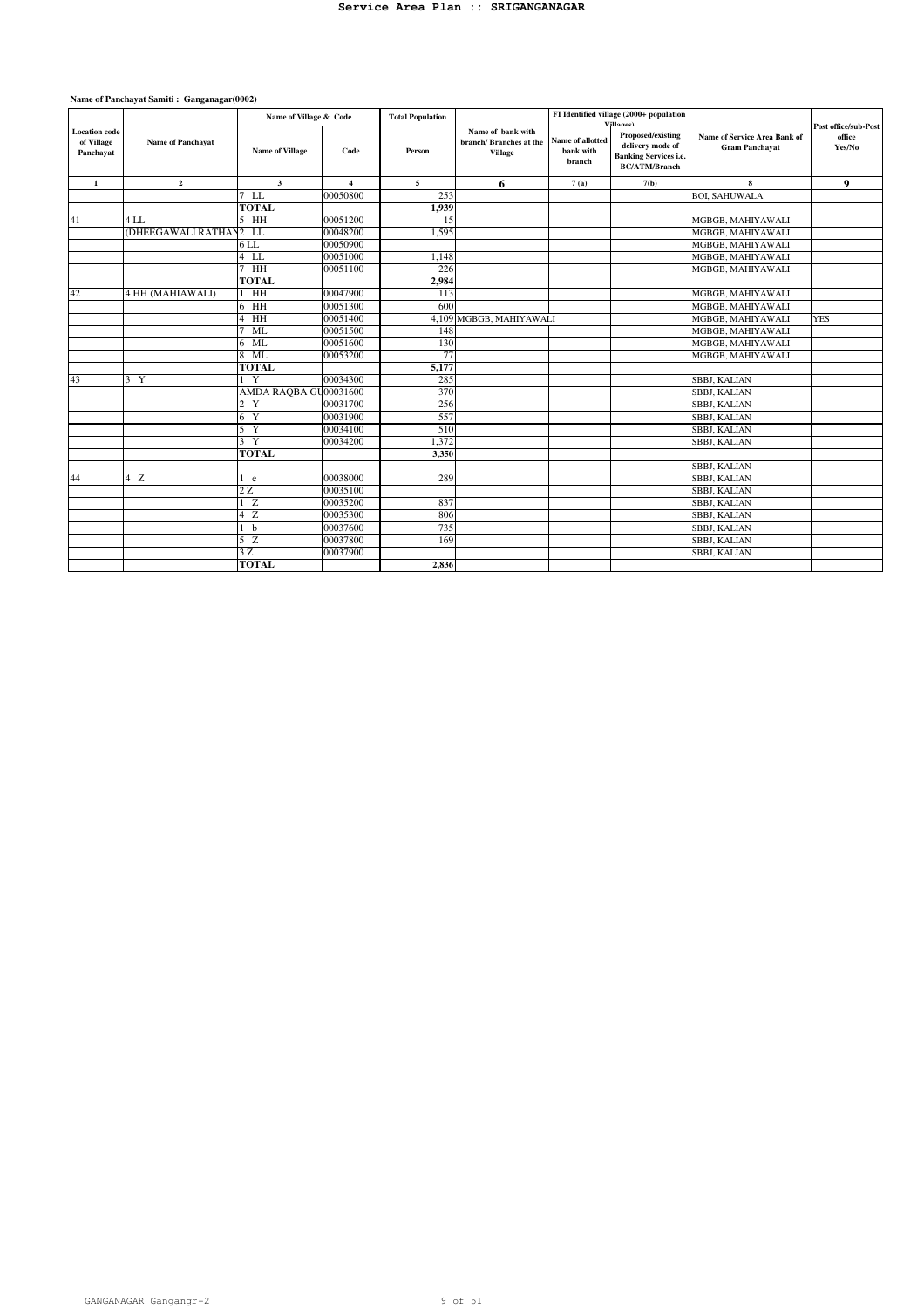**Name of Panchayat Samiti : Ganganagar(0002)**

| Location code of Village Panchayat | Name of Panchayat | Name of Village & Code | | Total Population | Name of bank with branch/ Branches at the Village | FI Identified village (2000+ population Villages) | | Name of Service Area Bank of Gram Panchayat | Post office/sub-Post office Yes/No |
|---|---|---|---|---|---|---|---|---|---|
| | | Name of Village | Code | Person | | Name of allotted bank with branch | Proposed/existing delivery mode of Banking Services i.e. BC/ATM/Branch | | |
| 1 | 2 | 3 | 4 | 5 | 6 | 7 (a) | 7(b) | 8 | 9 |
| | | 7 LL | 00050800 | 253 | | | | BOI, SAHUWALA | |
| | | TOTAL | | 1,939 | | | | | |
| 41 | 4 LL | 5 HH | 00051200 | 15 | | | | MGBGB, MAHIYAWALI | |
| | (DHEEGAWALI RATHAN | 2 LL | 00048200 | 1,595 | | | | MGBGB, MAHIYAWALI | |
| | | 6 LL | 00050900 | | | | | MGBGB, MAHIYAWALI | |
| | | 4 LL | 00051000 | 1,148 | | | | MGBGB, MAHIYAWALI | |
| | | 7 HH | 00051100 | 226 | | | | MGBGB, MAHIYAWALI | |
| | | TOTAL | | 2,984 | | | | | |
| 42 | 4 HH (MAHIAWALI) | 1 HH | 00047900 | 113 | | | | MGBGB, MAHIYAWALI | |
| | | 6 HH | 00051300 | 600 | | | | MGBGB, MAHIYAWALI | |
| | | 4 HH | 00051400 | 4,109 | MGBGB, MAHIYAWALI | | | MGBGB, MAHIYAWALI | YES |
| | | 7 ML | 00051500 | 148 | | | | MGBGB, MAHIYAWALI | |
| | | 6 ML | 00051600 | 130 | | | | MGBGB, MAHIYAWALI | |
| | | 8 ML | 00053200 | 77 | | | | MGBGB, MAHIYAWALI | |
| | | TOTAL | | 5,177 | | | | | |
| 43 | 3 Y | 1 Y | 00034300 | 285 | | | | SBBJ, KALIAN | |
| | | AMDA RAQBA GU | 00031600 | 370 | | | | SBBJ, KALIAN | |
| | | 2 Y | 00031700 | 256 | | | | SBBJ, KALIAN | |
| | | 6 Y | 00031900 | 557 | | | | SBBJ, KALIAN | |
| | | 5 Y | 00034100 | 510 | | | | SBBJ, KALIAN | |
| | | 3 Y | 00034200 | 1,372 | | | | SBBJ, KALIAN | |
| | | TOTAL | | 3,350 | | | | | |
| | | | | | | | | SBBJ, KALIAN | |
| 44 | 4 Z | 1 e | 00038000 | 289 | | | | SBBJ, KALIAN | |
| | | 2 Z | 00035100 | | | | | SBBJ, KALIAN | |
| | | 1 Z | 00035200 | 837 | | | | SBBJ, KALIAN | |
| | | 4 Z | 00035300 | 806 | | | | SBBJ, KALIAN | |
| | | 1 b | 00037600 | 735 | | | | SBBJ, KALIAN | |
| | | 5 Z | 00037800 | 169 | | | | SBBJ, KALIAN | |
| | | 3 Z | 00037900 | | | | | SBBJ, KALIAN | |
| | | TOTAL | | 2,836 | | | | | |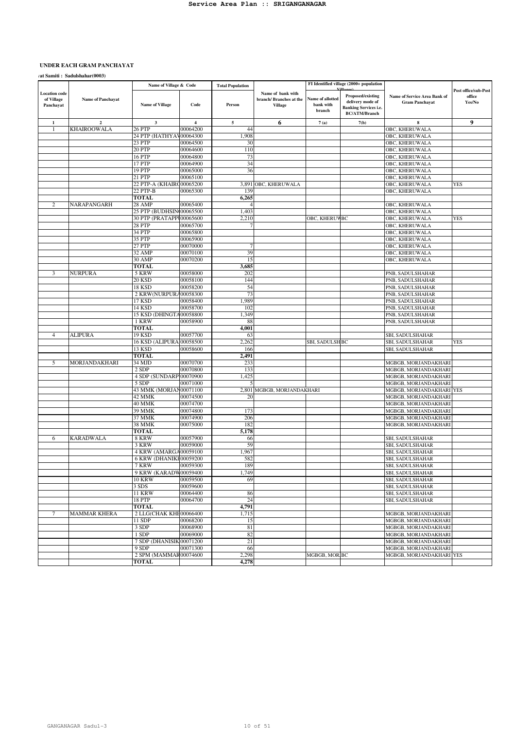**UNDER EACH GRAM PANCHAYAT**

**/at Samiti : Sadulshahar(0003)**

| Location code of Village Panchayat | Name of Panchayat | Name of Village & Code | | Total Population | Name of bank with branch/ Branches at the Village | FI Identified village (2000+ population Villages) | | Name of Service Area Bank of Gram Panchayat | Post office/sub-Post office Yes/No |
|---|---|---|---|---|---|---|---|---|---|
| | | Name of Village | Code | Person | | Name of allotted bank with branch | Proposed/existing delivery mode of Banking Services i.e. BC/ATM/Branch | | |
| 1 | 2 | 3 | 4 | 5 | 6 | 7 (a) | 7(b) | 8 | 9 |
| 1 | KHAIROOWALA | 26 PTP | 00064200 | 44 | | | | OBC, KHERUWALA | |
| | | 24 PTP (HATHYAV | 00064300 | 1,908 | | | | OBC, KHERUWALA | |
| | | 23 PTP | 00064500 | 30 | | | | OBC, KHERUWALA | |
| | | 20 PTP | 00064600 | 110 | | | | OBC, KHERUWALA | |
| | | 16 PTP | 00064800 | 73 | | | | OBC, KHERUWALA | |
| | | 17 PTP | 00064900 | 34 | | | | OBC, KHERUWALA | |
| | | 19 PTP | 00065000 | 36 | | | | OBC, KHERUWALA | |
| | | 21 PTP | 00065100 | | | | | OBC, KHERUWALA | |
| | | 22 PTP-A (KHAIRO | 00065200 | 3,891 | OBC, KHERUWALA | | | OBC, KHERUWALA | YES |
| | | 22 PTP-B | 00065300 | 139 | | | | OBC, KHERUWALA | |
| | | **TOTAL** | | **6,265** | | | | | |
| 2 | NARAPANGARH | 28 AMP | 00065400 | 4 | | | | OBC, KHERUWALA | |
| | | 25 PTP (BUDHSIN | 00065500 | 1,403 | | | | OBC, KHERUWALA | |
| | | 30 PTP (PRATAPP | 00065600 | 2,210 | | OBC, KHERUW | BC | OBC, KHERUWALA | YES |
| | | 28 PTP | 00065700 | 7 | | | | OBC, KHERUWALA | |
| | | 34 PTP | 00065800 | | | | | OBC, KHERUWALA | |
| | | 35 PTP | 00065900 | | | | | OBC, KHERUWALA | |
| | | 27 PTP | 00070000 | 7 | | | | OBC, KHERUWALA | |
| | | 32 AMP | 00070100 | 39 | | | | OBC, KHERUWALA | |
| | | 30 AMP | 00070200 | 15 | | | | OBC, KHERUWALA | |
| | | **TOTAL** | | **3,685** | | | | | |
| 3 | NURPURA | 5 KRW | 00058000 | 202 | | | | PNB, SADULSHAHAR | |
| | | 20 KSD | 00058100 | 144 | | | | PNB, SADULSHAHAR | |
| | | 18 KSD | 00058200 | 54 | | | | PNB, SADULSHAHAR | |
| | | 2 KRW(NURPURA | 00058300 | 73 | | | | PNB, SADULSHAHAR | |
| | | 17 KSD | 00058400 | 1,989 | | | | PNB, SADULSHAHAR | |
| | | 14 KSD | 00058700 | 102 | | | | PNB, SADULSHAHAR | |
| | | 15 KSD (DHINGTA | 00058800 | 1,349 | | | | PNB, SADULSHAHAR | |
| | | 1 KRW | 00058900 | 88 | | | | PNB, SADULSHAHAR | |
| | | **TOTAL** | | **4,001** | | | | | |
| 4 | ALIPURA | 19 KSD | 00057700 | 63 | | | | SBI, SADULSHAHAR | |
| | | 16 KSD (ALIPURA | 00058500 | 2,262 | | SBI, SADULSH | BC | SBI, SADULSHAHAR | YES |
| | | 13 KSD | 00058600 | 166 | | | | SBI, SADULSHAHAR | |
| | | **TOTAL** | | **2,491** | | | | | |
| 5 | MORJANDAKHARI | 34 MJD | 00070700 | 233 | | | | MGBGB, MORJANDAKHARI | |
| | | 2 SDP | 00070800 | 133 | | | | MGBGB, MORJANDAKHARI | |
| | | 4 SDP (SUNDARP | 00070900 | 1,425 | | | | MGBGB, MORJANDAKHARI | |
| | | 5 SDP | 00071000 | 5 | | | | MGBGB, MORJANDAKHARI | |
| | | 43 MMK (MORJAN | 00071100 | 2,801 | MGBGB, MORJANDAKHARI | | | MGBGB, MORJANDAKHARI | YES |
| | | 42 MMK | 00074500 | 20 | | | | MGBGB, MORJANDAKHARI | |
| | | 40 MMK | 00074700 | | | | | MGBGB, MORJANDAKHARI | |
| | | 39 MMK | 00074800 | 173 | | | | MGBGB, MORJANDAKHARI | |
| | | 37 MMK | 00074900 | 206 | | | | MGBGB, MORJANDAKHARI | |
| | | 38 MMK | 00075000 | 182 | | | | MGBGB, MORJANDAKHARI | |
| | | **TOTAL** | | **5,178** | | | | | |
| 6 | KARADWALA | 8 KRW | 00057900 | 66 | | | | SBI, SADULSHAHAR | |
| | | 3 KRW | 00059000 | 59 | | | | SBI, SADULSHAHAR | |
| | | 4 KRW (AMARGA | 00059100 | 1,967 | | | | SBI, SADULSHAHAR | |
| | | 6 KRW (DHANIKI | 00059200 | 582 | | | | SBI, SADULSHAHAR | |
| | | 7 KRW | 00059300 | 189 | | | | SBI, SADULSHAHAR | |
| | | 9 KRW (KARADW | 00059400 | 1,749 | | | | SBI, SADULSHAHAR | |
| | | 10 KRW | 00059500 | 69 | | | | SBI, SADULSHAHAR | |
| | | 3 SDS | 00059600 | | | | | SBI, SADULSHAHAR | |
| | | 11 KRW | 00064400 | 86 | | | | SBI, SADULSHAHAR | |
| | | 18 PTP | 00064700 | 24 | | | | SBI, SADULSHAHAR | |
| | | **TOTAL** | | **4,791** | | | | | |
| 7 | MAMMAR KHERA | 2 LLG(CHAK KHE | 00066400 | 1,715 | | | | MGBGB, MORJANDAKHARI | |
| | | 11 SDP | 00068200 | 15 | | | | MGBGB, MORJANDAKHARI | |
| | | 3 SDP | 00068900 | 81 | | | | MGBGB, MORJANDAKHARI | |
| | | 1 SDP | 00069000 | 82 | | | | MGBGB, MORJANDAKHARI | |
| | | 7 SDP (DHANISIK | 00071200 | 21 | | | | MGBGB, MORJANDAKHARI | |
| | | 9 SDP | 00071300 | 66 | | | | MGBGB, MORJANDAKHARI | |
| | | 2 SPM (MAMMAR | 00074600 | 2,298 | | MGBGB, MOR | BC | MGBGB, MORJANDAKHARI | YES |
| | | **TOTAL** | | **4,278** | | | | | |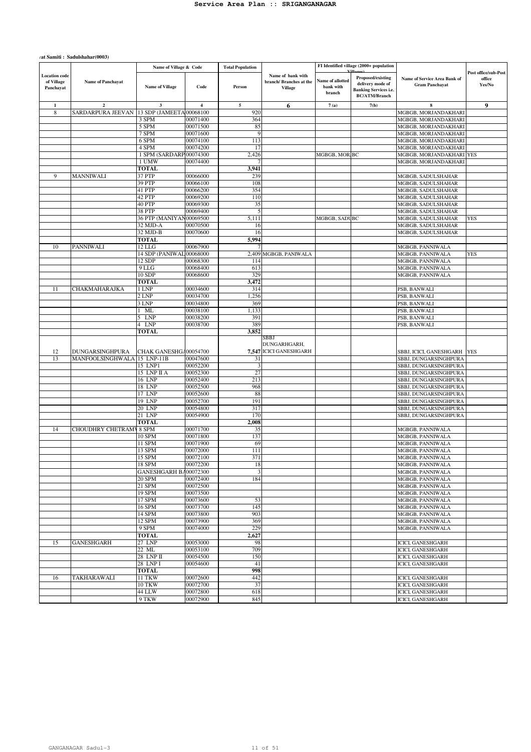# Service Area Plan :: SRIGANGANAGAR

**Panchayat Samiti : Sadulshahar(0003)**

| Location code of Village Panchayat | Name of Panchayat | Name of Village & Code | | Total Population | Name of bank with branch/ Branches at the Village | FI Identified village (2000+ population Villages) | | Name of Service Area Bank of Gram Panchayat | Post office/sub-Post office Yes/No |
|---|---|---|---|---|---|---|---|---|---|
| | | Name of Village | Code | Person | | Name of allotted bank with branch | Proposed/existing delivery mode of Banking Services i.e. BC/ATM/Branch | | |
| 1 | 2 | 3 | 4 | 5 | 6 | 7 (a) | 7(b) | 8 | 9 |
| 8 | SARDARPURA JEEVAN | 13 SDP (JAMEETA | 00068100 | 920 | | | | MGBGB, MORJANDAKHARI | |
| | | 3 SPM | 00071400 | 364 | | | | MGBGB, MORJANDAKHARI | |
| | | 5 SPM | 00071500 | 85 | | | | MGBGB, MORJANDAKHARI | |
| | | 7 SPM | 00071600 | 9 | | | | MGBGB, MORJANDAKHARI | |
| | | 6 SPM | 00074100 | 113 | | | | MGBGB, MORJANDAKHARI | |
| | | 4 SPM | 00074200 | 17 | | | | MGBGB, MORJANDAKHARI | |
| | | 1 SPM (SARDARP | 00074300 | 2,426 | | MGBGB, MOR | BC | MGBGB, MORJANDAKHARI | YES |
| | | 1 UMW | 00074400 | 7 | | | | MGBGB, MORJANDAKHARI | |
| | | **TOTAL** | | **3,941** | | | | | |
| 9 | MANNIWALI | 37 PTP | 00066000 | 239 | | | | MGBGB, SADULSHAHAR | |
| | | 39 PTP | 00066100 | 108 | | | | MGBGB, SADULSHAHAR | |
| | | 41 PTP | 00066200 | 354 | | | | MGBGB, SADULSHAHAR | |
| | | 42 PTP | 00069200 | 110 | | | | MGBGB, SADULSHAHAR | |
| | | 40 PTP | 00069300 | 35 | | | | MGBGB, SADULSHAHAR | |
| | | 38 PTP | 00069400 | 5 | | | | MGBGB, SADULSHAHAR | |
| | | 36 PTP (MANIYAN | 00069500 | 5,111 | | MGBGB, SADU | BC | MGBGB, SADULSHAHAR | YES |
| | | 32 MJD-A | 00070500 | 16 | | | | MGBGB, SADULSHAHAR | |
| | | 32 MJD-B | 00070600 | 16 | | | | MGBGB, SADULSHAHAR | |
| | | **TOTAL** | | **5,994** | | | | | |
| 10 | PANNIWALI | 12 LLG | 00067900 | 7 | | | | MGBGB, PANNIWALA | |
| | | 14 SDP (PANIWAL | 00068000 | 2,409 | MGBGB, PANIWALA | | | MGBGB, PANNIWALA | YES |
| | | 12 SDP | 00068300 | 114 | | | | MGBGB, PANNIWALA | |
| | | 9 LLG | 00068400 | 613 | | | | MGBGB, PANNIWALA | |
| | | 10 SDP | 00068600 | 329 | | | | MGBGB, PANNIWALA | |
| | | **TOTAL** | | **3,472** | | | | | |
| 11 | CHAKMAHARAJKA | 1 LNP | 00034600 | 314 | | | | PSB, BANWALI | |
| | | 2 LNP | 00034700 | 1,256 | | | | PSB, BANWALI | |
| | | 3 LNP | 00034800 | 369 | | | | PSB, BANWALI | |
| | | 1 ML | 00038100 | 1,133 | | | | PSB, BANWALI | |
| | | 5 LNP | 00038200 | 391 | | | | PSB, BANWALI | |
| | | 4 LNP | 00038700 | 389 | | | | PSB, BANWALI | |
| | | **TOTAL** | | **3,852** | | | | | |
| 12 | DUNGARSINGHPURA | CHAK GANESHGA | 00054700 | **7,547** | SBBJ DUNGARHGARH, ICICI GANESHGARH | | | SBBJ, ICICI, GANESHGARH | YES |
| 13 | MANFOOLSINGHWALA | 15 LNP-11B | 00047600 | 31 | | | | SBBJ, DUNGARSINGHPURA | |
| | | 15 LNP1 | 00052200 | 3 | | | | SBBJ, DUNGARSINGHPURA | |
| | | 15 LNP II A | 00052300 | 27 | | | | SBBJ, DUNGARSINGHPURA | |
| | | 16 LNP | 00052400 | 213 | | | | SBBJ, DUNGARSINGHPURA | |
| | | 18 LNP | 00052500 | 968 | | | | SBBJ, DUNGARSINGHPURA | |
| | | 17 LNP | 00052600 | 88 | | | | SBBJ, DUNGARSINGHPURA | |
| | | 19 LNP | 00052700 | 191 | | | | SBBJ, DUNGARSINGHPURA | |
| | | 20 LNP | 00054800 | 317 | | | | SBBJ, DUNGARSINGHPURA | |
| | | 21 LNP | 00054900 | 170 | | | | SBBJ, DUNGARSINGHPURA | |
| | | **TOTAL** | | **2,008** | | | | | |
| 14 | CHOUDHRY CHETRAM | 8 SPM | 00071700 | 35 | | | | MGBGB, PANNIWALA | |
| | | 10 SPM | 00071800 | 137 | | | | MGBGB, PANNIWALA | |
| | | 11 SPM | 00071900 | 69 | | | | MGBGB, PANNIWALA | |
| | | 13 SPM | 00072000 | 111 | | | | MGBGB, PANNIWALA | |
| | | 15 SPM | 00072100 | 371 | | | | MGBGB, PANNIWALA | |
| | | 18 SPM | 00072200 | 18 | | | | MGBGB, PANNIWALA | |
| | | GANESHGARH BA | 00072300 | 3 | | | | MGBGB, PANNIWALA | |
| | | 20 SPM | 00072400 | 184 | | | | MGBGB, PANNIWALA | |
| | | 21 SPM | 00072500 | | | | | MGBGB, PANNIWALA | |
| | | 19 SPM | 00073500 | | | | | MGBGB, PANNIWALA | |
| | | 17 SPM | 00073600 | 53 | | | | MGBGB, PANNIWALA | |
| | | 16 SPM | 00073700 | 145 | | | | MGBGB, PANNIWALA | |
| | | 14 SPM | 00073800 | 903 | | | | MGBGB, PANNIWALA | |
| | | 12 SPM | 00073900 | 369 | | | | MGBGB, PANNIWALA | |
| | | 9 SPM | 00074000 | 229 | | | | MGBGB, PANNIWALA | |
| | | **TOTAL** | | **2,627** | | | | | |
| 15 | GANESHGARH | 27 LNP | 00053000 | 98 | | | | ICICI, GANESHGARH | |
| | | 22 ML | 00053100 | 709 | | | | ICICI, GANESHGARH | |
| | | 28 LNP II | 00054500 | 150 | | | | ICICI, GANESHGARH | |
| | | 28 LNP I | 00054600 | 41 | | | | ICICI, GANESHGARH | |
| | | **TOTAL** | | **998** | | | | | |
| 16 | TAKHARAWALI | 11 TKW | 00072600 | 442 | | | | ICICI, GANESHGARH | |
| | | 10 TKW | 00072700 | 37 | | | | ICICI, GANESHGARH | |
| | | 44 LLW | 00072800 | 618 | | | | ICICI, GANESHGARH | |
| | | 9 TKW | 00072900 | 845 | | | | ICICI, GANESHGARH | |

GANGANAGAR Sadul-3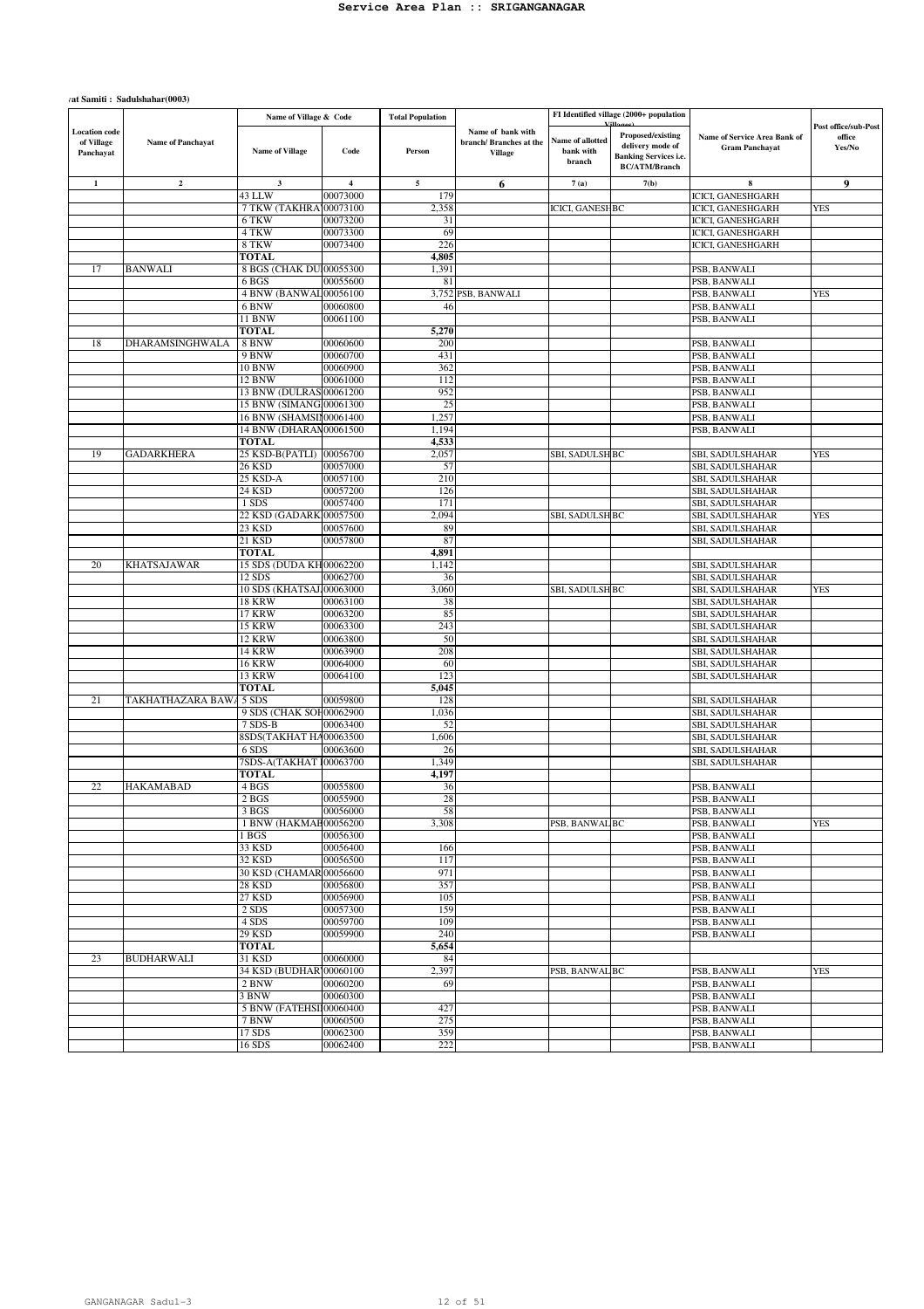/at Samiti : Sadulshahar(0003)

| Location code of Village Panchayat | Name of Panchayat | Name of Village & Code | | Total Population | Name of bank with branch/ Branches at the Village | FI Identified village (2000+ population Villages) | | Name of Service Area Bank of Gram Panchayat | Post office/sub-Post office Yes/No |
|---|---|---|---|---|---|---|---|---|---|
| | | Name of Village | Code | Person | | Name of allotted bank with branch | Proposed/existing delivery mode of Banking Services i.e. BC/ATM/Branch | | |
| 1 | 2 | 3 | 4 | 5 | 6 | 7 (a) | 7(b) | 8 | 9 |
| | | 43 LLW | 00073000 | 179 | | | | ICICI, GANESHGARH | |
| | | 7 TKW (TAKHRA | 00073100 | 2,358 | | ICICI, GANESH | BC | ICICI, GANESHGARH | YES |
| | | 6 TKW | 00073200 | 31 | | | | ICICI, GANESHGARH | |
| | | 4 TKW | 00073300 | 69 | | | | ICICI, GANESHGARH | |
| | | 8 TKW | 00073400 | 226 | | | | ICICI, GANESHGARH | |
| | | **TOTAL** | | **4,805** | | | | | |
| 17 | BANWALI | 8 BGS (CHAK DU | 00055300 | 1,391 | | | | PSB, BANWALI | |
| | | 6 BGS | 00055600 | 81 | | | | PSB, BANWALI | |
| | | 4 BNW (BANWAL | 00056100 | 3,752 | PSB, BANWALI | | | PSB, BANWALI | YES |
| | | 6 BNW | 00060800 | 46 | | | | PSB, BANWALI | |
| | | 11 BNW | 00061100 | | | | | PSB, BANWALI | |
| | | **TOTAL** | | **5,270** | | | | | |
| 18 | DHARAMSINGHWALA | 8 BNW | 00060600 | 200 | | | | PSB, BANWALI | |
| | | 9 BNW | 00060700 | 431 | | | | PSB, BANWALI | |
| | | 10 BNW | 00060900 | 362 | | | | PSB, BANWALI | |
| | | 12 BNW | 00061000 | 112 | | | | PSB, BANWALI | |
| | | 13 BNW (DULRAS | 00061200 | 952 | | | | PSB, BANWALI | |
| | | 15 BNW (SIMANG | 00061300 | 25 | | | | PSB, BANWALI | |
| | | 16 BNW (SHAMSI | 00061400 | 1,257 | | | | PSB, BANWALI | |
| | | 14 BNW (DHARAM | 00061500 | 1,194 | | | | PSB, BANWALI | |
| | | **TOTAL** | | **4,533** | | | | | |
| 19 | GADARKHERA | 25 KSD-B(PATLI) | 00056700 | 2,057 | | SBI, SADULSH | BC | SBI, SADULSHAHAR | YES |
| | | 26 KSD | 00057000 | 57 | | | | SBI, SADULSHAHAR | |
| | | 25 KSD-A | 00057100 | 210 | | | | SBI, SADULSHAHAR | |
| | | 24 KSD | 00057200 | 126 | | | | SBI, SADULSHAHAR | |
| | | 1 SDS | 00057400 | 171 | | | | SBI, SADULSHAHAR | |
| | | 22 KSD (GADARK | 00057500 | 2,094 | | SBI, SADULSH | BC | SBI, SADULSHAHAR | YES |
| | | 23 KSD | 00057600 | 89 | | | | SBI, SADULSHAHAR | |
| | | 21 KSD | 00057800 | 87 | | | | SBI, SADULSHAHAR | |
| | | **TOTAL** | | **4,891** | | | | | |
| 20 | KHATSAJAWAR | 15 SDS (DUDA KH | 00062200 | 1,142 | | | | SBI, SADULSHAHAR | |
| | | 12 SDS | 00062700 | 36 | | | | SBI, SADULSHAHAR | |
| | | 10 SDS (KHATSAJ | 00063000 | 3,060 | | SBI, SADULSH | BC | SBI, SADULSHAHAR | YES |
| | | 18 KRW | 00063100 | 38 | | | | SBI, SADULSHAHAR | |
| | | 17 KRW | 00063200 | 85 | | | | SBI, SADULSHAHAR | |
| | | 15 KRW | 00063300 | 243 | | | | SBI, SADULSHAHAR | |
| | | 12 KRW | 00063800 | 50 | | | | SBI, SADULSHAHAR | |
| | | 14 KRW | 00063900 | 208 | | | | SBI, SADULSHAHAR | |
| | | 16 KRW | 00064000 | 60 | | | | SBI, SADULSHAHAR | |
| | | 13 KRW | 00064100 | 123 | | | | SBI, SADULSHAHAR | |
| | | **TOTAL** | | **5,045** | | | | | |
| 21 | TAKHATHAZARA BAWA | 5 SDS | 00059800 | 128 | | | | SBI, SADULSHAHAR | |
| | | 9 SDS (CHAK SOH | 00062900 | 1,036 | | | | SBI, SADULSHAHAR | |
| | | 7 SDS-B | 00063400 | 52 | | | | SBI, SADULSHAHAR | |
| | | 8SDS(TAKHAT HA | 00063500 | 1,606 | | | | SBI, SADULSHAHAR | |
| | | 6 SDS | 00063600 | 26 | | | | SBI, SADULSHAHAR | |
| | | 7SDS-A(TAKHAT I | 00063700 | 1,349 | | | | SBI, SADULSHAHAR | |
| | | **TOTAL** | | **4,197** | | | | | |
| 22 | HAKAMABAD | 4 BGS | 00055800 | 36 | | | | PSB, BANWALI | |
| | | 2 BGS | 00055900 | 28 | | | | PSB, BANWALI | |
| | | 3 BGS | 00056000 | 58 | | | | PSB, BANWALI | |
| | | 1 BNW (HAKMAB | 00056200 | 3,308 | | PSB, BANWAL | BC | PSB, BANWALI | YES |
| | | 1 BGS | 00056300 | | | | | PSB, BANWALI | |
| | | 33 KSD | 00056400 | 166 | | | | PSB, BANWALI | |
| | | 32 KSD | 00056500 | 117 | | | | PSB, BANWALI | |
| | | 30 KSD (CHAMAR | 00056600 | 971 | | | | PSB, BANWALI | |
| | | 28 KSD | 00056800 | 357 | | | | PSB, BANWALI | |
| | | 27 KSD | 00056900 | 105 | | | | PSB, BANWALI | |
| | | 2 SDS | 00057300 | 159 | | | | PSB, BANWALI | |
| | | 4 SDS | 00059700 | 109 | | | | PSB, BANWALI | |
| | | 29 KSD | 00059900 | 240 | | | | PSB, BANWALI | |
| | | **TOTAL** | | **5,654** | | | | | |
| 23 | BUDHARWALI | 31 KSD | 00060000 | 84 | | | | PSB, BANWALI | |
| | | 34 KSD (BUDHAR | 00060100 | 2,397 | | PSB, BANWAL | BC | PSB, BANWALI | YES |
| | | 2 BNW | 00060200 | 69 | | | | PSB, BANWALI | |
| | | 3 BNW | 00060300 | | | | | PSB, BANWALI | |
| | | 5 BNW (FATEHSI | 00060400 | 427 | | | | PSB, BANWALI | |
| | | 7 BNW | 00060500 | 275 | | | | PSB, BANWALI | |
| | | 17 SDS | 00062300 | 359 | | | | PSB, BANWALI | |
| | | 16 SDS | 00062400 | 222 | | | | PSB, BANWALI | |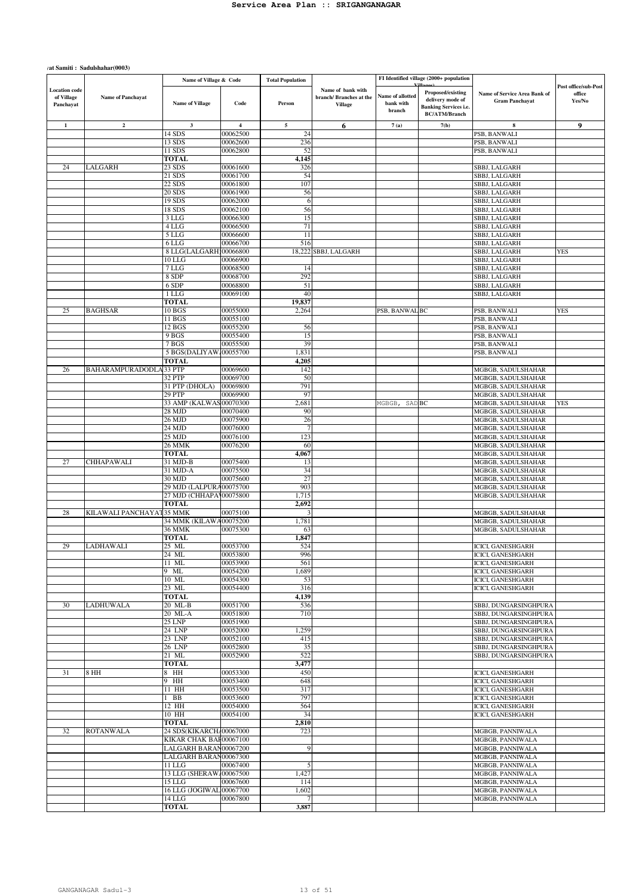# Service Area Plan :: SRIGANGANAGAR

**Panchayat Samiti : Sadulshahar(0003)**

| Location code of Village Panchayat | Name of Panchayat | Name of Village & Code | | Total Population | Name of bank with branch/ Branches at the Village | FI Identified village (2000+ population Villages) | | Name of Service Area Bank of Gram Panchayat | Post office/sub-Post office Yes/No |
|---|---|---|---|---|---|---|---|---|---|
| | | Name of Village | Code | Person | | Name of allotted bank with branch | Proposed/existing delivery mode of Banking Services i.e. BC/ATM/Branch | | |
| 1 | 2 | 3 | 4 | 5 | 6 | 7 (a) | 7(b) | 8 | 9 |
| | | 14 SDS | 00062500 | 24 | | | | PSB, BANWALI | |
| | | 13 SDS | 00062600 | 236 | | | | PSB, BANWALI | |
| | | 11 SDS | 00062800 | 52 | | | | PSB, BANWALI | |
| | | **TOTAL** | | **4,145** | | | | | |
| 24 | LALGARH | 23 SDS | 00061600 | 326 | | | | SBBJ, LALGARH | |
| | | 21 SDS | 00061700 | 54 | | | | SBBJ, LALGARH | |
| | | 22 SDS | 00061800 | 107 | | | | SBBJ, LALGARH | |
| | | 20 SDS | 00061900 | 56 | | | | SBBJ, LALGARH | |
| | | 19 SDS | 00062000 | 6 | | | | SBBJ, LALGARH | |
| | | 18 SDS | 00062100 | 56 | | | | SBBJ, LALGARH | |
| | | 3 LLG | 00066300 | 15 | | | | SBBJ, LALGARH | |
| | | 4 LLG | 00066500 | 71 | | | | SBBJ, LALGARH | |
| | | 5 LLG | 00066600 | 11 | | | | SBBJ, LALGARH | |
| | | 6 LLG | 00066700 | 516 | | | | SBBJ, LALGARH | |
| | | 8 LLG(LALGARH) | 00066800 | 18,222 | SBBJ, LALGARH | | | SBBJ, LALGARH | YES |
| | | 10 LLG | 00066900 | | | | | SBBJ, LALGARH | |
| | | 7 LLG | 00068500 | 14 | | | | SBBJ, LALGARH | |
| | | 8 SDP | 00068700 | 292 | | | | SBBJ, LALGARH | |
| | | 6 SDP | 00068800 | 51 | | | | SBBJ, LALGARH | |
| | | 1 LLG | 00069100 | 40 | | | | SBBJ, LALGARH | |
| | | **TOTAL** | | **19,837** | | | | | |
| 25 | BAGHSAR | 10 BGS | 00055000 | 2,264 | | PSB, BANWALI | BC | PSB, BANWALI | YES |
| | | 11 BGS | 00055100 | | | | | PSB, BANWALI | |
| | | 12 BGS | 00055200 | 56 | | | | PSB, BANWALI | |
| | | 9 BGS | 00055400 | 15 | | | | PSB, BANWALI | |
| | | 7 BGS | 00055500 | 39 | | | | PSB, BANWALI | |
| | | 5 BGS(DALIYAW | 00055700 | 1,831 | | | | PSB, BANWALI | |
| | | **TOTAL** | | **4,205** | | | | | |
| 26 | BAHARAMPURADODLA | 33 PTP | 00069600 | 142 | | | | MGBGB, SADULSHAHAR | |
| | | 32 PTP | 00069700 | 50 | | | | MGBGB, SADULSHAHAR | |
| | | 31 PTP (DHOLA) | 00069800 | 791 | | | | MGBGB, SADULSHAHAR | |
| | | 29 PTP | 00069900 | 97 | | | | MGBGB, SADULSHAHAR | |
| | | 33 AMP (KALWAS | 00070300 | 2,681 | | MGBGB, SAD | BC | MGBGB, SADULSHAHAR | YES |
| | | 28 MJD | 00070400 | 90 | | | | MGBGB, SADULSHAHAR | |
| | | 26 MJD | 00075900 | 26 | | | | MGBGB, SADULSHAHAR | |
| | | 24 MJD | 00076000 | 7 | | | | MGBGB, SADULSHAHAR | |
| | | 25 MJD | 00076100 | 123 | | | | MGBGB, SADULSHAHAR | |
| | | 26 MMK | 00076200 | 60 | | | | MGBGB, SADULSHAHAR | |
| | | **TOTAL** | | **4,067** | | | | MGBGB, SADULSHAHAR | |
| 27 | CHHAPAWALI | 31 MJD-B | 00075400 | 13 | | | | MGBGB, SADULSHAHAR | |
| | | 31 MJD-A | 00075500 | 34 | | | | MGBGB, SADULSHAHAR | |
| | | 30 MJD | 00075600 | 27 | | | | MGBGB, SADULSHAHAR | |
| | | 29 MJD (LALPURA | 00075700 | 903 | | | | MGBGB, SADULSHAHAR | |
| | | 27 MJD (CHHAPA | 00075800 | 1,715 | | | | MGBGB, SADULSHAHAR | |
| | | **TOTAL** | | **2,692** | | | | | |
| 28 | KILAWALI PANCHAYAT | 35 MMK | 00075100 | 3 | | | | MGBGB, SADULSHAHAR | |
| | | 34 MMK (KILAWA | 00075200 | 1,781 | | | | MGBGB, SADULSHAHAR | |
| | | 36 MMK | 00075300 | 63 | | | | MGBGB, SADULSHAHAR | |
| | | **TOTAL** | | **1,847** | | | | | |
| 29 | LADHAWALI | 25 ML | 00053700 | 524 | | | | ICICI, GANESHGARH | |
| | | 24 ML | 00053800 | 996 | | | | ICICI, GANESHGARH | |
| | | 11 ML | 00053900 | 561 | | | | ICICI, GANESHGARH | |
| | | 9 ML | 00054200 | 1,689 | | | | ICICI, GANESHGARH | |
| | | 10 ML | 00054300 | 53 | | | | ICICI, GANESHGARH | |
| | | 23 ML | 00054400 | 316 | | | | ICICI, GANESHGARH | |
| | | **TOTAL** | | **4,139** | | | | | |
| 30 | LADHUWALA | 20 ML-B | 00051700 | 536 | | | | SBBJ, DUNGARSINGHPURA | |
| | | 20 ML-A | 00051800 | 710 | | | | SBBJ, DUNGARSINGHPURA | |
| | | 25 LNP | 00051900 | | | | | SBBJ, DUNGARSINGHPURA | |
| | | 24 LNP | 00052000 | 1,259 | | | | SBBJ, DUNGARSINGHPURA | |
| | | 23 LNP | 00052100 | 415 | | | | SBBJ, DUNGARSINGHPURA | |
| | | 26 LNP | 00052800 | 35 | | | | SBBJ, DUNGARSINGHPURA | |
| | | 21 ML | 00052900 | 522 | | | | SBBJ, DUNGARSINGHPURA | |
| | | **TOTAL** | | **3,477** | | | | | |
| 31 | 8 HH | 8 HH | 00053300 | 450 | | | | ICICI, GANESHGARH | |
| | | 9 HH | 00053400 | 648 | | | | ICICI, GANESHGARH | |
| | | 11 HH | 00053500 | 317 | | | | ICICI, GANESHGARH | |
| | | 1 BB | 00053600 | 797 | | | | ICICI, GANESHGARH | |
| | | 12 HH | 00054000 | 564 | | | | ICICI, GANESHGARH | |
| | | 10 HH | 00054100 | 34 | | | | ICICI, GANESHGARH | |
| | | **TOTAL** | | **2,810** | | | | | |
| 32 | ROTANWALA | 24 SDS(KIKARCH | 00067000 | 723 | | | | MGBGB, PANNIWALA | |
| | | KIKAR CHAK BA | 00067100 | | | | | MGBGB, PANNIWALA | |
| | | LALGARH BARAN | 00067200 | 9 | | | | MGBGB, PANNIWALA | |
| | | LALGARH BARAN | 00067300 | | | | | MGBGB, PANNIWALA | |
| | | 11 LLG | 00067400 | 5 | | | | MGBGB, PANNIWALA | |
| | | 13 LLG (SHERAW | 00067500 | 1,427 | | | | MGBGB, PANNIWALA | |
| | | 15 LLG | 00067600 | 114 | | | | MGBGB, PANNIWALA | |
| | | 16 LLG (JOGIWAL | 00067700 | 1,602 | | | | MGBGB, PANNIWALA | |
| | | 14 LLG | 00067800 | 7 | | | | MGBGB, PANNIWALA | |
| | | **TOTAL** | | **3,887** | | | | | |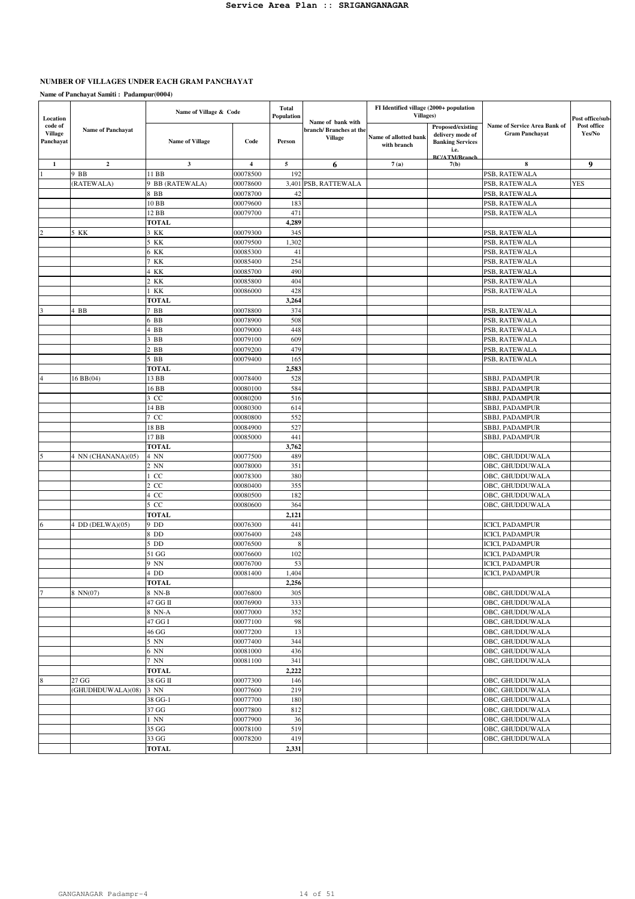**NUMBER OF VILLAGES UNDER EACH GRAM PANCHAYAT**

**Name of Panchayat Samiti : Padampur(0004)**

| Location code of Village Panchayat | Name of Panchayat | Name of Village & Code | | Total Population | Name of bank with branch/ Branches at the Village | FI Identified village (2000+ population Villages) | | Name of Service Area Bank of Gram Panchayat | Post office/sub-Post office Yes/No |
|---|---|---|---|---|---|---|---|---|---|
| | | Name of Village | Code | Person | | Name of allotted bank with branch | Proposed/existing delivery mode of Banking Services i.e. BC/ATM/Branch | | |
| 1 | 2 | 3 | 4 | 5 | 6 | 7 (a) | 7(b) | 8 | 9 |
| 1 | 9 BB | 11 BB | 00078500 | 192 | | | | PSB, RATEWALA | |
| | (RATEWALA) | 9 BB (RATEWALA) | 00078600 | 3,401 | PSB, RATTEWALA | | | PSB, RATEWALA | YES |
| | | 8 BB | 00078700 | 42 | | | | PSB, RATEWALA | |
| | | 10 BB | 00079600 | 183 | | | | PSB, RATEWALA | |
| | | 12 BB | 00079700 | 471 | | | | PSB, RATEWALA | |
| | | **TOTAL** | | **4,289** | | | | | |
| 2 | 5 KK | 3 KK | 00079300 | 345 | | | | PSB, RATEWALA | |
| | | 5 KK | 00079500 | 1,302 | | | | PSB, RATEWALA | |
| | | 6 KK | 00085300 | 41 | | | | PSB, RATEWALA | |
| | | 7 KK | 00085400 | 254 | | | | PSB, RATEWALA | |
| | | 4 KK | 00085700 | 490 | | | | PSB, RATEWALA | |
| | | 2 KK | 00085800 | 404 | | | | PSB, RATEWALA | |
| | | 1 KK | 00086000 | 428 | | | | PSB, RATEWALA | |
| | | **TOTAL** | | **3,264** | | | | | |
| 3 | 4 BB | 7 BB | 00078800 | 374 | | | | PSB, RATEWALA | |
| | | 6 BB | 00078900 | 508 | | | | PSB, RATEWALA | |
| | | 4 BB | 00079000 | 448 | | | | PSB, RATEWALA | |
| | | 3 BB | 00079100 | 609 | | | | PSB, RATEWALA | |
| | | 2 BB | 00079200 | 479 | | | | PSB, RATEWALA | |
| | | 5 BB | 00079400 | 165 | | | | PSB, RATEWALA | |
| | | **TOTAL** | | **2,583** | | | | | |
| 4 | 16 BB(04) | 13 BB | 00078400 | 528 | | | | SBBJ, PADAMPUR | |
| | | 16 BB | 00080100 | 584 | | | | SBBJ, PADAMPUR | |
| | | 3 CC | 00080200 | 516 | | | | SBBJ, PADAMPUR | |
| | | 14 BB | 00080300 | 614 | | | | SBBJ, PADAMPUR | |
| | | 7 CC | 00080800 | 552 | | | | SBBJ, PADAMPUR | |
| | | 18 BB | 00084900 | 527 | | | | SBBJ, PADAMPUR | |
| | | 17 BB | 00085000 | 441 | | | | SBBJ, PADAMPUR | |
| | | **TOTAL** | | **3,762** | | | | | |
| 5 | 4 NN (CHANANA)(05) | 4 NN | 00077500 | 489 | | | | OBC, GHUDDUWALA | |
| | | 2 NN | 00078000 | 351 | | | | OBC, GHUDDUWALA | |
| | | 1 CC | 00078300 | 380 | | | | OBC, GHUDDUWALA | |
| | | 2 CC | 00080400 | 355 | | | | OBC, GHUDDUWALA | |
| | | 4 CC | 00080500 | 182 | | | | OBC, GHUDDUWALA | |
| | | 5 CC | 00080600 | 364 | | | | OBC, GHUDDUWALA | |
| | | **TOTAL** | | **2,121** | | | | | |
| 6 | 4 DD (DELWA)(05) | 9 DD | 00076300 | 441 | | | | ICICI, PADAMPUR | |
| | | 8 DD | 00076400 | 248 | | | | ICICI, PADAMPUR | |
| | | 5 DD | 00076500 | 8 | | | | ICICI, PADAMPUR | |
| | | 51 GG | 00076600 | 102 | | | | ICICI, PADAMPUR | |
| | | 9 NN | 00076700 | 53 | | | | ICICI, PADAMPUR | |
| | | 4 DD | 00081400 | 1,404 | | | | ICICI, PADAMPUR | |
| | | **TOTAL** | | **2,256** | | | | | |
| 7 | 8 NN(07) | 8 NN-B | 00076800 | 305 | | | | OBC, GHUDDUWALA | |
| | | 47 GG II | 00076900 | 333 | | | | OBC, GHUDDUWALA | |
| | | 8 NN-A | 00077000 | 352 | | | | OBC, GHUDDUWALA | |
| | | 47 GG I | 00077100 | 98 | | | | OBC, GHUDDUWALA | |
| | | 46 GG | 00077200 | 13 | | | | OBC, GHUDDUWALA | |
| | | 5 NN | 00077400 | 344 | | | | OBC, GHUDDUWALA | |
| | | 6 NN | 00081000 | 436 | | | | OBC, GHUDDUWALA | |
| | | 7 NN | 00081100 | 341 | | | | OBC, GHUDDUWALA | |
| | | **TOTAL** | | **2,222** | | | | | |
| 8 | 27 GG | 38 GG II | 00077300 | 146 | | | | OBC, GHUDDUWALA | |
| | (GHUDHDUWALA)(08) | 3 NN | 00077600 | 219 | | | | OBC, GHUDDUWALA | |
| | | 38 GG-1 | 00077700 | 180 | | | | OBC, GHUDDUWALA | |
| | | 37 GG | 00077800 | 812 | | | | OBC, GHUDDUWALA | |
| | | 1 NN | 00077900 | 36 | | | | OBC, GHUDDUWALA | |
| | | 35 GG | 00078100 | 519 | | | | OBC, GHUDDUWALA | |
| | | 33 GG | 00078200 | 419 | | | | OBC, GHUDDUWALA | |
| | | **TOTAL** | | **2,331** | | | | | |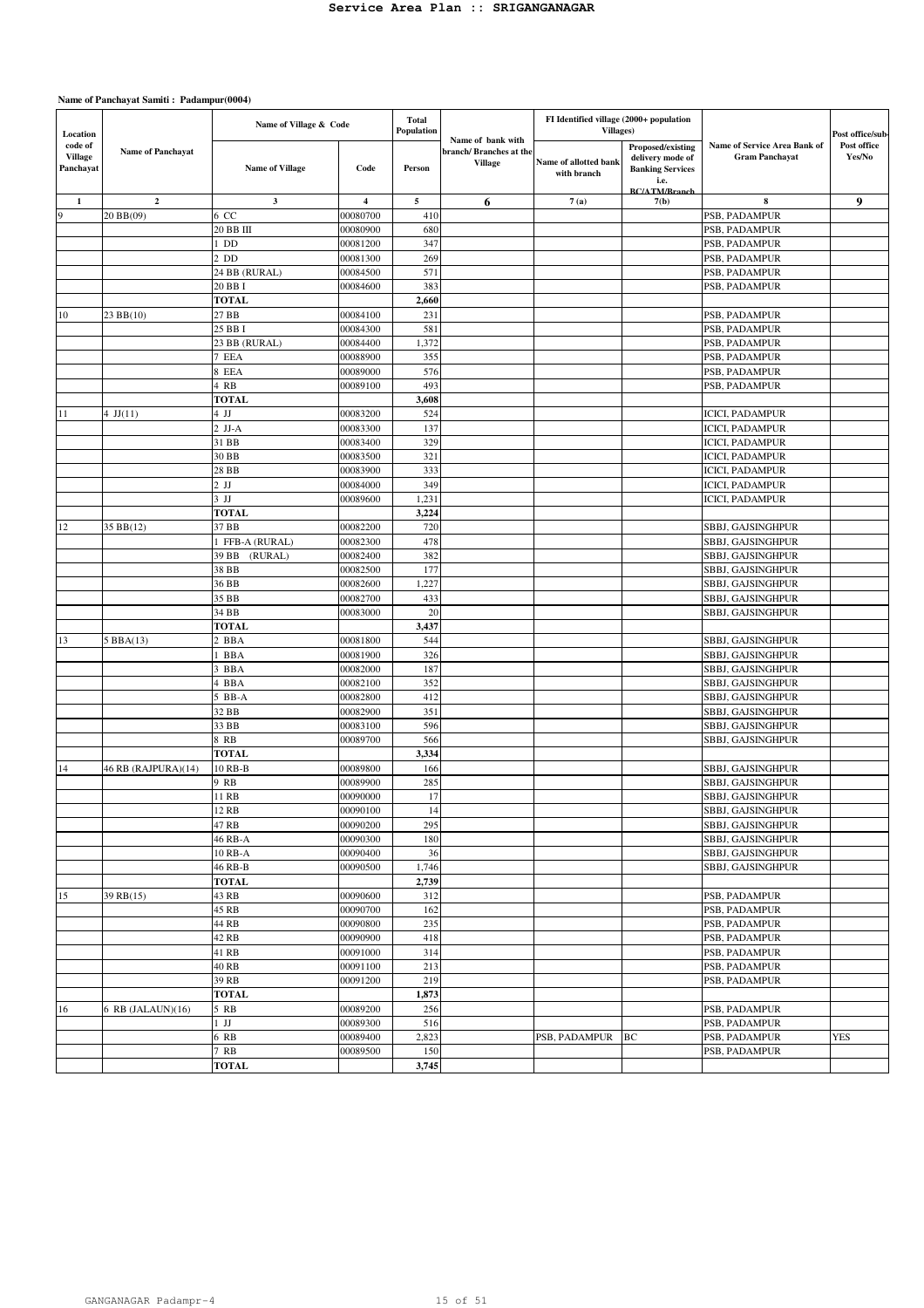# Service Area Plan :: SRIGANGANAGAR

**Name of Panchayat Samiti : Padampur(0004)**

| Location code of Village Panchayat | Name of Panchayat | Name of Village & Code | | Total Population | Name of bank with branch/ Branches at the Village | FI Identified village (2000+ population Villages) | | Name of Service Area Bank of Gram Panchayat | Post office/sub-Post office Yes/No |
|---|---|---|---|---|---|---|---|---|---|
| | | Name of Village | Code | Person | | Name of allotted bank with branch | Proposed/existing delivery mode of Banking Services i.e. BC/ATM/Branch | | |
| 1 | 2 | 3 | 4 | 5 | 6 | 7 (a) | 7(b) | 8 | 9 |
| 9 | 20 BB(09) | 6 CC | 00080700 | 410 | | | | PSB, PADAMPUR | |
| | | 20 BB III | 00080900 | 680 | | | | PSB, PADAMPUR | |
| | | 1 DD | 00081200 | 347 | | | | PSB, PADAMPUR | |
| | | 2 DD | 00081300 | 269 | | | | PSB, PADAMPUR | |
| | | 24 BB (RURAL) | 00084500 | 571 | | | | PSB, PADAMPUR | |
| | | 20 BB I | 00084600 | 383 | | | | PSB, PADAMPUR | |
| | | **TOTAL** | | **2,660** | | | | | |
| 10 | 23 BB(10) | 27 BB | 00084100 | 231 | | | | PSB, PADAMPUR | |
| | | 25 BB I | 00084300 | 581 | | | | PSB, PADAMPUR | |
| | | 23 BB (RURAL) | 00084400 | 1,372 | | | | PSB, PADAMPUR | |
| | | 7 EEA | 00088900 | 355 | | | | PSB, PADAMPUR | |
| | | 8 EEA | 00089000 | 576 | | | | PSB, PADAMPUR | |
| | | 4 RB | 00089100 | 493 | | | | PSB, PADAMPUR | |
| | | **TOTAL** | | **3,608** | | | | | |
| 11 | 4 JJ(11) | 4 JJ | 00083200 | 524 | | | | ICICI, PADAMPUR | |
| | | 2 JJ-A | 00083300 | 137 | | | | ICICI, PADAMPUR | |
| | | 31 BB | 00083400 | 329 | | | | ICICI, PADAMPUR | |
| | | 30 BB | 00083500 | 321 | | | | ICICI, PADAMPUR | |
| | | 28 BB | 00083900 | 333 | | | | ICICI, PADAMPUR | |
| | | 2 JJ | 00084000 | 349 | | | | ICICI, PADAMPUR | |
| | | 3 JJ | 00089600 | 1,231 | | | | ICICI, PADAMPUR | |
| | | **TOTAL** | | **3,224** | | | | | |
| 12 | 35 BB(12) | 37 BB | 00082200 | 720 | | | | SBBJ, GAJSINGHPUR | |
| | | 1 FFB-A (RURAL) | 00082300 | 478 | | | | SBBJ, GAJSINGHPUR | |
| | | 39 BB (RURAL) | 00082400 | 382 | | | | SBBJ, GAJSINGHPUR | |
| | | 38 BB | 00082500 | 177 | | | | SBBJ, GAJSINGHPUR | |
| | | 36 BB | 00082600 | 1,227 | | | | SBBJ, GAJSINGHPUR | |
| | | 35 BB | 00082700 | 433 | | | | SBBJ, GAJSINGHPUR | |
| | | 34 BB | 00083000 | 20 | | | | SBBJ, GAJSINGHPUR | |
| | | **TOTAL** | | **3,437** | | | | | |
| 13 | 5 BBA(13) | 2 BBA | 00081800 | 544 | | | | SBBJ, GAJSINGHPUR | |
| | | 1 BBA | 00081900 | 326 | | | | SBBJ, GAJSINGHPUR | |
| | | 3 BBA | 00082000 | 187 | | | | SBBJ, GAJSINGHPUR | |
| | | 4 BBA | 00082100 | 352 | | | | SBBJ, GAJSINGHPUR | |
| | | 5 BB-A | 00082800 | 412 | | | | SBBJ, GAJSINGHPUR | |
| | | 32 BB | 00082900 | 351 | | | | SBBJ, GAJSINGHPUR | |
| | | 33 BB | 00083100 | 596 | | | | SBBJ, GAJSINGHPUR | |
| | | 8 RB | 00089700 | 566 | | | | SBBJ, GAJSINGHPUR | |
| | | **TOTAL** | | **3,334** | | | | | |
| 14 | 46 RB (RAJPURA)(14) | 10 RB-B | 00089800 | 166 | | | | SBBJ, GAJSINGHPUR | |
| | | 9 RB | 00089900 | 285 | | | | SBBJ, GAJSINGHPUR | |
| | | 11 RB | 00090000 | 17 | | | | SBBJ, GAJSINGHPUR | |
| | | 12 RB | 00090100 | 14 | | | | SBBJ, GAJSINGHPUR | |
| | | 47 RB | 00090200 | 295 | | | | SBBJ, GAJSINGHPUR | |
| | | 46 RB-A | 00090300 | 180 | | | | SBBJ, GAJSINGHPUR | |
| | | 10 RB-A | 00090400 | 36 | | | | SBBJ, GAJSINGHPUR | |
| | | 46 RB-B | 00090500 | 1,746 | | | | SBBJ, GAJSINGHPUR | |
| | | **TOTAL** | | **2,739** | | | | | |
| 15 | 39 RB(15) | 43 RB | 00090600 | 312 | | | | PSB, PADAMPUR | |
| | | 45 RB | 00090700 | 162 | | | | PSB, PADAMPUR | |
| | | 44 RB | 00090800 | 235 | | | | PSB, PADAMPUR | |
| | | 42 RB | 00090900 | 418 | | | | PSB, PADAMPUR | |
| | | 41 RB | 00091000 | 314 | | | | PSB, PADAMPUR | |
| | | 40 RB | 00091100 | 213 | | | | PSB, PADAMPUR | |
| | | 39 RB | 00091200 | 219 | | | | PSB, PADAMPUR | |
| | | **TOTAL** | | **1,873** | | | | | |
| 16 | 6 RB (JALAUN)(16) | 5 RB | 00089200 | 256 | | | | PSB, PADAMPUR | |
| | | 1 JJ | 00089300 | 516 | | | | PSB, PADAMPUR | |
| | | 6 RB | 00089400 | 2,823 | | PSB, PADAMPUR | BC | PSB, PADAMPUR | YES |
| | | 7 RB | 00089500 | 150 | | | | PSB, PADAMPUR | |
| | | **TOTAL** | | **3,745** | | | | | |

GANGANAGAR Padampr-4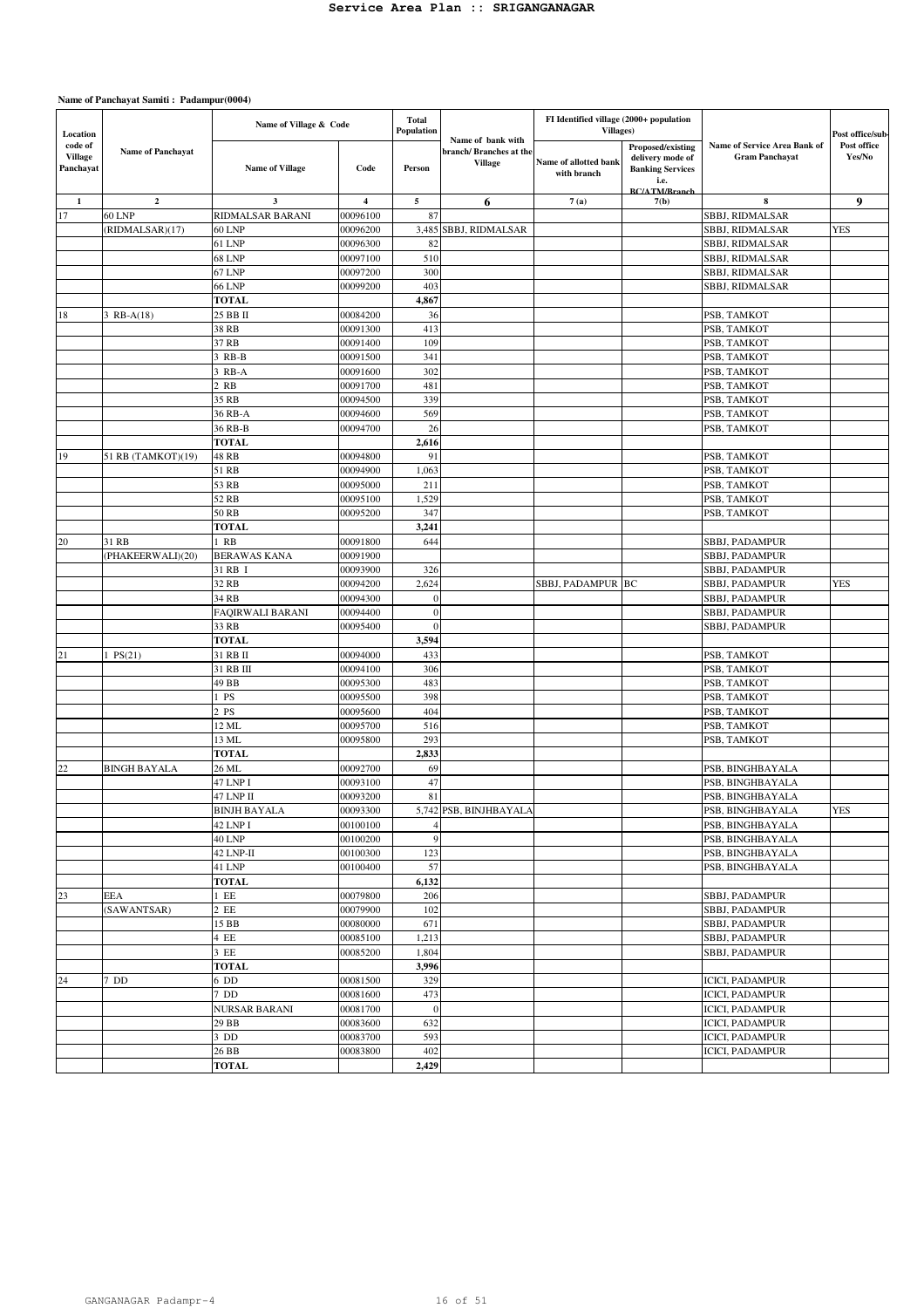# Service Area Plan :: SRIGANGANAGAR

**Name of Panchayat Samiti : Padampur(0004)**

| Location code of Village Panchayat | Name of Panchayat | Name of Village & Code | | Total Population | Name of bank with branch/ Branches at the Village | FI Identified village (2000+ population Villages) | | Name of Service Area Bank of Gram Panchayat | Post office/sub-Post office Yes/No |
|---|---|---|---|---|---|---|---|---|---|
| | | Name of Village | Code | Person | | Name of allotted bank with branch | Proposed/existing delivery mode of Banking Services i.e. BC/ATM/Branch | | |
| 1 | 2 | 3 | 4 | 5 | 6 | 7 (a) | 7(b) | 8 | 9 |
| 17 | 60 LNP | RIDMALSAR BARANI | 00096100 | 87 | | | | SBBJ, RIDMALSAR | |
| | (RIDMALSAR)(17) | 60 LNP | 00096200 | 3,485 | SBBJ, RIDMALSAR | | | SBBJ, RIDMALSAR | YES |
| | | 61 LNP | 00096300 | 82 | | | | SBBJ, RIDMALSAR | |
| | | 68 LNP | 00097100 | 510 | | | | SBBJ, RIDMALSAR | |
| | | 67 LNP | 00097200 | 300 | | | | SBBJ, RIDMALSAR | |
| | | 66 LNP | 00099200 | 403 | | | | SBBJ, RIDMALSAR | |
| | | **TOTAL** | | **4,867** | | | | | |
| 18 | 3 RB-A(18) | 25 BB II | 00084200 | 36 | | | | PSB, TAMKOT | |
| | | 38 RB | 00091300 | 413 | | | | PSB, TAMKOT | |
| | | 37 RB | 00091400 | 109 | | | | PSB, TAMKOT | |
| | | 3 RB-B | 00091500 | 341 | | | | PSB, TAMKOT | |
| | | 3 RB-A | 00091600 | 302 | | | | PSB, TAMKOT | |
| | | 2 RB | 00091700 | 481 | | | | PSB, TAMKOT | |
| | | 35 RB | 00094500 | 339 | | | | PSB, TAMKOT | |
| | | 36 RB-A | 00094600 | 569 | | | | PSB, TAMKOT | |
| | | 36 RB-B | 00094700 | 26 | | | | PSB, TAMKOT | |
| | | **TOTAL** | | **2,616** | | | | | |
| 19 | 51 RB (TAMKOT)(19) | 48 RB | 00094800 | 91 | | | | PSB, TAMKOT | |
| | | 51 RB | 00094900 | 1,063 | | | | PSB, TAMKOT | |
| | | 53 RB | 00095000 | 211 | | | | PSB, TAMKOT | |
| | | 52 RB | 00095100 | 1,529 | | | | PSB, TAMKOT | |
| | | 50 RB | 00095200 | 347 | | | | PSB, TAMKOT | |
| | | **TOTAL** | | **3,241** | | | | | |
| 20 | 31 RB | 1 RB | 00091800 | 644 | | | | SBBJ, PADAMPUR | |
| | (PHAKEERWALI)(20) | BERAWAS KANA | 00091900 | | | | | SBBJ, PADAMPUR | |
| | | 31 RB I | 00093900 | 326 | | | | SBBJ, PADAMPUR | |
| | | 32 RB | 00094200 | 2,624 | | SBBJ, PADAMPUR | BC | SBBJ, PADAMPUR | YES |
| | | 34 RB | 00094300 | 0 | | | | SBBJ, PADAMPUR | |
| | | FAQIRWALI BARANI | 00094400 | 0 | | | | SBBJ, PADAMPUR | |
| | | 33 RB | 00095400 | 0 | | | | SBBJ, PADAMPUR | |
| | | **TOTAL** | | **3,594** | | | | | |
| 21 | 1 PS(21) | 31 RB II | 00094000 | 433 | | | | PSB, TAMKOT | |
| | | 31 RB III | 00094100 | 306 | | | | PSB, TAMKOT | |
| | | 49 BB | 00095300 | 483 | | | | PSB, TAMKOT | |
| | | 1 PS | 00095500 | 398 | | | | PSB, TAMKOT | |
| | | 2 PS | 00095600 | 404 | | | | PSB, TAMKOT | |
| | | 12 ML | 00095700 | 516 | | | | PSB, TAMKOT | |
| | | 13 ML | 00095800 | 293 | | | | PSB, TAMKOT | |
| | | **TOTAL** | | **2,833** | | | | | |
| 22 | BINGH BAYALA | 26 ML | 00092700 | 69 | | | | PSB, BINGHBAYALA | |
| | | 47 LNP I | 00093100 | 47 | | | | PSB, BINGHBAYALA | |
| | | 47 LNP II | 00093200 | 81 | | | | PSB, BINGHBAYALA | |
| | | BINJH BAYALA | 00093300 | 5,742 | PSB, BINJHBAYALA | | | PSB, BINGHBAYALA | YES |
| | | 42 LNP I | 00100100 | 4 | | | | PSB, BINGHBAYALA | |
| | | 40 LNP | 00100200 | 9 | | | | PSB, BINGHBAYALA | |
| | | 42 LNP-II | 00100300 | 123 | | | | PSB, BINGHBAYALA | |
| | | 41 LNP | 00100400 | 57 | | | | PSB, BINGHBAYALA | |
| | | **TOTAL** | | **6,132** | | | | | |
| 23 | EEA | 1 EE | 00079800 | 206 | | | | SBBJ, PADAMPUR | |
| | (SAWANTSAR) | 2 EE | 00079900 | 102 | | | | SBBJ, PADAMPUR | |
| | | 15 BB | 00080000 | 671 | | | | SBBJ, PADAMPUR | |
| | | 4 EE | 00085100 | 1,213 | | | | SBBJ, PADAMPUR | |
| | | 3 EE | 00085200 | 1,804 | | | | SBBJ, PADAMPUR | |
| | | **TOTAL** | | **3,996** | | | | | |
| 24 | 7 DD | 6 DD | 00081500 | 329 | | | | ICICI, PADAMPUR | |
| | | 7 DD | 00081600 | 473 | | | | ICICI, PADAMPUR | |
| | | NURSAR BARANI | 00081700 | 0 | | | | ICICI, PADAMPUR | |
| | | 29 BB | 00083600 | 632 | | | | ICICI, PADAMPUR | |
| | | 3 DD | 00083700 | 593 | | | | ICICI, PADAMPUR | |
| | | 26 BB | 00083800 | 402 | | | | ICICI, PADAMPUR | |
| | | **TOTAL** | | **2,429** | | | | | |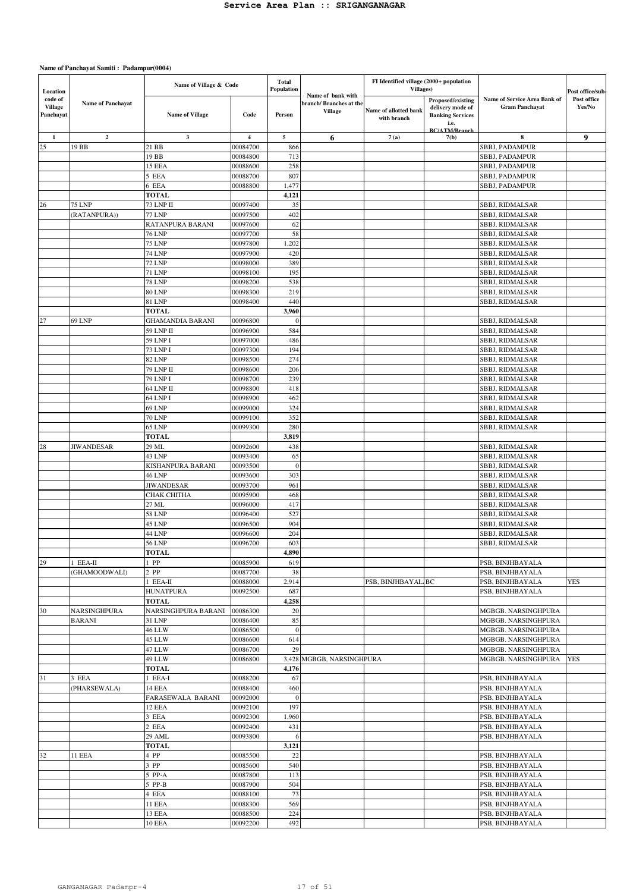# Service Area Plan :: SRIGANGANAGAR

**Name of Panchayat Samiti : Padampur(0004)**

| Location code of Village Panchayat | Name of Panchayat | Name of Village & Code | | Total Population | Name of bank with branch/ Branches at the Village | FI Identified village (2000+ population Villages) | | Name of Service Area Bank of Gram Panchayat | Post office/sub-Post office Yes/No |
|---|---|---|---|---|---|---|---|---|---|
| | | Name of Village | Code | Person | | Name of allotted bank with branch | Proposed/existing delivery mode of Banking Services i.e. BC/ATM/Branch | | |
| 1 | 2 | 3 | 4 | 5 | 6 | 7 (a) | 7(b) | 8 | 9 |
| 25 | 19 BB | 21 BB | 00084700 | 866 | | | | SBBJ, PADAMPUR | |
| | | 19 BB | 00084800 | 713 | | | | SBBJ, PADAMPUR | |
| | | 15 EEA | 00088600 | 258 | | | | SBBJ, PADAMPUR | |
| | | 5 EEA | 00088700 | 807 | | | | SBBJ, PADAMPUR | |
| | | 6 EEA | 00088800 | 1,477 | | | | SBBJ, PADAMPUR | |
| | | **TOTAL** | | **4,121** | | | | | |
| 26 | 75 LNP (RATANPURA)) | 73 LNP II | 00097400 | 35 | | | | SBBJ, RIDMALSAR | |
| | | 77 LNP | 00097500 | 402 | | | | SBBJ, RIDMALSAR | |
| | | RATANPURA BARANI | 00097600 | 62 | | | | SBBJ, RIDMALSAR | |
| | | 76 LNP | 00097700 | 58 | | | | SBBJ, RIDMALSAR | |
| | | 75 LNP | 00097800 | 1,202 | | | | SBBJ, RIDMALSAR | |
| | | 74 LNP | 00097900 | 420 | | | | SBBJ, RIDMALSAR | |
| | | 72 LNP | 00098000 | 389 | | | | SBBJ, RIDMALSAR | |
| | | 71 LNP | 00098100 | 195 | | | | SBBJ, RIDMALSAR | |
| | | 78 LNP | 00098200 | 538 | | | | SBBJ, RIDMALSAR | |
| | | 80 LNP | 00098300 | 219 | | | | SBBJ, RIDMALSAR | |
| | | 81 LNP | 00098400 | 440 | | | | SBBJ, RIDMALSAR | |
| | | **TOTAL** | | **3,960** | | | | | |
| 27 | 69 LNP | GHAMANDIA BARANI | 00096800 | 0 | | | | SBBJ, RIDMALSAR | |
| | | 59 LNP II | 00096900 | 584 | | | | SBBJ, RIDMALSAR | |
| | | 59 LNP I | 00097000 | 486 | | | | SBBJ, RIDMALSAR | |
| | | 73 LNP I | 00097300 | 194 | | | | SBBJ, RIDMALSAR | |
| | | 82 LNP | 00098500 | 274 | | | | SBBJ, RIDMALSAR | |
| | | 79 LNP II | 00098600 | 206 | | | | SBBJ, RIDMALSAR | |
| | | 79 LNP I | 00098700 | 239 | | | | SBBJ, RIDMALSAR | |
| | | 64 LNP II | 00098800 | 418 | | | | SBBJ, RIDMALSAR | |
| | | 64 LNP I | 00098900 | 462 | | | | SBBJ, RIDMALSAR | |
| | | 69 LNP | 00099000 | 324 | | | | SBBJ, RIDMALSAR | |
| | | 70 LNP | 00099100 | 352 | | | | SBBJ, RIDMALSAR | |
| | | 65 LNP | 00099300 | 280 | | | | SBBJ, RIDMALSAR | |
| | | **TOTAL** | | **3,819** | | | | | |
| 28 | JIWANDESAR | 29 ML | 00092600 | 438 | | | | SBBJ, RIDMALSAR | |
| | | 43 LNP | 00093400 | 65 | | | | SBBJ, RIDMALSAR | |
| | | KISHANPURA BARANI | 00093500 | 0 | | | | SBBJ, RIDMALSAR | |
| | | 46 LNP | 00093600 | 303 | | | | SBBJ, RIDMALSAR | |
| | | JIWANDESAR | 00093700 | 961 | | | | SBBJ, RIDMALSAR | |
| | | CHAK CHITHA | 00095900 | 468 | | | | SBBJ, RIDMALSAR | |
| | | 27 ML | 00096000 | 417 | | | | SBBJ, RIDMALSAR | |
| | | 58 LNP | 00096400 | 527 | | | | SBBJ, RIDMALSAR | |
| | | 45 LNP | 00096500 | 904 | | | | SBBJ, RIDMALSAR | |
| | | 44 LNP | 00096600 | 204 | | | | SBBJ, RIDMALSAR | |
| | | 56 LNP | 00096700 | 603 | | | | SBBJ, RIDMALSAR | |
| | | **TOTAL** | | **4,890** | | | | | |
| 29 | 1 EEA-II (GHAMOODWALI) | 1 PP | 00085900 | 619 | | | | PSB, BINJHBAYALA | |
| | | 2 PP | 00087700 | 38 | | | | PSB, BINJHBAYALA | |
| | | 1 EEA-II | 00088000 | 2,914 | | PSB, BINJHBAYAL | BC | PSB, BINJHBAYALA | YES |
| | | HUNATPURA | 00092500 | 687 | | | | PSB, BINJHBAYALA | |
| | | **TOTAL** | | **4,258** | | | | | |
| 30 | NARSINGHPURA BARANI | NARSINGHPURA BARANI | 00086300 | 20 | | | | MGBGB. NARSINGHPURA | |
| | | 31 LNP | 00086400 | 85 | | | | MGBGB. NARSINGHPURA | |
| | | 46 LLW | 00086500 | 0 | | | | MGBGB. NARSINGHPURA | |
| | | 45 LLW | 00086600 | 614 | | | | MGBGB. NARSINGHPURA | |
| | | 47 LLW | 00086700 | 29 | | | | MGBGB. NARSINGHPURA | |
| | | 49 LLW | 00086800 | 3,428 | MGBGB, NARSINGHPURA | | | MGBGB. NARSINGHPURA | YES |
| | | **TOTAL** | | **4,176** | | | | | |
| 31 | 3 EEA (PHARSEWALA) | 1 EEA-I | 00088200 | 67 | | | | PSB, BINJHBAYALA | |
| | | 14 EEA | 00088400 | 460 | | | | PSB, BINJHBAYALA | |
| | | FARASEWALA BARANI | 00092000 | 0 | | | | PSB, BINJHBAYALA | |
| | | 12 EEA | 00092100 | 197 | | | | PSB, BINJHBAYALA | |
| | | 3 EEA | 00092300 | 1,960 | | | | PSB, BINJHBAYALA | |
| | | 2 EEA | 00092400 | 431 | | | | PSB, BINJHBAYALA | |
| | | 29 AML | 00093800 | 6 | | | | PSB, BINJHBAYALA | |
| | | **TOTAL** | | **3,121** | | | | | |
| 32 | 11 EEA | 4 PP | 00085500 | 22 | | | | PSB, BINJHBAYALA | |
| | | 3 PP | 00085600 | 540 | | | | PSB, BINJHBAYALA | |
| | | 5 PP-A | 00087800 | 113 | | | | PSB, BINJHBAYALA | |
| | | 5 PP-B | 00087900 | 504 | | | | PSB, BINJHBAYALA | |
| | | 4 EEA | 00088100 | 73 | | | | PSB, BINJHBAYALA | |
| | | 11 EEA | 00088300 | 569 | | | | PSB, BINJHBAYALA | |
| | | 13 EEA | 00088500 | 224 | | | | PSB, BINJHBAYALA | |
| | | 10 EEA | 00092200 | 492 | | | | PSB, BINJHBAYALA | |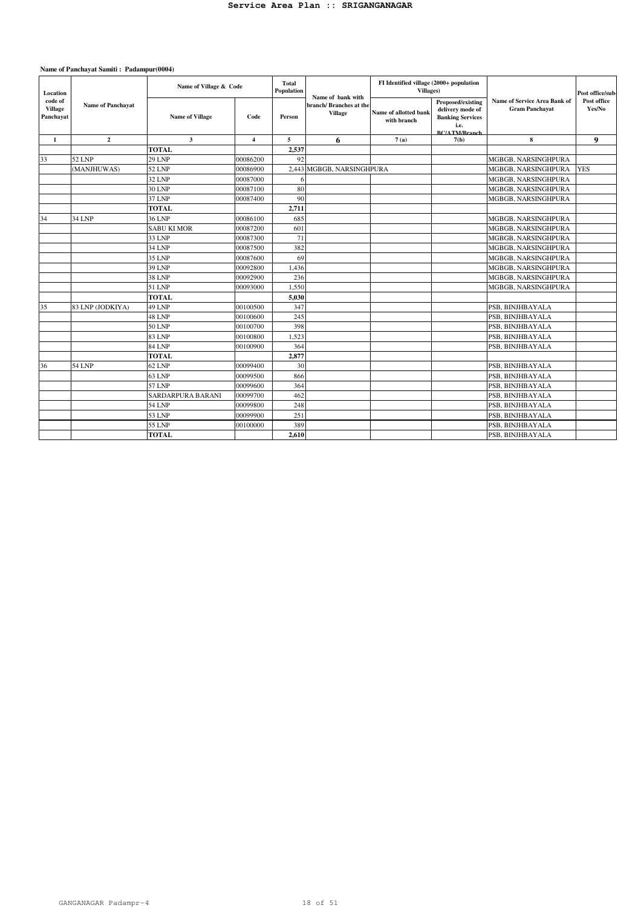# Service Area Plan :: SRIGANGANAGAR

**Name of Panchayat Samiti : Padampur(0004)**

| Location code of Village Panchayat | Name of Panchayat | Name of Village & Code | | Total Population | Name of bank with branch/ Branches at the Village | FI Identified village (2000+ population Villages) | | Name of Service Area Bank of Gram Panchayat | Post office/sub-Post office Yes/No |
|---|---|---|---|---|---|---|---|---|---|
| | | Name of Village | Code | Person | | Name of allotted bank with branch | Proposed/existing delivery mode of Banking Services i.e. BC/ATM/Branch | | |
| 1 | 2 | 3 | 4 | 5 | 6 | 7 (a) | 7(b) | 8 | 9 |
| | | TOTAL | | 2,537 | | | | | |
| 33 | 52 LNP | 29 LNP | 00086200 | 92 | | | | MGBGB, NARSINGHPURA | |
| | (MANJHUWAS) | 52 LNP | 00086900 | 2,443 | MGBGB, NARSINGHPURA | | | MGBGB, NARSINGHPURA | YES |
| | | 32 LNP | 00087000 | 6 | | | | MGBGB, NARSINGHPURA | |
| | | 30 LNP | 00087100 | 80 | | | | MGBGB, NARSINGHPURA | |
| | | 37 LNP | 00087400 | 90 | | | | MGBGB, NARSINGHPURA | |
| | | TOTAL | | 2,711 | | | | | |
| 34 | 34 LNP | 36 LNP | 00086100 | 685 | | | | MGBGB, NARSINGHPURA | |
| | | SABU KI MOR | 00087200 | 601 | | | | MGBGB, NARSINGHPURA | |
| | | 33 LNP | 00087300 | 71 | | | | MGBGB, NARSINGHPURA | |
| | | 34 LNP | 00087500 | 382 | | | | MGBGB, NARSINGHPURA | |
| | | 35 LNP | 00087600 | 69 | | | | MGBGB, NARSINGHPURA | |
| | | 39 LNP | 00092800 | 1,436 | | | | MGBGB, NARSINGHPURA | |
| | | 38 LNP | 00092900 | 236 | | | | MGBGB, NARSINGHPURA | |
| | | 51 LNP | 00093000 | 1,550 | | | | MGBGB, NARSINGHPURA | |
| | | TOTAL | | 5,030 | | | | | |
| 35 | 83 LNP (JODKIYA) | 49 LNP | 00100500 | 347 | | | | PSB, BINJHBAYALA | |
| | | 48 LNP | 00100600 | 245 | | | | PSB, BINJHBAYALA | |
| | | 50 LNP | 00100700 | 398 | | | | PSB, BINJHBAYALA | |
| | | 83 LNP | 00100800 | 1,523 | | | | PSB, BINJHBAYALA | |
| | | 84 LNP | 00100900 | 364 | | | | PSB, BINJHBAYALA | |
| | | TOTAL | | 2,877 | | | | | |
| 36 | 54 LNP | 62 LNP | 00099400 | 30 | | | | PSB, BINJHBAYALA | |
| | | 63 LNP | 00099500 | 866 | | | | PSB, BINJHBAYALA | |
| | | 57 LNP | 00099600 | 364 | | | | PSB, BINJHBAYALA | |
| | | SARDARPURA BARANI | 00099700 | 462 | | | | PSB, BINJHBAYALA | |
| | | 54 LNP | 00099800 | 248 | | | | PSB, BINJHBAYALA | |
| | | 53 LNP | 00099900 | 251 | | | | PSB, BINJHBAYALA | |
| | | 55 LNP | 00100000 | 389 | | | | PSB, BINJHBAYALA | |
| | | TOTAL | | 2,610 | | | | PSB, BINJHBAYALA | |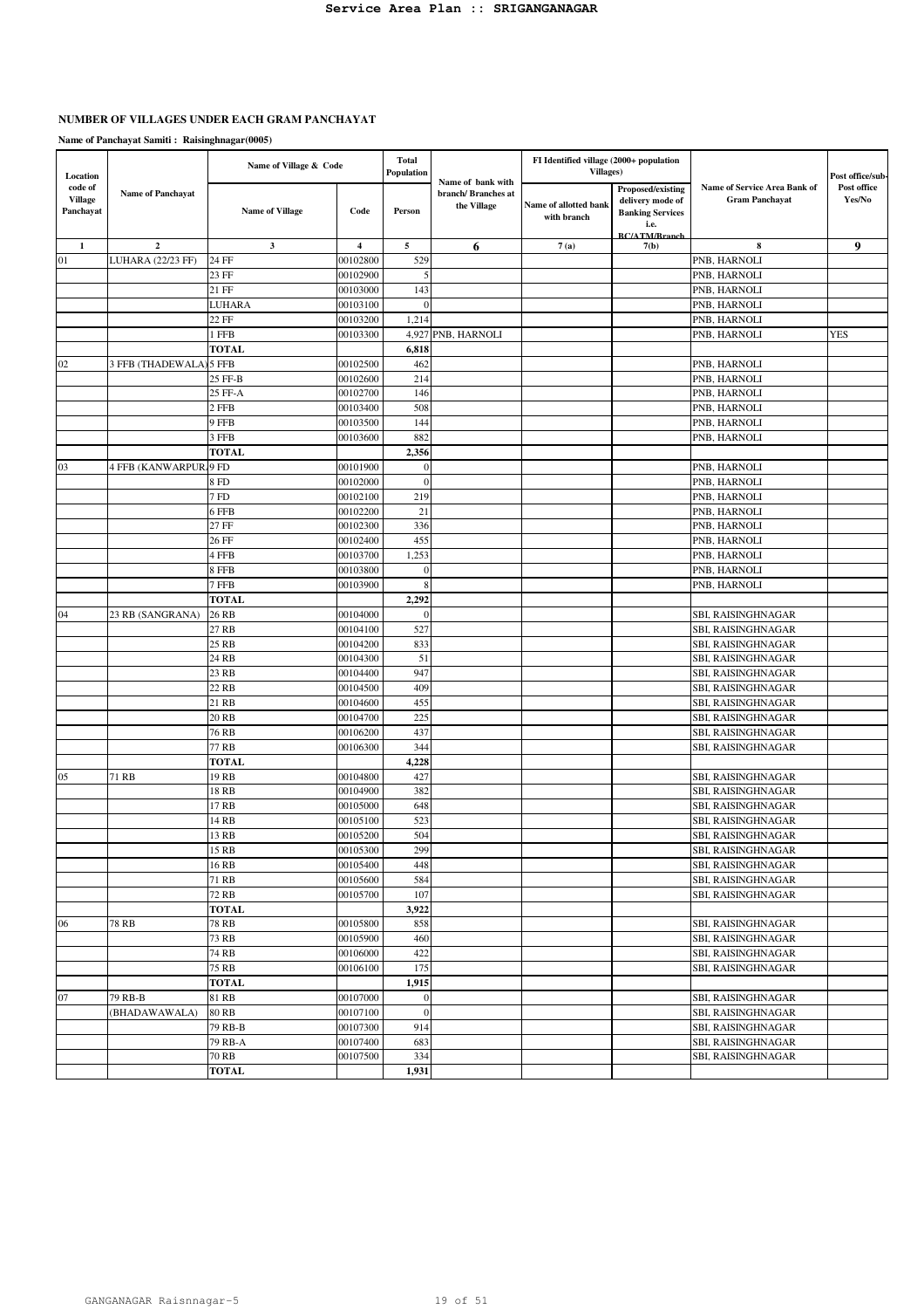**NUMBER OF VILLAGES UNDER EACH GRAM PANCHAYAT**

**Name of Panchayat Samiti : Raisinghnagar(0005)**

| Location code of Village Panchayat | Name of Panchayat | Name of Village & Code | | Total Population | Name of bank with branch/ Branches at the Village | FI Identified village (2000+ population Villages) | | Name of Service Area Bank of Gram Panchayat | Post office/sub-Post office Yes/No |
|---|---|---|---|---|---|---|---|---|---|
| | | Name of Village | Code | Person | | Name of allotted bank with branch | Proposed/existing delivery mode of Banking Services i.e. BC/ATM/Branch | | |
| 1 | 2 | 3 | 4 | 5 | 6 | 7 (a) | 7(b) | 8 | 9 |
| 01 | LUHARA (22/23 FF) | 24 FF | 00102800 | 529 | | | | PNB, HARNOLI | |
| | | 23 FF | 00102900 | 5 | | | | PNB, HARNOLI | |
| | | 21 FF | 00103000 | 143 | | | | PNB, HARNOLI | |
| | | LUHARA | 00103100 | 0 | | | | PNB, HARNOLI | |
| | | 22 FF | 00103200 | 1,214 | | | | PNB, HARNOLI | |
| | | 1 FFB | 00103300 | 4,927 | PNB, HARNOLI | | | PNB, HARNOLI | YES |
| | | **TOTAL** | | **6,818** | | | | | |
| 02 | 3 FFB (THADEWALA) | 5 FFB | 00102500 | 462 | | | | PNB, HARNOLI | |
| | | 25 FF-B | 00102600 | 214 | | | | PNB, HARNOLI | |
| | | 25 FF-A | 00102700 | 146 | | | | PNB, HARNOLI | |
| | | 2 FFB | 00103400 | 508 | | | | PNB, HARNOLI | |
| | | 9 FFB | 00103500 | 144 | | | | PNB, HARNOLI | |
| | | 3 FFB | 00103600 | 882 | | | | PNB, HARNOLI | |
| | | **TOTAL** | | **2,356** | | | | | |
| 03 | 4 FFB (KANWARPUR) | 9 FD | 00101900 | 0 | | | | PNB, HARNOLI | |
| | | 8 FD | 00102000 | 0 | | | | PNB, HARNOLI | |
| | | 7 FD | 00102100 | 219 | | | | PNB, HARNOLI | |
| | | 6 FFB | 00102200 | 21 | | | | PNB, HARNOLI | |
| | | 27 FF | 00102300 | 336 | | | | PNB, HARNOLI | |
| | | 26 FF | 00102400 | 455 | | | | PNB, HARNOLI | |
| | | 4 FFB | 00103700 | 1,253 | | | | PNB, HARNOLI | |
| | | 8 FFB | 00103800 | 0 | | | | PNB, HARNOLI | |
| | | 7 FFB | 00103900 | 8 | | | | PNB, HARNOLI | |
| | | **TOTAL** | | **2,292** | | | | | |
| 04 | 23 RB (SANGRANA) | 26 RB | 00104000 | 0 | | | | SBI, RAISINGHNAGAR | |
| | | 27 RB | 00104100 | 527 | | | | SBI, RAISINGHNAGAR | |
| | | 25 RB | 00104200 | 833 | | | | SBI, RAISINGHNAGAR | |
| | | 24 RB | 00104300 | 51 | | | | SBI, RAISINGHNAGAR | |
| | | 23 RB | 00104400 | 947 | | | | SBI, RAISINGHNAGAR | |
| | | 22 RB | 00104500 | 409 | | | | SBI, RAISINGHNAGAR | |
| | | 21 RB | 00104600 | 455 | | | | SBI, RAISINGHNAGAR | |
| | | 20 RB | 00104700 | 225 | | | | SBI, RAISINGHNAGAR | |
| | | 76 RB | 00106200 | 437 | | | | SBI, RAISINGHNAGAR | |
| | | 77 RB | 00106300 | 344 | | | | SBI, RAISINGHNAGAR | |
| | | **TOTAL** | | **4,228** | | | | | |
| 05 | 71 RB | 19 RB | 00104800 | 427 | | | | SBI, RAISINGHNAGAR | |
| | | 18 RB | 00104900 | 382 | | | | SBI, RAISINGHNAGAR | |
| | | 17 RB | 00105000 | 648 | | | | SBI, RAISINGHNAGAR | |
| | | 14 RB | 00105100 | 523 | | | | SBI, RAISINGHNAGAR | |
| | | 13 RB | 00105200 | 504 | | | | SBI, RAISINGHNAGAR | |
| | | 15 RB | 00105300 | 299 | | | | SBI, RAISINGHNAGAR | |
| | | 16 RB | 00105400 | 448 | | | | SBI, RAISINGHNAGAR | |
| | | 71 RB | 00105600 | 584 | | | | SBI, RAISINGHNAGAR | |
| | | 72 RB | 00105700 | 107 | | | | SBI, RAISINGHNAGAR | |
| | | **TOTAL** | | **3,922** | | | | | |
| 06 | 78 RB | 78 RB | 00105800 | 858 | | | | SBI, RAISINGHNAGAR | |
| | | 73 RB | 00105900 | 460 | | | | SBI, RAISINGHNAGAR | |
| | | 74 RB | 00106000 | 422 | | | | SBI, RAISINGHNAGAR | |
| | | 75 RB | 00106100 | 175 | | | | SBI, RAISINGHNAGAR | |
| | | **TOTAL** | | **1,915** | | | | | |
| 07 | 79 RB-B | 81 RB | 00107000 | 0 | | | | SBI, RAISINGHNAGAR | |
| | (BHADAWAWALA) | 80 RB | 00107100 | 0 | | | | SBI, RAISINGHNAGAR | |
| | | 79 RB-B | 00107300 | 914 | | | | SBI, RAISINGHNAGAR | |
| | | 79 RB-A | 00107400 | 683 | | | | SBI, RAISINGHNAGAR | |
| | | 70 RB | 00107500 | 334 | | | | SBI, RAISINGHNAGAR | |
| | | **TOTAL** | | **1,931** | | | | | |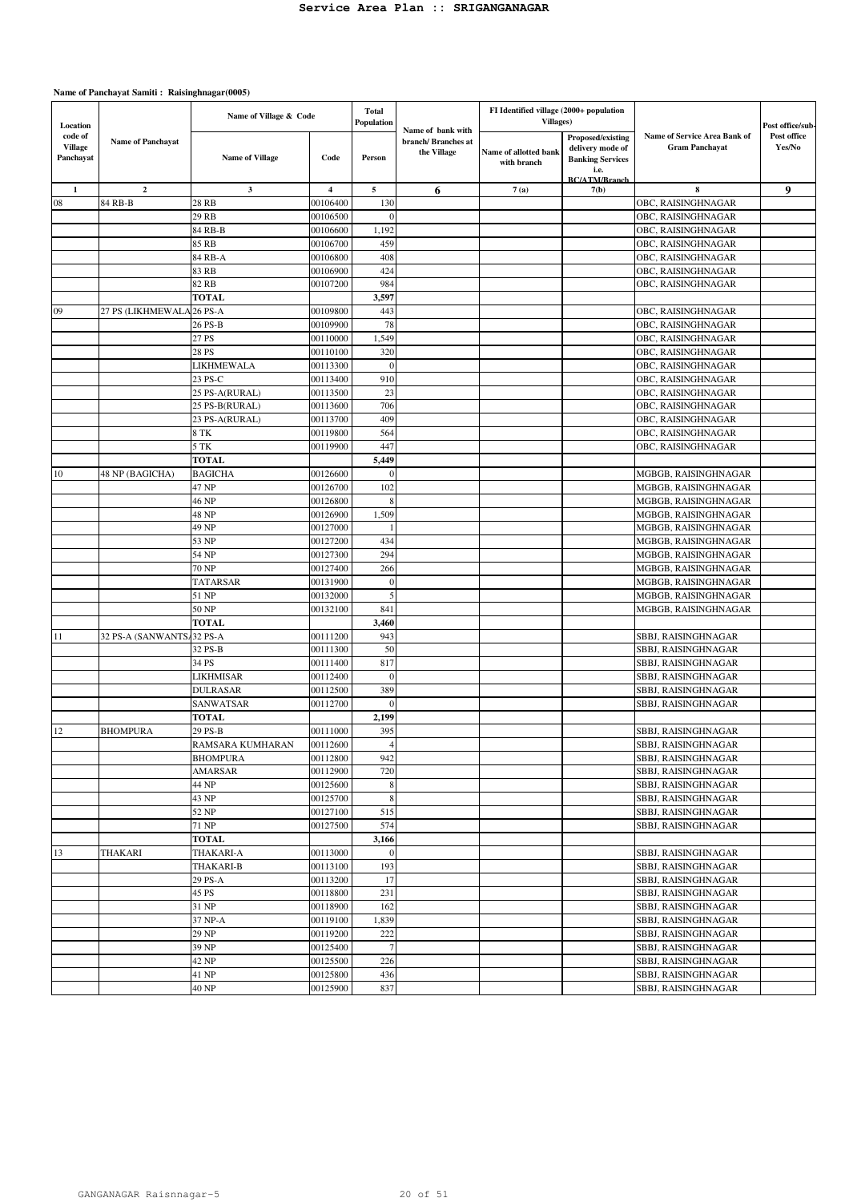# Service Area Plan :: SRIGANGANAGAR

**Name of Panchayat Samiti : Raisinghnagar(0005)**

| Location code of Village Panchayat | Name of Panchayat | Name of Village & Code | | Total Population | Name of bank with branch/ Branches at the Village | FI Identified village (2000+ population Villages) | | Name of Service Area Bank of Gram Panchayat | Post office/sub-Post office Yes/No |
|---|---|---|---|---|---|---|---|---|---|
| | | Name of Village | Code | Person | | Name of allotted bank with branch | Proposed/existing delivery mode of Banking Services i.e. BC/ATM/Branch | | |
| 1 | 2 | 3 | 4 | 5 | 6 | 7 (a) | 7(b) | 8 | 9 |
| 08 | 84 RB-B | 28 RB | 00106400 | 130 | | | | OBC, RAISINGHNAGAR | |
| | | 29 RB | 00106500 | 0 | | | | OBC, RAISINGHNAGAR | |
| | | 84 RB-B | 00106600 | 1,192 | | | | OBC, RAISINGHNAGAR | |
| | | 85 RB | 00106700 | 459 | | | | OBC, RAISINGHNAGAR | |
| | | 84 RB-A | 00106800 | 408 | | | | OBC, RAISINGHNAGAR | |
| | | 83 RB | 00106900 | 424 | | | | OBC, RAISINGHNAGAR | |
| | | 82 RB | 00107200 | 984 | | | | OBC, RAISINGHNAGAR | |
| | | **TOTAL** | | **3,597** | | | | | |
| 09 | 27 PS (LIKHMEWALA | 26 PS-A | 00109800 | 443 | | | | OBC, RAISINGHNAGAR | |
| | | 26 PS-B | 00109900 | 78 | | | | OBC, RAISINGHNAGAR | |
| | | 27 PS | 00110000 | 1,549 | | | | OBC, RAISINGHNAGAR | |
| | | 28 PS | 00110100 | 320 | | | | OBC, RAISINGHNAGAR | |
| | | LIKHMEWALA | 00113300 | 0 | | | | OBC, RAISINGHNAGAR | |
| | | 23 PS-C | 00113400 | 910 | | | | OBC, RAISINGHNAGAR | |
| | | 25 PS-A(RURAL) | 00113500 | 23 | | | | OBC, RAISINGHNAGAR | |
| | | 25 PS-B(RURAL) | 00113600 | 706 | | | | OBC, RAISINGHNAGAR | |
| | | 23 PS-A(RURAL) | 00113700 | 409 | | | | OBC, RAISINGHNAGAR | |
| | | 8 TK | 00119800 | 564 | | | | OBC, RAISINGHNAGAR | |
| | | 5 TK | 00119900 | 447 | | | | OBC, RAISINGHNAGAR | |
| | | **TOTAL** | | **5,449** | | | | | |
| 10 | 48 NP (BAGICHA) | BAGICHA | 00126600 | 0 | | | | MGBGB, RAISINGHNAGAR | |
| | | 47 NP | 00126700 | 102 | | | | MGBGB, RAISINGHNAGAR | |
| | | 46 NP | 00126800 | 8 | | | | MGBGB, RAISINGHNAGAR | |
| | | 48 NP | 00126900 | 1,509 | | | | MGBGB, RAISINGHNAGAR | |
| | | 49 NP | 00127000 | 1 | | | | MGBGB, RAISINGHNAGAR | |
| | | 53 NP | 00127200 | 434 | | | | MGBGB, RAISINGHNAGAR | |
| | | 54 NP | 00127300 | 294 | | | | MGBGB, RAISINGHNAGAR | |
| | | 70 NP | 00127400 | 266 | | | | MGBGB, RAISINGHNAGAR | |
| | | TATARSAR | 00131900 | 0 | | | | MGBGB, RAISINGHNAGAR | |
| | | 51 NP | 00132000 | 5 | | | | MGBGB, RAISINGHNAGAR | |
| | | 50 NP | 00132100 | 841 | | | | MGBGB, RAISINGHNAGAR | |
| | | **TOTAL** | | **3,460** | | | | | |
| 11 | 32 PS-A (SANWANTSA | 32 PS-A | 00111200 | 943 | | | | SBBJ, RAISINGHNAGAR | |
| | | 32 PS-B | 00111300 | 50 | | | | SBBJ, RAISINGHNAGAR | |
| | | 34 PS | 00111400 | 817 | | | | SBBJ, RAISINGHNAGAR | |
| | | LIKHMISAR | 00112400 | 0 | | | | SBBJ, RAISINGHNAGAR | |
| | | DULRASAR | 00112500 | 389 | | | | SBBJ, RAISINGHNAGAR | |
| | | SANWATSAR | 00112700 | 0 | | | | SBBJ, RAISINGHNAGAR | |
| | | **TOTAL** | | **2,199** | | | | | |
| 12 | BHOMPURA | 29 PS-B | 00111000 | 395 | | | | SBBJ, RAISINGHNAGAR | |
| | | RAMSARA KUMHARAN | 00112600 | 4 | | | | SBBJ, RAISINGHNAGAR | |
| | | BHOMPURA | 00112800 | 942 | | | | SBBJ, RAISINGHNAGAR | |
| | | AMARSAR | 00112900 | 720 | | | | SBBJ, RAISINGHNAGAR | |
| | | 44 NP | 00125600 | 8 | | | | SBBJ, RAISINGHNAGAR | |
| | | 43 NP | 00125700 | 8 | | | | SBBJ, RAISINGHNAGAR | |
| | | 52 NP | 00127100 | 515 | | | | SBBJ, RAISINGHNAGAR | |
| | | 71 NP | 00127500 | 574 | | | | SBBJ, RAISINGHNAGAR | |
| | | **TOTAL** | | **3,166** | | | | | |
| 13 | THAKARI | THAKARI-A | 00113000 | 0 | | | | SBBJ, RAISINGHNAGAR | |
| | | THAKARI-B | 00113100 | 193 | | | | SBBJ, RAISINGHNAGAR | |
| | | 29 PS-A | 00113200 | 17 | | | | SBBJ, RAISINGHNAGAR | |
| | | 45 PS | 00118800 | 231 | | | | SBBJ, RAISINGHNAGAR | |
| | | 31 NP | 00118900 | 162 | | | | SBBJ, RAISINGHNAGAR | |
| | | 37 NP-A | 00119100 | 1,839 | | | | SBBJ, RAISINGHNAGAR | |
| | | 29 NP | 00119200 | 222 | | | | SBBJ, RAISINGHNAGAR | |
| | | 39 NP | 00125400 | 7 | | | | SBBJ, RAISINGHNAGAR | |
| | | 42 NP | 00125500 | 226 | | | | SBBJ, RAISINGHNAGAR | |
| | | 41 NP | 00125800 | 436 | | | | SBBJ, RAISINGHNAGAR | |
| | | 40 NP | 00125900 | 837 | | | | SBBJ, RAISINGHNAGAR | |

GANGANAGAR Raisnnagar-5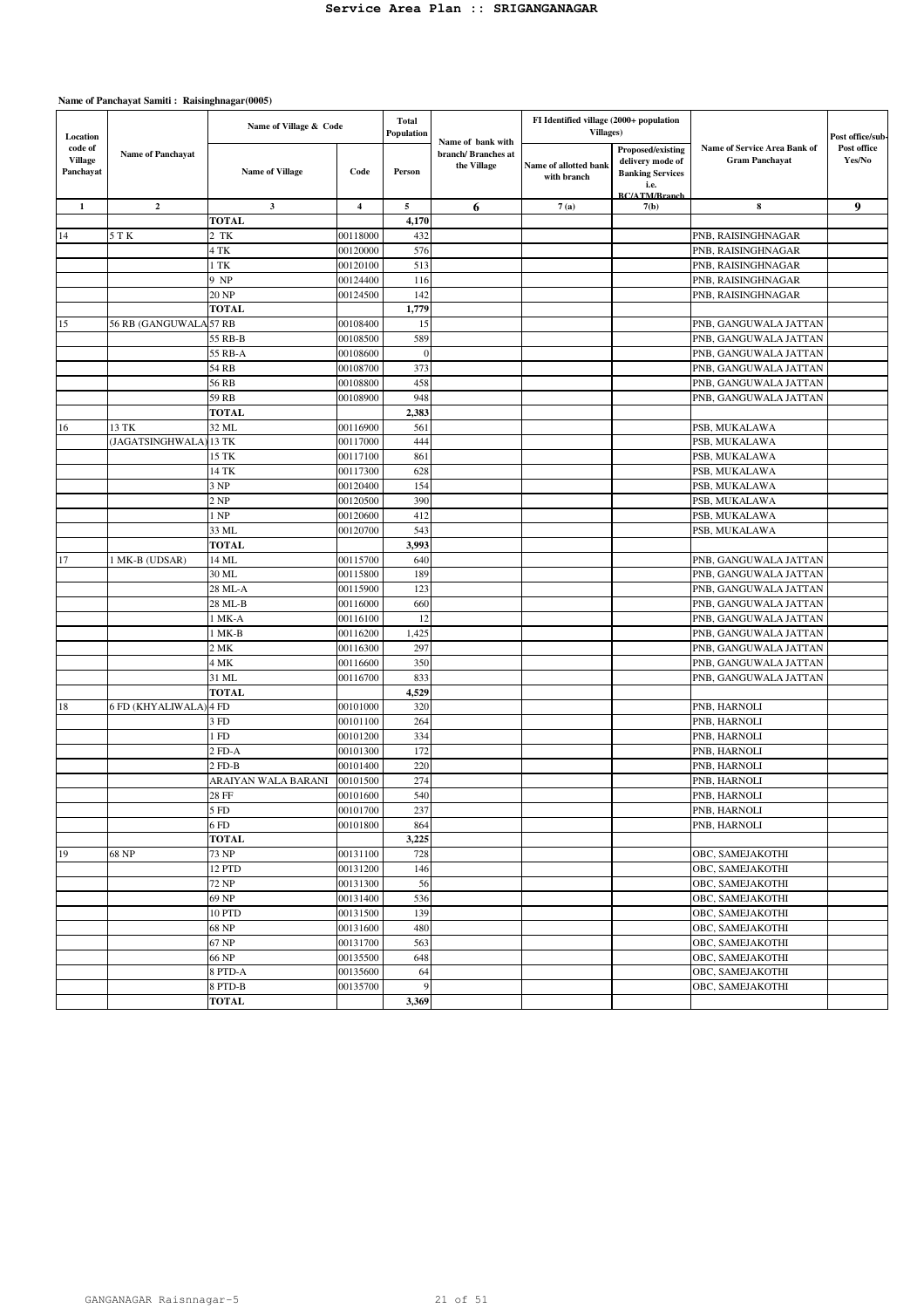**Service Area Plan :: SRIGANGANAGAR**

**Name of Panchayat Samiti : Raisinghnagar(0005)**

| Location code of Village Panchayat | Name of Panchayat | Name of Village & Code | | Total Population | Name of bank with branch/ Branches at the Village | FI Identified village (2000+ population Villages) | | Name of Service Area Bank of Gram Panchayat | Post office/sub-Post office Yes/No |
|---|---|---|---|---|---|---|---|---|---|
| | | Name of Village | Code | Person | | Name of allotted bank with branch | Proposed/existing delivery mode of Banking Services i.e. BC/ATM/Branch | | |
| 1 | 2 | 3 | 4 | 5 | 6 | 7 (a) | 7(b) | 8 | 9 |
| | | TOTAL | | 4,170 | | | | | |
| 14 | 5 T K | 2 TK | 00118000 | 432 | | | | PNB, RAISINGHNAGAR | |
| | | 4 TK | 00120000 | 576 | | | | PNB, RAISINGHNAGAR | |
| | | 1 TK | 00120100 | 513 | | | | PNB, RAISINGHNAGAR | |
| | | 9 NP | 00124400 | 116 | | | | PNB, RAISINGHNAGAR | |
| | | 20 NP | 00124500 | 142 | | | | PNB, RAISINGHNAGAR | |
| | | TOTAL | | 1,779 | | | | | |
| 15 | 56 RB (GANGUWALA | 57 RB | 00108400 | 15 | | | | PNB, GANGUWALA JATTAN | |
| | | 55 RB-B | 00108500 | 589 | | | | PNB, GANGUWALA JATTAN | |
| | | 55 RB-A | 00108600 | 0 | | | | PNB, GANGUWALA JATTAN | |
| | | 54 RB | 00108700 | 373 | | | | PNB, GANGUWALA JATTAN | |
| | | 56 RB | 00108800 | 458 | | | | PNB, GANGUWALA JATTAN | |
| | | 59 RB | 00108900 | 948 | | | | PNB, GANGUWALA JATTAN | |
| | | TOTAL | | 2,383 | | | | | |
| 16 | 13 TK | 32 ML | 00116900 | 561 | | | | PSB, MUKALAWA | |
| | (JAGATSINGHWALA) | 13 TK | 00117000 | 444 | | | | PSB, MUKALAWA | |
| | | 15 TK | 00117100 | 861 | | | | PSB, MUKALAWA | |
| | | 14 TK | 00117300 | 628 | | | | PSB, MUKALAWA | |
| | | 3 NP | 00120400 | 154 | | | | PSB, MUKALAWA | |
| | | 2 NP | 00120500 | 390 | | | | PSB, MUKALAWA | |
| | | 1 NP | 00120600 | 412 | | | | PSB, MUKALAWA | |
| | | 33 ML | 00120700 | 543 | | | | PSB, MUKALAWA | |
| | | TOTAL | | 3,993 | | | | | |
| 17 | 1 MK-B (UDSAR) | 14 ML | 00115700 | 640 | | | | PNB, GANGUWALA JATTAN | |
| | | 30 ML | 00115800 | 189 | | | | PNB, GANGUWALA JATTAN | |
| | | 28 ML-A | 00115900 | 123 | | | | PNB, GANGUWALA JATTAN | |
| | | 28 ML-B | 00116000 | 660 | | | | PNB, GANGUWALA JATTAN | |
| | | 1 MK-A | 00116100 | 12 | | | | PNB, GANGUWALA JATTAN | |
| | | 1 MK-B | 00116200 | 1,425 | | | | PNB, GANGUWALA JATTAN | |
| | | 2 MK | 00116300 | 297 | | | | PNB, GANGUWALA JATTAN | |
| | | 4 MK | 00116600 | 350 | | | | PNB, GANGUWALA JATTAN | |
| | | 31 ML | 00116700 | 833 | | | | PNB, GANGUWALA JATTAN | |
| | | TOTAL | | 4,529 | | | | | |
| 18 | 6 FD (KHYALIWALA) | 4 FD | 00101000 | 320 | | | | PNB, HARNOLI | |
| | | 3 FD | 00101100 | 264 | | | | PNB, HARNOLI | |
| | | 1 FD | 00101200 | 334 | | | | PNB, HARNOLI | |
| | | 2 FD-A | 00101300 | 172 | | | | PNB, HARNOLI | |
| | | 2 FD-B | 00101400 | 220 | | | | PNB, HARNOLI | |
| | | ARAIYAN WALA BARANI | 00101500 | 274 | | | | PNB, HARNOLI | |
| | | 28 FF | 00101600 | 540 | | | | PNB, HARNOLI | |
| | | 5 FD | 00101700 | 237 | | | | PNB, HARNOLI | |
| | | 6 FD | 00101800 | 864 | | | | PNB, HARNOLI | |
| | | TOTAL | | 3,225 | | | | | |
| 19 | 68 NP | 73 NP | 00131100 | 728 | | | | OBC, SAMEJAKOTHI | |
| | | 12 PTD | 00131200 | 146 | | | | OBC, SAMEJAKOTHI | |
| | | 72 NP | 00131300 | 56 | | | | OBC, SAMEJAKOTHI | |
| | | 69 NP | 00131400 | 536 | | | | OBC, SAMEJAKOTHI | |
| | | 10 PTD | 00131500 | 139 | | | | OBC, SAMEJAKOTHI | |
| | | 68 NP | 00131600 | 480 | | | | OBC, SAMEJAKOTHI | |
| | | 67 NP | 00131700 | 563 | | | | OBC, SAMEJAKOTHI | |
| | | 66 NP | 00135500 | 648 | | | | OBC, SAMEJAKOTHI | |
| | | 8 PTD-A | 00135600 | 64 | | | | OBC, SAMEJAKOTHI | |
| | | 8 PTD-B | 00135700 | 9 | | | | OBC, SAMEJAKOTHI | |
| | | TOTAL | | 3,369 | | | | | |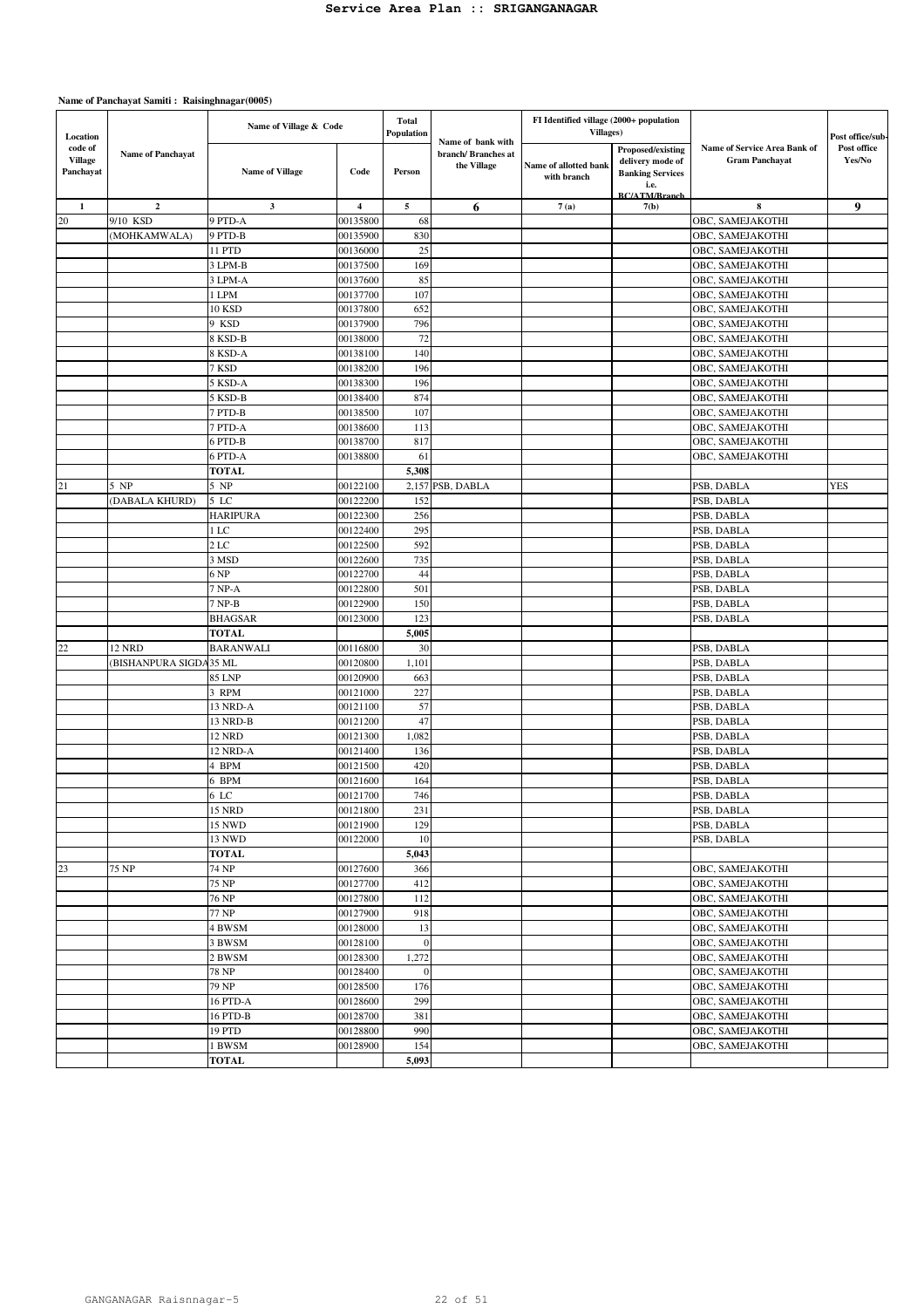**Name of Panchayat Samiti : Raisinghnagar(0005)**

| Location code of Village Panchayat | Name of Panchayat | Name of Village & Code | | Total Population | Name of bank with branch/ Branches at the Village | FI Identified village (2000+ population Villages) | | Name of Service Area Bank of Gram Panchayat | Post office/sub-Post office Yes/No |
|---|---|---|---|---|---|---|---|---|---|
| | | Name of Village | Code | Person | | Name of allotted bank with branch | Proposed/existing delivery mode of Banking Services i.e. BC/ATM/Branch | | |
| 1 | 2 | 3 | 4 | 5 | 6 | 7(a) | 7(b) | 8 | 9 |
| 20 | 9/10 KSD | 9 PTD-A | 00135800 | 68 | | | | OBC, SAMEJAKOTHI | |
| | (MOHKAMWALA) | 9 PTD-B | 00135900 | 830 | | | | OBC, SAMEJAKOTHI | |
| | | 11 PTD | 00136000 | 25 | | | | OBC, SAMEJAKOTHI | |
| | | 3 LPM-B | 00137500 | 169 | | | | OBC, SAMEJAKOTHI | |
| | | 3 LPM-A | 00137600 | 85 | | | | OBC, SAMEJAKOTHI | |
| | | 1 LPM | 00137700 | 107 | | | | OBC, SAMEJAKOTHI | |
| | | 10 KSD | 00137800 | 652 | | | | OBC, SAMEJAKOTHI | |
| | | 9 KSD | 00137900 | 796 | | | | OBC, SAMEJAKOTHI | |
| | | 8 KSD-B | 00138000 | 72 | | | | OBC, SAMEJAKOTHI | |
| | | 8 KSD-A | 00138100 | 140 | | | | OBC, SAMEJAKOTHI | |
| | | 7 KSD | 00138200 | 196 | | | | OBC, SAMEJAKOTHI | |
| | | 5 KSD-A | 00138300 | 196 | | | | OBC, SAMEJAKOTHI | |
| | | 5 KSD-B | 00138400 | 874 | | | | OBC, SAMEJAKOTHI | |
| | | 7 PTD-B | 00138500 | 107 | | | | OBC, SAMEJAKOTHI | |
| | | 7 PTD-A | 00138600 | 113 | | | | OBC, SAMEJAKOTHI | |
| | | 6 PTD-B | 00138700 | 817 | | | | OBC, SAMEJAKOTHI | |
| | | 6 PTD-A | 00138800 | 61 | | | | OBC, SAMEJAKOTHI | |
| | | **TOTAL** | | **5,308** | | | | | |
| 21 | 5 NP | 5 NP | 00122100 | 2,157 | PSB, DABLA | | | PSB, DABLA | YES |
| | (DABALA KHURD) | 5 LC | 00122200 | 152 | | | | PSB, DABLA | |
| | | HARIPURA | 00122300 | 256 | | | | PSB, DABLA | |
| | | 1 LC | 00122400 | 295 | | | | PSB, DABLA | |
| | | 2 LC | 00122500 | 592 | | | | PSB, DABLA | |
| | | 3 MSD | 00122600 | 735 | | | | PSB, DABLA | |
| | | 6 NP | 00122700 | 44 | | | | PSB, DABLA | |
| | | 7 NP-A | 00122800 | 501 | | | | PSB, DABLA | |
| | | 7 NP-B | 00122900 | 150 | | | | PSB, DABLA | |
| | | BHAGSAR | 00123000 | 123 | | | | PSB, DABLA | |
| | | **TOTAL** | | **5,005** | | | | | |
| 22 | 12 NRD | BARANWALI | 00116800 | 30 | | | | PSB, DABLA | |
| | (BISHANPURA SIGDA | 35 ML | 00120800 | 1,101 | | | | PSB, DABLA | |
| | | 85 LNP | 00120900 | 663 | | | | PSB, DABLA | |
| | | 3 RPM | 00121000 | 227 | | | | PSB, DABLA | |
| | | 13 NRD-A | 00121100 | 57 | | | | PSB, DABLA | |
| | | 13 NRD-B | 00121200 | 47 | | | | PSB, DABLA | |
| | | 12 NRD | 00121300 | 1,082 | | | | PSB, DABLA | |
| | | 12 NRD-A | 00121400 | 136 | | | | PSB, DABLA | |
| | | 4 BPM | 00121500 | 420 | | | | PSB, DABLA | |
| | | 6 BPM | 00121600 | 164 | | | | PSB, DABLA | |
| | | 6 LC | 00121700 | 746 | | | | PSB, DABLA | |
| | | 15 NRD | 00121800 | 231 | | | | PSB, DABLA | |
| | | 15 NWD | 00121900 | 129 | | | | PSB, DABLA | |
| | | 13 NWD | 00122000 | 10 | | | | PSB, DABLA | |
| | | **TOTAL** | | **5,043** | | | | | |
| 23 | 75 NP | 74 NP | 00127600 | 366 | | | | OBC, SAMEJAKOTHI | |
| | | 75 NP | 00127700 | 412 | | | | OBC, SAMEJAKOTHI | |
| | | 76 NP | 00127800 | 112 | | | | OBC, SAMEJAKOTHI | |
| | | 77 NP | 00127900 | 918 | | | | OBC, SAMEJAKOTHI | |
| | | 4 BWSM | 00128000 | 13 | | | | OBC, SAMEJAKOTHI | |
| | | 3 BWSM | 00128100 | 0 | | | | OBC, SAMEJAKOTHI | |
| | | 2 BWSM | 00128300 | 1,272 | | | | OBC, SAMEJAKOTHI | |
| | | 78 NP | 00128400 | 0 | | | | OBC, SAMEJAKOTHI | |
| | | 79 NP | 00128500 | 176 | | | | OBC, SAMEJAKOTHI | |
| | | 16 PTD-A | 00128600 | 299 | | | | OBC, SAMEJAKOTHI | |
| | | 16 PTD-B | 00128700 | 381 | | | | OBC, SAMEJAKOTHI | |
| | | 19 PTD | 00128800 | 990 | | | | OBC, SAMEJAKOTHI | |
| | | 1 BWSM | 00128900 | 154 | | | | OBC, SAMEJAKOTHI | |
| | | **TOTAL** | | **5,093** | | | | | |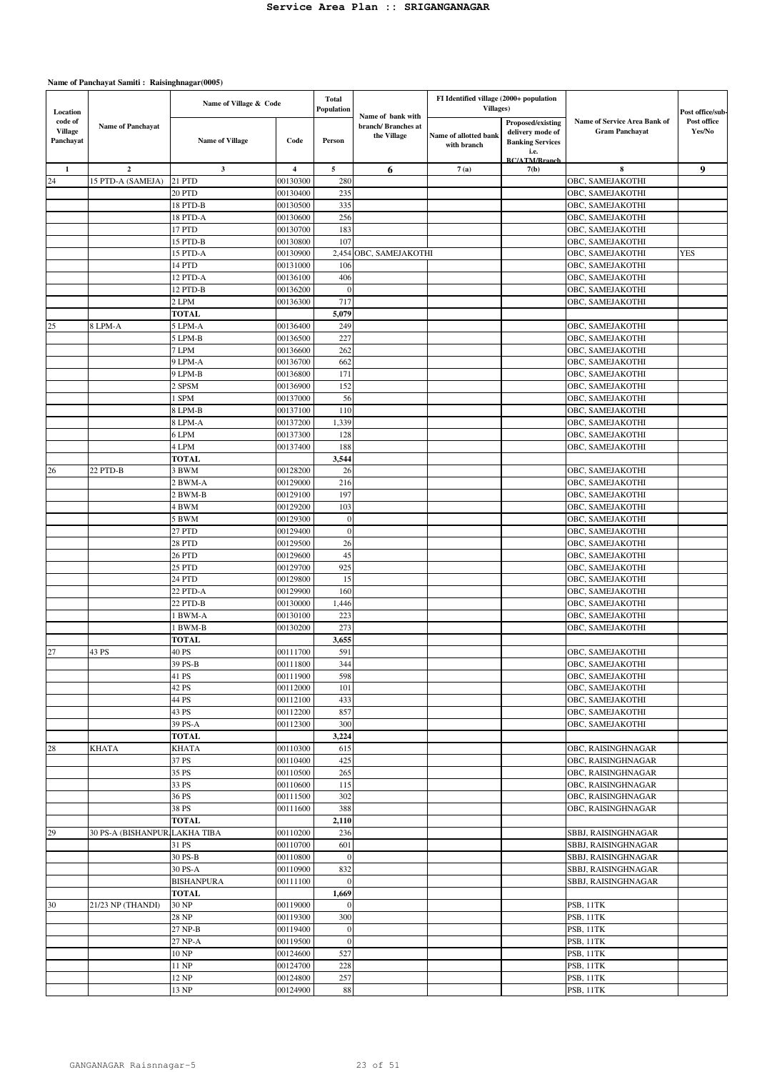# Service Area Plan :: SRIGANGANAGAR

**Name of Panchayat Samiti : Raisinghnagar(0005)**

| Location code of Village Panchayat | Name of Panchayat | Name of Village & Code | | Total Population | Name of bank with branch/ Branches at the Village | FI Identified village (2000+ population Villages) | | Name of Service Area Bank of Gram Panchayat | Post office/sub-Post office Yes/No |
|---|---|---|---|---|---|---|---|---|---|
| | | Name of Village | Code | Person | | Name of allotted bank with branch | Proposed/existing delivery mode of Banking Services i.e. BC/ATM/Branch | | |
| 1 | 2 | 3 | 4 | 5 | 6 | 7(a) | 7(b) | 8 | 9 |
| 24 | 15 PTD-A (SAMEJA) | 21 PTD | 00130300 | 280 | | | | OBC, SAMEJAKOTHI | |
| | | 20 PTD | 00130400 | 235 | | | | OBC, SAMEJAKOTHI | |
| | | 18 PTD-B | 00130500 | 335 | | | | OBC, SAMEJAKOTHI | |
| | | 18 PTD-A | 00130600 | 256 | | | | OBC, SAMEJAKOTHI | |
| | | 17 PTD | 00130700 | 183 | | | | OBC, SAMEJAKOTHI | |
| | | 15 PTD-B | 00130800 | 107 | | | | OBC, SAMEJAKOTHI | |
| | | 15 PTD-A | 00130900 | 2,454 | OBC, SAMEJAKOTHI | | | OBC, SAMEJAKOTHI | YES |
| | | 14 PTD | 00131000 | 106 | | | | OBC, SAMEJAKOTHI | |
| | | 12 PTD-A | 00136100 | 406 | | | | OBC, SAMEJAKOTHI | |
| | | 12 PTD-B | 00136200 | 0 | | | | OBC, SAMEJAKOTHI | |
| | | 2 LPM | 00136300 | 717 | | | | OBC, SAMEJAKOTHI | |
| | | **TOTAL** | | **5,079** | | | | | |
| 25 | 8 LPM-A | 5 LPM-A | 00136400 | 249 | | | | OBC, SAMEJAKOTHI | |
| | | 5 LPM-B | 00136500 | 227 | | | | OBC, SAMEJAKOTHI | |
| | | 7 LPM | 00136600 | 262 | | | | OBC, SAMEJAKOTHI | |
| | | 9 LPM-A | 00136700 | 662 | | | | OBC, SAMEJAKOTHI | |
| | | 9 LPM-B | 00136800 | 171 | | | | OBC, SAMEJAKOTHI | |
| | | 2 SPSM | 00136900 | 152 | | | | OBC, SAMEJAKOTHI | |
| | | 1 SPM | 00137000 | 56 | | | | OBC, SAMEJAKOTHI | |
| | | 8 LPM-B | 00137100 | 110 | | | | OBC, SAMEJAKOTHI | |
| | | 8 LPM-A | 00137200 | 1,339 | | | | OBC, SAMEJAKOTHI | |
| | | 6 LPM | 00137300 | 128 | | | | OBC, SAMEJAKOTHI | |
| | | 4 LPM | 00137400 | 188 | | | | OBC, SAMEJAKOTHI | |
| | | **TOTAL** | | **3,544** | | | | | |
| 26 | 22 PTD-B | 3 BWM | 00128200 | 26 | | | | OBC, SAMEJAKOTHI | |
| | | 2 BWM-A | 00129000 | 216 | | | | OBC, SAMEJAKOTHI | |
| | | 2 BWM-B | 00129100 | 197 | | | | OBC, SAMEJAKOTHI | |
| | | 4 BWM | 00129200 | 103 | | | | OBC, SAMEJAKOTHI | |
| | | 5 BWM | 00129300 | 0 | | | | OBC, SAMEJAKOTHI | |
| | | 27 PTD | 00129400 | 0 | | | | OBC, SAMEJAKOTHI | |
| | | 28 PTD | 00129500 | 26 | | | | OBC, SAMEJAKOTHI | |
| | | 26 PTD | 00129600 | 45 | | | | OBC, SAMEJAKOTHI | |
| | | 25 PTD | 00129700 | 925 | | | | OBC, SAMEJAKOTHI | |
| | | 24 PTD | 00129800 | 15 | | | | OBC, SAMEJAKOTHI | |
| | | 22 PTD-A | 00129900 | 160 | | | | OBC, SAMEJAKOTHI | |
| | | 22 PTD-B | 00130000 | 1,446 | | | | OBC, SAMEJAKOTHI | |
| | | 1 BWM-A | 00130100 | 223 | | | | OBC, SAMEJAKOTHI | |
| | | 1 BWM-B | 00130200 | 273 | | | | OBC, SAMEJAKOTHI | |
| | | **TOTAL** | | **3,655** | | | | | |
| 27 | 43 PS | 40 PS | 00111700 | 591 | | | | OBC, SAMEJAKOTHI | |
| | | 39 PS-B | 00111800 | 344 | | | | OBC, SAMEJAKOTHI | |
| | | 41 PS | 00111900 | 598 | | | | OBC, SAMEJAKOTHI | |
| | | 42 PS | 00112000 | 101 | | | | OBC, SAMEJAKOTHI | |
| | | 44 PS | 00112100 | 433 | | | | OBC, SAMEJAKOTHI | |
| | | 43 PS | 00112200 | 857 | | | | OBC, SAMEJAKOTHI | |
| | | 39 PS-A | 00112300 | 300 | | | | OBC, SAMEJAKOTHI | |
| | | **TOTAL** | | **3,224** | | | | | |
| 28 | KHATA | KHATA | 00110300 | 615 | | | | OBC, RAISINGHNAGAR | |
| | | 37 PS | 00110400 | 425 | | | | OBC, RAISINGHNAGAR | |
| | | 35 PS | 00110500 | 265 | | | | OBC, RAISINGHNAGAR | |
| | | 33 PS | 00110600 | 115 | | | | OBC, RAISINGHNAGAR | |
| | | 36 PS | 00111500 | 302 | | | | OBC, RAISINGHNAGAR | |
| | | 38 PS | 00111600 | 388 | | | | OBC, RAISINGHNAGAR | |
| | | **TOTAL** | | **2,110** | | | | | |
| 29 | 30 PS-A (BISHANPURA) | LAKHA TIBA | 00110200 | 236 | | | | SBBJ, RAISINGHNAGAR | |
| | | 31 PS | 00110700 | 601 | | | | SBBJ, RAISINGHNAGAR | |
| | | 30 PS-B | 00110800 | 0 | | | | SBBJ, RAISINGHNAGAR | |
| | | 30 PS-A | 00110900 | 832 | | | | SBBJ, RAISINGHNAGAR | |
| | | BISHANPURA | 00111100 | 0 | | | | SBBJ, RAISINGHNAGAR | |
| | | **TOTAL** | | **1,669** | | | | | |
| 30 | 21/23 NP (THANDI) | 30 NP | 00119000 | 0 | | | | PSB, 11TK | |
| | | 28 NP | 00119300 | 300 | | | | PSB, 11TK | |
| | | 27 NP-B | 00119400 | 0 | | | | PSB, 11TK | |
| | | 27 NP-A | 00119500 | 0 | | | | PSB, 11TK | |
| | | 10 NP | 00124600 | 527 | | | | PSB, 11TK | |
| | | 11 NP | 00124700 | 228 | | | | PSB, 11TK | |
| | | 12 NP | 00124800 | 257 | | | | PSB, 11TK | |
| | | 13 NP | 00124900 | 88 | | | | PSB, 11TK | |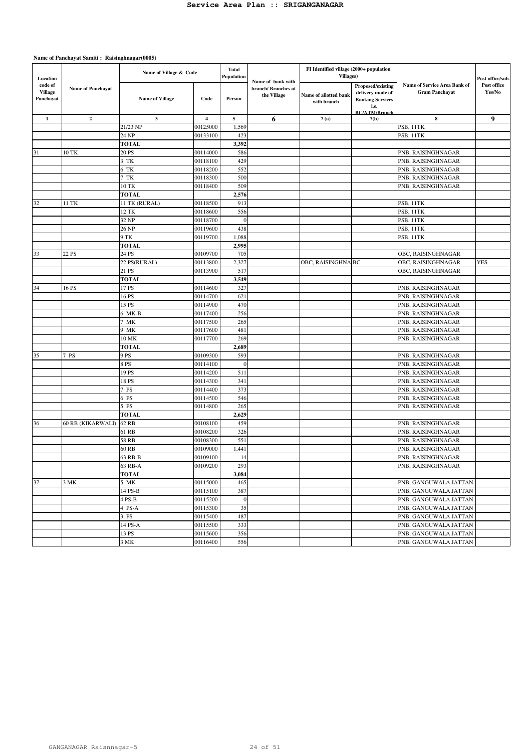**Name of Panchayat Samiti : Raisinghnagar(0005)**

| Location code of Village Panchayat | Name of Panchayat | Name of Village & Code | | Total Population | Name of bank with branch/ Branches at the Village | FI Identified village (2000+ population Villages) | | Name of Service Area Bank of Gram Panchayat | Post office/sub-Post office Yes/No |
|---|---|---|---|---|---|---|---|---|---|
| | | Name of Village | Code | Person | | Name of allotted bank with branch | Proposed/existing delivery mode of Banking Services i.e. BC/ATM/Branch | | |
| 1 | 2 | 3 | 4 | 5 | 6 | 7(a) | 7(b) | 8 | 9 |
| | | 21/23 NP | 00125000 | 1,569 | | | | PSB, 11TK | |
| | | 24 NP | 00133100 | 423 | | | | PSB, 11TK | |
| | | **TOTAL** | | **3,392** | | | | | |
| 31 | 10 TK | 20 PS | 00114000 | 586 | | | | PNB, RAISINGHNAGAR | |
| | | 3 TK | 00118100 | 429 | | | | PNB, RAISINGHNAGAR | |
| | | 6 TK | 00118200 | 552 | | | | PNB, RAISINGHNAGAR | |
| | | 7 TK | 00118300 | 500 | | | | PNB, RAISINGHNAGAR | |
| | | 10 TK | 00118400 | 509 | | | | PNB, RAISINGHNAGAR | |
| | | **TOTAL** | | **2,576** | | | | | |
| 32 | 11 TK | 11 TK (RURAL) | 00118500 | 913 | | | | PSB, 11TK | |
| | | 12 TK | 00118600 | 556 | | | | PSB, 11TK | |
| | | 32 NP | 00118700 | 0 | | | | PSB, 11TK | |
| | | 26 NP | 00119600 | 438 | | | | PSB, 11TK | |
| | | 9 TK | 00119700 | 1,088 | | | | PSB, 11TK | |
| | | **TOTAL** | | **2,995** | | | | | |
| 33 | 22 PS | 24 PS | 00109700 | 705 | | | | OBC, RAISINGHNAGAR | |
| | | 22 PS(RURAL) | 00113800 | 2,327 | | OBC, RAISINGHNA | BC | OBC, RAISINGHNAGAR | YES |
| | | 21 PS | 00113900 | 517 | | | | OBC, RAISINGHNAGAR | |
| | | **TOTAL** | | **3,549** | | | | | |
| 34 | 16 PS | 17 PS | 00114600 | 327 | | | | PNB, RAISINGHNAGAR | |
| | | 16 PS | 00114700 | 621 | | | | PNB, RAISINGHNAGAR | |
| | | 15 PS | 00114900 | 470 | | | | PNB, RAISINGHNAGAR | |
| | | 6 MK-B | 00117400 | 256 | | | | PNB, RAISINGHNAGAR | |
| | | 7 MK | 00117500 | 265 | | | | PNB, RAISINGHNAGAR | |
| | | 9 MK | 00117600 | 481 | | | | PNB, RAISINGHNAGAR | |
| | | 10 MK | 00117700 | 269 | | | | PNB, RAISINGHNAGAR | |
| | | **TOTAL** | | **2,689** | | | | | |
| 35 | 7 PS | 9 PS | 00109300 | 593 | | | | PNB, RAISINGHNAGAR | |
| | | 8 PS | 00114100 | 0 | | | | PNB, RAISINGHNAGAR | |
| | | 19 PS | 00114200 | 511 | | | | PNB, RAISINGHNAGAR | |
| | | 18 PS | 00114300 | 341 | | | | PNB, RAISINGHNAGAR | |
| | | 7 PS | 00114400 | 373 | | | | PNB, RAISINGHNAGAR | |
| | | 6 PS | 00114500 | 546 | | | | PNB, RAISINGHNAGAR | |
| | | 5 PS | 00114800 | 265 | | | | PNB, RAISINGHNAGAR | |
| | | **TOTAL** | | **2,629** | | | | | |
| 36 | 60 RB (KIKARWALI) | 62 RB | 00108100 | 459 | | | | PNB, RAISINGHNAGAR | |
| | | 61 RB | 00108200 | 326 | | | | PNB, RAISINGHNAGAR | |
| | | 58 RB | 00108300 | 551 | | | | PNB, RAISINGHNAGAR | |
| | | 60 RB | 00109000 | 1,441 | | | | PNB, RAISINGHNAGAR | |
| | | 63 RB-B | 00109100 | 14 | | | | PNB, RAISINGHNAGAR | |
| | | 63 RB-A | 00109200 | 293 | | | | PNB, RAISINGHNAGAR | |
| | | **TOTAL** | | **3,084** | | | | | |
| 37 | 3 MK | 5 MK | 00115000 | 465 | | | | PNB, GANGUWALA JATTAN | |
| | | 14 PS-B | 00115100 | 387 | | | | PNB, GANGUWALA JATTAN | |
| | | 4 PS-B | 00115200 | 0 | | | | PNB, GANGUWALA JATTAN | |
| | | 4 PS-A | 00115300 | 35 | | | | PNB, GANGUWALA JATTAN | |
| | | 3 PS | 00115400 | 487 | | | | PNB, GANGUWALA JATTAN | |
| | | 14 PS-A | 00115500 | 333 | | | | PNB, GANGUWALA JATTAN | |
| | | 13 PS | 00115600 | 356 | | | | PNB, GANGUWALA JATTAN | |
| | | 3 MK | 00116400 | 556 | | | | PNB, GANGUWALA JATTAN | |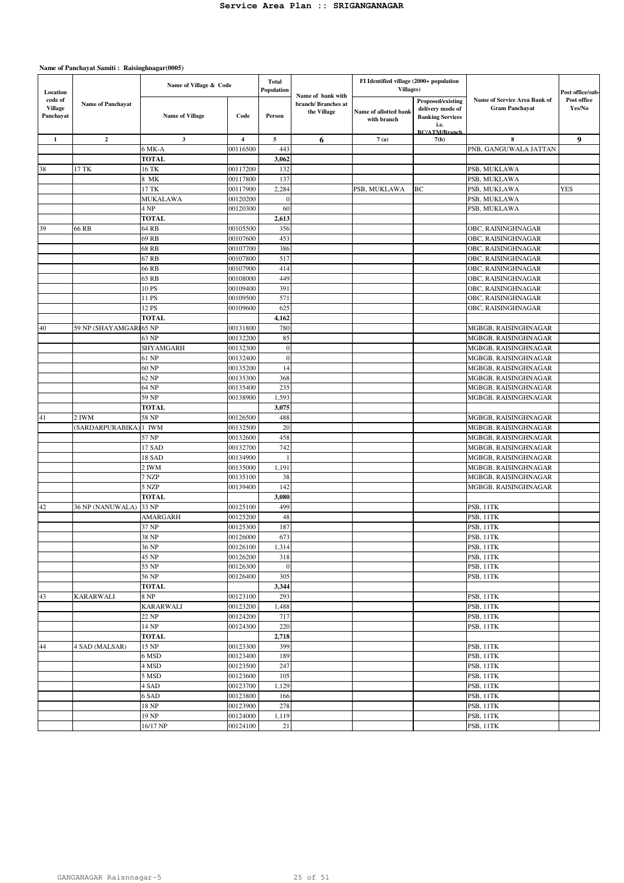**Name of Panchayat Samiti : Raisinghnagar(0005)**

| Location code of Village Panchayat | Name of Panchayat | Name of Village & Code | | Total Population | Name of bank with branch/ Branches at the Village | FI Identified village (2000+ population Villages) | | Name of Service Area Bank of Gram Panchayat | Post office/sub-Post office Yes/No |
|---|---|---|---|---|---|---|---|---|---|
| | | Name of Village | Code | Person | | Name of allotted bank with branch | Proposed/existing delivery mode of Banking Services i.e. BC/ATM/Branch | | |
| 1 | 2 | 3 | 4 | 5 | 6 | 7(a) | 7(b) | 8 | 9 |
| | | 6 MK-A | 00116500 | 443 | | | | PNB, GANGUWALA JATTAN | |
| | | TOTAL | | 3,062 | | | | | |
| 38 | 17 TK | 16 TK | 00117200 | 132 | | | | PSB, MUKLAWA | |
| | | 8 MK | 00117800 | 137 | | | | PSB, MUKLAWA | |
| | | 17 TK | 00117900 | 2,284 | | PSB, MUKLAWA | BC | PSB, MUKLAWA | YES |
| | | MUKALAWA | 00120200 | 0 | | | | PSB, MUKLAWA | |
| | | 4 NP | 00120300 | 60 | | | | PSB, MUKLAWA | |
| | | TOTAL | | 2,613 | | | | | |
| 39 | 66 RB | 64 RB | 00105500 | 356 | | | | OBC, RAISINGHNAGAR | |
| | | 69 RB | 00107600 | 453 | | | | OBC, RAISINGHNAGAR | |
| | | 68 RB | 00107700 | 386 | | | | OBC, RAISINGHNAGAR | |
| | | 67 RB | 00107800 | 517 | | | | OBC, RAISINGHNAGAR | |
| | | 66 RB | 00107900 | 414 | | | | OBC, RAISINGHNAGAR | |
| | | 65 RB | 00108000 | 449 | | | | OBC, RAISINGHNAGAR | |
| | | 10 PS | 00109400 | 391 | | | | OBC, RAISINGHNAGAR | |
| | | 11 PS | 00109500 | 571 | | | | OBC, RAISINGHNAGAR | |
| | | 12 PS | 00109600 | 625 | | | | OBC, RAISINGHNAGAR | |
| | | TOTAL | | 4,162 | | | | | |
| 40 | 59 NP (SHAYAMGARH | 65 NP | 00131800 | 780 | | | | MGBGB, RAISINGHNAGAR | |
| | | 63 NP | 00132200 | 85 | | | | MGBGB, RAISINGHNAGAR | |
| | | SHYAMGARH | 00132300 | 0 | | | | MGBGB, RAISINGHNAGAR | |
| | | 61 NP | 00132400 | 0 | | | | MGBGB, RAISINGHNAGAR | |
| | | 60 NP | 00135200 | 14 | | | | MGBGB, RAISINGHNAGAR | |
| | | 62 NP | 00135300 | 368 | | | | MGBGB, RAISINGHNAGAR | |
| | | 64 NP | 00135400 | 235 | | | | MGBGB, RAISINGHNAGAR | |
| | | 59 NP | 00138900 | 1,593 | | | | MGBGB, RAISINGHNAGAR | |
| | | TOTAL | | 3,075 | | | | | |
| 41 | 2 IWM | 58 NP | 00126500 | 488 | | | | MGBGB, RAISINGHNAGAR | |
| | (SARDARPURABIKA) | 1 IWM | 00132500 | 20 | | | | MGBGB, RAISINGHNAGAR | |
| | | 57 NP | 00132600 | 458 | | | | MGBGB, RAISINGHNAGAR | |
| | | 17 SAD | 00132700 | 742 | | | | MGBGB, RAISINGHNAGAR | |
| | | 18 SAD | 00134900 | 1 | | | | MGBGB, RAISINGHNAGAR | |
| | | 2 IWM | 00135000 | 1,191 | | | | MGBGB, RAISINGHNAGAR | |
| | | 7 NZP | 00135100 | 38 | | | | MGBGB, RAISINGHNAGAR | |
| | | 5 NZP | 00139400 | 142 | | | | MGBGB, RAISINGHNAGAR | |
| | | TOTAL | | 3,080 | | | | | |
| 42 | 36 NP (NANUWALA) | 33 NP | 00125100 | 499 | | | | PSB, 11TK | |
| | | AMARGARH | 00125200 | 48 | | | | PSB, 11TK | |
| | | 37 NP | 00125300 | 187 | | | | PSB, 11TK | |
| | | 38 NP | 00126000 | 673 | | | | PSB, 11TK | |
| | | 36 NP | 00126100 | 1,314 | | | | PSB, 11TK | |
| | | 45 NP | 00126200 | 318 | | | | PSB, 11TK | |
| | | 55 NP | 00126300 | 0 | | | | PSB, 11TK | |
| | | 56 NP | 00126400 | 305 | | | | PSB, 11TK | |
| | | TOTAL | | 3,344 | | | | | |
| 43 | KARARWALI | 8 NP | 00123100 | 293 | | | | PSB, 11TK | |
| | | KARARWALI | 00123200 | 1,488 | | | | PSB, 11TK | |
| | | 22 NP | 00124200 | 717 | | | | PSB, 11TK | |
| | | 14 NP | 00124300 | 220 | | | | PSB, 11TK | |
| | | TOTAL | | 2,718 | | | | | |
| 44 | 4 SAD (MALSAR) | 15 NP | 00123300 | 399 | | | | PSB, 11TK | |
| | | 6 MSD | 00123400 | 189 | | | | PSB, 11TK | |
| | | 4 MSD | 00123500 | 247 | | | | PSB, 11TK | |
| | | 5 MSD | 00123600 | 105 | | | | PSB, 11TK | |
| | | 4 SAD | 00123700 | 1,129 | | | | PSB, 11TK | |
| | | 6 SAD | 00123800 | 166 | | | | PSB, 11TK | |
| | | 18 NP | 00123900 | 278 | | | | PSB, 11TK | |
| | | 19 NP | 00124000 | 1,119 | | | | PSB, 11TK | |
| | | 16/17 NP | 00124100 | 21 | | | | PSB, 11TK | |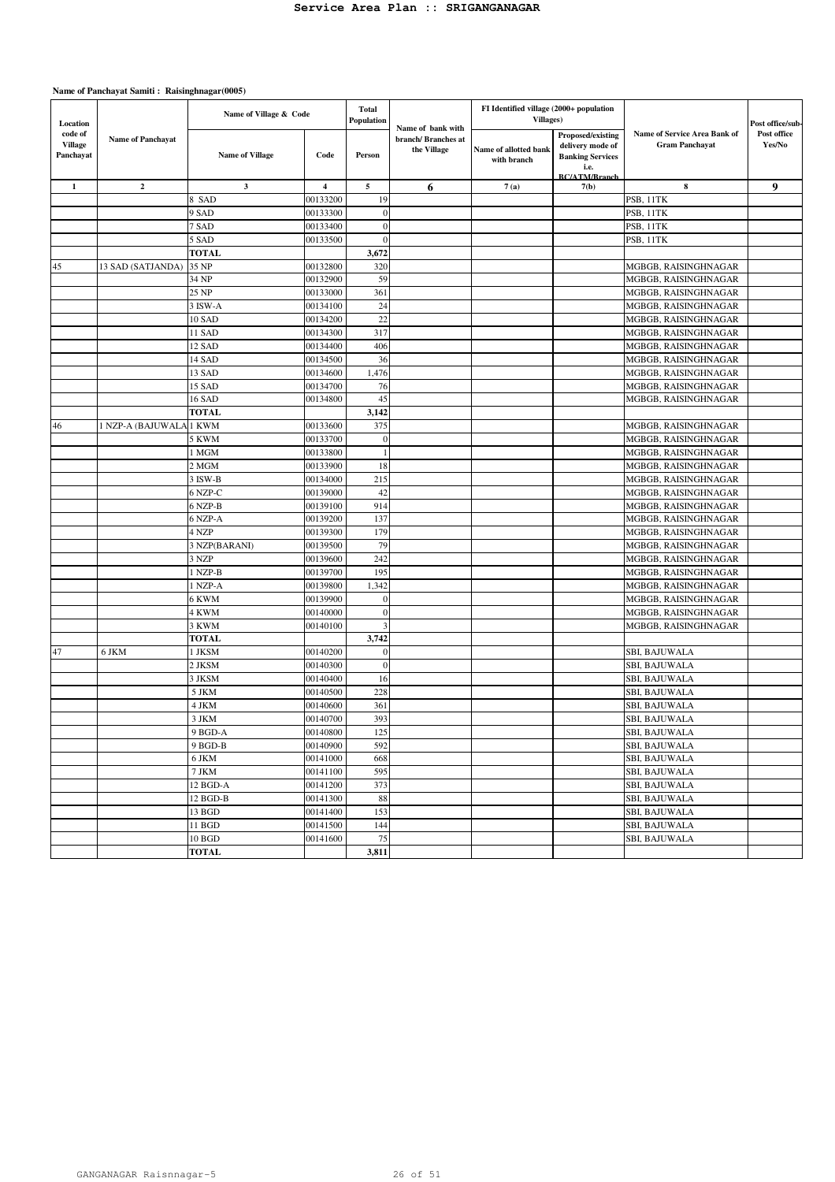# Service Area Plan :: SRIGANGANAGAR

**Name of Panchayat Samiti : Raisinghnagar(0005)**

| Location code of Village Panchayat | Name of Panchayat | Name of Village & Code | | Total Population | Name of bank with branch/ Branches at the Village | FI Identified village (2000+ population Villages) | | Name of Service Area Bank of Gram Panchayat | Post office/sub-Post office Yes/No |
|---|---|---|---|---|---|---|---|---|---|
| | | Name of Village | Code | Person | | Name of allotted bank with branch | Proposed/existing delivery mode of Banking Services i.e. BC/ATM/Branch | | |
| 1 | 2 | 3 | 4 | 5 | 6 | 7(a) | 7(b) | 8 | 9 |
| | | 8 SAD | 00133200 | 19 | | | | PSB, 11TK | |
| | | 9 SAD | 00133300 | 0 | | | | PSB, 11TK | |
| | | 7 SAD | 00133400 | 0 | | | | PSB, 11TK | |
| | | 5 SAD | 00133500 | 0 | | | | PSB, 11TK | |
| | | **TOTAL** | | **3,672** | | | | | |
| 45 | 13 SAD (SATJANDA) | 35 NP | 00132800 | 320 | | | | MGBGB, RAISINGHNAGAR | |
| | | 34 NP | 00132900 | 59 | | | | MGBGB, RAISINGHNAGAR | |
| | | 25 NP | 00133000 | 361 | | | | MGBGB, RAISINGHNAGAR | |
| | | 3 ISW-A | 00134100 | 24 | | | | MGBGB, RAISINGHNAGAR | |
| | | 10 SAD | 00134200 | 22 | | | | MGBGB, RAISINGHNAGAR | |
| | | 11 SAD | 00134300 | 317 | | | | MGBGB, RAISINGHNAGAR | |
| | | 12 SAD | 00134400 | 406 | | | | MGBGB, RAISINGHNAGAR | |
| | | 14 SAD | 00134500 | 36 | | | | MGBGB, RAISINGHNAGAR | |
| | | 13 SAD | 00134600 | 1,476 | | | | MGBGB, RAISINGHNAGAR | |
| | | 15 SAD | 00134700 | 76 | | | | MGBGB, RAISINGHNAGAR | |
| | | 16 SAD | 00134800 | 45 | | | | MGBGB, RAISINGHNAGAR | |
| | | **TOTAL** | | **3,142** | | | | | |
| 46 | 1 NZP-A (BAJUWALA | 1 KWM | 00133600 | 375 | | | | MGBGB, RAISINGHNAGAR | |
| | | 5 KWM | 00133700 | 0 | | | | MGBGB, RAISINGHNAGAR | |
| | | 1 MGM | 00133800 | 1 | | | | MGBGB, RAISINGHNAGAR | |
| | | 2 MGM | 00133900 | 18 | | | | MGBGB, RAISINGHNAGAR | |
| | | 3 ISW-B | 00134000 | 215 | | | | MGBGB, RAISINGHNAGAR | |
| | | 6 NZP-C | 00139000 | 42 | | | | MGBGB, RAISINGHNAGAR | |
| | | 6 NZP-B | 00139100 | 914 | | | | MGBGB, RAISINGHNAGAR | |
| | | 6 NZP-A | 00139200 | 137 | | | | MGBGB, RAISINGHNAGAR | |
| | | 4 NZP | 00139300 | 179 | | | | MGBGB, RAISINGHNAGAR | |
| | | 3 NZP(BARANI) | 00139500 | 79 | | | | MGBGB, RAISINGHNAGAR | |
| | | 3 NZP | 00139600 | 242 | | | | MGBGB, RAISINGHNAGAR | |
| | | 1 NZP-B | 00139700 | 195 | | | | MGBGB, RAISINGHNAGAR | |
| | | 1 NZP-A | 00139800 | 1,342 | | | | MGBGB, RAISINGHNAGAR | |
| | | 6 KWM | 00139900 | 0 | | | | MGBGB, RAISINGHNAGAR | |
| | | 4 KWM | 00140000 | 0 | | | | MGBGB, RAISINGHNAGAR | |
| | | 3 KWM | 00140100 | 3 | | | | MGBGB, RAISINGHNAGAR | |
| | | **TOTAL** | | **3,742** | | | | | |
| 47 | 6 JKM | 1 JKSM | 00140200 | 0 | | | | SBI, BAJUWALA | |
| | | 2 JKSM | 00140300 | 0 | | | | SBI, BAJUWALA | |
| | | 3 JKSM | 00140400 | 16 | | | | SBI, BAJUWALA | |
| | | 5 JKM | 00140500 | 228 | | | | SBI, BAJUWALA | |
| | | 4 JKM | 00140600 | 361 | | | | SBI, BAJUWALA | |
| | | 3 JKM | 00140700 | 393 | | | | SBI, BAJUWALA | |
| | | 9 BGD-A | 00140800 | 125 | | | | SBI, BAJUWALA | |
| | | 9 BGD-B | 00140900 | 592 | | | | SBI, BAJUWALA | |
| | | 6 JKM | 00141000 | 668 | | | | SBI, BAJUWALA | |
| | | 7 JKM | 00141100 | 595 | | | | SBI, BAJUWALA | |
| | | 12 BGD-A | 00141200 | 373 | | | | SBI, BAJUWALA | |
| | | 12 BGD-B | 00141300 | 88 | | | | SBI, BAJUWALA | |
| | | 13 BGD | 00141400 | 153 | | | | SBI, BAJUWALA | |
| | | 11 BGD | 00141500 | 144 | | | | SBI, BAJUWALA | |
| | | 10 BGD | 00141600 | 75 | | | | SBI, BAJUWALA | |
| | | **TOTAL** | | **3,811** | | | | | |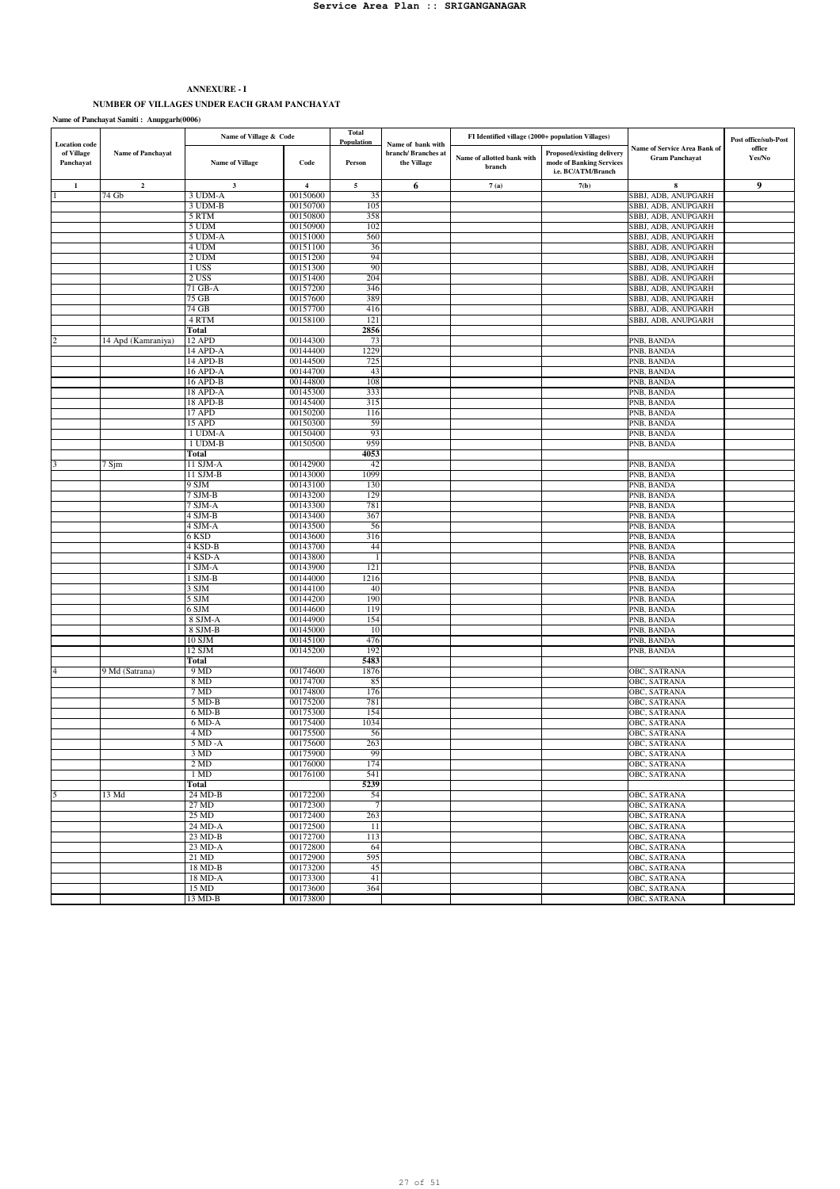**ANNEXURE - I**

**NUMBER OF VILLAGES UNDER EACH GRAM PANCHAYAT**

**Name of Panchayat Samiti : Anupgarh(0006)**

| Location code of Village Panchayat | Name of Panchayat | Name of Village & Code | | Total Population | Name of bank with branch/ Branches at the Village | FI Identified village (2000+ population Villages) | | Name of Service Area Bank of Gram Panchayat | Post office/sub-Post office Yes/No |
|---|---|---|---|---|---|---|---|---|---|
| | | Name of Village | Code | Person | | Name of allotted bank with branch | Proposed/existing delivery mode of Banking Services i.e. BC/ATM/Branch | | |
| 1 | 2 | 3 | 4 | 5 | 6 | 7 (a) | 7(b) | 8 | 9 |
| 1 | 74 Gb | 3 UDM-A | 00150600 | 35 | | | | SBBJ, ADB, ANUPGARH | |
| | | 3 UDM-B | 00150700 | 105 | | | | SBBJ, ADB, ANUPGARH | |
| | | 5 RTM | 00150800 | 358 | | | | SBBJ, ADB, ANUPGARH | |
| | | 5 UDM | 00150900 | 102 | | | | SBBJ, ADB, ANUPGARH | |
| | | 5 UDM-A | 00151000 | 560 | | | | SBBJ, ADB, ANUPGARH | |
| | | 4 UDM | 00151100 | 36 | | | | SBBJ, ADB, ANUPGARH | |
| | | 2 UDM | 00151200 | 94 | | | | SBBJ, ADB, ANUPGARH | |
| | | 1 USS | 00151300 | 90 | | | | SBBJ, ADB, ANUPGARH | |
| | | 2 USS | 00151400 | 204 | | | | SBBJ, ADB, ANUPGARH | |
| | | 71 GB-A | 00157200 | 346 | | | | SBBJ, ADB, ANUPGARH | |
| | | 75 GB | 00157600 | 389 | | | | SBBJ, ADB, ANUPGARH | |
| | | 74 GB | 00157700 | 416 | | | | SBBJ, ADB, ANUPGARH | |
| | | 4 RTM | 00158100 | 121 | | | | SBBJ, ADB, ANUPGARH | |
| | | **Total** | | **2856** | | | | | |
| 2 | 14 Apd (Kamraniya) | 12 APD | 00144300 | 73 | | | | PNB, BANDA | |
| | | 14 APD-A | 00144400 | 1229 | | | | PNB, BANDA | |
| | | 14 APD-B | 00144500 | 725 | | | | PNB, BANDA | |
| | | 16 APD-A | 00144700 | 43 | | | | PNB, BANDA | |
| | | 16 APD-B | 00144800 | 108 | | | | PNB, BANDA | |
| | | 18 APD-A | 00145300 | 333 | | | | PNB, BANDA | |
| | | 18 APD-B | 00145400 | 315 | | | | PNB, BANDA | |
| | | 17 APD | 00150200 | 116 | | | | PNB, BANDA | |
| | | 15 APD | 00150300 | 59 | | | | PNB, BANDA | |
| | | 1 UDM-A | 00150400 | 93 | | | | PNB, BANDA | |
| | | 1 UDM-B | 00150500 | 959 | | | | PNB, BANDA | |
| | | **Total** | | **4053** | | | | | |
| 3 | 7 Sjm | 11 SJM-A | 00142900 | 42 | | | | PNB, BANDA | |
| | | 11 SJM-B | 00143000 | 1099 | | | | PNB, BANDA | |
| | | 9 SJM | 00143100 | 130 | | | | PNB, BANDA | |
| | | 7 SJM-B | 00143200 | 129 | | | | PNB, BANDA | |
| | | 7 SJM-A | 00143300 | 781 | | | | PNB, BANDA | |
| | | 4 SJM-B | 00143400 | 367 | | | | PNB, BANDA | |
| | | 4 SJM-A | 00143500 | 56 | | | | PNB, BANDA | |
| | | 6 KSD | 00143600 | 316 | | | | PNB, BANDA | |
| | | 4 KSD-B | 00143700 | 44 | | | | PNB, BANDA | |
| | | 4 KSD-A | 00143800 | 1 | | | | PNB, BANDA | |
| | | 1 SJM-A | 00143900 | 121 | | | | PNB, BANDA | |
| | | 1 SJM-B | 00144000 | 1216 | | | | PNB, BANDA | |
| | | 3 SJM | 00144100 | 40 | | | | PNB, BANDA | |
| | | 5 SJM | 00144200 | 190 | | | | PNB, BANDA | |
| | | 6 SJM | 00144600 | 119 | | | | PNB, BANDA | |
| | | 8 SJM-A | 00144900 | 154 | | | | PNB, BANDA | |
| | | 8 SJM-B | 00145000 | 10 | | | | PNB, BANDA | |
| | | 10 SJM | 00145100 | 476 | | | | PNB, BANDA | |
| | | 12 SJM | 00145200 | 192 | | | | PNB, BANDA | |
| | | **Total** | | **5483** | | | | | |
| 4 | 9 Md (Satrana) | 9 MD | 00174600 | 1876 | | | | OBC, SATRANA | |
| | | 8 MD | 00174700 | 85 | | | | OBC, SATRANA | |
| | | 7 MD | 00174800 | 176 | | | | OBC, SATRANA | |
| | | 5 MD-B | 00175200 | 781 | | | | OBC, SATRANA | |
| | | 6 MD-B | 00175300 | 154 | | | | OBC, SATRANA | |
| | | 6 MD-A | 00175400 | 1034 | | | | OBC, SATRANA | |
| | | 4 MD | 00175500 | 56 | | | | OBC, SATRANA | |
| | | 5 MD -A | 00175600 | 263 | | | | OBC, SATRANA | |
| | | 3 MD | 00175900 | 99 | | | | OBC, SATRANA | |
| | | 2 MD | 00176000 | 174 | | | | OBC, SATRANA | |
| | | 1 MD | 00176100 | 541 | | | | OBC, SATRANA | |
| | | **Total** | | **5239** | | | | | |
| 5 | 13 Md | 24 MD-B | 00172200 | 54 | | | | OBC, SATRANA | |
| | | 27 MD | 00172300 | 7 | | | | OBC, SATRANA | |
| | | 25 MD | 00172400 | 263 | | | | OBC, SATRANA | |
| | | 24 MD-A | 00172500 | 11 | | | | OBC, SATRANA | |
| | | 23 MD-B | 00172700 | 113 | | | | OBC, SATRANA | |
| | | 23 MD-A | 00172800 | 64 | | | | OBC, SATRANA | |
| | | 21 MD | 00172900 | 595 | | | | OBC, SATRANA | |
| | | 18 MD-B | 00173200 | 45 | | | | OBC, SATRANA | |
| | | 18 MD-A | 00173300 | 41 | | | | OBC, SATRANA | |
| | | 15 MD | 00173600 | 364 | | | | OBC, SATRANA | |
| | | 13 MD-B | 00173800 | | | | | OBC, SATRANA | |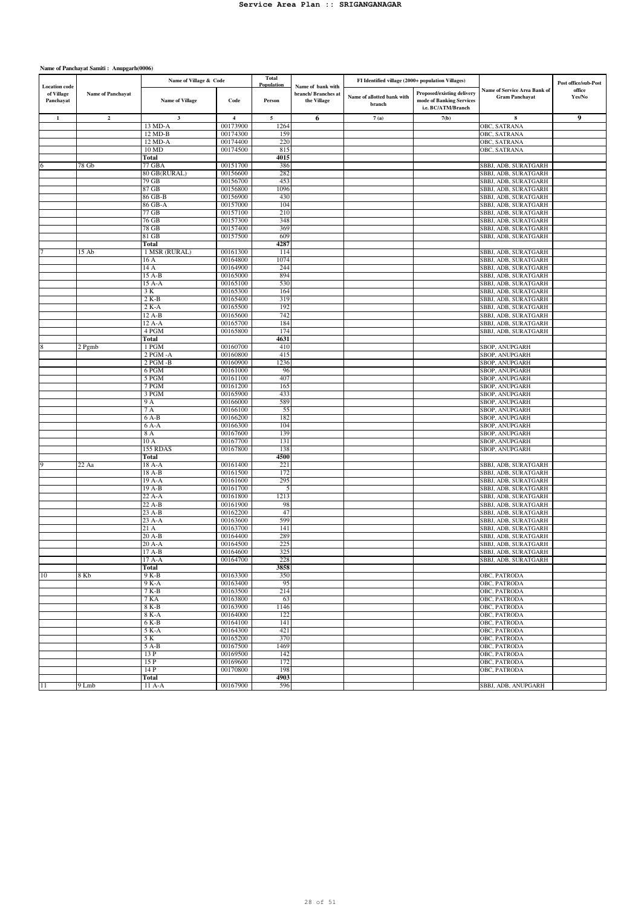# Service Area Plan :: SRIGANGANAGAR

**Name of Panchayat Samiti : Anupgarh(0006)**

| Location code of Village Panchayat | Name of Panchayat | Name of Village & Code | | Total Population | Name of bank with branch/ Branches at the Village | FI Identified village (2000+ population Villages) | | Name of Service Area Bank of Gram Panchayat | Post office/sub-Post office Yes/No |
|---|---|---|---|---|---|---|---|---|---|
| | | Name of Village | Code | Person | | Name of allotted bank with branch | Proposed/existing delivery mode of Banking Services i.e. BC/ATM/Branch | | |
| 1 | 2 | 3 | 4 | 5 | 6 | 7 (a) | 7(b) | 8 | 9 |
| | | 13 MD-A | 00173900 | 1264 | | | | OBC, SATRANA | |
| | | 12 MD-B | 00174300 | 159 | | | | OBC, SATRANA | |
| | | 12 MD-A | 00174400 | 220 | | | | OBC, SATRANA | |
| | | 10 MD | 00174500 | 815 | | | | OBC, SATRANA | |
| | | **Total** | | **4015** | | | | | |
| 6 | 78 Gb | 77 GBA | 00151700 | 386 | | | | SBBJ, ADB, SURATGARH | |
| | | 80 GB(RURAL) | 00156600 | 282 | | | | SBBJ, ADB, SURATGARH | |
| | | 79 GB | 00156700 | 453 | | | | SBBJ, ADB, SURATGARH | |
| | | 87 GB | 00156800 | 1096 | | | | SBBJ, ADB, SURATGARH | |
| | | 86 GB-B | 00156900 | 430 | | | | SBBJ, ADB, SURATGARH | |
| | | 86 GB-A | 00157000 | 104 | | | | SBBJ, ADB, SURATGARH | |
| | | 77 GB | 00157100 | 210 | | | | SBBJ, ADB, SURATGARH | |
| | | 76 GB | 00157300 | 348 | | | | SBBJ, ADB, SURATGARH | |
| | | 78 GB | 00157400 | 369 | | | | SBBJ, ADB, SURATGARH | |
| | | 81 GB | 00157500 | 609 | | | | SBBJ, ADB, SURATGARH | |
| | | **Total** | | **4287** | | | | | |
| 7 | 15 Ab | 1 MSR (RURAL) | 00161300 | 114 | | | | SBBJ, ADB, SURATGARH | |
| | | 16 A | 00164800 | 1074 | | | | SBBJ, ADB, SURATGARH | |
| | | 14 A | 00164900 | 244 | | | | SBBJ, ADB, SURATGARH | |
| | | 15 A-B | 00165000 | 894 | | | | SBBJ, ADB, SURATGARH | |
| | | 15 A-A | 00165100 | 530 | | | | SBBJ, ADB, SURATGARH | |
| | | 3 K | 00165300 | 164 | | | | SBBJ, ADB, SURATGARH | |
| | | 2 K-B | 00165400 | 319 | | | | SBBJ, ADB, SURATGARH | |
| | | 2 K-A | 00165500 | 192 | | | | SBBJ, ADB, SURATGARH | |
| | | 12 A-B | 00165600 | 742 | | | | SBBJ, ADB, SURATGARH | |
| | | 12 A-A | 00165700 | 184 | | | | SBBJ, ADB, SURATGARH | |
| | | 4 PGM | 00165800 | 174 | | | | SBBJ, ADB, SURATGARH | |
| | | **Total** | | **4631** | | | | | |
| 8 | 2 Pgmb | 1 PGM | 00160700 | 410 | | | | SBOP, ANUPGARH | |
| | | 2 PGM -A | 00160800 | 415 | | | | SBOP, ANUPGARH | |
| | | 2 PGM -B | 00160900 | 1236 | | | | SBOP, ANUPGARH | |
| | | 6 PGM | 00161000 | 96 | | | | SBOP, ANUPGARH | |
| | | 5 PGM | 00161100 | 407 | | | | SBOP, ANUPGARH | |
| | | 7 PGM | 00161200 | 165 | | | | SBOP, ANUPGARH | |
| | | 3 PGM | 00165900 | 433 | | | | SBOP, ANUPGARH | |
| | | 9 A | 00166000 | 589 | | | | SBOP, ANUPGARH | |
| | | 7 A | 00166100 | 55 | | | | SBOP, ANUPGARH | |
| | | 6 A-B | 00166200 | 182 | | | | SBOP, ANUPGARH | |
| | | 6 A-A | 00166300 | 104 | | | | SBOP, ANUPGARH | |
| | | 8 A | 00167600 | 139 | | | | SBOP, ANUPGARH | |
| | | 10 A | 00167700 | 131 | | | | SBOP, ANUPGARH | |
| | | 155 RDAS | 00167800 | 138 | | | | SBOP, ANUPGARH | |
| | | **Total** | | **4500** | | | | | |
| 9 | 22 Aa | 18 A-A | 00161400 | 221 | | | | SBBJ, ADB, SURATGARH | |
| | | 18 A-B | 00161500 | 172 | | | | SBBJ, ADB, SURATGARH | |
| | | 19 A-A | 00161600 | 295 | | | | SBBJ, ADB, SURATGARH | |
| | | 19 A-B | 00161700 | 5 | | | | SBBJ, ADB, SURATGARH | |
| | | 22 A-A | 00161800 | 1213 | | | | SBBJ, ADB, SURATGARH | |
| | | 22 A-B | 00161900 | 98 | | | | SBBJ, ADB, SURATGARH | |
| | | 23 A-B | 00162200 | 47 | | | | SBBJ, ADB, SURATGARH | |
| | | 23 A-A | 00163600 | 599 | | | | SBBJ, ADB, SURATGARH | |
| | | 21 A | 00163700 | 141 | | | | SBBJ, ADB, SURATGARH | |
| | | 20 A-B | 00164400 | 289 | | | | SBBJ, ADB, SURATGARH | |
| | | 20 A-A | 00164500 | 225 | | | | SBBJ, ADB, SURATGARH | |
| | | 17 A-B | 00164600 | 325 | | | | SBBJ, ADB, SURATGARH | |
| | | 17 A-A | 00164700 | 228 | | | | SBBJ, ADB, SURATGARH | |
| | | **Total** | | **3858** | | | | | |
| 10 | 8 Kb | 9 K-B | 00163300 | 350 | | | | OBC, PATRODA | |
| | | 9 K-A | 00163400 | 95 | | | | OBC, PATRODA | |
| | | 7 K-B | 00163500 | 214 | | | | OBC, PATRODA | |
| | | 7 KA | 00163800 | 63 | | | | OBC, PATRODA | |
| | | 8 K-B | 00163900 | 1146 | | | | OBC, PATRODA | |
| | | 8 K-A | 00164000 | 122 | | | | OBC, PATRODA | |
| | | 6 K-B | 00164100 | 141 | | | | OBC, PATRODA | |
| | | 5 K-A | 00164300 | 421 | | | | OBC, PATRODA | |
| | | 5 K | 00165200 | 370 | | | | OBC, PATRODA | |
| | | 5 A-B | 00167500 | 1469 | | | | OBC, PATRODA | |
| | | 13 P | 00169500 | 142 | | | | OBC, PATRODA | |
| | | 15 P | 00169600 | 172 | | | | OBC, PATRODA | |
| | | 14 P | 00170800 | 198 | | | | OBC, PATRODA | |
| | | **Total** | | **4903** | | | | | |
| 11 | 9 Lmb | 11 A-A | 00167900 | 596 | | | | SBBJ, ADB, ANUPGARH | |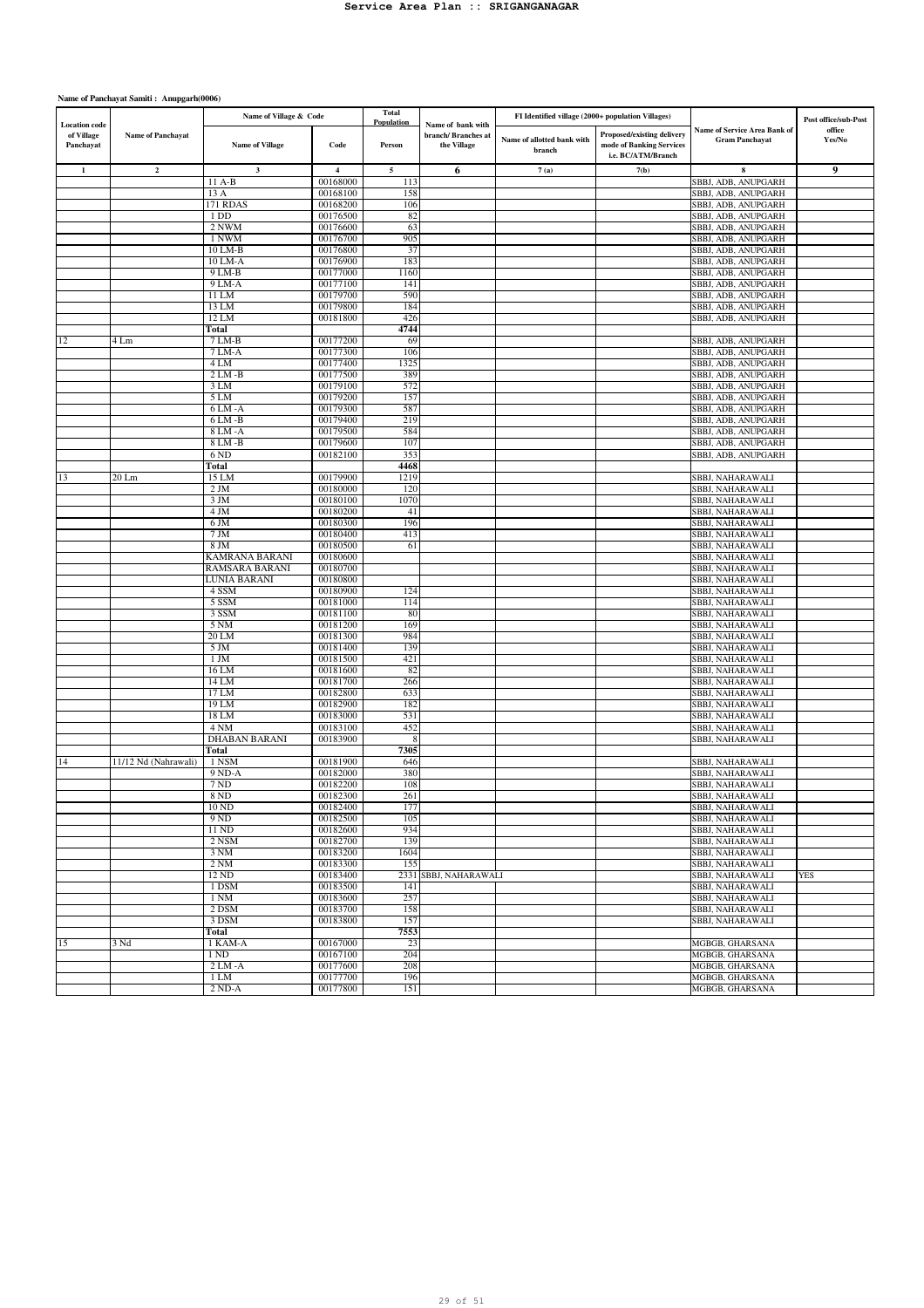**Name of Panchayat Samiti : Anupgarh(0006)**

| Location code of Village Panchayat | Name of Panchayat | Name of Village & Code | | Total Population | Name of bank with branch/ Branches at the Village | FI Identified village (2000+ population Villages) | | Name of Service Area Bank of Gram Panchayat | Post office/sub-Post office Yes/No |
|---|---|---|---|---|---|---|---|---|---|
| | | Name of Village | Code | Person | | Name of allotted bank with branch | Proposed/existing delivery mode of Banking Services i.e. BC/ATM/Branch | | |
| 1 | 2 | 3 | 4 | 5 | 6 | 7 (a) | 7(b) | 8 | 9 |
| | | 11 A-B | 00168000 | 113 | | | | SBBJ, ADB, ANUPGARH | |
| | | 13 A | 00168100 | 158 | | | | SBBJ, ADB, ANUPGARH | |
| | | 171 RDAS | 00168200 | 106 | | | | SBBJ, ADB, ANUPGARH | |
| | | 1 DD | 00176500 | 82 | | | | SBBJ, ADB, ANUPGARH | |
| | | 2 NWM | 00176600 | 63 | | | | SBBJ, ADB, ANUPGARH | |
| | | 1 NWM | 00176700 | 905 | | | | SBBJ, ADB, ANUPGARH | |
| | | 10 LM-B | 00176800 | 37 | | | | SBBJ, ADB, ANUPGARH | |
| | | 10 LM-A | 00176900 | 183 | | | | SBBJ, ADB, ANUPGARH | |
| | | 9 LM-B | 00177000 | 1160 | | | | SBBJ, ADB, ANUPGARH | |
| | | 9 LM-A | 00177100 | 141 | | | | SBBJ, ADB, ANUPGARH | |
| | | 11 LM | 00179700 | 590 | | | | SBBJ, ADB, ANUPGARH | |
| | | 13 LM | 00179800 | 184 | | | | SBBJ, ADB, ANUPGARH | |
| | | 12 LM | 00181800 | 426 | | | | SBBJ, ADB, ANUPGARH | |
| | | Total | | 4744 | | | | | |
| 12 | 4 Lm | 7 LM-B | 00177200 | 69 | | | | SBBJ, ADB, ANUPGARH | |
| | | 7 LM-A | 00177300 | 106 | | | | SBBJ, ADB, ANUPGARH | |
| | | 4 LM | 00177400 | 1325 | | | | SBBJ, ADB, ANUPGARH | |
| | | 2 LM -B | 00177500 | 389 | | | | SBBJ, ADB, ANUPGARH | |
| | | 3 LM | 00179100 | 572 | | | | SBBJ, ADB, ANUPGARH | |
| | | 5 LM | 00179200 | 157 | | | | SBBJ, ADB, ANUPGARH | |
| | | 6 LM -A | 00179300 | 587 | | | | SBBJ, ADB, ANUPGARH | |
| | | 6 LM -B | 00179400 | 219 | | | | SBBJ, ADB, ANUPGARH | |
| | | 8 LM -A | 00179500 | 584 | | | | SBBJ, ADB, ANUPGARH | |
| | | 8 LM -B | 00179600 | 107 | | | | SBBJ, ADB, ANUPGARH | |
| | | 6 ND | 00182100 | 353 | | | | SBBJ, ADB, ANUPGARH | |
| | | Total | | 4468 | | | | | |
| 13 | 20 Lm | 15 LM | 00179900 | 1219 | | | | SBBJ, NAHARAWALI | |
| | | 2 JM | 00180000 | 120 | | | | SBBJ, NAHARAWALI | |
| | | 3 JM | 00180100 | 1070 | | | | SBBJ, NAHARAWALI | |
| | | 4 JM | 00180200 | 41 | | | | SBBJ, NAHARAWALI | |
| | | 6 JM | 00180300 | 196 | | | | SBBJ, NAHARAWALI | |
| | | 7 JM | 00180400 | 413 | | | | SBBJ, NAHARAWALI | |
| | | 8 JM | 00180500 | 61 | | | | SBBJ, NAHARAWALI | |
| | | KAMRANA BARANI | 00180600 | | | | | SBBJ, NAHARAWALI | |
| | | RAMSARA BARANI | 00180700 | | | | | SBBJ, NAHARAWALI | |
| | | LUNIA BARANI | 00180800 | | | | | SBBJ, NAHARAWALI | |
| | | 4 SSM | 00180900 | 124 | | | | SBBJ, NAHARAWALI | |
| | | 5 SSM | 00181000 | 114 | | | | SBBJ, NAHARAWALI | |
| | | 3 SSM | 00181100 | 80 | | | | SBBJ, NAHARAWALI | |
| | | 5 NM | 00181200 | 169 | | | | SBBJ, NAHARAWALI | |
| | | 20 LM | 00181300 | 984 | | | | SBBJ, NAHARAWALI | |
| | | 5 JM | 00181400 | 139 | | | | SBBJ, NAHARAWALI | |
| | | 1 JM | 00181500 | 421 | | | | SBBJ, NAHARAWALI | |
| | | 16 LM | 00181600 | 82 | | | | SBBJ, NAHARAWALI | |
| | | 14 LM | 00181700 | 266 | | | | SBBJ, NAHARAWALI | |
| | | 17 LM | 00182800 | 633 | | | | SBBJ, NAHARAWALI | |
| | | 19 LM | 00182900 | 182 | | | | SBBJ, NAHARAWALI | |
| | | 18 LM | 00183000 | 531 | | | | SBBJ, NAHARAWALI | |
| | | 4 NM | 00183100 | 452 | | | | SBBJ, NAHARAWALI | |
| | | DHABAN BARANI | 00183900 | 8 | | | | SBBJ, NAHARAWALI | |
| | | Total | | 7305 | | | | | |
| 14 | 11/12 Nd (Nahrawali) | 1 NSM | 00181900 | 646 | | | | SBBJ, NAHARAWALI | |
| | | 9 ND-A | 00182000 | 380 | | | | SBBJ, NAHARAWALI | |
| | | 7 ND | 00182200 | 108 | | | | SBBJ, NAHARAWALI | |
| | | 8 ND | 00182300 | 261 | | | | SBBJ, NAHARAWALI | |
| | | 10 ND | 00182400 | 177 | | | | SBBJ, NAHARAWALI | |
| | | 9 ND | 00182500 | 105 | | | | SBBJ, NAHARAWALI | |
| | | 11 ND | 00182600 | 934 | | | | SBBJ, NAHARAWALI | |
| | | 2 NSM | 00182700 | 139 | | | | SBBJ, NAHARAWALI | |
| | | 3 NM | 00183200 | 1604 | | | | SBBJ, NAHARAWALI | |
| | | 2 NM | 00183300 | 155 | | | | SBBJ, NAHARAWALI | |
| | | 12 ND | 00183400 | 2331 | SBBJ, NAHARAWALI | | | SBBJ, NAHARAWALI | YES |
| | | 1 DSM | 00183500 | 141 | | | | SBBJ, NAHARAWALI | |
| | | 1 NM | 00183600 | 257 | | | | SBBJ, NAHARAWALI | |
| | | 2 DSM | 00183700 | 158 | | | | SBBJ, NAHARAWALI | |
| | | 3 DSM | 00183800 | 157 | | | | SBBJ, NAHARAWALI | |
| | | Total | | 7553 | | | | | |
| 15 | 3 Nd | 1 KAM-A | 00167000 | 23 | | | | MGBGB, GHARSANA | |
| | | 1 ND | 00167100 | 204 | | | | MGBGB, GHARSANA | |
| | | 2 LM -A | 00177600 | 208 | | | | MGBGB, GHARSANA | |
| | | 1 LM | 00177700 | 196 | | | | MGBGB, GHARSANA | |
| | | 2 ND-A | 00177800 | 151 | | | | MGBGB, GHARSANA | |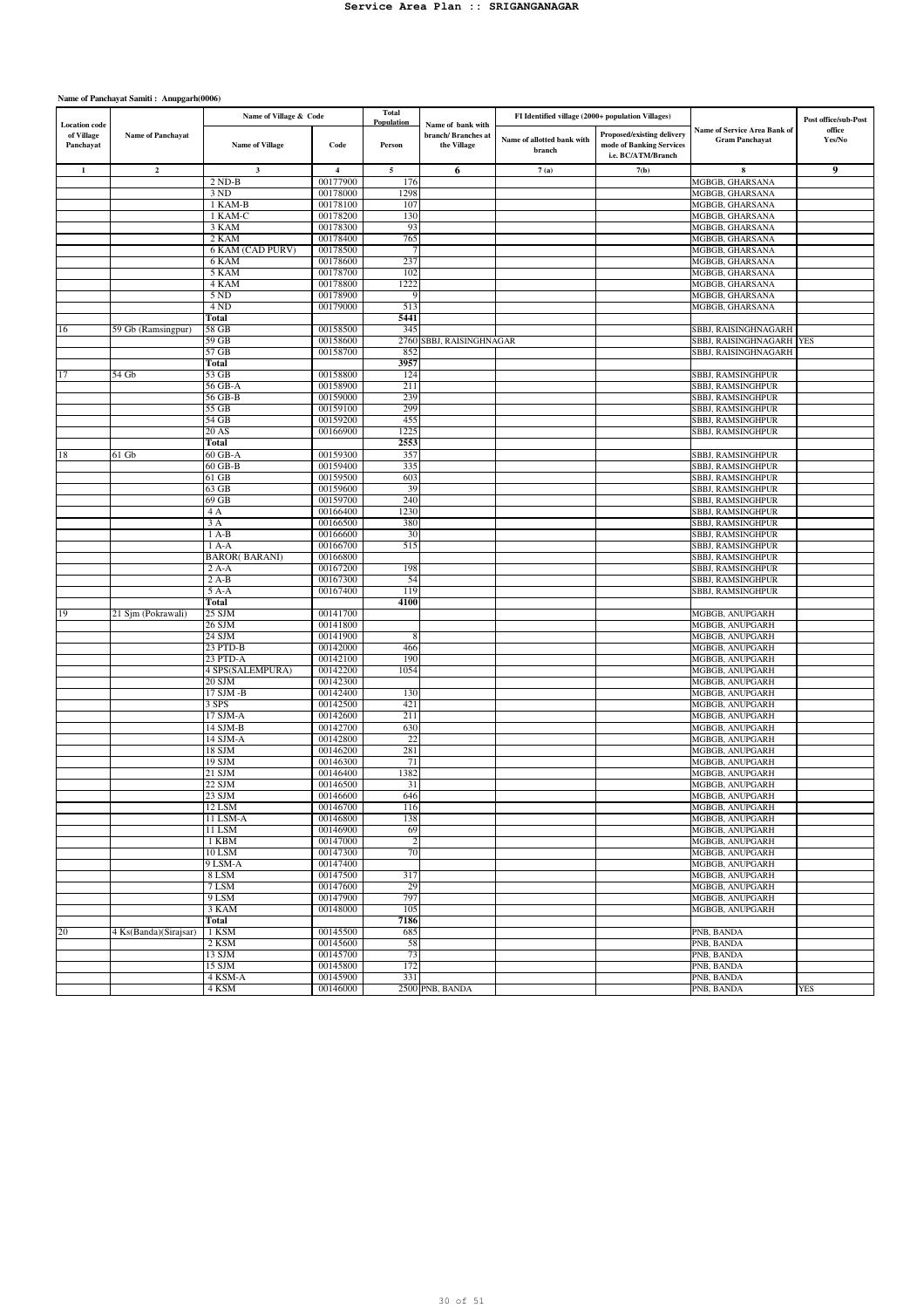**Name of Panchayat Samiti : Anupgarh(0006)**

| Location code of Village Panchayat | Name of Panchayat | Name of Village & Code | | Total Population | Name of bank with branch/ Branches at the Village | FI Identified village (2000+ population Villages) | | Name of Service Area Bank of Gram Panchayat | Post office/sub-Post office Yes/No |
|---|---|---|---|---|---|---|---|---|---|
| | | Name of Village | Code | Person | | Name of allotted bank with branch | Proposed/existing delivery mode of Banking Services i.e. BC/ATM/Branch | | |
| 1 | 2 | 3 | 4 | 5 | 6 | 7 (a) | 7(b) | 8 | 9 |
| | | 2 ND-B | 00177900 | 176 | | | | MGBGB, GHARSANA | |
| | | 3 ND | 00178000 | 1298 | | | | MGBGB, GHARSANA | |
| | | 1 KAM-B | 00178100 | 107 | | | | MGBGB, GHARSANA | |
| | | 1 KAM-C | 00178200 | 130 | | | | MGBGB, GHARSANA | |
| | | 3 KAM | 00178300 | 93 | | | | MGBGB, GHARSANA | |
| | | 2 KAM | 00178400 | 765 | | | | MGBGB, GHARSANA | |
| | | 6 KAM (CAD PURV) | 00178500 | 7 | | | | MGBGB, GHARSANA | |
| | | 6 KAM | 00178600 | 237 | | | | MGBGB, GHARSANA | |
| | | 5 KAM | 00178700 | 102 | | | | MGBGB, GHARSANA | |
| | | 4 KAM | 00178800 | 1222 | | | | MGBGB, GHARSANA | |
| | | 5 ND | 00178900 | 9 | | | | MGBGB, GHARSANA | |
| | | 4 ND | 00179000 | 513 | | | | MGBGB, GHARSANA | |
| | | **Total** | | **5441** | | | | | |
| 16 | 59 Gb (Ramsingpur) | 58 GB | 00158500 | 345 | | | | SBBJ, RAISINGHNAGARH | |
| | | 59 GB | 00158600 | 2760 | SBBJ, RAISINGHNAGAR | | | SBBJ, RAISINGHNAGARH | YES |
| | | 57 GB | 00158700 | 852 | | | | SBBJ, RAISINGHNAGARH | |
| | | **Total** | | **3957** | | | | | |
| 17 | 54 Gb | 53 GB | 00158800 | 124 | | | | SBBJ, RAMSINGHPUR | |
| | | 56 GB-A | 00158900 | 211 | | | | SBBJ, RAMSINGHPUR | |
| | | 56 GB-B | 00159000 | 239 | | | | SBBJ, RAMSINGHPUR | |
| | | 55 GB | 00159100 | 299 | | | | SBBJ, RAMSINGHPUR | |
| | | 54 GB | 00159200 | 455 | | | | SBBJ, RAMSINGHPUR | |
| | | 20 AS | 00166900 | 1225 | | | | SBBJ, RAMSINGHPUR | |
| | | **Total** | | **2553** | | | | | |
| 18 | 61 Gb | 60 GB-A | 00159300 | 357 | | | | SBBJ, RAMSINGHPUR | |
| | | 60 GB-B | 00159400 | 335 | | | | SBBJ, RAMSINGHPUR | |
| | | 61 GB | 00159500 | 603 | | | | SBBJ, RAMSINGHPUR | |
| | | 63 GB | 00159600 | 39 | | | | SBBJ, RAMSINGHPUR | |
| | | 69 GB | 00159700 | 240 | | | | SBBJ, RAMSINGHPUR | |
| | | 4 A | 00166400 | 1230 | | | | SBBJ, RAMSINGHPUR | |
| | | 3 A | 00166500 | 380 | | | | SBBJ, RAMSINGHPUR | |
| | | 1 A-B | 00166600 | 30 | | | | SBBJ, RAMSINGHPUR | |
| | | 1 A-A | 00166700 | 515 | | | | SBBJ, RAMSINGHPUR | |
| | | BAROR( BARANI) | 00166800 | | | | | SBBJ, RAMSINGHPUR | |
| | | 2 A-A | 00167200 | 198 | | | | SBBJ, RAMSINGHPUR | |
| | | 2 A-B | 00167300 | 54 | | | | SBBJ, RAMSINGHPUR | |
| | | 5 A-A | 00167400 | 119 | | | | SBBJ, RAMSINGHPUR | |
| | | **Total** | | **4100** | | | | | |
| 19 | 21 Sjm (Pokrawali) | 25 SJM | 00141700 | | | | | MGBGB, ANUPGARH | |
| | | 26 SJM | 00141800 | | | | | MGBGB, ANUPGARH | |
| | | 24 SJM | 00141900 | 8 | | | | MGBGB, ANUPGARH | |
| | | 23 PTD-B | 00142000 | 466 | | | | MGBGB, ANUPGARH | |
| | | 23 PTD-A | 00142100 | 190 | | | | MGBGB, ANUPGARH | |
| | | 4 SPS(SALEMPURA) | 00142200 | 1054 | | | | MGBGB, ANUPGARH | |
| | | 20 SJM | 00142300 | | | | | MGBGB, ANUPGARH | |
| | | 17 SJM -B | 00142400 | 130 | | | | MGBGB, ANUPGARH | |
| | | 3 SPS | 00142500 | 421 | | | | MGBGB, ANUPGARH | |
| | | 17 SJM-A | 00142600 | 211 | | | | MGBGB, ANUPGARH | |
| | | 14 SJM-B | 00142700 | 630 | | | | MGBGB, ANUPGARH | |
| | | 14 SJM-A | 00142800 | 22 | | | | MGBGB, ANUPGARH | |
| | | 18 SJM | 00146200 | 281 | | | | MGBGB, ANUPGARH | |
| | | 19 SJM | 00146300 | 71 | | | | MGBGB, ANUPGARH | |
| | | 21 SJM | 00146400 | 1382 | | | | MGBGB, ANUPGARH | |
| | | 22 SJM | 00146500 | 31 | | | | MGBGB, ANUPGARH | |
| | | 23 SJM | 00146600 | 646 | | | | MGBGB, ANUPGARH | |
| | | 12 LSM | 00146700 | 116 | | | | MGBGB, ANUPGARH | |
| | | 11 LSM-A | 00146800 | 138 | | | | MGBGB, ANUPGARH | |
| | | 11 LSM | 00146900 | 69 | | | | MGBGB, ANUPGARH | |
| | | 1 KBM | 00147000 | 2 | | | | MGBGB, ANUPGARH | |
| | | 10 LSM | 00147300 | 70 | | | | MGBGB, ANUPGARH | |
| | | 9 LSM-A | 00147400 | | | | | MGBGB, ANUPGARH | |
| | | 8 LSM | 00147500 | 317 | | | | MGBGB, ANUPGARH | |
| | | 7 LSM | 00147600 | 29 | | | | MGBGB, ANUPGARH | |
| | | 9 LSM | 00147900 | 797 | | | | MGBGB, ANUPGARH | |
| | | 3 KAM | 00148000 | 105 | | | | MGBGB, ANUPGARH | |
| | | **Total** | | **7186** | | | | | |
| 20 | 4 Ks(Banda)(Sirajsar) | 1 KSM | 00145500 | 685 | | | | PNB, BANDA | |
| | | 2 KSM | 00145600 | 58 | | | | PNB, BANDA | |
| | | 13 SJM | 00145700 | 73 | | | | PNB, BANDA | |
| | | 15 SJM | 00145800 | 172 | | | | PNB, BANDA | |
| | | 4 KSM-A | 00145900 | 331 | | | | PNB, BANDA | |
| | | 4 KSM | 00146000 | 2500 | PNB, BANDA | | | PNB, BANDA | YES |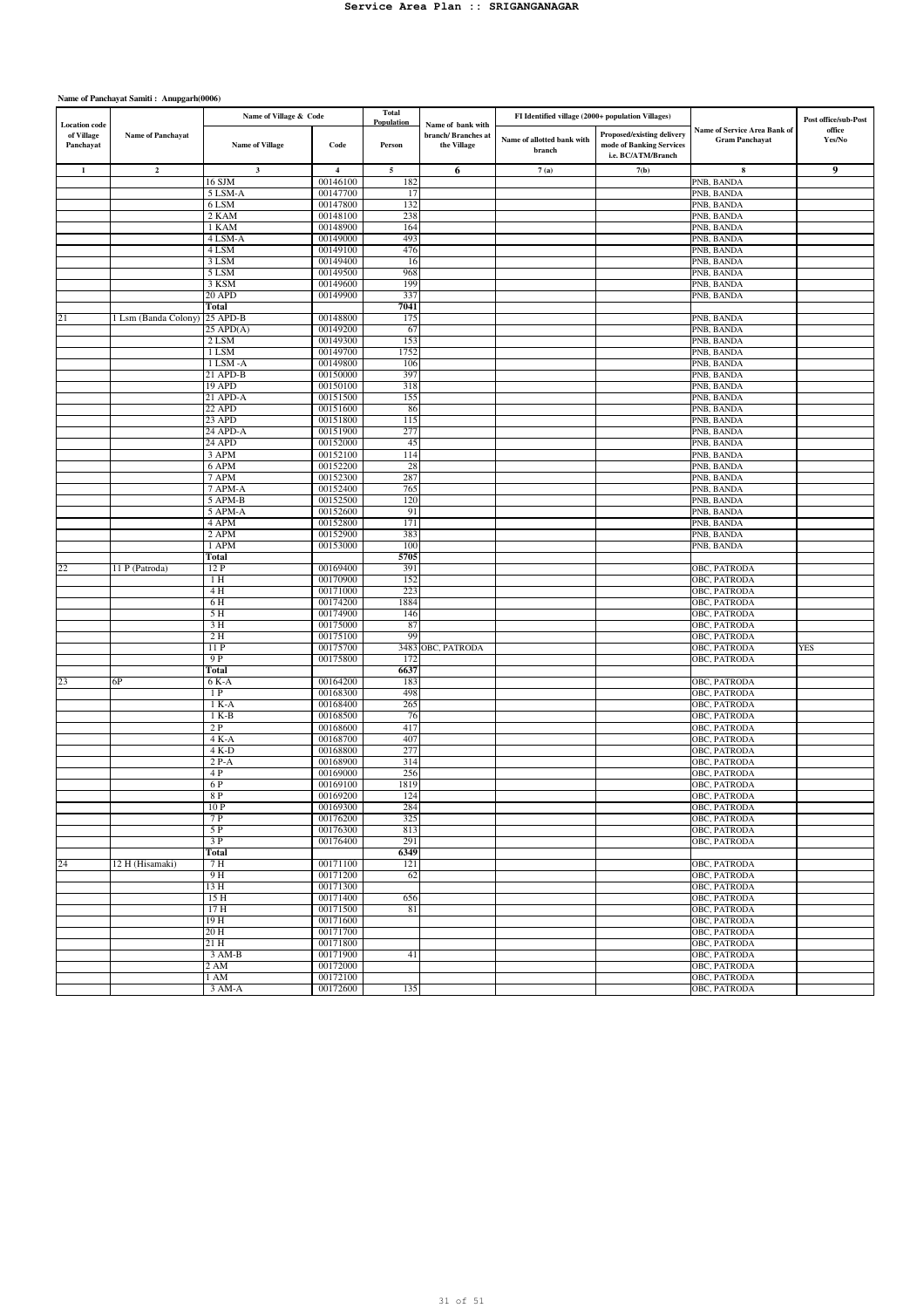**Name of Panchayat Samiti : Anupgarh(0006)**

| Location code of Village Panchayat | Name of Panchayat | Name of Village & Code | | Total Population | Name of bank with branch/ Branches at the Village | FI Identified village (2000+ population Villages) | | Name of Service Area Bank of Gram Panchayat | Post office/sub-Post office Yes/No |
|---|---|---|---|---|---|---|---|---|---|
| | | Name of Village | Code | Person | | Name of allotted bank with branch | Proposed/existing delivery mode of Banking Services i.e. BC/ATM/Branch | | |
| 1 | 2 | 3 | 4 | 5 | 6 | 7 (a) | 7(b) | 8 | 9 |
| | | 16 SJM | 00146100 | 182 | | | | PNB, BANDA | |
| | | 5 LSM-A | 00147700 | 17 | | | | PNB, BANDA | |
| | | 6 LSM | 00147800 | 132 | | | | PNB, BANDA | |
| | | 2 KAM | 00148100 | 238 | | | | PNB, BANDA | |
| | | 1 KAM | 00148900 | 164 | | | | PNB, BANDA | |
| | | 4 LSM-A | 00149000 | 493 | | | | PNB, BANDA | |
| | | 4 LSM | 00149100 | 476 | | | | PNB, BANDA | |
| | | 3 LSM | 00149400 | 16 | | | | PNB, BANDA | |
| | | 5 LSM | 00149500 | 968 | | | | PNB, BANDA | |
| | | 3 KSM | 00149600 | 199 | | | | PNB, BANDA | |
| | | 20 APD | 00149900 | 337 | | | | PNB, BANDA | |
| | | **Total** | | **7041** | | | | | |
| 21 | 1 Lsm (Banda Colony) | 25 APD-B | 00148800 | 175 | | | | PNB, BANDA | |
| | | 25 APD(A) | 00149200 | 67 | | | | PNB, BANDA | |
| | | 2 LSM | 00149300 | 153 | | | | PNB, BANDA | |
| | | 1 LSM | 00149700 | 1752 | | | | PNB, BANDA | |
| | | 1 LSM -A | 00149800 | 106 | | | | PNB, BANDA | |
| | | 21 APD-B | 00150000 | 397 | | | | PNB, BANDA | |
| | | 19 APD | 00150100 | 318 | | | | PNB, BANDA | |
| | | 21 APD-A | 00151500 | 155 | | | | PNB, BANDA | |
| | | 22 APD | 00151600 | 86 | | | | PNB, BANDA | |
| | | 23 APD | 00151800 | 115 | | | | PNB, BANDA | |
| | | 24 APD-A | 00151900 | 277 | | | | PNB, BANDA | |
| | | 24 APD | 00152000 | 45 | | | | PNB, BANDA | |
| | | 3 APM | 00152100 | 114 | | | | PNB, BANDA | |
| | | 6 APM | 00152200 | 28 | | | | PNB, BANDA | |
| | | 7 APM | 00152300 | 287 | | | | PNB, BANDA | |
| | | 7 APM-A | 00152400 | 765 | | | | PNB, BANDA | |
| | | 5 APM-B | 00152500 | 120 | | | | PNB, BANDA | |
| | | 5 APM-A | 00152600 | 91 | | | | PNB, BANDA | |
| | | 4 APM | 00152800 | 171 | | | | PNB, BANDA | |
| | | 2 APM | 00152900 | 383 | | | | PNB, BANDA | |
| | | 1 APM | 00153000 | 100 | | | | PNB, BANDA | |
| | | **Total** | | **5705** | | | | | |
| 22 | 11 P (Patroda) | 12 P | 00169400 | 391 | | | | OBC, PATRODA | |
| | | 1 H | 00170900 | 152 | | | | OBC, PATRODA | |
| | | 4 H | 00171000 | 223 | | | | OBC, PATRODA | |
| | | 6 H | 00174200 | 1884 | | | | OBC, PATRODA | |
| | | 5 H | 00174900 | 146 | | | | OBC, PATRODA | |
| | | 3 H | 00175000 | 87 | | | | OBC, PATRODA | |
| | | 2 H | 00175100 | 99 | | | | OBC, PATRODA | |
| | | 11 P | 00175700 | 3483 | OBC, PATRODA | | | OBC, PATRODA | YES |
| | | 9 P | 00175800 | 172 | | | | OBC, PATRODA | |
| | | **Total** | | **6637** | | | | | |
| 23 | 6P | 6 K-A | 00164200 | 183 | | | | OBC, PATRODA | |
| | | 1 P | 00168300 | 498 | | | | OBC, PATRODA | |
| | | 1 K-A | 00168400 | 265 | | | | OBC, PATRODA | |
| | | 1 K-B | 00168500 | 76 | | | | OBC, PATRODA | |
| | | 2 P | 00168600 | 417 | | | | OBC, PATRODA | |
| | | 4 K-A | 00168700 | 407 | | | | OBC, PATRODA | |
| | | 4 K-D | 00168800 | 277 | | | | OBC, PATRODA | |
| | | 2 P-A | 00168900 | 314 | | | | OBC, PATRODA | |
| | | 4 P | 00169000 | 256 | | | | OBC, PATRODA | |
| | | 6 P | 00169100 | 1819 | | | | OBC, PATRODA | |
| | | 8 P | 00169200 | 124 | | | | OBC, PATRODA | |
| | | 10 P | 00169300 | 284 | | | | OBC, PATRODA | |
| | | 7 P | 00176200 | 325 | | | | OBC, PATRODA | |
| | | 5 P | 00176300 | 813 | | | | OBC, PATRODA | |
| | | 3 P | 00176400 | 291 | | | | OBC, PATRODA | |
| | | **Total** | | **6349** | | | | | |
| 24 | 12 H (Hisamaki) | 7 H | 00171100 | 121 | | | | OBC, PATRODA | |
| | | 9 H | 00171200 | 62 | | | | OBC, PATRODA | |
| | | 13 H | 00171300 | | | | | OBC, PATRODA | |
| | | 15 H | 00171400 | 656 | | | | OBC, PATRODA | |
| | | 17 H | 00171500 | 81 | | | | OBC, PATRODA | |
| | | 19 H | 00171600 | | | | | OBC, PATRODA | |
| | | 20 H | 00171700 | | | | | OBC, PATRODA | |
| | | 21 H | 00171800 | | | | | OBC, PATRODA | |
| | | 3 AM-B | 00171900 | 41 | | | | OBC, PATRODA | |
| | | 2 AM | 00172000 | | | | | OBC, PATRODA | |
| | | 1 AM | 00172100 | | | | | OBC, PATRODA | |
| | | 3 AM-A | 00172600 | 135 | | | | OBC, PATRODA | |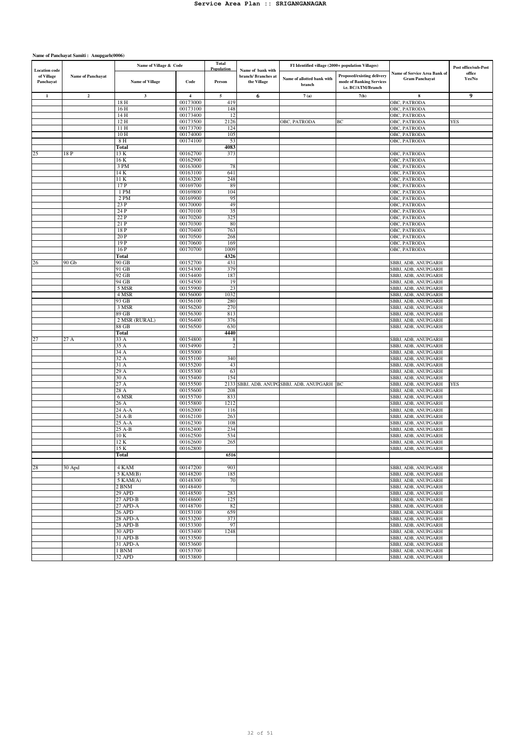# Service Area Plan :: SRIGANGANAGAR

**Name of Panchayat Samiti : Anupgarh(0006)**

| Location code of Village Panchayat | Name of Panchayat | Name of Village & Code | | Total Population | Name of bank with branch/ Branches at the Village | FI Identified village (2000+ population Villages) | | Name of Service Area Bank of Gram Panchayat | Post office/sub-Post office Yes/No |
|---|---|---|---|---|---|---|---|---|---|
| | | Name of Village | Code | Person | | Name of allotted bank with branch | Proposed/existing delivery mode of Banking Services i.e. BC/ATM/Branch | | |
| 1 | 2 | 3 | 4 | 5 | 6 | 7 (a) | 7(b) | 8 | 9 |
| | | 18 H | 00173000 | 419 | | | | OBC, PATRODA | |
| | | 16 H | 00173100 | 148 | | | | OBC, PATRODA | |
| | | 14 H | 00173400 | 12 | | | | OBC, PATRODA | |
| | | 12 H | 00173500 | 2126 | | OBC, PATRODA | BC | OBC, PATRODA | YES |
| | | 11 H | 00173700 | 124 | | | | OBC, PATRODA | |
| | | 10 H | 00174000 | 105 | | | | OBC, PATRODA | |
| | | 8 H | 00174100 | 53 | | | | OBC, PATRODA | |
| | | **Total** | | **4083** | | | | | |
| 25 | 18 P | 13 K | 00162700 | 373 | | | | OBC, PATRODA | |
| | | 16 K | 00162900 | | | | | OBC, PATRODA | |
| | | 3 PM | 00163000 | 78 | | | | OBC, PATRODA | |
| | | 14 K | 00163100 | 641 | | | | OBC, PATRODA | |
| | | 11 K | 00163200 | 248 | | | | OBC, PATRODA | |
| | | 17 P | 00169700 | 89 | | | | OBC, PATRODA | |
| | | 1 PM | 00169800 | 104 | | | | OBC, PATRODA | |
| | | 2 PM | 00169900 | 95 | | | | OBC, PATRODA | |
| | | 23 P | 00170000 | 49 | | | | OBC, PATRODA | |
| | | 24 P | 00170100 | 35 | | | | OBC, PATRODA | |
| | | 22 P | 00170200 | 325 | | | | OBC, PATRODA | |
| | | 21 P | 00170300 | 80 | | | | OBC, PATRODA | |
| | | 18 P | 00170400 | 763 | | | | OBC, PATRODA | |
| | | 20 P | 00170500 | 268 | | | | OBC, PATRODA | |
| | | 19 P | 00170600 | 169 | | | | OBC, PATRODA | |
| | | 16 P | 00170700 | 1009 | | | | OBC, PATRODA | |
| | | **Total** | | **4326** | | | | | |
| 26 | 90 Gb | 90 GB | 00152700 | 431 | | | | SBBJ, ADB, ANUPGARH | |
| | | 91 GB | 00154300 | 379 | | | | SBBJ, ADB, ANUPGARH | |
| | | 92 GB | 00154400 | 187 | | | | SBBJ, ADB, ANUPGARH | |
| | | 94 GB | 00154500 | 19 | | | | SBBJ, ADB, ANUPGARH | |
| | | 5 MSR | 00155900 | 23 | | | | SBBJ, ADB, ANUPGARH | |
| | | 4 MSR | 00156000 | 1032 | | | | SBBJ, ADB, ANUPGARH | |
| | | 93 GB | 00156100 | 280 | | | | SBBJ, ADB, ANUPGARH | |
| | | 3 MSR | 00156200 | 270 | | | | SBBJ, ADB, ANUPGARH | |
| | | 89 GB | 00156300 | 813 | | | | SBBJ, ADB, ANUPGARH | |
| | | 2 MSR (RURAL) | 00156400 | 376 | | | | SBBJ, ADB, ANUPGARH | |
| | | 88 GB | 00156500 | 630 | | | | SBBJ, ADB, ANUPGARH | |
| | | **Total** | | **4440** | | | | | |
| 27 | 27 A | 33 A | 00154800 | 8 | | | | SBBJ, ADB, ANUPGARH | |
| | | 35 A | 00154900 | 2 | | | | SBBJ, ADB, ANUPGARH | |
| | | 34 A | 00155000 | | | | | SBBJ, ADB, ANUPGARH | |
| | | 32 A | 00155100 | 340 | | | | SBBJ, ADB, ANUPGARH | |
| | | 31 A | 00155200 | 43 | | | | SBBJ, ADB, ANUPGARH | |
| | | 29 A | 00155300 | 63 | | | | SBBJ, ADB, ANUPGARH | |
| | | 30 A | 00155400 | 154 | | | | SBBJ, ADB, ANUPGARH | |
| | | 27 A | 00155500 | 2133 | SBBJ, ADB, ANUPG | SBBJ, ADB, ANUPGARH | BC | SBBJ, ADB, ANUPGARH | YES |
| | | 28 A | 00155600 | 208 | | | | SBBJ, ADB, ANUPGARH | |
| | | 6 MSR | 00155700 | 833 | | | | SBBJ, ADB, ANUPGARH | |
| | | 26 A | 00155800 | 1212 | | | | SBBJ, ADB, ANUPGARH | |
| | | 24 A-A | 00162000 | 116 | | | | SBBJ, ADB, ANUPGARH | |
| | | 24 A-B | 00162100 | 263 | | | | SBBJ, ADB, ANUPGARH | |
| | | 25 A-A | 00162300 | 108 | | | | SBBJ, ADB, ANUPGARH | |
| | | 25 A-B | 00162400 | 234 | | | | SBBJ, ADB, ANUPGARH | |
| | | 10 K | 00162500 | 534 | | | | SBBJ, ADB, ANUPGARH | |
| | | 12 K | 00162600 | 265 | | | | SBBJ, ADB, ANUPGARH | |
| | | 15 K | 00162800 | | | | | SBBJ, ADB, ANUPGARH | |
| | | **Total** | | **6516** | | | | | |
| 28 | 30 Apd | 4 KAM | 00147200 | 903 | | | | SBBJ, ADB, ANUPGARH | |
| | | 5 KAM(B) | 00148200 | 185 | | | | SBBJ, ADB, ANUPGARH | |
| | | 5 KAM(A) | 00148300 | 70 | | | | SBBJ, ADB, ANUPGARH | |
| | | 2 BNM | 00148400 | | | | | SBBJ, ADB, ANUPGARH | |
| | | 29 APD | 00148500 | 283 | | | | SBBJ, ADB, ANUPGARH | |
| | | 27 APD-B | 00148600 | 125 | | | | SBBJ, ADB, ANUPGARH | |
| | | 27 APD-A | 00148700 | 82 | | | | SBBJ, ADB, ANUPGARH | |
| | | 26 APD | 00153100 | 659 | | | | SBBJ, ADB, ANUPGARH | |
| | | 28 APD-A | 00153200 | 373 | | | | SBBJ, ADB, ANUPGARH | |
| | | 28 APD-B | 00153300 | 97 | | | | SBBJ, ADB, ANUPGARH | |
| | | 30 APD | 00153400 | 1248 | | | | SBBJ, ADB, ANUPGARH | |
| | | 31 APD-B | 00153500 | | | | | SBBJ, ADB, ANUPGARH | |
| | | 31 APD-A | 00153600 | | | | | SBBJ, ADB, ANUPGARH | |
| | | 1 BNM | 00153700 | | | | | SBBJ, ADB, ANUPGARH | |
| | | 32 APD | 00153800 | | | | | SBBJ, ADB, ANUPGARH | |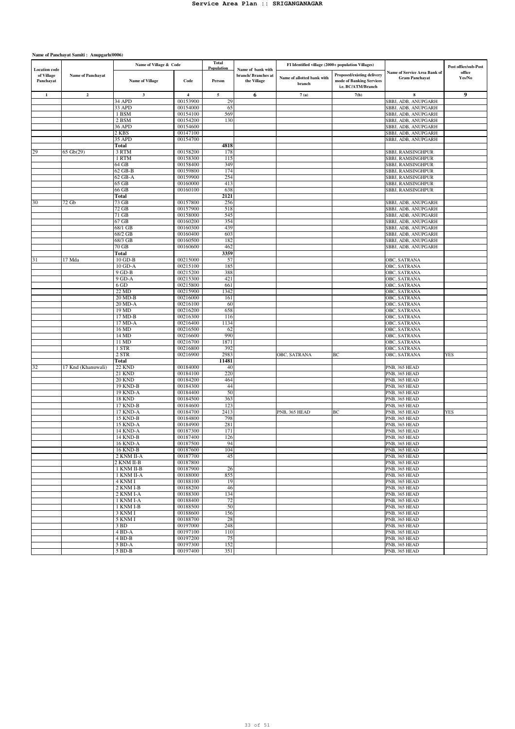# Service Area Plan :: SRIGANGANAGAR

**Name of Panchayat Samiti : Anupgarh(0006)**

| Location code of Village Panchayat | Name of Panchayat | Name of Village & Code | | Total Population | Name of bank with branch/ Branches at the Village | FI Identified village (2000+ population Villages) | | Name of Service Area Bank of Gram Panchayat | Post office/sub-Post office Yes/No |
|---|---|---|---|---|---|---|---|---|---|
| | | Name of Village | Code | Person | | Name of allotted bank with branch | Proposed/existing delivery mode of Banking Services i.e. BC/ATM/Branch | | |
| 1 | 2 | 3 | 4 | 5 | 6 | 7 (a) | 7(b) | 8 | 9 |
| | | 34 APD | 00153900 | 29 | | | | SBBJ, ADB, ANUPGARH | |
| | | 33 APD | 00154000 | 65 | | | | SBBJ, ADB, ANUPGARH | |
| | | 1 BSM | 00154100 | 569 | | | | SBBJ, ADB, ANUPGARH | |
| | | 2 BSM | 00154200 | 130 | | | | SBBJ, ADB, ANUPGARH | |
| | | 36 APD | 00154600 | | | | | SBBJ, ADB, ANUPGARH | |
| | | 2 KBS | 00147100 | | | | | SBBJ, ADB, ANUPGARH | |
| | | 35 APD | 00154700 | | | | | SBBJ, ADB, ANUPGARH | |
| | | **Total** | | **4818** | | | | | |
| 29 | 65 Gb(29) | 3 RTM | 00158200 | 178 | | | | SBBJ, RAMSINGHPUR | |
| | | 1 RTM | 00158300 | 115 | | | | SBBJ, RAMSINGHPUR | |
| | | 64 GB | 00158400 | 349 | | | | SBBJ, RAMSINGHPUR | |
| | | 62 GB-B | 00159800 | 174 | | | | SBBJ, RAMSINGHPUR | |
| | | 62 GB-A | 00159900 | 254 | | | | SBBJ, RAMSINGHPUR | |
| | | 65 GB | 00160000 | 413 | | | | SBBJ, RAMSINGHPUR | |
| | | 66 GB | 00160100 | 638 | | | | SBBJ, RAMSINGHPUR | |
| | | **Total** | | **2121** | | | | | |
| 30 | 72 Gb | 73 GB | 00157800 | 256 | | | | SBBJ, ADB, ANUPGARH | |
| | | 72 GB | 00157900 | 518 | | | | SBBJ, ADB, ANUPGARH | |
| | | 71 GB | 00158000 | 545 | | | | SBBJ, ADB, ANUPGARH | |
| | | 67 GB | 00160200 | 354 | | | | SBBJ, ADB, ANUPGARH | |
| | | 68/1 GB | 00160300 | 439 | | | | SBBJ, ADB, ANUPGARH | |
| | | 68/2 GB | 00160400 | 603 | | | | SBBJ, ADB, ANUPGARH | |
| | | 68/3 GB | 00160500 | 182 | | | | SBBJ, ADB, ANUPGARH | |
| | | 70 GB | 00160600 | 462 | | | | SBBJ, ADB, ANUPGARH | |
| | | **Total** | | **3359** | | | | | |
| 31 | 17 Mda | 10 GD-B | 00215000 | 57 | | | | OBC, SATRANA | |
| | | 10 GD-A | 00215100 | 185 | | | | OBC, SATRANA | |
| | | 9 GD-B | 00215200 | 388 | | | | OBC, SATRANA | |
| | | 9 GD-A | 00215300 | 421 | | | | OBC, SATRANA | |
| | | 6 GD | 00215800 | 661 | | | | OBC, SATRANA | |
| | | 22 MD | 00215900 | 1342 | | | | OBC, SATRANA | |
| | | 20 MD-B | 00216000 | 161 | | | | OBC, SATRANA | |
| | | 20 MD-A | 00216100 | 60 | | | | OBC, SATRANA | |
| | | 19 MD | 00216200 | 658 | | | | OBC, SATRANA | |
| | | 17 MD-B | 00216300 | 116 | | | | OBC, SATRANA | |
| | | 17 MD-A | 00216400 | 1134 | | | | OBC, SATRANA | |
| | | 16 MD | 00216500 | 62 | | | | OBC, SATRANA | |
| | | 14 MD | 00216600 | 990 | | | | OBC, SATRANA | |
| | | 11 MD | 00216700 | 1871 | | | | OBC, SATRANA | |
| | | 1 STR | 00216800 | 392 | | | | OBC, SATRANA | |
| | | 2 STR | 00216900 | 2983 | | OBC, SATRANA | BC | OBC, SATRANA | YES |
| | | **Total** | | **11481** | | | | | |
| 32 | 17 Knd (Khanuwali) | 22 KND | 00184000 | 40 | | | | PNB, 365 HEAD | |
| | | 21 KND | 00184100 | 220 | | | | PNB, 365 HEAD | |
| | | 20 KND | 00184200 | 464 | | | | PNB, 365 HEAD | |
| | | 19 KND-B | 00184300 | 44 | | | | PNB, 365 HEAD | |
| | | 19 KND-A | 00184400 | 50 | | | | PNB, 365 HEAD | |
| | | 18 KND | 00184500 | 363 | | | | PNB, 365 HEAD | |
| | | 17 KND-B | 00184600 | 123 | | | | PNB, 365 HEAD | |
| | | 17 KND-A | 00184700 | 2413 | | PNB, 365 HEAD | BC | PNB, 365 HEAD | YES |
| | | 15 KND-B | 00184800 | 798 | | | | PNB, 365 HEAD | |
| | | 15 KND-A | 00184900 | 281 | | | | PNB, 365 HEAD | |
| | | 14 KND-A | 00187300 | 171 | | | | PNB, 365 HEAD | |
| | | 14 KND-B | 00187400 | 126 | | | | PNB, 365 HEAD | |
| | | 16 KND-A | 00187500 | 94 | | | | PNB, 365 HEAD | |
| | | 16 KND-B | 00187600 | 104 | | | | PNB, 365 HEAD | |
| | | 2 KNM II-A | 00187700 | 45 | | | | PNB, 365 HEAD | |
| | | 2 KNM II-B | 00187800 | | | | | PNB, 365 HEAD | |
| | | 1 KNM II-B | 00187900 | 26 | | | | PNB, 365 HEAD | |
| | | 1 KNM II-A | 00188000 | 855 | | | | PNB, 365 HEAD | |
| | | 4 KNM I | 00188100 | 19 | | | | PNB, 365 HEAD | |
| | | 2 KNM I-B | 00188200 | 46 | | | | PNB, 365 HEAD | |
| | | 2 KNM I-A | 00188300 | 134 | | | | PNB, 365 HEAD | |
| | | 1 KNM I-A | 00188400 | 72 | | | | PNB, 365 HEAD | |
| | | 1 KNM I-B | 00188500 | 50 | | | | PNB, 365 HEAD | |
| | | 3 KNM I | 00188600 | 156 | | | | PNB, 365 HEAD | |
| | | 5 KNM I | 00188700 | 28 | | | | PNB, 365 HEAD | |
| | | 3 BD | 00197000 | 248 | | | | PNB, 365 HEAD | |
| | | 4 BD-A | 00197100 | 110 | | | | PNB, 365 HEAD | |
| | | 4 BD-B | 00197200 | 75 | | | | PNB, 365 HEAD | |
| | | 5 BD-A | 00197300 | 152 | | | | PNB, 365 HEAD | |
| | | 5 BD-B | 00197400 | 351 | | | | PNB, 365 HEAD | |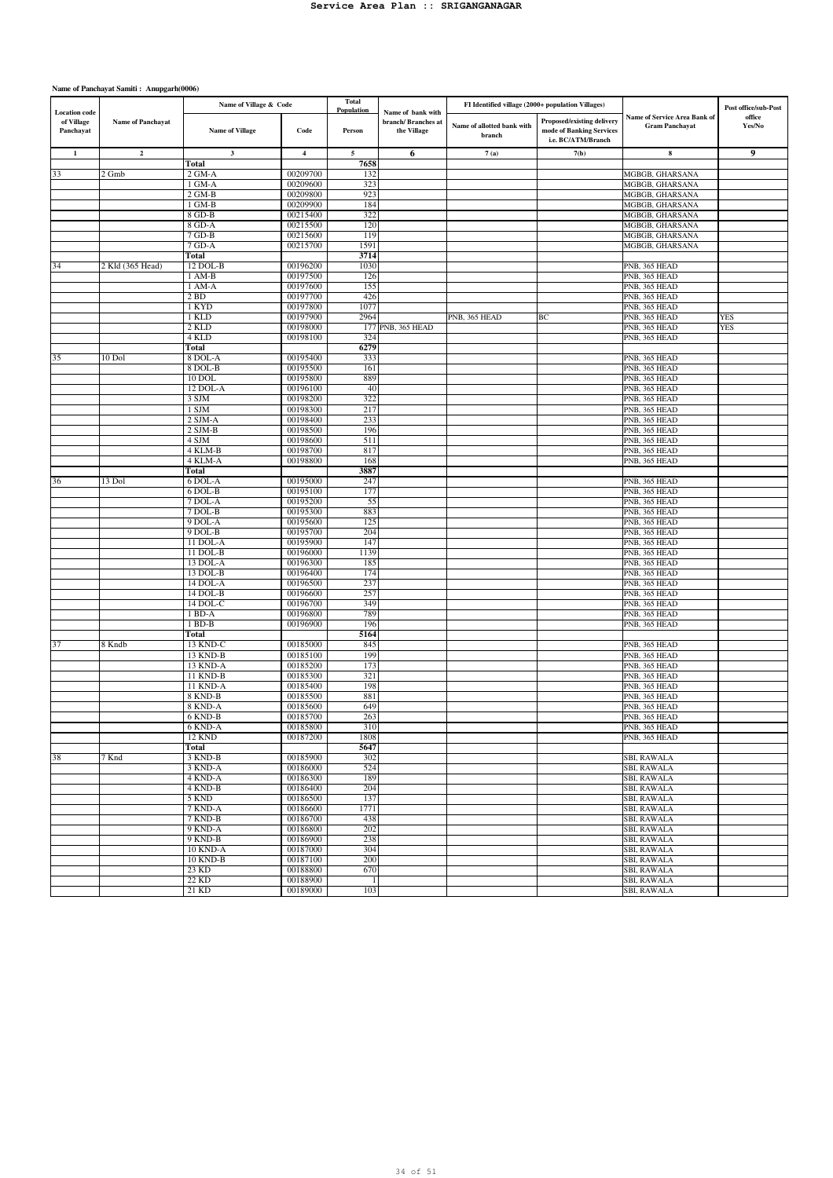Service Area Plan :: SRIGANGANAGAR

**Name of Panchayat Samiti : Anupgarh(0006)**

| Location code of Village Panchayat | Name of Panchayat | Name of Village & Code | | Total Population | Name of bank with branch/ Branches at the Village | FI Identified village (2000+ population Villages) | | Name of Service Area Bank of Gram Panchayat | Post office/sub-Post office Yes/No |
|---|---|---|---|---|---|---|---|---|---|
| | | Name of Village | Code | Person | | Name of allotted bank with branch | Proposed/existing delivery mode of Banking Services i.e. BC/ATM/Branch | | |
| 1 | 2 | 3 | 4 | 5 | 6 | 7 (a) | 7(b) | 8 | 9 |
| | | Total | | 7658 | | | | | |
| 33 | 2 Gmb | 2 GM-A | 00209700 | 132 | | | | MGBGB, GHARSANA | |
| | | 1 GM-A | 00209600 | 323 | | | | MGBGB, GHARSANA | |
| | | 2 GM-B | 00209800 | 923 | | | | MGBGB, GHARSANA | |
| | | 1 GM-B | 00209900 | 184 | | | | MGBGB, GHARSANA | |
| | | 8 GD-B | 00215400 | 322 | | | | MGBGB, GHARSANA | |
| | | 8 GD-A | 00215500 | 120 | | | | MGBGB, GHARSANA | |
| | | 7 GD-B | 00215600 | 119 | | | | MGBGB, GHARSANA | |
| | | 7 GD-A | 00215700 | 1591 | | | | MGBGB, GHARSANA | |
| | | Total | | 3714 | | | | | |
| 34 | 2 Kld (365 Head) | 12 DOL-B | 00196200 | 1030 | | | | PNB, 365 HEAD | |
| | | 1 AM-B | 00197500 | 126 | | | | PNB, 365 HEAD | |
| | | 1 AM-A | 00197600 | 155 | | | | PNB, 365 HEAD | |
| | | 2 BD | 00197700 | 426 | | | | PNB, 365 HEAD | |
| | | 1 KYD | 00197800 | 1077 | | | | PNB, 365 HEAD | |
| | | 1 KLD | 00197900 | 2964 | | PNB, 365 HEAD | BC | PNB, 365 HEAD | YES |
| | | 2 KLD | 00198000 | 177 | PNB, 365 HEAD | | | PNB, 365 HEAD | YES |
| | | 4 KLD | 00198100 | 324 | | | | PNB, 365 HEAD | |
| | | Total | | 6279 | | | | | |
| 35 | 10 Dol | 8 DOL-A | 00195400 | 333 | | | | PNB, 365 HEAD | |
| | | 8 DOL-B | 00195500 | 161 | | | | PNB, 365 HEAD | |
| | | 10 DOL | 00195800 | 889 | | | | PNB, 365 HEAD | |
| | | 12 DOL-A | 00196100 | 40 | | | | PNB, 365 HEAD | |
| | | 3 SJM | 00198200 | 322 | | | | PNB, 365 HEAD | |
| | | 1 SJM | 00198300 | 217 | | | | PNB, 365 HEAD | |
| | | 2 SJM-A | 00198400 | 233 | | | | PNB, 365 HEAD | |
| | | 2 SJM-B | 00198500 | 196 | | | | PNB, 365 HEAD | |
| | | 4 SJM | 00198600 | 511 | | | | PNB, 365 HEAD | |
| | | 4 KLM-B | 00198700 | 817 | | | | PNB, 365 HEAD | |
| | | 4 KLM-A | 00198800 | 168 | | | | PNB, 365 HEAD | |
| | | Total | | 3887 | | | | | |
| 36 | 13 Dol | 6 DOL-A | 00195000 | 247 | | | | PNB, 365 HEAD | |
| | | 6 DOL-B | 00195100 | 177 | | | | PNB, 365 HEAD | |
| | | 7 DOL-A | 00195200 | 55 | | | | PNB, 365 HEAD | |
| | | 7 DOL-B | 00195300 | 883 | | | | PNB, 365 HEAD | |
| | | 9 DOL-A | 00195600 | 125 | | | | PNB, 365 HEAD | |
| | | 9 DOL-B | 00195700 | 204 | | | | PNB, 365 HEAD | |
| | | 11 DOL-A | 00195900 | 147 | | | | PNB, 365 HEAD | |
| | | 11 DOL-B | 00196000 | 1139 | | | | PNB, 365 HEAD | |
| | | 13 DOL-A | 00196300 | 185 | | | | PNB, 365 HEAD | |
| | | 13 DOL-B | 00196400 | 174 | | | | PNB, 365 HEAD | |
| | | 14 DOL-A | 00196500 | 237 | | | | PNB, 365 HEAD | |
| | | 14 DOL-B | 00196600 | 257 | | | | PNB, 365 HEAD | |
| | | 14 DOL-C | 00196700 | 349 | | | | PNB, 365 HEAD | |
| | | 1 BD-A | 00196800 | 789 | | | | PNB, 365 HEAD | |
| | | 1 BD-B | 00196900 | 196 | | | | PNB, 365 HEAD | |
| | | Total | | 5164 | | | | | |
| 37 | 8 Kndb | 13 KND-C | 00185000 | 845 | | | | PNB, 365 HEAD | |
| | | 13 KND-B | 00185100 | 199 | | | | PNB, 365 HEAD | |
| | | 13 KND-A | 00185200 | 173 | | | | PNB, 365 HEAD | |
| | | 11 KND-B | 00185300 | 321 | | | | PNB, 365 HEAD | |
| | | 11 KND-A | 00185400 | 198 | | | | PNB, 365 HEAD | |
| | | 8 KND-B | 00185500 | 881 | | | | PNB, 365 HEAD | |
| | | 8 KND-A | 00185600 | 649 | | | | PNB, 365 HEAD | |
| | | 6 KND-B | 00185700 | 263 | | | | PNB, 365 HEAD | |
| | | 6 KND-A | 00185800 | 310 | | | | PNB, 365 HEAD | |
| | | 12 KND | 00187200 | 1808 | | | | PNB, 365 HEAD | |
| | | Total | | 5647 | | | | | |
| 38 | 7 Knd | 3 KND-B | 00185900 | 302 | | | | SBI, RAWALA | |
| | | 3 KND-A | 00186000 | 524 | | | | SBI, RAWALA | |
| | | 4 KND-A | 00186300 | 189 | | | | SBI, RAWALA | |
| | | 4 KND-B | 00186400 | 204 | | | | SBI, RAWALA | |
| | | 5 KND | 00186500 | 137 | | | | SBI, RAWALA | |
| | | 7 KND-A | 00186600 | 1771 | | | | SBI, RAWALA | |
| | | 7 KND-B | 00186700 | 438 | | | | SBI, RAWALA | |
| | | 9 KND-A | 00186800 | 202 | | | | SBI, RAWALA | |
| | | 9 KND-B | 00186900 | 238 | | | | SBI, RAWALA | |
| | | 10 KND-A | 00187000 | 304 | | | | SBI, RAWALA | |
| | | 10 KND-B | 00187100 | 200 | | | | SBI, RAWALA | |
| | | 23 KD | 00188800 | 670 | | | | SBI, RAWALA | |
| | | 22 KD | 00188900 | 1 | | | | SBI, RAWALA | |
| | | 21 KD | 00189000 | 103 | | | | SBI, RAWALA | |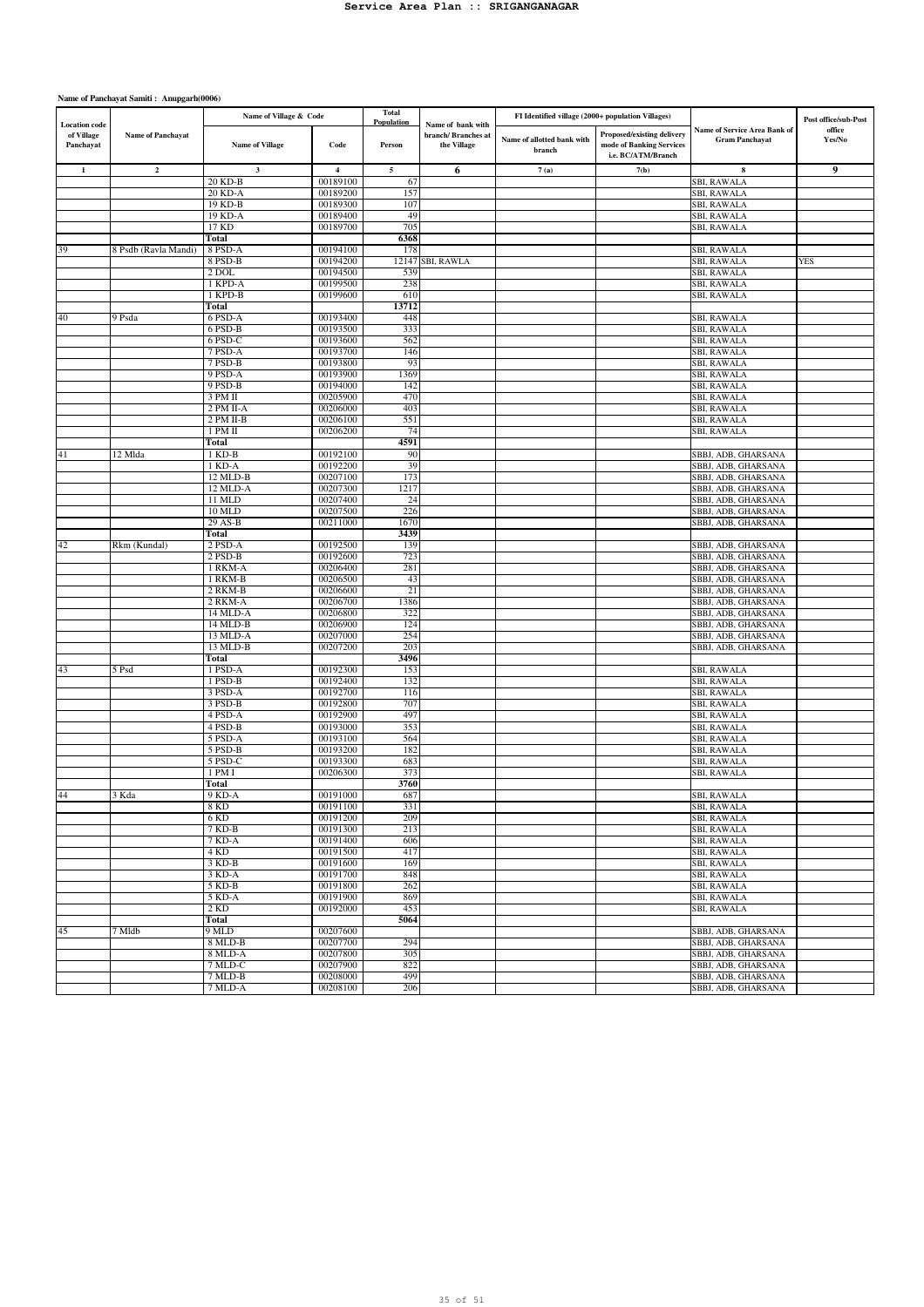**Name of Panchayat Samiti : Anupgarh(0006)**

| Location code of Village Panchayat | Name of Panchayat | Name of Village & Code | | Total Population | Name of bank with branch/ Branches at the Village | FI Identified village (2000+ population Villages) | | Name of Service Area Bank of Gram Panchayat | Post office/sub-Post office Yes/No |
|---|---|---|---|---|---|---|---|---|---|
| | | Name of Village | Code | Person | | Name of allotted bank with branch | Proposed/existing delivery mode of Banking Services i.e. BC/ATM/Branch | | |
| 1 | 2 | 3 | 4 | 5 | 6 | 7 (a) | 7(b) | 8 | 9 |
| | | 20 KD-B | 00189100 | 67 | | | | SBI, RAWALA | |
| | | 20 KD-A | 00189200 | 157 | | | | SBI, RAWALA | |
| | | 19 KD-B | 00189300 | 107 | | | | SBI, RAWALA | |
| | | 19 KD-A | 00189400 | 49 | | | | SBI, RAWALA | |
| | | 17 KD | 00189700 | 705 | | | | SBI, RAWALA | |
| | | **Total** | | **6368** | | | | | |
| 39 | 8 Psdb (Ravla Mandi) | 8 PSD-A | 00194100 | 178 | | | | SBI, RAWALA | |
| | | 8 PSD-B | 00194200 | 12147 | SBI, RAWLA | | | SBI, RAWALA | YES |
| | | 2 DOL | 00194500 | 539 | | | | SBI, RAWALA | |
| | | 1 KPD-A | 00199500 | 238 | | | | SBI, RAWALA | |
| | | 1 KPD-B | 00199600 | 610 | | | | SBI, RAWALA | |
| | | **Total** | | **13712** | | | | | |
| 40 | 9 Psda | 6 PSD-A | 00193400 | 448 | | | | SBI, RAWALA | |
| | | 6 PSD-B | 00193500 | 333 | | | | SBI, RAWALA | |
| | | 6 PSD-C | 00193600 | 562 | | | | SBI, RAWALA | |
| | | 7 PSD-A | 00193700 | 146 | | | | SBI, RAWALA | |
| | | 7 PSD-B | 00193800 | 93 | | | | SBI, RAWALA | |
| | | 9 PSD-A | 00193900 | 1369 | | | | SBI, RAWALA | |
| | | 9 PSD-B | 00194000 | 142 | | | | SBI, RAWALA | |
| | | 3 PM II | 00205900 | 470 | | | | SBI, RAWALA | |
| | | 2 PM II-A | 00206000 | 403 | | | | SBI, RAWALA | |
| | | 2 PM II-B | 00206100 | 551 | | | | SBI, RAWALA | |
| | | 1 PM II | 00206200 | 74 | | | | SBI, RAWALA | |
| | | **Total** | | **4591** | | | | | |
| 41 | 12 Mlda | 1 KD-B | 00192100 | 90 | | | | SBBJ, ADB, GHARSANA | |
| | | 1 KD-A | 00192200 | 39 | | | | SBBJ, ADB, GHARSANA | |
| | | 12 MLD-B | 00207100 | 173 | | | | SBBJ, ADB, GHARSANA | |
| | | 12 MLD-A | 00207300 | 1217 | | | | SBBJ, ADB, GHARSANA | |
| | | 11 MLD | 00207400 | 24 | | | | SBBJ, ADB, GHARSANA | |
| | | 10 MLD | 00207500 | 226 | | | | SBBJ, ADB, GHARSANA | |
| | | 29 AS-B | 00211000 | 1670 | | | | SBBJ, ADB, GHARSANA | |
| | | **Total** | | **3439** | | | | | |
| 42 | Rkm (Kundal) | 2 PSD-A | 00192500 | 139 | | | | SBBJ, ADB, GHARSANA | |
| | | 2 PSD-B | 00192600 | 723 | | | | SBBJ, ADB, GHARSANA | |
| | | 1 RKM-A | 00206400 | 281 | | | | SBBJ, ADB, GHARSANA | |
| | | 1 RKM-B | 00206500 | 43 | | | | SBBJ, ADB, GHARSANA | |
| | | 2 RKM-B | 00206600 | 21 | | | | SBBJ, ADB, GHARSANA | |
| | | 2 RKM-A | 00206700 | 1386 | | | | SBBJ, ADB, GHARSANA | |
| | | 14 MLD-A | 00206800 | 322 | | | | SBBJ, ADB, GHARSANA | |
| | | 14 MLD-B | 00206900 | 124 | | | | SBBJ, ADB, GHARSANA | |
| | | 13 MLD-A | 00207000 | 254 | | | | SBBJ, ADB, GHARSANA | |
| | | 13 MLD-B | 00207200 | 203 | | | | SBBJ, ADB, GHARSANA | |
| | | **Total** | | **3496** | | | | | |
| 43 | 5 Psd | 1 PSD-A | 00192300 | 153 | | | | SBI, RAWALA | |
| | | 1 PSD-B | 00192400 | 132 | | | | SBI, RAWALA | |
| | | 3 PSD-A | 00192700 | 116 | | | | SBI, RAWALA | |
| | | 3 PSD-B | 00192800 | 707 | | | | SBI, RAWALA | |
| | | 4 PSD-A | 00192900 | 497 | | | | SBI, RAWALA | |
| | | 4 PSD-B | 00193000 | 353 | | | | SBI, RAWALA | |
| | | 5 PSD-A | 00193100 | 564 | | | | SBI, RAWALA | |
| | | 5 PSD-B | 00193200 | 182 | | | | SBI, RAWALA | |
| | | 5 PSD-C | 00193300 | 683 | | | | SBI, RAWALA | |
| | | 1 PM I | 00206300 | 373 | | | | SBI, RAWALA | |
| | | **Total** | | **3760** | | | | | |
| 44 | 3 Kda | 9 KD-A | 00191000 | 687 | | | | SBI, RAWALA | |
| | | 8 KD | 00191100 | 331 | | | | SBI, RAWALA | |
| | | 6 KD | 00191200 | 209 | | | | SBI, RAWALA | |
| | | 7 KD-B | 00191300 | 213 | | | | SBI, RAWALA | |
| | | 7 KD-A | 00191400 | 606 | | | | SBI, RAWALA | |
| | | 4 KD | 00191500 | 417 | | | | SBI, RAWALA | |
| | | 3 KD-B | 00191600 | 169 | | | | SBI, RAWALA | |
| | | 3 KD-A | 00191700 | 848 | | | | SBI, RAWALA | |
| | | 5 KD-B | 00191800 | 262 | | | | SBI, RAWALA | |
| | | 5 KD-A | 00191900 | 869 | | | | SBI, RAWALA | |
| | | 2 KD | 00192000 | 453 | | | | SBI, RAWALA | |
| | | **Total** | | **5064** | | | | | |
| 45 | 7 Mldb | 9 MLD | 00207600 | | | | | SBBJ, ADB, GHARSANA | |
| | | 8 MLD-B | 00207700 | 294 | | | | SBBJ, ADB, GHARSANA | |
| | | 8 MLD-A | 00207800 | 305 | | | | SBBJ, ADB, GHARSANA | |
| | | 7 MLD-C | 00207900 | 822 | | | | SBBJ, ADB, GHARSANA | |
| | | 7 MLD-B | 00208000 | 499 | | | | SBBJ, ADB, GHARSANA | |
| | | 7 MLD-A | 00208100 | 206 | | | | SBBJ, ADB, GHARSANA | |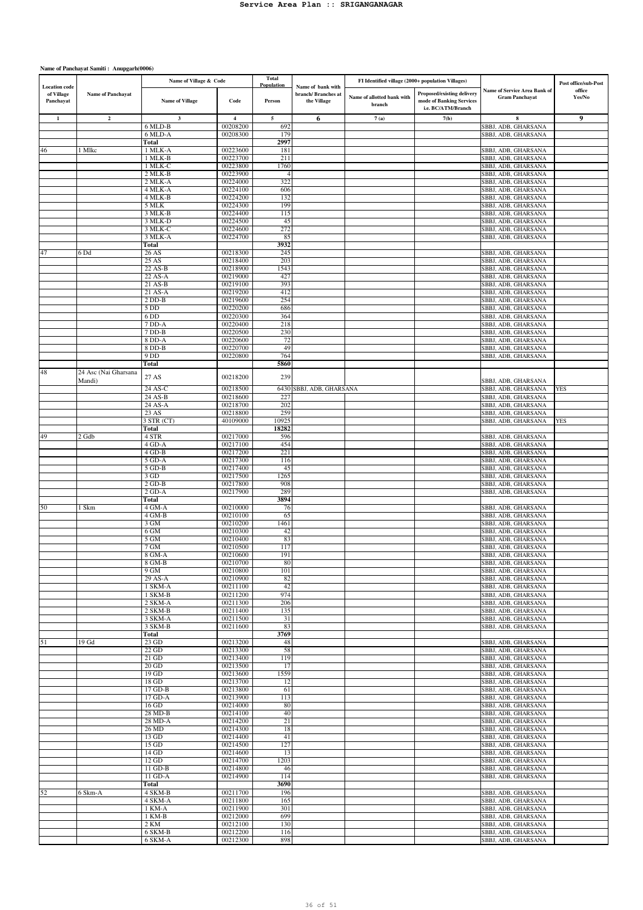# Service Area Plan :: SRIGANGANAGAR

**Name of Panchayat Samiti : Anupgarh(0006)**

| Location code of Village Panchayat | Name of Panchayat | Name of Village & Code | | Total Population | Name of bank with branch/ Branches at the Village | FI Identified village (2000+ population Villages) | | Name of Service Area Bank of Gram Panchayat | Post office/sub-Post office Yes/No |
|---|---|---|---|---|---|---|---|---|---|
| | | Name of Village | Code | Person | | Name of allotted bank with branch | Proposed/existing delivery mode of Banking Services i.e. BC/ATM/Branch | | |
| 1 | 2 | 3 | 4 | 5 | 6 | 7 (a) | 7(b) | 8 | 9 |
| | | 6 MLD-B | 00208200 | 692 | | | | SBBJ, ADB, GHARSANA | |
| | | 6 MLD-A | 00208300 | 179 | | | | SBBJ, ADB, GHARSANA | |
| | | **Total** | | **2997** | | | | | |
| 46 | 1 Mlkc | 1 MLK-A | 00223600 | 181 | | | | SBBJ, ADB, GHARSANA | |
| | | 1 MLK-B | 00223700 | 211 | | | | SBBJ, ADB, GHARSANA | |
| | | 1 MLK-C | 00223800 | 1760 | | | | SBBJ, ADB, GHARSANA | |
| | | 2 MLK-B | 00223900 | 4 | | | | SBBJ, ADB, GHARSANA | |
| | | 2 MLK-A | 00224000 | 322 | | | | SBBJ, ADB, GHARSANA | |
| | | 4 MLK-A | 00224100 | 606 | | | | SBBJ, ADB, GHARSANA | |
| | | 4 MLK-B | 00224200 | 132 | | | | SBBJ, ADB, GHARSANA | |
| | | 5 MLK | 00224300 | 199 | | | | SBBJ, ADB, GHARSANA | |
| | | 3 MLK-B | 00224400 | 115 | | | | SBBJ, ADB, GHARSANA | |
| | | 3 MLK-D | 00224500 | 45 | | | | SBBJ, ADB, GHARSANA | |
| | | 3 MLK-C | 00224600 | 272 | | | | SBBJ, ADB, GHARSANA | |
| | | 3 MLK-A | 00224700 | 85 | | | | SBBJ, ADB, GHARSANA | |
| | | **Total** | | **3932** | | | | | |
| 47 | 6 Dd | 26 AS | 00218300 | 245 | | | | SBBJ, ADB, GHARSANA | |
| | | 25 AS | 00218400 | 203 | | | | SBBJ, ADB, GHARSANA | |
| | | 22 AS-B | 00218900 | 1543 | | | | SBBJ, ADB, GHARSANA | |
| | | 22 AS-A | 00219000 | 427 | | | | SBBJ, ADB, GHARSANA | |
| | | 21 AS-B | 00219100 | 393 | | | | SBBJ, ADB, GHARSANA | |
| | | 21 AS-A | 00219200 | 412 | | | | SBBJ, ADB, GHARSANA | |
| | | 2 DD-B | 00219600 | 254 | | | | SBBJ, ADB, GHARSANA | |
| | | 5 DD | 00220200 | 686 | | | | SBBJ, ADB, GHARSANA | |
| | | 6 DD | 00220300 | 364 | | | | SBBJ, ADB, GHARSANA | |
| | | 7 DD-A | 00220400 | 218 | | | | SBBJ, ADB, GHARSANA | |
| | | 7 DD-B | 00220500 | 230 | | | | SBBJ, ADB, GHARSANA | |
| | | 8 DD-A | 00220600 | 72 | | | | SBBJ, ADB, GHARSANA | |
| | | 8 DD-B | 00220700 | 49 | | | | SBBJ, ADB, GHARSANA | |
| | | 9 DD | 00220800 | 764 | | | | SBBJ, ADB, GHARSANA | |
| | | **Total** | | **5860** | | | | | |
| 48 | 24 Asc (Nai Gharsana Mandi) | 27 AS | 00218200 | 239 | | | | SBBJ, ADB, GHARSANA | |
| | | 24 AS-C | 00218500 | 6430 | SBBJ, ADB, GHARSANA | | | SBBJ, ADB, GHARSANA | YES |
| | | 24 AS-B | 00218600 | 227 | | | | SBBJ, ADB, GHARSANA | |
| | | 24 AS-A | 00218700 | 202 | | | | SBBJ, ADB, GHARSANA | |
| | | 23 AS | 00218800 | 259 | | | | SBBJ, ADB, GHARSANA | |
| | | 3 STR (CT) | 40109000 | 10925 | | | | SBBJ, ADB, GHARSANA | YES |
| | | **Total** | | **18282** | | | | | |
| 49 | 2 Gdb | 4 STR | 00217000 | 596 | | | | SBBJ, ADB, GHARSANA | |
| | | 4 GD-A | 00217100 | 454 | | | | SBBJ, ADB, GHARSANA | |
| | | 4 GD-B | 00217200 | 221 | | | | SBBJ, ADB, GHARSANA | |
| | | 5 GD-A | 00217300 | 116 | | | | SBBJ, ADB, GHARSANA | |
| | | 5 GD-B | 00217400 | 45 | | | | SBBJ, ADB, GHARSANA | |
| | | 3 GD | 00217500 | 1265 | | | | SBBJ, ADB, GHARSANA | |
| | | 2 GD-B | 00217800 | 908 | | | | SBBJ, ADB, GHARSANA | |
| | | 2 GD-A | 00217900 | 289 | | | | SBBJ, ADB, GHARSANA | |
| | | **Total** | | **3894** | | | | | |
| 50 | 1 Skm | 4 GM-A | 00210000 | 76 | | | | SBBJ, ADB, GHARSANA | |
| | | 4 GM-B | 00210100 | 65 | | | | SBBJ, ADB, GHARSANA | |
| | | 3 GM | 00210200 | 1461 | | | | SBBJ, ADB, GHARSANA | |
| | | 6 GM | 00210300 | 42 | | | | SBBJ, ADB, GHARSANA | |
| | | 5 GM | 00210400 | 83 | | | | SBBJ, ADB, GHARSANA | |
| | | 7 GM | 00210500 | 117 | | | | SBBJ, ADB, GHARSANA | |
| | | 8 GM-A | 00210600 | 191 | | | | SBBJ, ADB, GHARSANA | |
| | | 8 GM-B | 00210700 | 80 | | | | SBBJ, ADB, GHARSANA | |
| | | 9 GM | 00210800 | 101 | | | | SBBJ, ADB, GHARSANA | |
| | | 29 AS-A | 00210900 | 82 | | | | SBBJ, ADB, GHARSANA | |
| | | 1 SKM-A | 00211100 | 42 | | | | SBBJ, ADB, GHARSANA | |
| | | 1 SKM-B | 00211200 | 974 | | | | SBBJ, ADB, GHARSANA | |
| | | 2 SKM-A | 00211300 | 206 | | | | SBBJ, ADB, GHARSANA | |
| | | 2 SKM-B | 00211400 | 135 | | | | SBBJ, ADB, GHARSANA | |
| | | 3 SKM-A | 00211500 | 31 | | | | SBBJ, ADB, GHARSANA | |
| | | 3 SKM-B | 00211600 | 83 | | | | SBBJ, ADB, GHARSANA | |
| | | **Total** | | **3769** | | | | | |
| 51 | 19 Gd | 23 GD | 00213200 | 48 | | | | SBBJ, ADB, GHARSANA | |
| | | 22 GD | 00213300 | 58 | | | | SBBJ, ADB, GHARSANA | |
| | | 21 GD | 00213400 | 119 | | | | SBBJ, ADB, GHARSANA | |
| | | 20 GD | 00213500 | 17 | | | | SBBJ, ADB, GHARSANA | |
| | | 19 GD | 00213600 | 1559 | | | | SBBJ, ADB, GHARSANA | |
| | | 18 GD | 00213700 | 12 | | | | SBBJ, ADB, GHARSANA | |
| | | 17 GD-B | 00213800 | 61 | | | | SBBJ, ADB, GHARSANA | |
| | | 17 GD-A | 00213900 | 113 | | | | SBBJ, ADB, GHARSANA | |
| | | 16 GD | 00214000 | 80 | | | | SBBJ, ADB, GHARSANA | |
| | | 28 MD-B | 00214100 | 40 | | | | SBBJ, ADB, GHARSANA | |
| | | 28 MD-A | 00214200 | 21 | | | | SBBJ, ADB, GHARSANA | |
| | | 26 MD | 00214300 | 18 | | | | SBBJ, ADB, GHARSANA | |
| | | 13 GD | 00214400 | 41 | | | | SBBJ, ADB, GHARSANA | |
| | | 15 GD | 00214500 | 127 | | | | SBBJ, ADB, GHARSANA | |
| | | 14 GD | 00214600 | 13 | | | | SBBJ, ADB, GHARSANA | |
| | | 12 GD | 00214700 | 1203 | | | | SBBJ, ADB, GHARSANA | |
| | | 11 GD-B | 00214800 | 46 | | | | SBBJ, ADB, GHARSANA | |
| | | 11 GD-A | 00214900 | 114 | | | | SBBJ, ADB, GHARSANA | |
| | | **Total** | | **3690** | | | | | |
| 52 | 6 Skm-A | 4 SKM-B | 00211700 | 196 | | | | SBBJ, ADB, GHARSANA | |
| | | 4 SKM-A | 00211800 | 165 | | | | SBBJ, ADB, GHARSANA | |
| | | 1 KM-A | 00211900 | 301 | | | | SBBJ, ADB, GHARSANA | |
| | | 1 KM-B | 00212000 | 699 | | | | SBBJ, ADB, GHARSANA | |
| | | 2 KM | 00212100 | 130 | | | | SBBJ, ADB, GHARSANA | |
| | | 6 SKM-B | 00212200 | 116 | | | | SBBJ, ADB, GHARSANA | |
| | | 6 SKM-A | 00212300 | 898 | | | | SBBJ, ADB, GHARSANA | |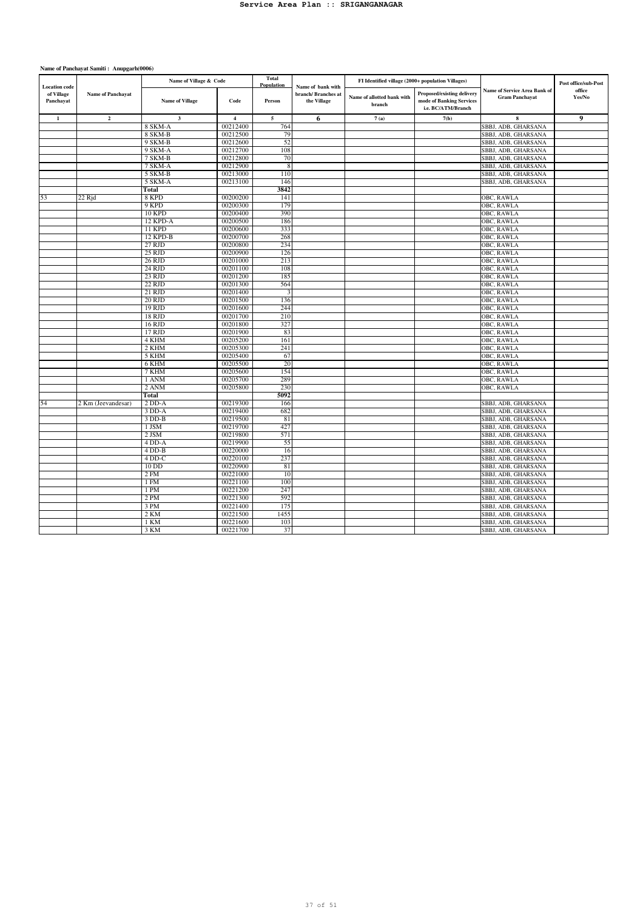**Name of Panchayat Samiti : Anupgarh(0006)**

| Location code of Village Panchayat | Name of Panchayat | Name of Village & Code | | Total Population | Name of bank with branch/ Branches at the Village | FI Identified village (2000+ population Villages) | | Name of Service Area Bank of Gram Panchayat | Post office/sub-Post office Yes/No |
|---|---|---|---|---|---|---|---|---|---|
| | | Name of Village | Code | Person | | Name of allotted bank with branch | Proposed/existing delivery mode of Banking Services i.e. BC/ATM/Branch | | |
| 1 | 2 | 3 | 4 | 5 | 6 | 7 (a) | 7(b) | 8 | 9 |
| | | 8 SKM-A | 00212400 | 764 | | | | SBBJ, ADB, GHARSANA | |
| | | 8 SKM-B | 00212500 | 79 | | | | SBBJ, ADB, GHARSANA | |
| | | 9 SKM-B | 00212600 | 52 | | | | SBBJ, ADB, GHARSANA | |
| | | 9 SKM-A | 00212700 | 108 | | | | SBBJ, ADB, GHARSANA | |
| | | 7 SKM-B | 00212800 | 70 | | | | SBBJ, ADB, GHARSANA | |
| | | 7 SKM-A | 00212900 | 8 | | | | SBBJ, ADB, GHARSANA | |
| | | 5 SKM-B | 00213000 | 110 | | | | SBBJ, ADB, GHARSANA | |
| | | 5 SKM-A | 00213100 | 146 | | | | SBBJ, ADB, GHARSANA | |
| | | **Total** | | **3842** | | | | | |
| 53 | 22 Rjd | 8 KPD | 00200200 | 141 | | | | OBC, RAWLA | |
| | | 9 KPD | 00200300 | 179 | | | | OBC, RAWLA | |
| | | 10 KPD | 00200400 | 390 | | | | OBC, RAWLA | |
| | | 12 KPD-A | 00200500 | 186 | | | | OBC, RAWLA | |
| | | 11 KPD | 00200600 | 333 | | | | OBC, RAWLA | |
| | | 12 KPD-B | 00200700 | 268 | | | | OBC, RAWLA | |
| | | 27 RJD | 00200800 | 234 | | | | OBC, RAWLA | |
| | | 25 RJD | 00200900 | 126 | | | | OBC, RAWLA | |
| | | 26 RJD | 00201000 | 213 | | | | OBC, RAWLA | |
| | | 24 RJD | 00201100 | 108 | | | | OBC, RAWLA | |
| | | 23 RJD | 00201200 | 185 | | | | OBC, RAWLA | |
| | | 22 RJD | 00201300 | 564 | | | | OBC, RAWLA | |
| | | 21 RJD | 00201400 | 3 | | | | OBC, RAWLA | |
| | | 20 RJD | 00201500 | 136 | | | | OBC, RAWLA | |
| | | 19 RJD | 00201600 | 244 | | | | OBC, RAWLA | |
| | | 18 RJD | 00201700 | 210 | | | | OBC, RAWLA | |
| | | 16 RJD | 00201800 | 327 | | | | OBC, RAWLA | |
| | | 17 RJD | 00201900 | 83 | | | | OBC, RAWLA | |
| | | 4 KHM | 00205200 | 161 | | | | OBC, RAWLA | |
| | | 2 KHM | 00205300 | 241 | | | | OBC, RAWLA | |
| | | 5 KHM | 00205400 | 67 | | | | OBC, RAWLA | |
| | | 6 KHM | 00205500 | 20 | | | | OBC, RAWLA | |
| | | 7 KHM | 00205600 | 154 | | | | OBC, RAWLA | |
| | | 1 ANM | 00205700 | 289 | | | | OBC, RAWLA | |
| | | 2 ANM | 00205800 | 230 | | | | OBC, RAWLA | |
| | | **Total** | | **5092** | | | | | |
| 54 | 2 Km (Jeevandesar) | 2 DD-A | 00219300 | 166 | | | | SBBJ, ADB, GHARSANA | |
| | | 3 DD-A | 00219400 | 682 | | | | SBBJ, ADB, GHARSANA | |
| | | 3 DD-B | 00219500 | 81 | | | | SBBJ, ADB, GHARSANA | |
| | | 1 JSM | 00219700 | 427 | | | | SBBJ, ADB, GHARSANA | |
| | | 2 JSM | 00219800 | 571 | | | | SBBJ, ADB, GHARSANA | |
| | | 4 DD-A | 00219900 | 55 | | | | SBBJ, ADB, GHARSANA | |
| | | 4 DD-B | 00220000 | 16 | | | | SBBJ, ADB, GHARSANA | |
| | | 4 DD-C | 00220100 | 237 | | | | SBBJ, ADB, GHARSANA | |
| | | 10 DD | 00220900 | 81 | | | | SBBJ, ADB, GHARSANA | |
| | | 2 FM | 00221000 | 10 | | | | SBBJ, ADB, GHARSANA | |
| | | 1 FM | 00221100 | 100 | | | | SBBJ, ADB, GHARSANA | |
| | | 1 PM | 00221200 | 247 | | | | SBBJ, ADB, GHARSANA | |
| | | 2 PM | 00221300 | 592 | | | | SBBJ, ADB, GHARSANA | |
| | | 3 PM | 00221400 | 175 | | | | SBBJ, ADB, GHARSANA | |
| | | 2 KM | 00221500 | 1455 | | | | SBBJ, ADB, GHARSANA | |
| | | 1 KM | 00221600 | 103 | | | | SBBJ, ADB, GHARSANA | |
| | | 3 KM | 00221700 | 37 | | | | SBBJ, ADB, GHARSANA | |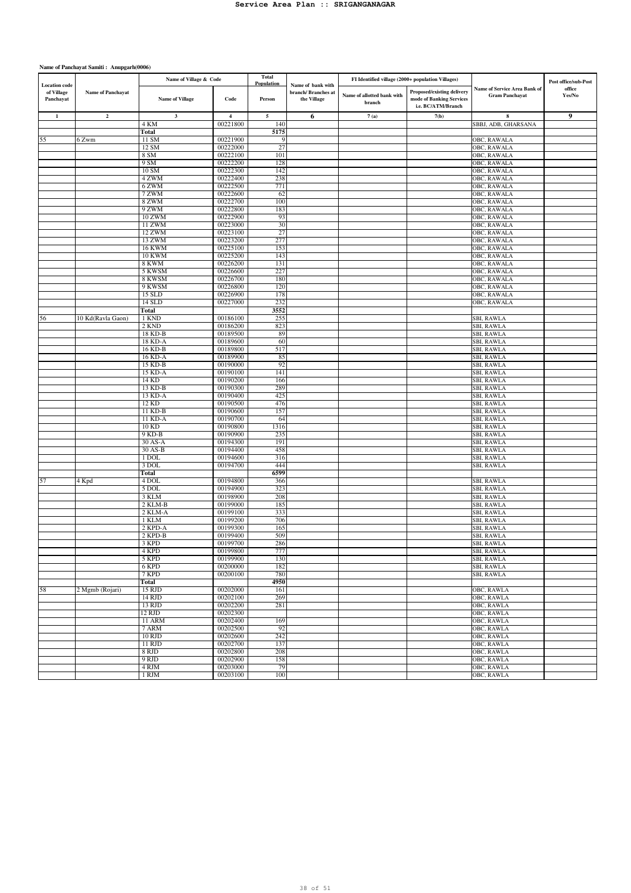# Service Area Plan :: SRIGANGANAGAR

**Name of Panchayat Samiti : Anupgarh(0006)**

| Location code of Village Panchayat | Name of Panchayat | Name of Village & Code | | Total Population | Name of bank with branch/ Branches at the Village | FI Identified village (2000+ population Villages) | | Name of Service Area Bank of Gram Panchayat | Post office/sub-Post office Yes/No |
|---|---|---|---|---|---|---|---|---|---|
| | | Name of Village | Code | Person | | Name of allotted bank with branch | Proposed/existing delivery mode of Banking Services i.e. BC/ATM/Branch | | |
| 1 | 2 | 3 | 4 | 5 | 6 | 7 (a) | 7(b) | 8 | 9 |
| | | 4 KM | 00221800 | 140 | | | | SBBJ, ADB, GHARSANA | |
| | | Total | | 5175 | | | | | |
| 55 | 6 Zwm | 11 SM | 00221900 | 9 | | | | OBC, RAWALA | |
| | | 12 SM | 00222000 | 27 | | | | OBC, RAWALA | |
| | | 8 SM | 00222100 | 101 | | | | OBC, RAWALA | |
| | | 9 SM | 00222200 | 128 | | | | OBC, RAWALA | |
| | | 10 SM | 00222300 | 142 | | | | OBC, RAWALA | |
| | | 4 ZWM | 00222400 | 238 | | | | OBC, RAWALA | |
| | | 6 ZWM | 00222500 | 771 | | | | OBC, RAWALA | |
| | | 7 ZWM | 00222600 | 62 | | | | OBC, RAWALA | |
| | | 8 ZWM | 00222700 | 100 | | | | OBC, RAWALA | |
| | | 9 ZWM | 00222800 | 183 | | | | OBC, RAWALA | |
| | | 10 ZWM | 00222900 | 93 | | | | OBC, RAWALA | |
| | | 11 ZWM | 00223000 | 30 | | | | OBC, RAWALA | |
| | | 12 ZWM | 00223100 | 27 | | | | OBC, RAWALA | |
| | | 13 ZWM | 00223200 | 277 | | | | OBC, RAWALA | |
| | | 16 KWM | 00225100 | 153 | | | | OBC, RAWALA | |
| | | 10 KWM | 00225200 | 143 | | | | OBC, RAWALA | |
| | | 8 KWM | 00226200 | 131 | | | | OBC, RAWALA | |
| | | 5 KWSM | 00226600 | 227 | | | | OBC, RAWALA | |
| | | 8 KWSM | 00226700 | 180 | | | | OBC, RAWALA | |
| | | 9 KWSM | 00226800 | 120 | | | | OBC, RAWALA | |
| | | 15 SLD | 00226900 | 178 | | | | OBC, RAWALA | |
| | | 14 SLD | 00227000 | 232 | | | | OBC, RAWALA | |
| | | Total | | 3552 | | | | | |
| 56 | 10 Kd(Ravla Gaon) | 1 KND | 00186100 | 255 | | | | SBI, RAWLA | |
| | | 2 KND | 00186200 | 823 | | | | SBI, RAWLA | |
| | | 18 KD-B | 00189500 | 89 | | | | SBI, RAWLA | |
| | | 18 KD-A | 00189600 | 60 | | | | SBI, RAWLA | |
| | | 16 KD-B | 00189800 | 517 | | | | SBI, RAWLA | |
| | | 16 KD-A | 00189900 | 85 | | | | SBI, RAWLA | |
| | | 15 KD-B | 00190000 | 92 | | | | SBI, RAWLA | |
| | | 15 KD-A | 00190100 | 141 | | | | SBI, RAWLA | |
| | | 14 KD | 00190200 | 166 | | | | SBI, RAWLA | |
| | | 13 KD-B | 00190300 | 289 | | | | SBI, RAWLA | |
| | | 13 KD-A | 00190400 | 425 | | | | SBI, RAWLA | |
| | | 12 KD | 00190500 | 476 | | | | SBI, RAWLA | |
| | | 11 KD-B | 00190600 | 157 | | | | SBI, RAWLA | |
| | | 11 KD-A | 00190700 | 64 | | | | SBI, RAWLA | |
| | | 10 KD | 00190800 | 1316 | | | | SBI, RAWLA | |
| | | 9 KD-B | 00190900 | 235 | | | | SBI, RAWLA | |
| | | 30 AS-A | 00194300 | 191 | | | | SBI, RAWLA | |
| | | 30 AS-B | 00194400 | 458 | | | | SBI, RAWLA | |
| | | 1 DOL | 00194600 | 316 | | | | SBI, RAWLA | |
| | | 3 DOL | 00194700 | 444 | | | | SBI, RAWLA | |
| | | Total | | 6599 | | | | | |
| 57 | 4 Kpd | 4 DOL | 00194800 | 366 | | | | SBI, RAWLA | |
| | | 5 DOL | 00194900 | 323 | | | | SBI, RAWLA | |
| | | 3 KLM | 00198900 | 208 | | | | SBI, RAWLA | |
| | | 2 KLM-B | 00199000 | 185 | | | | SBI, RAWLA | |
| | | 2 KLM-A | 00199100 | 333 | | | | SBI, RAWLA | |
| | | 1 KLM | 00199200 | 706 | | | | SBI, RAWLA | |
| | | 2 KPD-A | 00199300 | 165 | | | | SBI, RAWLA | |
| | | 2 KPD-B | 00199400 | 509 | | | | SBI, RAWLA | |
| | | 3 KPD | 00199700 | 286 | | | | SBI, RAWLA | |
| | | 4 KPD | 00199800 | 777 | | | | SBI, RAWLA | |
| | | 5 KPD | 00199900 | 130 | | | | SBI, RAWLA | |
| | | 6 KPD | 00200000 | 182 | | | | SBI, RAWLA | |
| | | 7 KPD | 00200100 | 780 | | | | SBI, RAWLA | |
| | | Total | | 4950 | | | | | |
| 58 | 2 Mgmb (Rojari) | 15 RJD | 00202000 | 161 | | | | OBC, RAWLA | |
| | | 14 RJD | 00202100 | 269 | | | | OBC, RAWLA | |
| | | 13 RJD | 00202200 | 281 | | | | OBC, RAWLA | |
| | | 12 RJD | 00202300 | | | | | OBC, RAWLA | |
| | | 11 ARM | 00202400 | 169 | | | | OBC, RAWLA | |
| | | 7 ARM | 00202500 | 92 | | | | OBC, RAWLA | |
| | | 10 RJD | 00202600 | 242 | | | | OBC, RAWLA | |
| | | 11 RJD | 00202700 | 137 | | | | OBC, RAWLA | |
| | | 8 RJD | 00202800 | 208 | | | | OBC, RAWLA | |
| | | 9 RJD | 00202900 | 158 | | | | OBC, RAWLA | |
| | | 4 RJM | 00203000 | 79 | | | | OBC, RAWLA | |
| | | 1 RJM | 00203100 | 100 | | | | OBC, RAWLA | |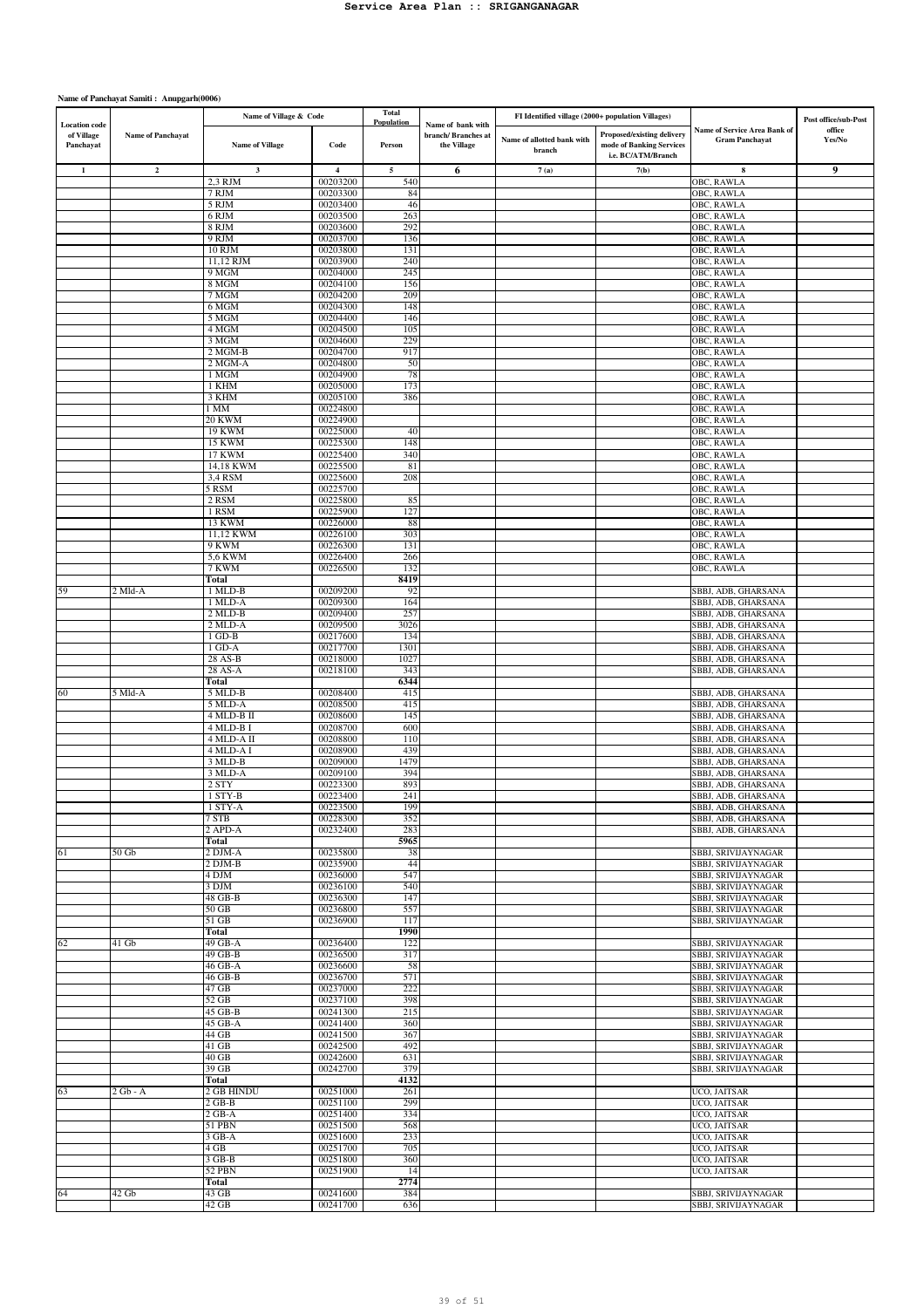Name of Panchayat Samiti : Anupgarh(0006)

| Location code of Village Panchayat | Name of Panchayat | Name of Village & Code | | Total Population | Name of bank with branch/ Branches at the Village | FI Identified village (2000+ population Villages) | | Name of Service Area Bank of Gram Panchayat | Post office/sub-Post office Yes/No |
|---|---|---|---|---|---|---|---|---|---|
| | | Name of Village | Code | Person | | Name of allotted bank with branch | Proposed/existing delivery mode of Banking Services i.e. BC/ATM/Branch | | |
| 1 | 2 | 3 | 4 | 5 | 6 | 7 (a) | 7(b) | 8 | 9 |
| | | 2,3 RJM | 00203200 | 540 | | | | OBC, RAWLA | |
| | | 7 RJM | 00203300 | 84 | | | | OBC, RAWLA | |
| | | 5 RJM | 00203400 | 46 | | | | OBC, RAWLA | |
| | | 6 RJM | 00203500 | 263 | | | | OBC, RAWLA | |
| | | 8 RJM | 00203600 | 292 | | | | OBC, RAWLA | |
| | | 9 RJM | 00203700 | 136 | | | | OBC, RAWLA | |
| | | 10 RJM | 00203800 | 131 | | | | OBC, RAWLA | |
| | | 11,12 RJM | 00203900 | 240 | | | | OBC, RAWLA | |
| | | 9 MGM | 00204000 | 245 | | | | OBC, RAWLA | |
| | | 8 MGM | 00204100 | 156 | | | | OBC, RAWLA | |
| | | 7 MGM | 00204200 | 209 | | | | OBC, RAWLA | |
| | | 6 MGM | 00204300 | 148 | | | | OBC, RAWLA | |
| | | 5 MGM | 00204400 | 146 | | | | OBC, RAWLA | |
| | | 4 MGM | 00204500 | 105 | | | | OBC, RAWLA | |
| | | 3 MGM | 00204600 | 229 | | | | OBC, RAWLA | |
| | | 2 MGM-B | 00204700 | 917 | | | | OBC, RAWLA | |
| | | 2 MGM-A | 00204800 | 50 | | | | OBC, RAWLA | |
| | | 1 MGM | 00204900 | 78 | | | | OBC, RAWLA | |
| | | 1 KHM | 00205000 | 173 | | | | OBC, RAWLA | |
| | | 3 KHM | 00205100 | 386 | | | | OBC, RAWLA | |
| | | 1 MM | 00224800 | | | | | OBC, RAWLA | |
| | | 20 KWM | 00224900 | | | | | OBC, RAWLA | |
| | | 19 KWM | 00225000 | 40 | | | | OBC, RAWLA | |
| | | 15 KWM | 00225300 | 148 | | | | OBC, RAWLA | |
| | | 17 KWM | 00225400 | 340 | | | | OBC, RAWLA | |
| | | 14,18 KWM | 00225500 | 81 | | | | OBC, RAWLA | |
| | | 3,4 RSM | 00225600 | 208 | | | | OBC, RAWLA | |
| | | 5 RSM | 00225700 | | | | | OBC, RAWLA | |
| | | 2 RSM | 00225800 | 85 | | | | OBC, RAWLA | |
| | | 1 RSM | 00225900 | 127 | | | | OBC, RAWLA | |
| | | 13 KWM | 00226000 | 88 | | | | OBC, RAWLA | |
| | | 11,12 KWM | 00226100 | 303 | | | | OBC, RAWLA | |
| | | 9 KWM | 00226300 | 131 | | | | OBC, RAWLA | |
| | | 5,6 KWM | 00226400 | 266 | | | | OBC, RAWLA | |
| | | 7 KWM | 00226500 | 132 | | | | OBC, RAWLA | |
| | | **Total** | | **8419** | | | | | |
| 59 | 2 Mld-A | 1 MLD-B | 00209200 | 92 | | | | SBBJ, ADB, GHARSANA | |
| | | 1 MLD-A | 00209300 | 164 | | | | SBBJ, ADB, GHARSANA | |
| | | 2 MLD-B | 00209400 | 257 | | | | SBBJ, ADB, GHARSANA | |
| | | 2 MLD-A | 00209500 | 3026 | | | | SBBJ, ADB, GHARSANA | |
| | | 1 GD-B | 00217600 | 134 | | | | SBBJ, ADB, GHARSANA | |
| | | 1 GD-A | 00217700 | 1301 | | | | SBBJ, ADB, GHARSANA | |
| | | 28 AS-B | 00218000 | 1027 | | | | SBBJ, ADB, GHARSANA | |
| | | 28 AS-A | 00218100 | 343 | | | | SBBJ, ADB, GHARSANA | |
| | | **Total** | | **6344** | | | | | |
| 60 | 5 Mld-A | 5 MLD-B | 00208400 | 415 | | | | SBBJ, ADB, GHARSANA | |
| | | 5 MLD-A | 00208500 | 415 | | | | SBBJ, ADB, GHARSANA | |
| | | 4 MLD-B II | 00208600 | 145 | | | | SBBJ, ADB, GHARSANA | |
| | | 4 MLD-B I | 00208700 | 600 | | | | SBBJ, ADB, GHARSANA | |
| | | 4 MLD-A II | 00208800 | 110 | | | | SBBJ, ADB, GHARSANA | |
| | | 4 MLD-A I | 00208900 | 439 | | | | SBBJ, ADB, GHARSANA | |
| | | 3 MLD-B | 00209000 | 1479 | | | | SBBJ, ADB, GHARSANA | |
| | | 3 MLD-A | 00209100 | 394 | | | | SBBJ, ADB, GHARSANA | |
| | | 2 STY | 00223300 | 893 | | | | SBBJ, ADB, GHARSANA | |
| | | 1 STY-B | 00223400 | 241 | | | | SBBJ, ADB, GHARSANA | |
| | | 1 STY-A | 00223500 | 199 | | | | SBBJ, ADB, GHARSANA | |
| | | 7 STB | 00228300 | 352 | | | | SBBJ, ADB, GHARSANA | |
| | | 2 APD-A | 00232400 | 283 | | | | SBBJ, ADB, GHARSANA | |
| | | **Total** | | **5965** | | | | | |
| 61 | 50 Gb | 2 DJM-A | 00235800 | 38 | | | | SBBJ, SRIVIJAYNAGAR | |
| | | 2 DJM-B | 00235900 | 44 | | | | SBBJ, SRIVIJAYNAGAR | |
| | | 4 DJM | 00236000 | 547 | | | | SBBJ, SRIVIJAYNAGAR | |
| | | 3 DJM | 00236100 | 540 | | | | SBBJ, SRIVIJAYNAGAR | |
| | | 48 GB-B | 00236300 | 147 | | | | SBBJ, SRIVIJAYNAGAR | |
| | | 50 GB | 00236800 | 557 | | | | SBBJ, SRIVIJAYNAGAR | |
| | | 51 GB | 00236900 | 117 | | | | SBBJ, SRIVIJAYNAGAR | |
| | | **Total** | | **1990** | | | | | |
| 62 | 41 Gb | 49 GB-A | 00236400 | 122 | | | | SBBJ, SRIVIJAYNAGAR | |
| | | 49 GB-B | 00236500 | 317 | | | | SBBJ, SRIVIJAYNAGAR | |
| | | 46 GB-A | 00236600 | 58 | | | | SBBJ, SRIVIJAYNAGAR | |
| | | 46 GB-B | 00236700 | 571 | | | | SBBJ, SRIVIJAYNAGAR | |
| | | 47 GB | 00237000 | 222 | | | | SBBJ, SRIVIJAYNAGAR | |
| | | 52 GB | 00237100 | 398 | | | | SBBJ, SRIVIJAYNAGAR | |
| | | 45 GB-B | 00241300 | 215 | | | | SBBJ, SRIVIJAYNAGAR | |
| | | 45 GB-A | 00241400 | 360 | | | | SBBJ, SRIVIJAYNAGAR | |
| | | 44 GB | 00241500 | 367 | | | | SBBJ, SRIVIJAYNAGAR | |
| | | 41 GB | 00242500 | 492 | | | | SBBJ, SRIVIJAYNAGAR | |
| | | 40 GB | 00242600 | 631 | | | | SBBJ, SRIVIJAYNAGAR | |
| | | 39 GB | 00242700 | 379 | | | | SBBJ, SRIVIJAYNAGAR | |
| | | **Total** | | **4132** | | | | | |
| 63 | 2 Gb - A | 2 GB HINDU | 00251000 | 261 | | | | UCO, JAITSAR | |
| | | 2 GB-B | 00251100 | 299 | | | | UCO, JAITSAR | |
| | | 2 GB-A | 00251400 | 334 | | | | UCO, JAITSAR | |
| | | 51 PBN | 00251500 | 568 | | | | UCO, JAITSAR | |
| | | 3 GB-A | 00251600 | 233 | | | | UCO, JAITSAR | |
| | | 4 GB | 00251700 | 705 | | | | UCO, JAITSAR | |
| | | 3 GB-B | 00251800 | 360 | | | | UCO, JAITSAR | |
| | | 52 PBN | 00251900 | 14 | | | | UCO, JAITSAR | |
| | | **Total** | | **2774** | | | | | |
| 64 | 42 Gb | 43 GB | 00241600 | 384 | | | | SBBJ, SRIVIJAYNAGAR | |
| | | 42 GB | 00241700 | 636 | | | | SBBJ, SRIVIJAYNAGAR | |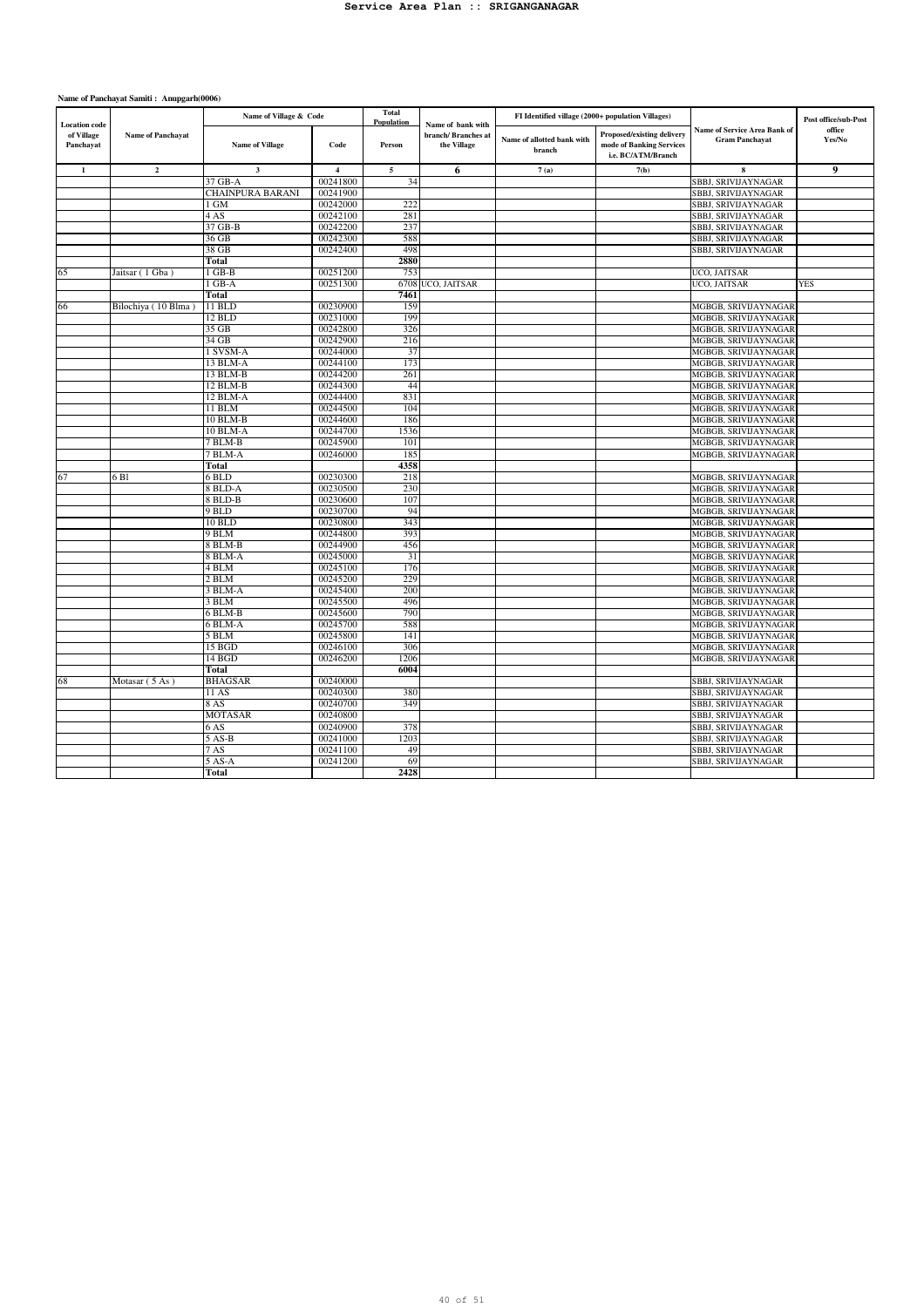# Service Area Plan :: SRIGANGANAGAR

**Name of Panchayat Samiti : Anupgarh(0006)**

| Location code of Village Panchayat | Name of Panchayat | Name of Village & Code | | Total Population | Name of bank with branch/ Branches at the Village | FI Identified village (2000+ population Villages) | | Name of Service Area Bank of Gram Panchayat | Post office/sub-Post office Yes/No |
|---|---|---|---|---|---|---|---|---|---|
| | | Name of Village | Code | Person | | Name of allotted bank with branch | Proposed/existing delivery mode of Banking Services i.e. BC/ATM/Branch | | |
| 1 | 2 | 3 | 4 | 5 | 6 | 7 (a) | 7(b) | 8 | 9 |
| | | 37 GB-A | 00241800 | 34 | | | | SBBJ, SRIVIJAYNAGAR | |
| | | CHAINPURA BARANI | 00241900 | | | | | SBBJ, SRIVIJAYNAGAR | |
| | | 1 GM | 00242000 | 222 | | | | SBBJ, SRIVIJAYNAGAR | |
| | | 4 AS | 00242100 | 281 | | | | SBBJ, SRIVIJAYNAGAR | |
| | | 37 GB-B | 00242200 | 237 | | | | SBBJ, SRIVIJAYNAGAR | |
| | | 36 GB | 00242300 | 588 | | | | SBBJ, SRIVIJAYNAGAR | |
| | | 38 GB | 00242400 | 498 | | | | SBBJ, SRIVIJAYNAGAR | |
| | | **Total** | | **2880** | | | | | |
| 65 | Jaitsar ( 1 Gba ) | 1 GB-B | 00251200 | 753 | | | | UCO, JAITSAR | |
| | | 1 GB-A | 00251300 | 6708 | UCO, JAITSAR | | | UCO, JAITSAR | YES |
| | | **Total** | | **7461** | | | | | |
| 66 | Bilochiya ( 10 Blma ) | 11 BLD | 00230900 | 159 | | | | MGBGB, SRIVIJAYNAGAR | |
| | | 12 BLD | 00231000 | 199 | | | | MGBGB, SRIVIJAYNAGAR | |
| | | 35 GB | 00242800 | 326 | | | | MGBGB, SRIVIJAYNAGAR | |
| | | 34 GB | 00242900 | 216 | | | | MGBGB, SRIVIJAYNAGAR | |
| | | 1 SVSM-A | 00244000 | 37 | | | | MGBGB, SRIVIJAYNAGAR | |
| | | 13 BLM-A | 00244100 | 173 | | | | MGBGB, SRIVIJAYNAGAR | |
| | | 13 BLM-B | 00244200 | 261 | | | | MGBGB, SRIVIJAYNAGAR | |
| | | 12 BLM-B | 00244300 | 44 | | | | MGBGB, SRIVIJAYNAGAR | |
| | | 12 BLM-A | 00244400 | 831 | | | | MGBGB, SRIVIJAYNAGAR | |
| | | 11 BLM | 00244500 | 104 | | | | MGBGB, SRIVIJAYNAGAR | |
| | | 10 BLM-B | 00244600 | 186 | | | | MGBGB, SRIVIJAYNAGAR | |
| | | 10 BLM-A | 00244700 | 1536 | | | | MGBGB, SRIVIJAYNAGAR | |
| | | 7 BLM-B | 00245900 | 101 | | | | MGBGB, SRIVIJAYNAGAR | |
| | | 7 BLM-A | 00246000 | 185 | | | | MGBGB, SRIVIJAYNAGAR | |
| | | **Total** | | **4358** | | | | | |
| 67 | 6 Bl | 6 BLD | 00230300 | 218 | | | | MGBGB, SRIVIJAYNAGAR | |
| | | 8 BLD-A | 00230500 | 230 | | | | MGBGB, SRIVIJAYNAGAR | |
| | | 8 BLD-B | 00230600 | 107 | | | | MGBGB, SRIVIJAYNAGAR | |
| | | 9 BLD | 00230700 | 94 | | | | MGBGB, SRIVIJAYNAGAR | |
| | | 10 BLD | 00230800 | 343 | | | | MGBGB, SRIVIJAYNAGAR | |
| | | 9 BLM | 00244800 | 393 | | | | MGBGB, SRIVIJAYNAGAR | |
| | | 8 BLM-B | 00244900 | 456 | | | | MGBGB, SRIVIJAYNAGAR | |
| | | 8 BLM-A | 00245000 | 31 | | | | MGBGB, SRIVIJAYNAGAR | |
| | | 4 BLM | 00245100 | 176 | | | | MGBGB, SRIVIJAYNAGAR | |
| | | 2 BLM | 00245200 | 229 | | | | MGBGB, SRIVIJAYNAGAR | |
| | | 3 BLM-A | 00245400 | 200 | | | | MGBGB, SRIVIJAYNAGAR | |
| | | 3 BLM | 00245500 | 496 | | | | MGBGB, SRIVIJAYNAGAR | |
| | | 6 BLM-B | 00245600 | 790 | | | | MGBGB, SRIVIJAYNAGAR | |
| | | 6 BLM-A | 00245700 | 588 | | | | MGBGB, SRIVIJAYNAGAR | |
| | | 5 BLM | 00245800 | 141 | | | | MGBGB, SRIVIJAYNAGAR | |
| | | 15 BGD | 00246100 | 306 | | | | MGBGB, SRIVIJAYNAGAR | |
| | | 14 BGD | 00246200 | 1206 | | | | MGBGB, SRIVIJAYNAGAR | |
| | | **Total** | | **6004** | | | | | |
| 68 | Motasar ( 5 As ) | BHAGSAR | 00240000 | | | | | SBBJ, SRIVIJAYNAGAR | |
| | | 11 AS | 00240300 | 380 | | | | SBBJ, SRIVIJAYNAGAR | |
| | | 8 AS | 00240700 | 349 | | | | SBBJ, SRIVIJAYNAGAR | |
| | | MOTASAR | 00240800 | | | | | SBBJ, SRIVIJAYNAGAR | |
| | | 6 AS | 00240900 | 378 | | | | SBBJ, SRIVIJAYNAGAR | |
| | | 5 AS-B | 00241000 | 1203 | | | | SBBJ, SRIVIJAYNAGAR | |
| | | 7 AS | 00241100 | 49 | | | | SBBJ, SRIVIJAYNAGAR | |
| | | 5 AS-A | 00241200 | 69 | | | | SBBJ, SRIVIJAYNAGAR | |
| | | **Total** | | **2428** | | | | | |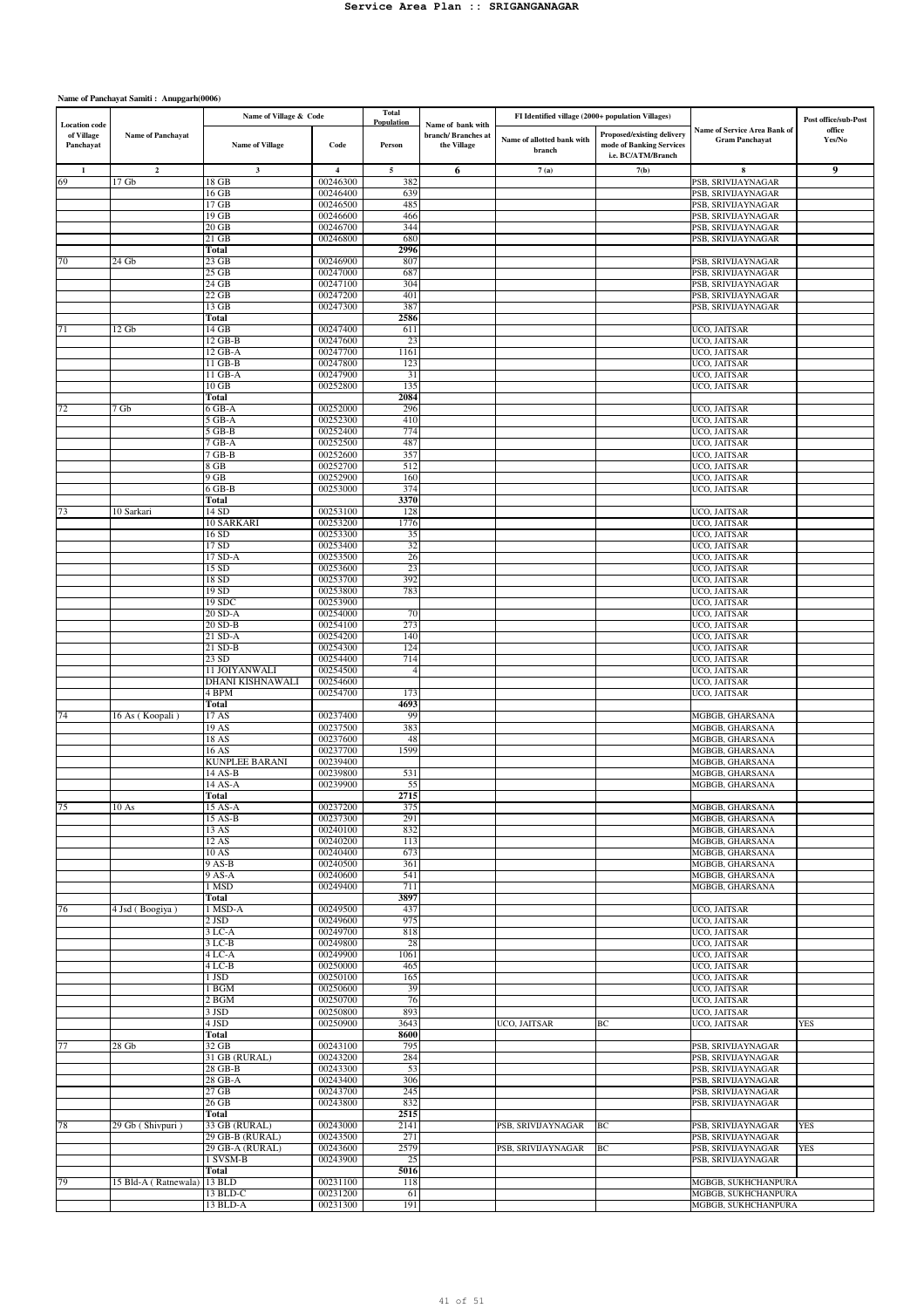**Name of Panchayat Samiti : Anupgarh(0006)**

| Location code of Village Panchayat | Name of Panchayat | Name of Village & Code | | Total Population | Name of bank with branch/ Branches at the Village | FI Identified village (2000+ population Villages) | | Name of Service Area Bank of Gram Panchayat | Post office/sub-Post office Yes/No |
|---|---|---|---|---|---|---|---|---|---|
| | | Name of Village | Code | Person | | Name of allotted bank with branch | Proposed/existing delivery mode of Banking Services i.e. BC/ATM/Branch | | |
| 1 | 2 | 3 | 4 | 5 | 6 | 7 (a) | 7(b) | 8 | 9 |
| 69 | 17 Gb | 18 GB | 00246300 | 382 | | | | PSB, SRIVIJAYNAGAR | |
| | | 16 GB | 00246400 | 639 | | | | PSB, SRIVIJAYNAGAR | |
| | | 17 GB | 00246500 | 485 | | | | PSB, SRIVIJAYNAGAR | |
| | | 19 GB | 00246600 | 466 | | | | PSB, SRIVIJAYNAGAR | |
| | | 20 GB | 00246700 | 344 | | | | PSB, SRIVIJAYNAGAR | |
| | | 21 GB | 00246800 | 680 | | | | PSB, SRIVIJAYNAGAR | |
| | | **Total** | | **2996** | | | | | |
| 70 | 24 Gb | 23 GB | 00246900 | 807 | | | | PSB, SRIVIJAYNAGAR | |
| | | 25 GB | 00247000 | 687 | | | | PSB, SRIVIJAYNAGAR | |
| | | 24 GB | 00247100 | 304 | | | | PSB, SRIVIJAYNAGAR | |
| | | 22 GB | 00247200 | 401 | | | | PSB, SRIVIJAYNAGAR | |
| | | 13 GB | 00247300 | 387 | | | | PSB, SRIVIJAYNAGAR | |
| | | **Total** | | **2586** | | | | | |
| 71 | 12 Gb | 14 GB | 00247400 | 611 | | | | UCO, JAITSAR | |
| | | 12 GB-B | 00247600 | 23 | | | | UCO, JAITSAR | |
| | | 12 GB-A | 00247700 | 1161 | | | | UCO, JAITSAR | |
| | | 11 GB-B | 00247800 | 123 | | | | UCO, JAITSAR | |
| | | 11 GB-A | 00247900 | 31 | | | | UCO, JAITSAR | |
| | | 10 GB | 00252800 | 135 | | | | UCO, JAITSAR | |
| | | **Total** | | **2084** | | | | | |
| 72 | 7 Gb | 6 GB-A | 00252000 | 296 | | | | UCO, JAITSAR | |
| | | 5 GB-A | 00252300 | 410 | | | | UCO, JAITSAR | |
| | | 5 GB-B | 00252400 | 774 | | | | UCO, JAITSAR | |
| | | 7 GB-A | 00252500 | 487 | | | | UCO, JAITSAR | |
| | | 7 GB-B | 00252600 | 357 | | | | UCO, JAITSAR | |
| | | 8 GB | 00252700 | 512 | | | | UCO, JAITSAR | |
| | | 9 GB | 00252900 | 160 | | | | UCO, JAITSAR | |
| | | 6 GB-B | 00253000 | 374 | | | | UCO, JAITSAR | |
| | | **Total** | | **3370** | | | | | |
| 73 | 10 Sarkari | 14 SD | 00253100 | 128 | | | | UCO, JAITSAR | |
| | | 10 SARKARI | 00253200 | 1776 | | | | UCO, JAITSAR | |
| | | 16 SD | 00253300 | 35 | | | | UCO, JAITSAR | |
| | | 17 SD | 00253400 | 32 | | | | UCO, JAITSAR | |
| | | 17 SD-A | 00253500 | 26 | | | | UCO, JAITSAR | |
| | | 15 SD | 00253600 | 23 | | | | UCO, JAITSAR | |
| | | 18 SD | 00253700 | 392 | | | | UCO, JAITSAR | |
| | | 19 SD | 00253800 | 783 | | | | UCO, JAITSAR | |
| | | 19 SDC | 00253900 | | | | | UCO, JAITSAR | |
| | | 20 SD-A | 00254000 | 70 | | | | UCO, JAITSAR | |
| | | 20 SD-B | 00254100 | 273 | | | | UCO, JAITSAR | |
| | | 21 SD-A | 00254200 | 140 | | | | UCO, JAITSAR | |
| | | 21 SD-B | 00254300 | 124 | | | | UCO, JAITSAR | |
| | | 23 SD | 00254400 | 714 | | | | UCO, JAITSAR | |
| | | 11 JOIYANWALI | 00254500 | 4 | | | | UCO, JAITSAR | |
| | | DHANI KISHNAWALI | 00254600 | | | | | UCO, JAITSAR | |
| | | 4 BPM | 00254700 | 173 | | | | UCO, JAITSAR | |
| | | **Total** | | **4693** | | | | | |
| 74 | 16 As ( Koopali ) | 17 AS | 00237400 | 99 | | | | MGBGB, GHARSANA | |
| | | 19 AS | 00237500 | 383 | | | | MGBGB, GHARSANA | |
| | | 18 AS | 00237600 | 48 | | | | MGBGB, GHARSANA | |
| | | 16 AS | 00237700 | 1599 | | | | MGBGB, GHARSANA | |
| | | KUNPLEE BARANI | 00239400 | | | | | MGBGB, GHARSANA | |
| | | 14 AS-B | 00239800 | 531 | | | | MGBGB, GHARSANA | |
| | | 14 AS-A | 00239900 | 55 | | | | MGBGB, GHARSANA | |
| | | **Total** | | **2715** | | | | | |
| 75 | 10 As | 15 AS-A | 00237200 | 375 | | | | MGBGB, GHARSANA | |
| | | 15 AS-B | 00237300 | 291 | | | | MGBGB, GHARSANA | |
| | | 13 AS | 00240100 | 832 | | | | MGBGB, GHARSANA | |
| | | 12 AS | 00240200 | 113 | | | | MGBGB, GHARSANA | |
| | | 10 AS | 00240400 | 673 | | | | MGBGB, GHARSANA | |
| | | 9 AS-B | 00240500 | 361 | | | | MGBGB, GHARSANA | |
| | | 9 AS-A | 00240600 | 541 | | | | MGBGB, GHARSANA | |
| | | 1 MSD | 00249400 | 711 | | | | MGBGB, GHARSANA | |
| | | **Total** | | **3897** | | | | | |
| 76 | 4 Jsd ( Boogiya ) | 1 MSD-A | 00249500 | 437 | | | | UCO, JAITSAR | |
| | | 2 JSD | 00249600 | 975 | | | | UCO, JAITSAR | |
| | | 3 LC-A | 00249700 | 818 | | | | UCO, JAITSAR | |
| | | 3 LC-B | 00249800 | 28 | | | | UCO, JAITSAR | |
| | | 4 LC-A | 00249900 | 1061 | | | | UCO, JAITSAR | |
| | | 4 LC-B | 00250000 | 465 | | | | UCO, JAITSAR | |
| | | 1 JSD | 00250100 | 165 | | | | UCO, JAITSAR | |
| | | 1 BGM | 00250600 | 39 | | | | UCO, JAITSAR | |
| | | 2 BGM | 00250700 | 76 | | | | UCO, JAITSAR | |
| | | 3 JSD | 00250800 | 893 | | | | UCO, JAITSAR | |
| | | 4 JSD | 00250900 | 3643 | | UCO, JAITSAR | BC | UCO, JAITSAR | YES |
| | | **Total** | | **8600** | | | | | |
| 77 | 28 Gb | 32 GB | 00243100 | 795 | | | | PSB, SRIVIJAYNAGAR | |
| | | 31 GB (RURAL) | 00243200 | 284 | | | | PSB, SRIVIJAYNAGAR | |
| | | 28 GB-B | 00243300 | 53 | | | | PSB, SRIVIJAYNAGAR | |
| | | 28 GB-A | 00243400 | 306 | | | | PSB, SRIVIJAYNAGAR | |
| | | 27 GB | 00243700 | 245 | | | | PSB, SRIVIJAYNAGAR | |
| | | 26 GB | 00243800 | 832 | | | | PSB, SRIVIJAYNAGAR | |
| | | **Total** | | **2515** | | | | | |
| 78 | 29 Gb ( Shivpuri ) | 33 GB (RURAL) | 00243000 | 2141 | | PSB, SRIVIJAYNAGAR | BC | PSB, SRIVIJAYNAGAR | YES |
| | | 29 GB-B (RURAL) | 00243500 | 271 | | | | PSB, SRIVIJAYNAGAR | |
| | | 29 GB-A (RURAL) | 00243600 | 2579 | | PSB, SRIVIJAYNAGAR | BC | PSB, SRIVIJAYNAGAR | YES |
| | | 1 SVSM-B | 00243900 | 25 | | | | PSB, SRIVIJAYNAGAR | |
| | | **Total** | | **5016** | | | | | |
| 79 | 15 Bld-A ( Ratnewala) | 13 BLD | 00231100 | 118 | | | | MGBGB, SUKHCHANPURA | |
| | | 13 BLD-C | 00231200 | 61 | | | | MGBGB, SUKHCHANPURA | |
| | | 13 BLD-A | 00231300 | 191 | | | | MGBGB, SUKHCHANPURA | |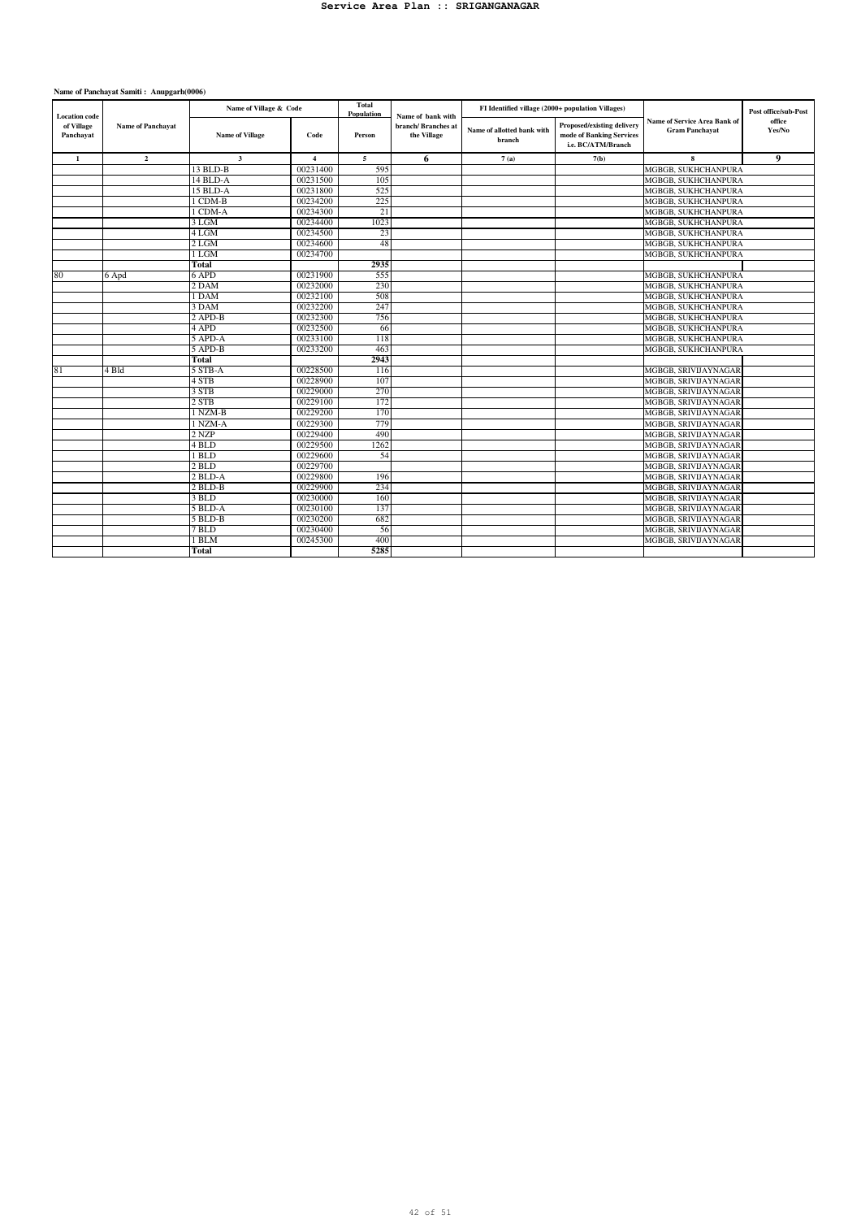**Service Area Plan :: SRIGANGANAGAR**

**Name of Panchayat Samiti : Anupgarh(0006)**

| Location code of Village Panchayat | Name of Panchayat | Name of Village & Code | | Total Population | Name of bank with branch/ Branches at the Village | FI Identified village (2000+ population Villages) | | Name of Service Area Bank of Gram Panchayat | Post office/sub-Post office Yes/No |
|---|---|---|---|---|---|---|---|---|---|
| | | Name of Village | Code | Person | | Name of allotted bank with branch | Proposed/existing delivery mode of Banking Services i.e. BC/ATM/Branch | | |
| 1 | 2 | 3 | 4 | 5 | 6 | 7 (a) | 7(b) | 8 | 9 |
| | | 13 BLD-B | 00231400 | 595 | | | | MGBGB, SUKHCHANPURA | |
| | | 14 BLD-A | 00231500 | 105 | | | | MGBGB, SUKHCHANPURA | |
| | | 15 BLD-A | 00231800 | 525 | | | | MGBGB, SUKHCHANPURA | |
| | | 1 CDM-B | 00234200 | 225 | | | | MGBGB, SUKHCHANPURA | |
| | | 1 CDM-A | 00234300 | 21 | | | | MGBGB, SUKHCHANPURA | |
| | | 3 LGM | 00234400 | 1023 | | | | MGBGB, SUKHCHANPURA | |
| | | 4 LGM | 00234500 | 23 | | | | MGBGB, SUKHCHANPURA | |
| | | 2 LGM | 00234600 | 48 | | | | MGBGB, SUKHCHANPURA | |
| | | 1 LGM | 00234700 | | | | | MGBGB, SUKHCHANPURA | |
| | | **Total** | | **2935** | | | | | |
| 80 | 6 Apd | 6 APD | 00231900 | 555 | | | | MGBGB, SUKHCHANPURA | |
| | | 2 DAM | 00232000 | 230 | | | | MGBGB, SUKHCHANPURA | |
| | | 1 DAM | 00232100 | 508 | | | | MGBGB, SUKHCHANPURA | |
| | | 3 DAM | 00232200 | 247 | | | | MGBGB, SUKHCHANPURA | |
| | | 2 APD-B | 00232300 | 756 | | | | MGBGB, SUKHCHANPURA | |
| | | 4 APD | 00232500 | 66 | | | | MGBGB, SUKHCHANPURA | |
| | | 5 APD-A | 00233100 | 118 | | | | MGBGB, SUKHCHANPURA | |
| | | 5 APD-B | 00233200 | 463 | | | | MGBGB, SUKHCHANPURA | |
| | | **Total** | | **2943** | | | | | |
| 81 | 4 Bld | 5 STB-A | 00228500 | 116 | | | | MGBGB, SRIVIJAYNAGAR | |
| | | 4 STB | 00228900 | 107 | | | | MGBGB, SRIVIJAYNAGAR | |
| | | 3 STB | 00229000 | 270 | | | | MGBGB, SRIVIJAYNAGAR | |
| | | 2 STB | 00229100 | 172 | | | | MGBGB, SRIVIJAYNAGAR | |
| | | 1 NZM-B | 00229200 | 170 | | | | MGBGB, SRIVIJAYNAGAR | |
| | | 1 NZM-A | 00229300 | 779 | | | | MGBGB, SRIVIJAYNAGAR | |
| | | 2 NZP | 00229400 | 490 | | | | MGBGB, SRIVIJAYNAGAR | |
| | | 4 BLD | 00229500 | 1262 | | | | MGBGB, SRIVIJAYNAGAR | |
| | | 1 BLD | 00229600 | 54 | | | | MGBGB, SRIVIJAYNAGAR | |
| | | 2 BLD | 00229700 | | | | | MGBGB, SRIVIJAYNAGAR | |
| | | 2 BLD-A | 00229800 | 196 | | | | MGBGB, SRIVIJAYNAGAR | |
| | | 2 BLD-B | 00229900 | 234 | | | | MGBGB, SRIVIJAYNAGAR | |
| | | 3 BLD | 00230000 | 160 | | | | MGBGB, SRIVIJAYNAGAR | |
| | | 5 BLD-A | 00230100 | 137 | | | | MGBGB, SRIVIJAYNAGAR | |
| | | 5 BLD-B | 00230200 | 682 | | | | MGBGB, SRIVIJAYNAGAR | |
| | | 7 BLD | 00230400 | 56 | | | | MGBGB, SRIVIJAYNAGAR | |
| | | 1 BLM | 00245300 | 400 | | | | MGBGB, SRIVIJAYNAGAR | |
| | | **Total** | | **5285** | | | | | |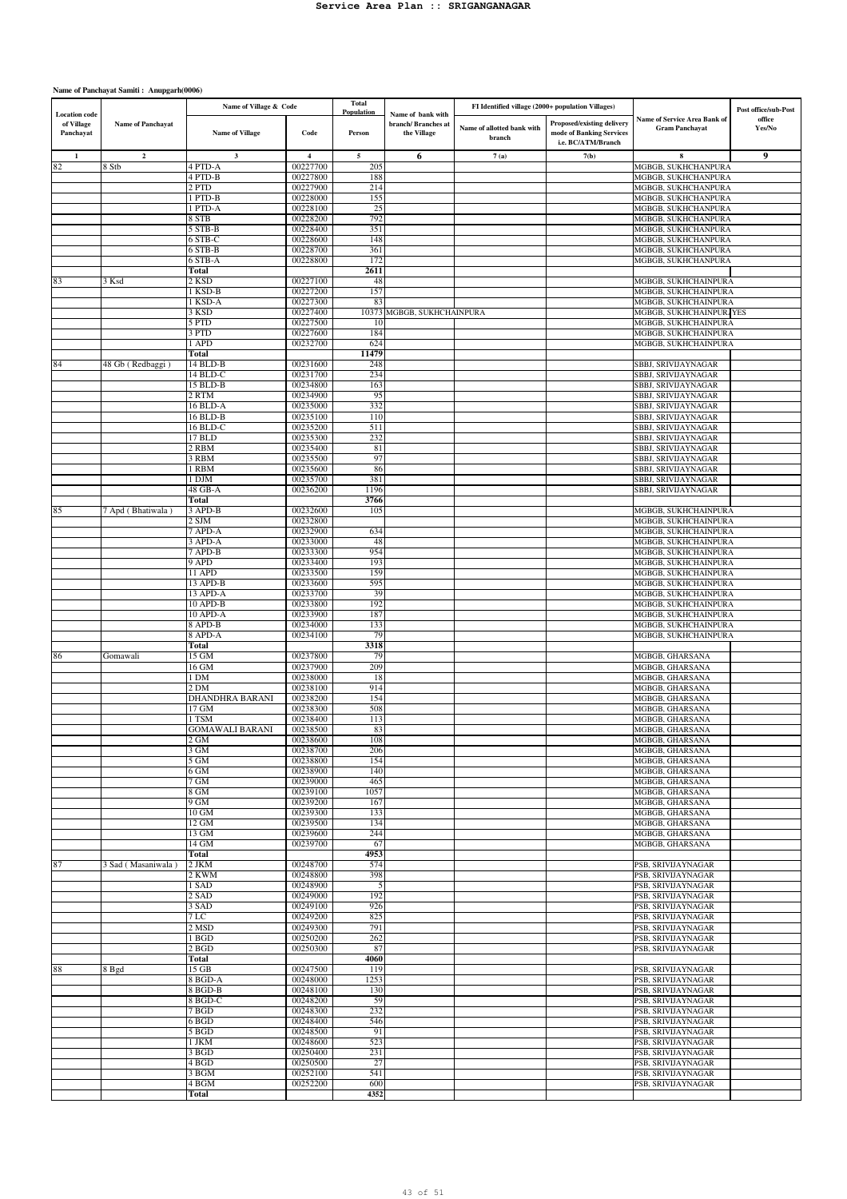# Service Area Plan :: SRIGANGANAGAR

**Name of Panchayat Samiti : Anupgarh(0006)**

| Location code of Village Panchayat | Name of Panchayat | Name of Village & Code | | Total Population | Name of bank with branch/ Branches at the Village | FI Identified village (2000+ population Villages) | | Name of Service Area Bank of Gram Panchayat | Post office/sub-Post office Yes/No |
|---|---|---|---|---|---|---|---|---|---|
| | | Name of Village | Code | Person | | Name of allotted bank with branch | Proposed/existing delivery mode of Banking Services i.e. BC/ATM/Branch | | |
| 1 | 2 | 3 | 4 | 5 | 6 | 7 (a) | 7(b) | 8 | 9 |
| 82 | 8 Stb | 4 PTD-A | 00227700 | 205 | | | | MGBGB, SUKHCHANPURA | |
| | | 4 PTD-B | 00227800 | 188 | | | | MGBGB, SUKHCHANPURA | |
| | | 2 PTD | 00227900 | 214 | | | | MGBGB, SUKHCHANPURA | |
| | | 1 PTD-B | 00228000 | 155 | | | | MGBGB, SUKHCHANPURA | |
| | | 1 PTD-A | 00228100 | 25 | | | | MGBGB, SUKHCHANPURA | |
| | | 8 STB | 00228200 | 792 | | | | MGBGB, SUKHCHANPURA | |
| | | 5 STB-B | 00228400 | 351 | | | | MGBGB, SUKHCHANPURA | |
| | | 6 STB-C | 00228600 | 148 | | | | MGBGB, SUKHCHANPURA | |
| | | 6 STB-B | 00228700 | 361 | | | | MGBGB, SUKHCHANPURA | |
| | | 6 STB-A | 00228800 | 172 | | | | MGBGB, SUKHCHANPURA | |
| | | **Total** | | **2611** | | | | | |
| 83 | 3 Ksd | 2 KSD | 00227100 | 48 | | | | MGBGB, SUKHCHAINPURA | |
| | | 1 KSD-B | 00227200 | 157 | | | | MGBGB, SUKHCHAINPURA | |
| | | 1 KSD-A | 00227300 | 83 | | | | MGBGB, SUKHCHAINPURA | |
| | | 3 KSD | 00227400 | 10373 | MGBGB, SUKHCHAINPURA | | | MGBGB, SUKHCHAINPURA | YES |
| | | 5 PTD | 00227500 | 10 | | | | MGBGB, SUKHCHAINPURA | |
| | | 3 PTD | 00227600 | 184 | | | | MGBGB, SUKHCHAINPURA | |
| | | 1 APD | 00232700 | 624 | | | | MGBGB, SUKHCHAINPURA | |
| | | **Total** | | **11479** | | | | | |
| 84 | 48 Gb ( Redbaggi ) | 14 BLD-B | 00231600 | 248 | | | | SBBJ, SRIVIJAYNAGAR | |
| | | 14 BLD-C | 00231700 | 234 | | | | SBBJ, SRIVIJAYNAGAR | |
| | | 15 BLD-B | 00234800 | 163 | | | | SBBJ, SRIVIJAYNAGAR | |
| | | 2 RTM | 00234900 | 95 | | | | SBBJ, SRIVIJAYNAGAR | |
| | | 16 BLD-A | 00235000 | 332 | | | | SBBJ, SRIVIJAYNAGAR | |
| | | 16 BLD-B | 00235100 | 110 | | | | SBBJ, SRIVIJAYNAGAR | |
| | | 16 BLD-C | 00235200 | 511 | | | | SBBJ, SRIVIJAYNAGAR | |
| | | 17 BLD | 00235300 | 232 | | | | SBBJ, SRIVIJAYNAGAR | |
| | | 2 RBM | 00235400 | 81 | | | | SBBJ, SRIVIJAYNAGAR | |
| | | 3 RBM | 00235500 | 97 | | | | SBBJ, SRIVIJAYNAGAR | |
| | | 1 RBM | 00235600 | 86 | | | | SBBJ, SRIVIJAYNAGAR | |
| | | 1 DJM | 00235700 | 381 | | | | SBBJ, SRIVIJAYNAGAR | |
| | | 48 GB-A | 00236200 | 1196 | | | | SBBJ, SRIVIJAYNAGAR | |
| | | **Total** | | **3766** | | | | | |
| 85 | 7 Apd ( Bhatiwala ) | 3 APD-B | 00232600 | 105 | | | | MGBGB, SUKHCHAINPURA | |
| | | 2 SJM | 00232800 | | | | | MGBGB, SUKHCHAINPURA | |
| | | 7 APD-A | 00232900 | 634 | | | | MGBGB, SUKHCHAINPURA | |
| | | 3 APD-A | 00233000 | 48 | | | | MGBGB, SUKHCHAINPURA | |
| | | 7 APD-B | 00233300 | 954 | | | | MGBGB, SUKHCHAINPURA | |
| | | 9 APD | 00233400 | 193 | | | | MGBGB, SUKHCHAINPURA | |
| | | 11 APD | 00233500 | 159 | | | | MGBGB, SUKHCHAINPURA | |
| | | 13 APD-B | 00233600 | 595 | | | | MGBGB, SUKHCHAINPURA | |
| | | 13 APD-A | 00233700 | 39 | | | | MGBGB, SUKHCHAINPURA | |
| | | 10 APD-B | 00233800 | 192 | | | | MGBGB, SUKHCHAINPURA | |
| | | 10 APD-A | 00233900 | 187 | | | | MGBGB, SUKHCHAINPURA | |
| | | 8 APD-B | 00234000 | 133 | | | | MGBGB, SUKHCHAINPURA | |
| | | 8 APD-A | 00234100 | 79 | | | | MGBGB, SUKHCHAINPURA | |
| | | **Total** | | **3318** | | | | | |
| 86 | Gomawali | 15 GM | 00237800 | 79 | | | | MGBGB, GHARSANA | |
| | | 16 GM | 00237900 | 209 | | | | MGBGB, GHARSANA | |
| | | 1 DM | 00238000 | 18 | | | | MGBGB, GHARSANA | |
| | | 2 DM | 00238100 | 914 | | | | MGBGB, GHARSANA | |
| | | DHANDHRA BARANI | 00238200 | 154 | | | | MGBGB, GHARSANA | |
| | | 17 GM | 00238300 | 508 | | | | MGBGB, GHARSANA | |
| | | 1 TSM | 00238400 | 113 | | | | MGBGB, GHARSANA | |
| | | GOMAWALI BARANI | 00238500 | 83 | | | | MGBGB, GHARSANA | |
| | | 2 GM | 00238600 | 108 | | | | MGBGB, GHARSANA | |
| | | 3 GM | 00238700 | 206 | | | | MGBGB, GHARSANA | |
| | | 5 GM | 00238800 | 154 | | | | MGBGB, GHARSANA | |
| | | 6 GM | 00238900 | 140 | | | | MGBGB, GHARSANA | |
| | | 7 GM | 00239000 | 465 | | | | MGBGB, GHARSANA | |
| | | 8 GM | 00239100 | 1057 | | | | MGBGB, GHARSANA | |
| | | 9 GM | 00239200 | 167 | | | | MGBGB, GHARSANA | |
| | | 10 GM | 00239300 | 133 | | | | MGBGB, GHARSANA | |
| | | 12 GM | 00239500 | 134 | | | | MGBGB, GHARSANA | |
| | | 13 GM | 00239600 | 244 | | | | MGBGB, GHARSANA | |
| | | 14 GM | 00239700 | 67 | | | | MGBGB, GHARSANA | |
| | | **Total** | | **4953** | | | | | |
| 87 | 3 Sad ( Masaniwala ) | 2 JKM | 00248700 | 574 | | | | PSB, SRIVIJAYNAGAR | |
| | | 2 KWM | 00248800 | 398 | | | | PSB, SRIVIJAYNAGAR | |
| | | 1 SAD | 00248900 | 5 | | | | PSB, SRIVIJAYNAGAR | |
| | | 2 SAD | 00249000 | 192 | | | | PSB, SRIVIJAYNAGAR | |
| | | 3 SAD | 00249100 | 926 | | | | PSB, SRIVIJAYNAGAR | |
| | | 7 LC | 00249200 | 825 | | | | PSB, SRIVIJAYNAGAR | |
| | | 2 MSD | 00249300 | 791 | | | | PSB, SRIVIJAYNAGAR | |
| | | 1 BGD | 00250200 | 262 | | | | PSB, SRIVIJAYNAGAR | |
| | | 2 BGD | 00250300 | 87 | | | | PSB, SRIVIJAYNAGAR | |
| | | **Total** | | **4060** | | | | | |
| 88 | 8 Bgd | 15 GB | 00247500 | 119 | | | | PSB, SRIVIJAYNAGAR | |
| | | 8 BGD-A | 00248000 | 1253 | | | | PSB, SRIVIJAYNAGAR | |
| | | 8 BGD-B | 00248100 | 130 | | | | PSB, SRIVIJAYNAGAR | |
| | | 8 BGD-C | 00248200 | 59 | | | | PSB, SRIVIJAYNAGAR | |
| | | 7 BGD | 00248300 | 232 | | | | PSB, SRIVIJAYNAGAR | |
| | | 6 BGD | 00248400 | 546 | | | | PSB, SRIVIJAYNAGAR | |
| | | 5 BGD | 00248500 | 91 | | | | PSB, SRIVIJAYNAGAR | |
| | | 1 JKM | 00248600 | 523 | | | | PSB, SRIVIJAYNAGAR | |
| | | 3 BGD | 00250400 | 231 | | | | PSB, SRIVIJAYNAGAR | |
| | | 4 BGD | 00250500 | 27 | | | | PSB, SRIVIJAYNAGAR | |
| | | 3 BGM | 00252100 | 541 | | | | PSB, SRIVIJAYNAGAR | |
| | | 4 BGM | 00252200 | 600 | | | | PSB, SRIVIJAYNAGAR | |
| | | **Total** | | **4352** | | | | | |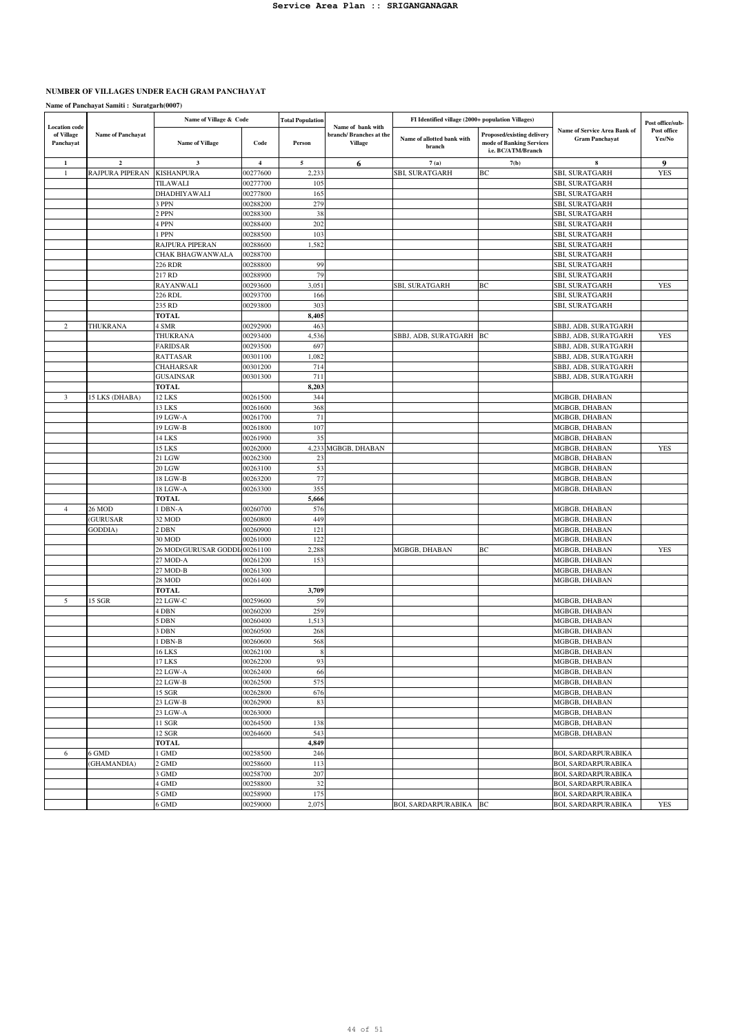## NUMBER OF VILLAGES UNDER EACH GRAM PANCHAYAT

**Name of Panchayat Samiti : Suratgarh(0007)**

| Location code of Village Panchayat | Name of Panchayat | Name of Village & Code | | Total Population | Name of bank with branch/ Branches at the Village | FI Identified village (2000+ population Villages) | | Name of Service Area Bank of Gram Panchayat | Post office/sub-Post office Yes/No |
|---|---|---|---|---|---|---|---|---|---|
| | | Name of Village | Code | Person | | Name of allotted bank with branch | Proposed/existing delivery mode of Banking Services i.e. BC/ATM/Branch | | |
| 1 | 2 | 3 | 4 | 5 | 6 | 7 (a) | 7(b) | 8 | 9 |
| 1 | RAJPURA PIPERAN | KISHANPURA | 00277600 | 2,233 | | SBI, SURATGARH | BC | SBI, SURATGARH | YES |
| | | TILAWALI | 00277700 | 105 | | | | SBI, SURATGARH | |
| | | DHADHIYAWALI | 00277800 | 165 | | | | SBI, SURATGARH | |
| | | 3 PPN | 00288200 | 279 | | | | SBI, SURATGARH | |
| | | 2 PPN | 00288300 | 38 | | | | SBI, SURATGARH | |
| | | 4 PPN | 00288400 | 202 | | | | SBI, SURATGARH | |
| | | 1 PPN | 00288500 | 103 | | | | SBI, SURATGARH | |
| | | RAJPURA PIPERAN | 00288600 | 1,582 | | | | SBI, SURATGARH | |
| | | CHAK BHAGWANWALA | 00288700 | | | | | SBI, SURATGARH | |
| | | 226 RDR | 00288800 | 99 | | | | SBI, SURATGARH | |
| | | 217 RD | 00288900 | 79 | | | | SBI, SURATGARH | |
| | | RAYANWALI | 00293600 | 3,051 | | SBI, SURATGARH | BC | SBI, SURATGARH | YES |
| | | 226 RDL | 00293700 | 166 | | | | SBI, SURATGARH | |
| | | 235 RD | 00293800 | 303 | | | | SBI, SURATGARH | |
| | | **TOTAL** | | **8,405** | | | | | |
| 2 | THUKRANA | 4 SMR | 00292900 | 463 | | | | SBBJ, ADB, SURATGARH | |
| | | THUKRANA | 00293400 | 4,536 | | SBBJ, ADB, SURATGARH | BC | SBBJ, ADB, SURATGARH | YES |
| | | FARIDSAR | 00293500 | 697 | | | | SBBJ, ADB, SURATGARH | |
| | | RATTASAR | 00301100 | 1,082 | | | | SBBJ, ADB, SURATGARH | |
| | | CHAHARSAR | 00301200 | 714 | | | | SBBJ, ADB, SURATGARH | |
| | | GUSAINSAR | 00301300 | 711 | | | | SBBJ, ADB, SURATGARH | |
| | | **TOTAL** | | **8,203** | | | | | |
| 3 | 15 LKS (DHABA) | 12 LKS | 00261500 | 344 | | | | MGBGB, DHABAN | |
| | | 13 LKS | 00261600 | 368 | | | | MGBGB, DHABAN | |
| | | 19 LGW-A | 00261700 | 71 | | | | MGBGB, DHABAN | |
| | | 19 LGW-B | 00261800 | 107 | | | | MGBGB, DHABAN | |
| | | 14 LKS | 00261900 | 35 | | | | MGBGB, DHABAN | |
| | | 15 LKS | 00262000 | 4,233 | MGBGB, DHABAN | | | MGBGB, DHABAN | YES |
| | | 21 LGW | 00262300 | 23 | | | | MGBGB, DHABAN | |
| | | 20 LGW | 00263100 | 53 | | | | MGBGB, DHABAN | |
| | | 18 LGW-B | 00263200 | 77 | | | | MGBGB, DHABAN | |
| | | 18 LGW-A | 00263300 | 355 | | | | MGBGB, DHABAN | |
| | | **TOTAL** | | **5,666** | | | | | |
| 4 | 26 MOD (GURUSAR GODDIA) | 1 DBN-A | 00260700 | 576 | | | | MGBGB, DHABAN | |
| | | 32 MOD | 00260800 | 449 | | | | MGBGB, DHABAN | |
| | | 2 DBN | 00260900 | 121 | | | | MGBGB, DHABAN | |
| | | 30 MOD | 00261000 | 122 | | | | MGBGB, DHABAN | |
| | | 26 MOD(GURUSAR GODDI | 00261100 | 2,288 | | MGBGB, DHABAN | BC | MGBGB, DHABAN | YES |
| | | 27 MOD-A | 00261200 | 153 | | | | MGBGB, DHABAN | |
| | | 27 MOD-B | 00261300 | | | | | MGBGB, DHABAN | |
| | | 28 MOD | 00261400 | | | | | MGBGB, DHABAN | |
| | | **TOTAL** | | **3,709** | | | | | |
| 5 | 15 SGR | 22 LGW-C | 00259600 | 59 | | | | MGBGB, DHABAN | |
| | | 4 DBN | 00260200 | 259 | | | | MGBGB, DHABAN | |
| | | 5 DBN | 00260400 | 1,513 | | | | MGBGB, DHABAN | |
| | | 3 DBN | 00260500 | 268 | | | | MGBGB, DHABAN | |
| | | 1 DBN-B | 00260600 | 568 | | | | MGBGB, DHABAN | |
| | | 16 LKS | 00262100 | 8 | | | | MGBGB, DHABAN | |
| | | 17 LKS | 00262200 | 93 | | | | MGBGB, DHABAN | |
| | | 22 LGW-A | 00262400 | 66 | | | | MGBGB, DHABAN | |
| | | 22 LGW-B | 00262500 | 575 | | | | MGBGB, DHABAN | |
| | | 15 SGR | 00262800 | 676 | | | | MGBGB, DHABAN | |
| | | 23 LGW-B | 00262900 | 83 | | | | MGBGB, DHABAN | |
| | | 23 LGW-A | 00263000 | | | | | MGBGB, DHABAN | |
| | | 11 SGR | 00264500 | 138 | | | | MGBGB, DHABAN | |
| | | 12 SGR | 00264600 | 543 | | | | MGBGB, DHABAN | |
| | | **TOTAL** | | **4,849** | | | | | |
| 6 | 6 GMD (GHAMANDIA) | 1 GMD | 00258500 | 246 | | | | BOI, SARDARPURABIKA | |
| | | 2 GMD | 00258600 | 113 | | | | BOI, SARDARPURABIKA | |
| | | 3 GMD | 00258700 | 207 | | | | BOI, SARDARPURABIKA | |
| | | 4 GMD | 00258800 | 32 | | | | BOI, SARDARPURABIKA | |
| | | 5 GMD | 00258900 | 175 | | | | BOI, SARDARPURABIKA | |
| | | 6 GMD | 00259000 | 2,075 | | BOI, SARDARPURABIKA | BC | BOI, SARDARPURABIKA | YES |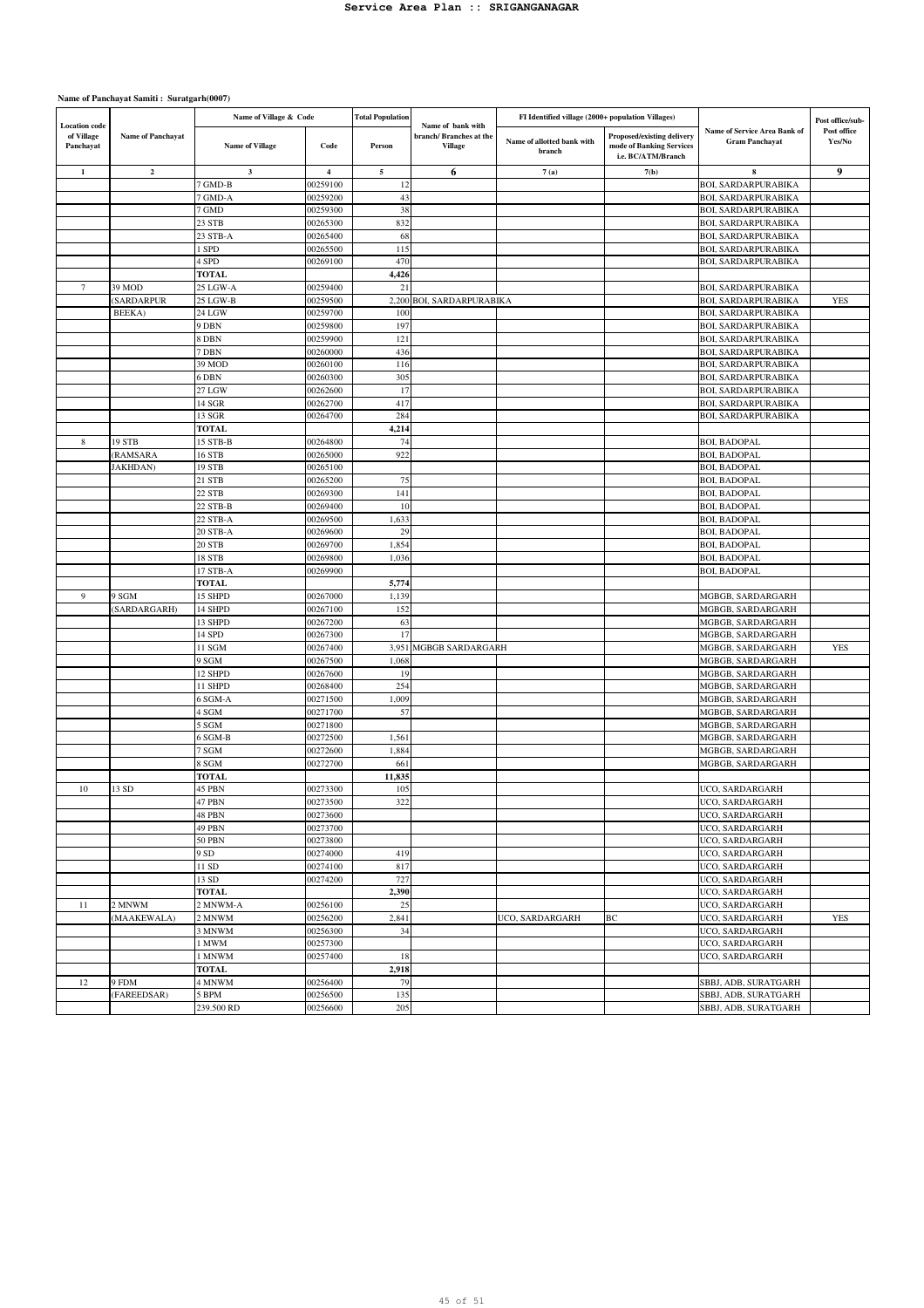# Service Area Plan :: SRIGANGANAGAR

**Name of Panchayat Samiti : Suratgarh(0007)**

| Location code of Village Panchayat | Name of Panchayat | Name of Village & Code | | Total Population | Name of bank with branch/ Branches at the Village | FI Identified village (2000+ population Villages) | | Name of Service Area Bank of Gram Panchayat | Post office/sub-Post office Yes/No |
|---|---|---|---|---|---|---|---|---|---|
| | | Name of Village | Code | Person | | Name of allotted bank with branch | Proposed/existing delivery mode of Banking Services i.e. BC/ATM/Branch | | |
| 1 | 2 | 3 | 4 | 5 | 6 | 7 (a) | 7(b) | 8 | 9 |
| | | 7 GMD-B | 00259100 | 12 | | | | BOI, SARDARPURABIKA | |
| | | 7 GMD-A | 00259200 | 43 | | | | BOI, SARDARPURABIKA | |
| | | 7 GMD | 00259300 | 38 | | | | BOI, SARDARPURABIKA | |
| | | 23 STB | 00265300 | 832 | | | | BOI, SARDARPURABIKA | |
| | | 23 STB-A | 00265400 | 68 | | | | BOI, SARDARPURABIKA | |
| | | 1 SPD | 00265500 | 115 | | | | BOI, SARDARPURABIKA | |
| | | 4 SPD | 00269100 | 470 | | | | BOI, SARDARPURABIKA | |
| | | **TOTAL** | | **4,426** | | | | | |
| 7 | 39 MOD | 25 LGW-A | 00259400 | 21 | | | | BOI, SARDARPURABIKA | |
| | (SARDARPUR | 25 LGW-B | 00259500 | 2,200 | BOI, SARDARPURABIKA | | | BOI, SARDARPURABIKA | YES |
| | BEEKA) | 24 LGW | 00259700 | 100 | | | | BOI, SARDARPURABIKA | |
| | | 9 DBN | 00259800 | 197 | | | | BOI, SARDARPURABIKA | |
| | | 8 DBN | 00259900 | 121 | | | | BOI, SARDARPURABIKA | |
| | | 7 DBN | 00260000 | 436 | | | | BOI, SARDARPURABIKA | |
| | | 39 MOD | 00260100 | 116 | | | | BOI, SARDARPURABIKA | |
| | | 6 DBN | 00260300 | 305 | | | | BOI, SARDARPURABIKA | |
| | | 27 LGW | 00262600 | 17 | | | | BOI, SARDARPURABIKA | |
| | | 14 SGR | 00262700 | 417 | | | | BOI, SARDARPURABIKA | |
| | | 13 SGR | 00264700 | 284 | | | | BOI, SARDARPURABIKA | |
| | | **TOTAL** | | **4,214** | | | | | |
| 8 | 19 STB | 15 STB-B | 00264800 | 74 | | | | BOI, BADOPAL | |
| | (RAMSARA | 16 STB | 00265000 | 922 | | | | BOI, BADOPAL | |
| | JAKHDAN) | 19 STB | 00265100 | | | | | BOI, BADOPAL | |
| | | 21 STB | 00265200 | 75 | | | | BOI, BADOPAL | |
| | | 22 STB | 00269300 | 141 | | | | BOI, BADOPAL | |
| | | 22 STB-B | 00269400 | 10 | | | | BOI, BADOPAL | |
| | | 22 STB-A | 00269500 | 1,633 | | | | BOI, BADOPAL | |
| | | 20 STB-A | 00269600 | 29 | | | | BOI, BADOPAL | |
| | | 20 STB | 00269700 | 1,854 | | | | BOI, BADOPAL | |
| | | 18 STB | 00269800 | 1,036 | | | | BOI, BADOPAL | |
| | | 17 STB-A | 00269900 | | | | | BOI, BADOPAL | |
| | | **TOTAL** | | **5,774** | | | | | |
| 9 | 9 SGM | 15 SHPD | 00267000 | 1,139 | | | | MGBGB, SARDARGARH | |
| | (SARDARGARH) | 14 SHPD | 00267100 | 152 | | | | MGBGB, SARDARGARH | |
| | | 13 SHPD | 00267200 | 63 | | | | MGBGB, SARDARGARH | |
| | | 14 SPD | 00267300 | 17 | | | | MGBGB, SARDARGARH | |
| | | 11 SGM | 00267400 | 3,951 | MGBGB SARDARGARH | | | MGBGB, SARDARGARH | YES |
| | | 9 SGM | 00267500 | 1,068 | | | | MGBGB, SARDARGARH | |
| | | 12 SHPD | 00267600 | 19 | | | | MGBGB, SARDARGARH | |
| | | 11 SHPD | 00268400 | 254 | | | | MGBGB, SARDARGARH | |
| | | 6 SGM-A | 00271500 | 1,009 | | | | MGBGB, SARDARGARH | |
| | | 4 SGM | 00271700 | 57 | | | | MGBGB, SARDARGARH | |
| | | 5 SGM | 00271800 | | | | | MGBGB, SARDARGARH | |
| | | 6 SGM-B | 00272500 | 1,561 | | | | MGBGB, SARDARGARH | |
| | | 7 SGM | 00272600 | 1,884 | | | | MGBGB, SARDARGARH | |
| | | 8 SGM | 00272700 | 661 | | | | MGBGB, SARDARGARH | |
| | | **TOTAL** | | **11,835** | | | | | |
| 10 | 13 SD | 45 PBN | 00273300 | 105 | | | | UCO, SARDARGARH | |
| | | 47 PBN | 00273500 | 322 | | | | UCO, SARDARGARH | |
| | | 48 PBN | 00273600 | | | | | UCO, SARDARGARH | |
| | | 49 PBN | 00273700 | | | | | UCO, SARDARGARH | |
| | | 50 PBN | 00273800 | | | | | UCO, SARDARGARH | |
| | | 9 SD | 00274000 | 419 | | | | UCO, SARDARGARH | |
| | | 11 SD | 00274100 | 817 | | | | UCO, SARDARGARH | |
| | | 13 SD | 00274200 | 727 | | | | UCO, SARDARGARH | |
| | | **TOTAL** | | **2,390** | | | | UCO, SARDARGARH | |
| 11 | 2 MNWM | 2 MNWM-A | 00256100 | 25 | | | | UCO, SARDARGARH | |
| | (MAAKEWALA) | 2 MNWM | 00256200 | 2,841 | | UCO, SARDARGARH | BC | UCO, SARDARGARH | YES |
| | | 3 MNWM | 00256300 | 34 | | | | UCO, SARDARGARH | |
| | | 1 MWM | 00257300 | | | | | UCO, SARDARGARH | |
| | | 1 MNWM | 00257400 | 18 | | | | UCO, SARDARGARH | |
| | | **TOTAL** | | **2,918** | | | | | |
| 12 | 9 FDM | 4 MNWM | 00256400 | 79 | | | | SBBJ, ADB, SURATGARH | |
| | (FAREEDSAR) | 5 BPM | 00256500 | 135 | | | | SBBJ, ADB, SURATGARH | |
| | | 239.500 RD | 00256600 | 205 | | | | SBBJ, ADB, SURATGARH | |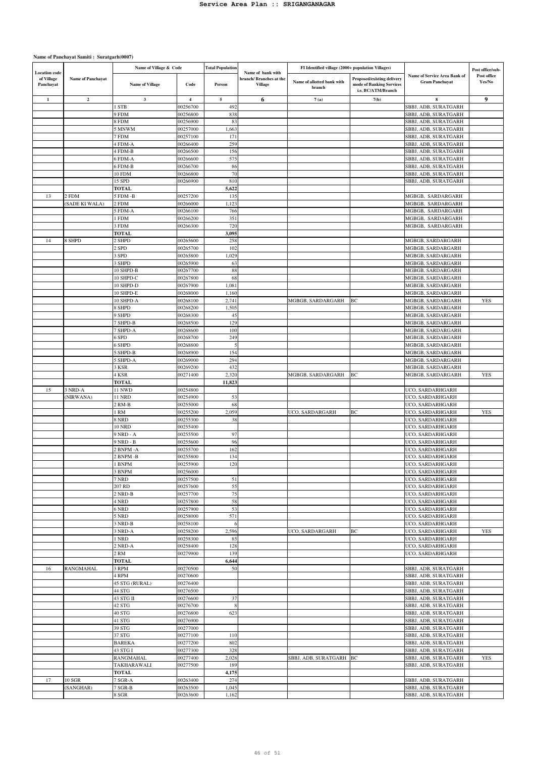# Service Area Plan :: SRIGANGANAGAR

**Name of Panchayat Samiti : Suratgarh(0007)**

| Location code of Village Panchayat | Name of Panchayat | Name of Village & Code | | Total Population | Name of bank with branch/ Branches at the Village | FI Identified village (2000+ population Villages) | | Name of Service Area Bank of Gram Panchayat | Post office/sub-Post office Yes/No |
|---|---|---|---|---|---|---|---|---|---|
| | | Name of Village | Code | Person | | Name of allotted bank with branch | Proposed/existing delivery mode of Banking Services i.e. BC/ATM/Branch | | |
| 1 | 2 | 3 | 4 | 5 | 6 | 7 (a) | 7(b) | 8 | 9 |
| | | 1 STB | 00256700 | 492 | | | | SBBJ, ADB, SURATGARH | |
| | | 9 FDM | 00256800 | 838 | | | | SBBJ, ADB, SURATGARH | |
| | | 8 FDM | 00256900 | 83 | | | | SBBJ, ADB, SURATGARH | |
| | | 5 MNWM | 00257000 | 1,663 | | | | SBBJ, ADB, SURATGARH | |
| | | 7 FDM | 00257100 | 171 | | | | SBBJ, ADB, SURATGARH | |
| | | 4 FDM-A | 00266400 | 259 | | | | SBBJ, ADB, SURATGARH | |
| | | 4 FDM-B | 00266500 | 156 | | | | SBBJ, ADB, SURATGARH | |
| | | 6 FDM-A | 00266600 | 575 | | | | SBBJ, ADB, SURATGARH | |
| | | 6 FDM-B | 00266700 | 86 | | | | SBBJ, ADB, SURATGARH | |
| | | 10 FDM | 00266800 | 70 | | | | SBBJ, ADB, SURATGARH | |
| | | 15 SPD | 00266900 | 810 | | | | SBBJ, ADB, SURATGARH | |
| | | **TOTAL** | | **5,622** | | | | | |
| 13 | 2 FDM (SADE KI WALA) | 5 FDM -B | 00257200 | 135 | | | | MGBGB, SARDARGARH | |
| | | 2 FDM | 00266000 | 1,123 | | | | MGBGB, SARDARGARH | |
| | | 5 FDM-A | 00266100 | 766 | | | | MGBGB, SARDARGARH | |
| | | 1 FDM | 00266200 | 351 | | | | MGBGB, SARDARGARH | |
| | | 3 FDM | 00266300 | 720 | | | | MGBGB, SARDARGARH | |
| | | **TOTAL** | | **3,095** | | | | | |
| 14 | 8 SHPD | 2 SHPD | 00265600 | 258 | | | | MGBGB, SARDARGARH | |
| | | 2 SPD | 00265700 | 102 | | | | MGBGB, SARDARGARH | |
| | | 3 SPD | 00265800 | 1,029 | | | | MGBGB, SARDARGARH | |
| | | 3 SHPD | 00265900 | 63 | | | | MGBGB, SARDARGARH | |
| | | 10 SHPD-B | 00267700 | 88 | | | | MGBGB, SARDARGARH | |
| | | 10 SHPD-C | 00267800 | 68 | | | | MGBGB, SARDARGARH | |
| | | 10 SHPD-D | 00267900 | 1,081 | | | | MGBGB, SARDARGARH | |
| | | 10 SHPD-E | 00268000 | 1,160 | | | | MGBGB, SARDARGARH | |
| | | 10 SHPD-A | 00268100 | 2,741 | | MGBGB, SARDARGARH | BC | MGBGB, SARDARGARH | YES |
| | | 8 SHPD | 00268200 | 1,505 | | | | MGBGB, SARDARGARH | |
| | | 9 SHPD | 00268300 | 45 | | | | MGBGB, SARDARGARH | |
| | | 7 SHPD-B | 00268500 | 129 | | | | MGBGB, SARDARGARH | |
| | | 7 SHPD-A | 00268600 | 100 | | | | MGBGB, SARDARGARH | |
| | | 6 SPD | 00268700 | 249 | | | | MGBGB, SARDARGARH | |
| | | 6 SHPD | 00268800 | 5 | | | | MGBGB, SARDARGARH | |
| | | 5 SHPD-B | 00268900 | 154 | | | | MGBGB, SARDARGARH | |
| | | 5 SHPD-A | 00269000 | 294 | | | | MGBGB, SARDARGARH | |
| | | 3 KSR | 00269200 | 432 | | | | MGBGB, SARDARGARH | |
| | | 4 KSR | 00271400 | 2,320 | | MGBGB, SARDARGARH | BC | MGBGB, SARDARGARH | YES |
| | | **TOTAL** | | **11,823** | | | | | |
| 15 | 3 NRD-A (NIRWANA) | 11 NWD | 00254800 | | | | | UCO, SARDARHGARH | |
| | | 11 NRD | 00254900 | 53 | | | | UCO, SARDARHGARH | |
| | | 2 RM-B | 00255000 | 68 | | | | UCO, SARDARHGARH | |
| | | 1 RM | 00255200 | 2,059 | | UCO, SARDARGARH | BC | UCO, SARDARHGARH | YES |
| | | 8 NRD | 00255300 | 38 | | | | UCO, SARDARHGARH | |
| | | 10 NRD | 00255400 | | | | | UCO, SARDARHGARH | |
| | | 9 NRD - A | 00255500 | 97 | | | | UCO, SARDARHGARH | |
| | | 9 NRD - B | 00255600 | 96 | | | | UCO, SARDARHGARH | |
| | | 2 BNPM -A | 00255700 | 162 | | | | UCO, SARDARHGARH | |
| | | 2 BNPM -B | 00255800 | 134 | | | | UCO, SARDARHGARH | |
| | | 1 BNPM | 00255900 | 120 | | | | UCO, SARDARHGARH | |
| | | 3 BNPM | 00256000 | | | | | UCO, SARDARHGARH | |
| | | 7 NRD | 00257500 | 51 | | | | UCO, SARDARHGARH | |
| | | 207 RD | 00257600 | 55 | | | | UCO, SARDARHGARH | |
| | | 2 NRD-B | 00257700 | 75 | | | | UCO, SARDARHGARH | |
| | | 4 NRD | 00257800 | 58 | | | | UCO, SARDARHGARH | |
| | | 6 NRD | 00257900 | 53 | | | | UCO, SARDARHGARH | |
| | | 5 NRD | 00258000 | 571 | | | | UCO, SARDARHGARH | |
| | | 3 NRD-B | 00258100 | 6 | | | | UCO, SARDARHGARH | |
| | | 3 NRD-A | 00258200 | 2,596 | | UCO, SARDARGARH | BC | UCO, SARDARHGARH | YES |
| | | 1 NRD | 00258300 | 85 | | | | UCO, SARDARHGARH | |
| | | 2 NRD-A | 00258400 | 128 | | | | UCO, SARDARHGARH | |
| | | 2 RM | 00279900 | 139 | | | | UCO, SARDARHGARH | |
| | | **TOTAL** | | **6,644** | | | | | |
| 16 | RANGMAHAL | 3 RPM | 00270500 | 50 | | | | SBBJ, ADB, SURATGARH | |
| | | 4 RPM | 00270600 | | | | | SBBJ, ADB, SURATGARH | |
| | | 45 STG (RURAL) | 00276400 | | | | | SBBJ, ADB, SURATGARH | |
| | | 44 STG | 00276500 | | | | | SBBJ, ADB, SURATGARH | |
| | | 43 STG II | 00276600 | 37 | | | | SBBJ, ADB, SURATGARH | |
| | | 42 STG | 00276700 | 8 | | | | SBBJ, ADB, SURATGARH | |
| | | 40 STG | 00276800 | 623 | | | | SBBJ, ADB, SURATGARH | |
| | | 41 STG | 00276900 | | | | | SBBJ, ADB, SURATGARH | |
| | | 39 STG | 00277000 | | | | | SBBJ, ADB, SURATGARH | |
| | | 37 STG | 00277100 | 110 | | | | SBBJ, ADB, SURATGARH | |
| | | BAREKA | 00277200 | 802 | | | | SBBJ, ADB, SURATGARH | |
| | | 43 STG I | 00277300 | 328 | | | | SBBJ, ADB, SURATGARH | |
| | | RANGMAHAL | 00277400 | 2,028 | | SBBJ, ADB, SURATGARH | BC | SBBJ, ADB, SURATGARH | YES |
| | | TAKHARAWALI | 00277500 | 189 | | | | SBBJ, ADB, SURATGARH | |
| | | **TOTAL** | | **4,175** | | | | | |
| 17 | 10 SGR (SANGHAR) | 7 SGR-A | 00263400 | 274 | | | | SBBJ, ADB, SURATGARH | |
| | | 7 SGR-B | 00263500 | 1,045 | | | | SBBJ, ADB, SURATGARH | |
| | | 8 SGR | 00263600 | 1,162 | | | | SBBJ, ADB, SURATGARH | |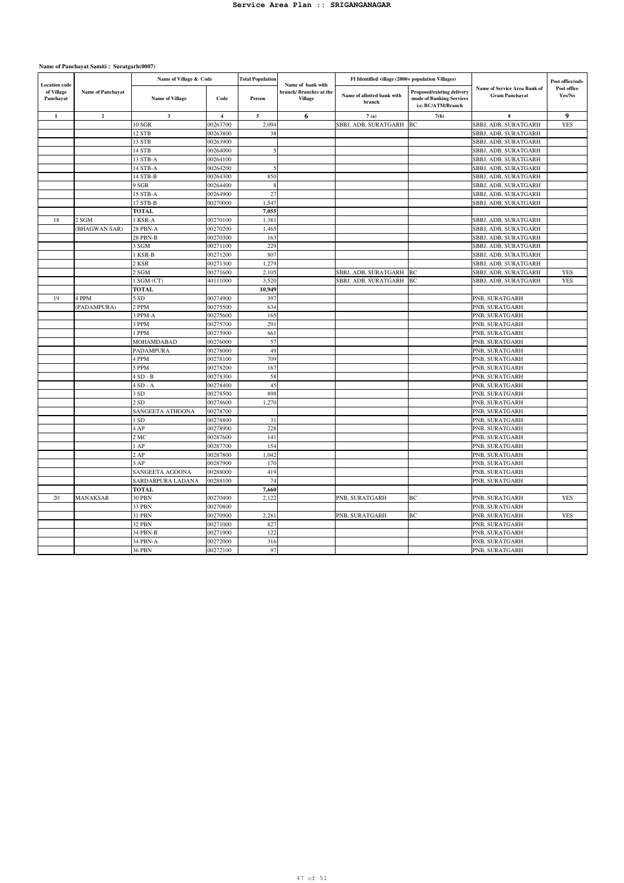# Service Area Plan :: SRIGANGANAGAR

**Name of Panchayat Samiti : Suratgarh(0007)**

| Location code of Village Panchayat | Name of Panchayat | Name of Village & Code | | Total Population | Name of bank with branch/ Branches at the Village | FI Identified village (2000+ population Villages) | | Name of Service Area Bank of Gram Panchayat | Post office/sub-Post office Yes/No |
|---|---|---|---|---|---|---|---|---|---|
| | | Name of Village | Code | Person | | Name of allotted bank with branch | Proposed/existing delivery mode of Banking Services i.e. BC/ATM/Branch | | |
| 1 | 2 | 3 | 4 | 5 | 6 | 7 (a) | 7(b) | 8 | 9 |
| | | 10 SGR | 00263700 | 2,094 | | SBBJ, ADB, SURATGARH | BC | SBBJ, ADB, SURATGARH | YES |
| | | 12 STB | 00263800 | 38 | | | | SBBJ, ADB, SURATGARH | |
| | | 13 STB | 00263900 | | | | | SBBJ, ADB, SURATGARH | |
| | | 14 STB | 00264000 | 5 | | | | SBBJ, ADB, SURATGARH | |
| | | 13 STB-A | 00264100 | | | | | SBBJ, ADB, SURATGARH | |
| | | 14 STB-A | 00264200 | 5 | | | | SBBJ, ADB, SURATGARH | |
| | | 14 STB-B | 00264300 | 850 | | | | SBBJ, ADB, SURATGARH | |
| | | 9 SGR | 00264400 | 8 | | | | SBBJ, ADB, SURATGARH | |
| | | 15 STB-A | 00264900 | 27 | | | | SBBJ, ADB, SURATGARH | |
| | | 17 STB-B | 00270000 | 1,547 | | | | SBBJ, ADB, SURATGARH | |
| | | **TOTAL** | | **7,055** | | | | | |
| 18 | 2 SGM | 1 KSR-A | 00270100 | 1,381 | | | | SBBJ, ADB, SURATGARH | |
| | (BHAGWAN SAR) | 28 PBN-A | 00270200 | 1,465 | | | | SBBJ, ADB, SURATGARH | |
| | | 28 PBN-B | 00270300 | 163 | | | | SBBJ, ADB, SURATGARH | |
| | | 3 SGM | 00271100 | 229 | | | | SBBJ, ADB, SURATGARH | |
| | | 1 KSR-B | 00271200 | 807 | | | | SBBJ, ADB, SURATGARH | |
| | | 2 KSR | 00271300 | 1,279 | | | | SBBJ, ADB, SURATGARH | |
| | | 2 SGM | 00271600 | 2,105 | | SBBJ, ADB, SURATGARH | BC | SBBJ, ADB, SURATGARH | YES |
| | | 1 SGM (CT) | 40111000 | 3,520 | | SBBJ, ADB, SURATGARH | BC | SBBJ, ADB, SURATGARH | YES |
| | | **TOTAL** | | **10,949** | | | | | |
| 19 | 4 PPM | 5 SD | 00274900 | 397 | | | | PNB, SURATGARH | |
| | (PADAMPURA) | 2 PPM | 00275500 | 634 | | | | PNB, SURATGARH | |
| | | 3 PPM-A | 00275600 | 165 | | | | PNB, SURATGARH | |
| | | 3 PPM | 00275700 | 291 | | | | PNB, SURATGARH | |
| | | 1 PPM | 00275900 | 661 | | | | PNB, SURATGARH | |
| | | MOHAMDABAD | 00276000 | 57 | | | | PNB, SURATGARH | |
| | | PADAMPURA | 00278000 | 49 | | | | PNB, SURATGARH | |
| | | 4 PPM | 00278100 | 709 | | | | PNB, SURATGARH | |
| | | 5 PPM | 00278200 | 167 | | | | PNB, SURATGARH | |
| | | 4 SD - B | 00278300 | 58 | | | | PNB, SURATGARH | |
| | | 4 SD - A | 00278400 | 45 | | | | PNB, SURATGARH | |
| | | 3 SD | 00278500 | 898 | | | | PNB, SURATGARH | |
| | | 2 SD | 00278600 | 1,270 | | | | PNB, SURATGARH | |
| | | SANGEETA ATHOONA | 00278700 | | | | | PNB, SURATGARH | |
| | | 1 SD | 00278800 | 31 | | | | PNB, SURATGARH | |
| | | 4 AP | 00278900 | 228 | | | | PNB, SURATGARH | |
| | | 2 MC | 00287600 | 141 | | | | PNB, SURATGARH | |
| | | 1 AP | 00287700 | 154 | | | | PNB, SURATGARH | |
| | | 2 AP | 00287800 | 1,042 | | | | PNB, SURATGARH | |
| | | 3 AP | 00287900 | 170 | | | | PNB, SURATGARH | |
| | | SANGEETA AGOONA | 00288000 | 419 | | | | PNB, SURATGARH | |
| | | SARDARPURA LADANA | 00288100 | 74 | | | | PNB, SURATGARH | |
| | | **TOTAL** | | **7,660** | | | | | |
| 20 | MANAKSAR | 30 PBN | 00270400 | 2,122 | | PNB, SURATGARH | BC | PNB, SURATGARH | YES |
| | | 33 PBN | 00270800 | | | | | PNB, SURATGARH | |
| | | 31 PBN | 00270900 | 2,281 | | PNB, SURATGARH | BC | PNB, SURATGARH | YES |
| | | 32 PBN | 00271000 | 827 | | | | PNB, SURATGARH | |
| | | 34 PBN-B | 00271900 | 122 | | | | PNB, SURATGARH | |
| | | 34 PBN-A | 00272000 | 316 | | | | PNB, SURATGARH | |
| | | 36 PBN | 00272100 | 97 | | | | PNB, SURATGARH | |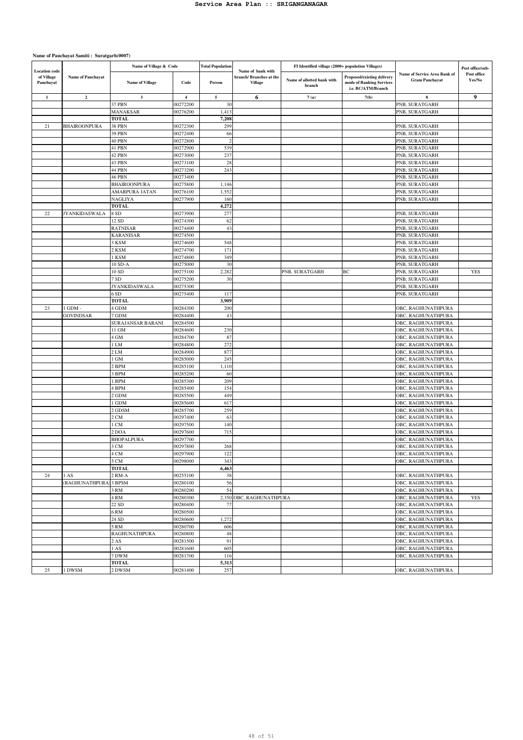# Service Area Plan :: SRIGANGANAGAR

**Name of Panchayat Samiti : Suratgarh(0007)**

| Location code of Village Panchayat | Name of Panchayat | Name of Village & Code | | Total Population | Name of bank with branch/ Branches at the Village | FI Identified village (2000+ population Villages) | | Name of Service Area Bank of Gram Panchayat | Post office/sub-Post office Yes/No |
|---|---|---|---|---|---|---|---|---|---|
| | | Name of Village | Code | Person | | Name of allotted bank with branch | Proposed/existing delivery mode of Banking Services i.e. BC/ATM/Branch | | |
| 1 | 2 | 3 | 4 | 5 | 6 | 7 (a) | 7(b) | 8 | 9 |
| | | 37 PBN | 00272200 | 30 | | | | PNB, SURATGARH | |
| | | MANAKSAR | 00276200 | 1,413 | | | | PNB, SURATGARH | |
| | | TOTAL | | 7,208 | | | | | |
| 21 | BHAIROONPURA | 38 PBN | 00272300 | 299 | | | | PNB, SURATGARH | |
| | | 39 PBN | 00272400 | 66 | | | | PNB, SURATGARH | |
| | | 40 PBN | 00272800 | 2 | | | | PNB, SURATGARH | |
| | | 41 PBN | 00272900 | 539 | | | | PNB, SURATGARH | |
| | | 42 PBN | 00273000 | 237 | | | | PNB, SURATGARH | |
| | | 43 PBN | 00273100 | 28 | | | | PNB, SURATGARH | |
| | | 44 PBN | 00273200 | 243 | | | | PNB, SURATGARH | |
| | | 46 PBN | 00273400 | | | | | PNB, SURATGARH | |
| | | BHAIROONPURA | 00275800 | 1,146 | | | | PNB, SURATGARH | |
| | | AMARPURA JATAN | 00276100 | 1,552 | | | | PNB, SURATGARH | |
| | | NAGLIYA | 00277900 | 160 | | | | PNB, SURATGARH | |
| | | TOTAL | | 4,272 | | | | | |
| 22 | JYANKIDASWALA | 8 SD | 00273900 | 277 | | | | PNB, SURATGARH | |
| | | 12 SD | 00274300 | 62 | | | | PNB, SURATGARH | |
| | | RATNISAR | 00274400 | 43 | | | | PNB, SURATGARH | |
| | | KARANISAR | 00274500 | | | | | PNB, SURATGARH | |
| | | 3 KSM | 00274600 | 548 | | | | PNB, SURATGARH | |
| | | 2 KSM | 00274700 | 171 | | | | PNB, SURATGARH | |
| | | 1 KSM | 00274800 | 349 | | | | PNB, SURATGARH | |
| | | 10 SD-A | 00275000 | 30 | | | | PNB, SURATGARH | |
| | | 10 SD | 00275100 | 2,282 | | PNB, SURATGARH | BC | PNB, SURATGARH | YES |
| | | 7 SD | 00275200 | 30 | | | | PNB, SURATGARH | |
| | | JYANKIDASWALA | 00275300 | | | | | PNB, SURATGARH | |
| | | 6 SD | 00275400 | 117 | | | | PNB, SURATGARH | |
| | | TOTAL | | 3,909 | | | | | |
| 23 | 1 GDM - GOVINDSAR | 4 GDM | 00284300 | 200 | | | | OBC, RAGHUNATHPURA | |
| | | 7 GDM | 00284400 | 43 | | | | OBC, RAGHUNATHPURA | |
| | | SURAJANSAR BARANI | 00284500 | | | | | OBC, RAGHUNATHPURA | |
| | | 11 GM | 00284600 | 230 | | | | OBC, RAGHUNATHPURA | |
| | | 4 GM | 00284700 | 87 | | | | OBC, RAGHUNATHPURA | |
| | | 1 LM | 00284800 | 272 | | | | OBC, RAGHUNATHPURA | |
| | | 2 LM | 00284900 | 877 | | | | OBC, RAGHUNATHPURA | |
| | | 1 GM | 00285000 | 245 | | | | OBC, RAGHUNATHPURA | |
| | | 2 BPM | 00285100 | 1,110 | | | | OBC, RAGHUNATHPURA | |
| | | 3 BPM | 00285200 | 60 | | | | OBC, RAGHUNATHPURA | |
| | | 1 BPM | 00285300 | 209 | | | | OBC, RAGHUNATHPURA | |
| | | 4 BPM | 00285400 | 154 | | | | OBC, RAGHUNATHPURA | |
| | | 2 GDM | 00285500 | 449 | | | | OBC, RAGHUNATHPURA | |
| | | 1 GDM | 00285600 | 617 | | | | OBC, RAGHUNATHPURA | |
| | | 2 GDSM | 00285700 | 259 | | | | OBC, RAGHUNATHPURA | |
| | | 2 CM | 00297400 | 63 | | | | OBC, RAGHUNATHPURA | |
| | | 1 CM | 00297500 | 140 | | | | OBC, RAGHUNATHPURA | |
| | | 2 DOA | 00297600 | 715 | | | | OBC, RAGHUNATHPURA | |
| | | BHOPALPURA | 00297700 | | | | | OBC, RAGHUNATHPURA | |
| | | 3 CM | 00297800 | 268 | | | | OBC, RAGHUNATHPURA | |
| | | 4 CM | 00297900 | 122 | | | | OBC, RAGHUNATHPURA | |
| | | 5 CM | 00298000 | 343 | | | | OBC, RAGHUNATHPURA | |
| | | TOTAL | | 6,463 | | | | | |
| 24 | 1 AS (RAGHUNATHPURA) | 2 RM-A | 00255100 | 38 | | | | OBC, RAGHUNATHPURA | |
| | | 3 BPSM | 00280100 | 56 | | | | OBC, RAGHUNATHPURA | |
| | | 3 RM | 00280200 | 54 | | | | OBC, RAGHUNATHPURA | |
| | | 4 RM | 00280300 | 2,350 | OBC, RAGHUNATHPURA | | | OBC, RAGHUNATHPURA | YES |
| | | 22 SD | 00280400 | 77 | | | | OBC, RAGHUNATHPURA | |
| | | 6 RM | 00280500 | | | | | OBC, RAGHUNATHPURA | |
| | | 24 SD | 00280600 | 1,272 | | | | OBC, RAGHUNATHPURA | |
| | | 5 RM | 00280700 | 606 | | | | OBC, RAGHUNATHPURA | |
| | | RAGHUNATHPURA | 00280800 | 48 | | | | OBC, RAGHUNATHPURA | |
| | | 2 AS | 00281500 | 91 | | | | OBC, RAGHUNATHPURA | |
| | | 1 AS | 00281600 | 605 | | | | OBC, RAGHUNATHPURA | |
| | | 7 DWM | 00281700 | 116 | | | | OBC, RAGHUNATHPURA | |
| | | TOTAL | | 5,313 | | | | | |
| 25 | 1 DWSM | 2 DWSM | 00281400 | 257 | | | | OBC, RAGHUNATHPURA | |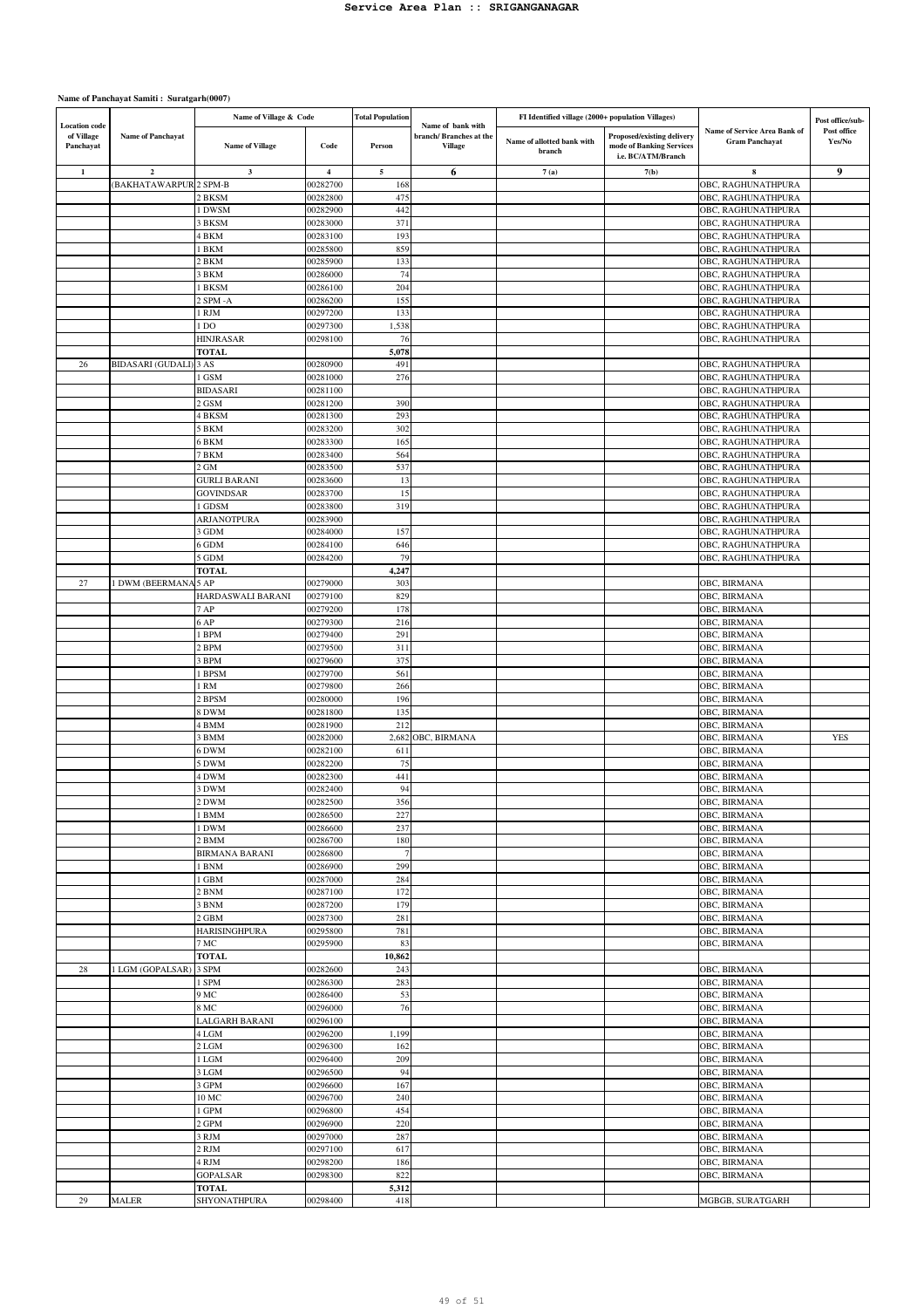# Service Area Plan :: SRIGANGANAGAR

**Name of Panchayat Samiti : Suratgarh(0007)**

| Location code of Village Panchayat | Name of Panchayat | Name of Village & Code | | Total Population | Name of bank with branch/ Branches at the Village | FI Identified village (2000+ population Villages) | | Name of Service Area Bank of Gram Panchayat | Post office/sub-Post office Yes/No |
|---|---|---|---|---|---|---|---|---|---|
| | | Name of Village | Code | Person | | Name of allotted bank with branch | Proposed/existing delivery mode of Banking Services i.e. BC/ATM/Branch | | |
| 1 | 2 | 3 | 4 | 5 | 6 | 7 (a) | 7(b) | 8 | 9 |
| | (BAKHATAWARPUR | 2 SPM-B | 00282700 | 168 | | | | OBC, RAGHUNATHPURA | |
| | | 2 BKSM | 00282800 | 475 | | | | OBC, RAGHUNATHPURA | |
| | | 1 DWSM | 00282900 | 442 | | | | OBC, RAGHUNATHPURA | |
| | | 3 BKSM | 00283000 | 371 | | | | OBC, RAGHUNATHPURA | |
| | | 4 BKM | 00283100 | 193 | | | | OBC, RAGHUNATHPURA | |
| | | 1 BKM | 00285800 | 859 | | | | OBC, RAGHUNATHPURA | |
| | | 2 BKM | 00285900 | 133 | | | | OBC, RAGHUNATHPURA | |
| | | 3 BKM | 00286000 | 74 | | | | OBC, RAGHUNATHPURA | |
| | | 1 BKSM | 00286100 | 204 | | | | OBC, RAGHUNATHPURA | |
| | | 2 SPM -A | 00286200 | 155 | | | | OBC, RAGHUNATHPURA | |
| | | 1 RJM | 00297200 | 133 | | | | OBC, RAGHUNATHPURA | |
| | | 1 DO | 00297300 | 1,538 | | | | OBC, RAGHUNATHPURA | |
| | | HINJRASAR | 00298100 | 76 | | | | OBC, RAGHUNATHPURA | |
| | | TOTAL | | 5,078 | | | | | |
| 26 | BIDASARI (GUDALI) | 3 AS | 00280900 | 491 | | | | OBC, RAGHUNATHPURA | |
| | | 1 GSM | 00281000 | 276 | | | | OBC, RAGHUNATHPURA | |
| | | BIDASARI | 00281100 | | | | | OBC, RAGHUNATHPURA | |
| | | 2 GSM | 00281200 | 390 | | | | OBC, RAGHUNATHPURA | |
| | | 4 BKSM | 00281300 | 293 | | | | OBC, RAGHUNATHPURA | |
| | | 5 BKM | 00283200 | 302 | | | | OBC, RAGHUNATHPURA | |
| | | 6 BKM | 00283300 | 165 | | | | OBC, RAGHUNATHPURA | |
| | | 7 BKM | 00283400 | 564 | | | | OBC, RAGHUNATHPURA | |
| | | 2 GM | 00283500 | 537 | | | | OBC, RAGHUNATHPURA | |
| | | GURLI BARANI | 00283600 | 13 | | | | OBC, RAGHUNATHPURA | |
| | | GOVINDSAR | 00283700 | 15 | | | | OBC, RAGHUNATHPURA | |
| | | 1 GDSM | 00283800 | 319 | | | | OBC, RAGHUNATHPURA | |
| | | ARJANOTPURA | 00283900 | | | | | OBC, RAGHUNATHPURA | |
| | | 3 GDM | 00284000 | 157 | | | | OBC, RAGHUNATHPURA | |
| | | 6 GDM | 00284100 | 646 | | | | OBC, RAGHUNATHPURA | |
| | | 5 GDM | 00284200 | 79 | | | | OBC, RAGHUNATHPURA | |
| | | TOTAL | | 4,247 | | | | | |
| 27 | 1 DWM (BEERMANA) | 5 AP | 00279000 | 303 | | | | OBC, BIRMANA | |
| | | HARDASWALI BARANI | 00279100 | 829 | | | | OBC, BIRMANA | |
| | | 7 AP | 00279200 | 178 | | | | OBC, BIRMANA | |
| | | 6 AP | 00279300 | 216 | | | | OBC, BIRMANA | |
| | | 1 BPM | 00279400 | 291 | | | | OBC, BIRMANA | |
| | | 2 BPM | 00279500 | 311 | | | | OBC, BIRMANA | |
| | | 3 BPM | 00279600 | 375 | | | | OBC, BIRMANA | |
| | | 1 BPSM | 00279700 | 561 | | | | OBC, BIRMANA | |
| | | 1 RM | 00279800 | 266 | | | | OBC, BIRMANA | |
| | | 2 BPSM | 00280000 | 196 | | | | OBC, BIRMANA | |
| | | 8 DWM | 00281800 | 135 | | | | OBC, BIRMANA | |
| | | 4 BMM | 00281900 | 212 | | | | OBC, BIRMANA | |
| | | 3 BMM | 00282000 | 2,682 | OBC, BIRMANA | | | OBC, BIRMANA | YES |
| | | 6 DWM | 00282100 | 611 | | | | OBC, BIRMANA | |
| | | 5 DWM | 00282200 | 75 | | | | OBC, BIRMANA | |
| | | 4 DWM | 00282300 | 441 | | | | OBC, BIRMANA | |
| | | 3 DWM | 00282400 | 94 | | | | OBC, BIRMANA | |
| | | 2 DWM | 00282500 | 356 | | | | OBC, BIRMANA | |
| | | 1 BMM | 00286500 | 227 | | | | OBC, BIRMANA | |
| | | 1 DWM | 00286600 | 237 | | | | OBC, BIRMANA | |
| | | 2 BMM | 00286700 | 180 | | | | OBC, BIRMANA | |
| | | BIRMANA BARANI | 00286800 | 7 | | | | OBC, BIRMANA | |
| | | 1 BNM | 00286900 | 299 | | | | OBC, BIRMANA | |
| | | 1 GBM | 00287000 | 284 | | | | OBC, BIRMANA | |
| | | 2 BNM | 00287100 | 172 | | | | OBC, BIRMANA | |
| | | 3 BNM | 00287200 | 179 | | | | OBC, BIRMANA | |
| | | 2 GBM | 00287300 | 281 | | | | OBC, BIRMANA | |
| | | HARISINGHPURA | 00295800 | 781 | | | | OBC, BIRMANA | |
| | | 7 MC | 00295900 | 83 | | | | OBC, BIRMANA | |
| | | TOTAL | | 10,862 | | | | | |
| 28 | 1 LGM (GOPALSAR) | 3 SPM | 00282600 | 243 | | | | OBC, BIRMANA | |
| | | 1 SPM | 00286300 | 283 | | | | OBC, BIRMANA | |
| | | 9 MC | 00286400 | 53 | | | | OBC, BIRMANA | |
| | | 8 MC | 00296000 | 76 | | | | OBC, BIRMANA | |
| | | LALGARH BARANI | 00296100 | | | | | OBC, BIRMANA | |
| | | 4 LGM | 00296200 | 1,199 | | | | OBC, BIRMANA | |
| | | 2 LGM | 00296300 | 162 | | | | OBC, BIRMANA | |
| | | 1 LGM | 00296400 | 209 | | | | OBC, BIRMANA | |
| | | 3 LGM | 00296500 | 94 | | | | OBC, BIRMANA | |
| | | 3 GPM | 00296600 | 167 | | | | OBC, BIRMANA | |
| | | 10 MC | 00296700 | 240 | | | | OBC, BIRMANA | |
| | | 1 GPM | 00296800 | 454 | | | | OBC, BIRMANA | |
| | | 2 GPM | 00296900 | 220 | | | | OBC, BIRMANA | |
| | | 3 RJM | 00297000 | 287 | | | | OBC, BIRMANA | |
| | | 2 RJM | 00297100 | 617 | | | | OBC, BIRMANA | |
| | | 4 RJM | 00298200 | 186 | | | | OBC, BIRMANA | |
| | | GOPALSAR | 00298300 | 822 | | | | OBC, BIRMANA | |
| | | TOTAL | | 5,312 | | | | | |
| 29 | MALER | SHYONATHPURA | 00298400 | 418 | | | | MGBGB, SURATGARH | |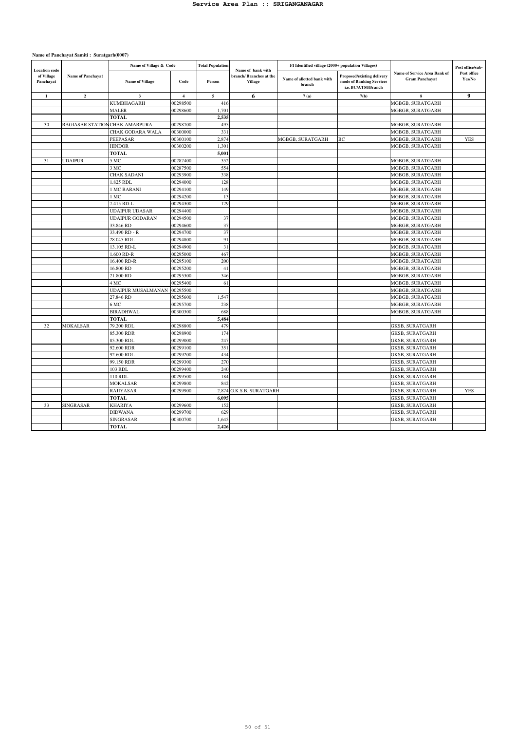**Name of Panchayat Samiti : Suratgarh(0007)**

| Location code of Village Panchayat | Name of Panchayat | Name of Village & Code | | Total Population | Name of bank with branch/ Branches at the Village | FI Identified village (2000+ population Villages) | | Name of Service Area Bank of Gram Panchayat | Post office/sub-Post office Yes/No |
|---|---|---|---|---|---|---|---|---|---|
| | | Name of Village | Code | Person | | Name of allotted bank with branch | Proposed/existing delivery mode of Banking Services i.e. BC/ATM/Branch | | |
| 1 | 2 | 3 | 4 | 5 | 6 | 7 (a) | 7(b) | 8 | 9 |
| | | KUMBHAGARH | 00298500 | 416 | | | | MGBGB, SURATGARH | |
| | | MALER | 00298600 | 1,701 | | | | MGBGB, SURATGARH | |
| | | **TOTAL** | | **2,535** | | | | | |
| 30 | RAGIASAR STATION | CHAK AMARPURA | 00298700 | 495 | | | | MGBGB, SURATGARH | |
| | | CHAK GODARA WALA | 00300000 | 331 | | | | MGBGB, SURATGARH | |
| | | PEEPASAR | 00300100 | 2,874 | | MGBGB, SURATGARH | BC | MGBGB, SURATGARH | YES |
| | | HINDOR | 00300200 | 1,301 | | | | MGBGB, SURATGARH | |
| | | **TOTAL** | | **5,001** | | | | | |
| 31 | UDAIPUR | 5 MC | 00287400 | 352 | | | | MGBGB, SURATGARH | |
| | | 3 MC | 00287500 | 554 | | | | MGBGB, SURATGARH | |
| | | CHAK SADANI | 00293900 | 338 | | | | MGBGB, SURATGARH | |
| | | 1.825 RDL | 00294000 | 128 | | | | MGBGB, SURATGARH | |
| | | 1 MC BARANI | 00294100 | 149 | | | | MGBGB, SURATGARH | |
| | | 1 MC | 00294200 | 13 | | | | MGBGB, SURATGARH | |
| | | 7.415 RD-L | 00294300 | 129 | | | | MGBGB, SURATGARH | |
| | | UDAIPUR UDASAR | 00294400 | | | | | MGBGB, SURATGARH | |
| | | UDAIPUR GODARAN | 00294500 | 37 | | | | MGBGB, SURATGARH | |
| | | 33.846 RD | 00294600 | 37 | | | | MGBGB, SURATGARH | |
| | | 33.490 RD - R | 00294700 | 37 | | | | MGBGB, SURATGARH | |
| | | 28.045 RDL | 00294800 | 91 | | | | MGBGB, SURATGARH | |
| | | 13.105 RD-L | 00294900 | 31 | | | | MGBGB, SURATGARH | |
| | | 1.600 RD-R | 00295000 | 467 | | | | MGBGB, SURATGARH | |
| | | 16.400 RD-R | 00295100 | 200 | | | | MGBGB, SURATGARH | |
| | | 16.800 RD | 00295200 | 41 | | | | MGBGB, SURATGARH | |
| | | 21.800 RD | 00295300 | 346 | | | | MGBGB, SURATGARH | |
| | | 4 MC | 00295400 | 61 | | | | MGBGB, SURATGARH | |
| | | UDAIPUR MUSALMANAN | 00295500 | | | | | MGBGB, SURATGARH | |
| | | 27.846 RD | 00295600 | 1,547 | | | | MGBGB, SURATGARH | |
| | | 6 MC | 00295700 | 238 | | | | MGBGB, SURATGARH | |
| | | BIRADHWAL | 00300300 | 688 | | | | MGBGB, SURATGARH | |
| | | **TOTAL** | | **5,484** | | | | | |
| 32 | MOKALSAR | 79.200 RDL | 00298800 | 479 | | | | GKSB, SURATGARH | |
| | | 85.300 RDR | 00298900 | 174 | | | | GKSB, SURATGARH | |
| | | 85.300 RDL | 00299000 | 247 | | | | GKSB, SURATGARH | |
| | | 92.600 RDR | 00299100 | 351 | | | | GKSB, SURATGARH | |
| | | 92.600 RDL | 00299200 | 434 | | | | GKSB, SURATGARH | |
| | | 99.150 RDR | 00299300 | 270 | | | | GKSB, SURATGARH | |
| | | 103 RDL | 00299400 | 240 | | | | GKSB, SURATGARH | |
| | | 110 RDL | 00299500 | 184 | | | | GKSB, SURATGARH | |
| | | MOKALSAR | 00299800 | 842 | | | | GKSB, SURATGARH | |
| | | RAJIYASAR | 00299900 | 2,874 | G.K.S.B. SURATGARH | | | GKSB, SURATGARH | YES |
| | | **TOTAL** | | **6,095** | | | | GKSB, SURATGARH | |
| 33 | SINGRASAR | KHARIYA | 00299600 | 152 | | | | GKSB, SURATGARH | |
| | | DIDWANA | 00299700 | 629 | | | | GKSB, SURATGARH | |
| | | SINGRASAR | 00300700 | 1,645 | | | | GKSB, SURATGARH | |
| | | **TOTAL** | | **2,426** | | | | | |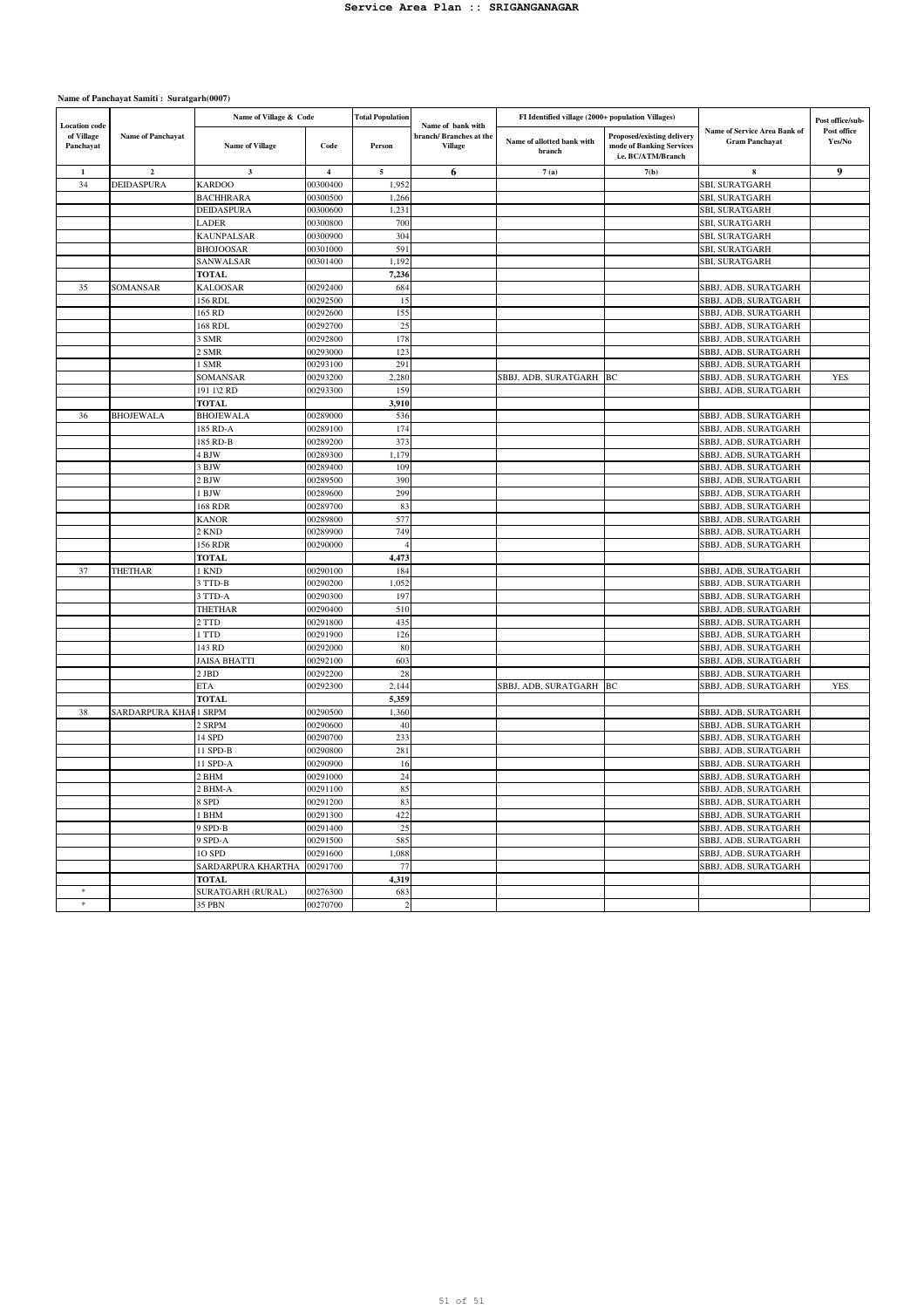**Name of Panchayat Samiti : Suratgarh(0007)**

| Location code of Village Panchayat | Name of Panchayat | Name of Village & Code | | Total Population | Name of bank with branch/ Branches at the Village | FI Identified village (2000+ population Villages) | | Name of Service Area Bank of Gram Panchayat | Post office/sub-Post office Yes/No |
|---|---|---|---|---|---|---|---|---|---|
| | | Name of Village | Code | Person | | Name of allotted bank with branch | Proposed/existing delivery mode of Banking Services i.e. BC/ATM/Branch | | |
| 1 | 2 | 3 | 4 | 5 | 6 | 7 (a) | 7(b) | 8 | 9 |
| 34 | DEIDASPURA | KARDOO | 00300400 | 1,952 | | | | SBI, SURATGARH | |
| | | BACHHRARA | 00300500 | 1,266 | | | | SBI, SURATGARH | |
| | | DEIDASPURA | 00300600 | 1,231 | | | | SBI, SURATGARH | |
| | | LADER | 00300800 | 700 | | | | SBI, SURATGARH | |
| | | KAUNPALSAR | 00300900 | 304 | | | | SBI, SURATGARH | |
| | | BHOJOOSAR | 00301000 | 591 | | | | SBI, SURATGARH | |
| | | SANWALSAR | 00301400 | 1,192 | | | | SBI, SURATGARH | |
| | | **TOTAL** | | **7,236** | | | | | |
| 35 | SOMANSAR | KALOOSAR | 00292400 | 684 | | | | SBBJ, ADB, SURATGARH | |
| | | 156 RDL | 00292500 | 15 | | | | SBBJ, ADB, SURATGARH | |
| | | 165 RD | 00292600 | 155 | | | | SBBJ, ADB, SURATGARH | |
| | | 168 RDL | 00292700 | 25 | | | | SBBJ, ADB, SURATGARH | |
| | | 3 SMR | 00292800 | 178 | | | | SBBJ, ADB, SURATGARH | |
| | | 2 SMR | 00293000 | 123 | | | | SBBJ, ADB, SURATGARH | |
| | | 1 SMR | 00293100 | 291 | | | | SBBJ, ADB, SURATGARH | |
| | | SOMANSAR | 00293200 | 2,280 | | SBBJ, ADB, SURATGARH | BC | SBBJ, ADB, SURATGARH | YES |
| | | 191 1\2 RD | 00293300 | 159 | | | | SBBJ, ADB, SURATGARH | |
| | | **TOTAL** | | **3,910** | | | | | |
| 36 | BHOJEWALA | BHOJEWALA | 00289000 | 536 | | | | SBBJ, ADB, SURATGARH | |
| | | 185 RD-A | 00289100 | 174 | | | | SBBJ, ADB, SURATGARH | |
| | | 185 RD-B | 00289200 | 373 | | | | SBBJ, ADB, SURATGARH | |
| | | 4 BJW | 00289300 | 1,179 | | | | SBBJ, ADB, SURATGARH | |
| | | 3 BJW | 00289400 | 109 | | | | SBBJ, ADB, SURATGARH | |
| | | 2 BJW | 00289500 | 390 | | | | SBBJ, ADB, SURATGARH | |
| | | 1 BJW | 00289600 | 299 | | | | SBBJ, ADB, SURATGARH | |
| | | 168 RDR | 00289700 | 83 | | | | SBBJ, ADB, SURATGARH | |
| | | KANOR | 00289800 | 577 | | | | SBBJ, ADB, SURATGARH | |
| | | 2 KND | 00289900 | 749 | | | | SBBJ, ADB, SURATGARH | |
| | | 156 RDR | 00290000 | 4 | | | | SBBJ, ADB, SURATGARH | |
| | | **TOTAL** | | **4,473** | | | | | |
| 37 | THETHAR | 1 KND | 00290100 | 184 | | | | SBBJ, ADB, SURATGARH | |
| | | 3 TTD-B | 00290200 | 1,052 | | | | SBBJ, ADB, SURATGARH | |
| | | 3 TTD-A | 00290300 | 197 | | | | SBBJ, ADB, SURATGARH | |
| | | THETHAR | 00290400 | 510 | | | | SBBJ, ADB, SURATGARH | |
| | | 2 TTD | 00291800 | 435 | | | | SBBJ, ADB, SURATGARH | |
| | | 1 TTD | 00291900 | 126 | | | | SBBJ, ADB, SURATGARH | |
| | | 143 RD | 00292000 | 80 | | | | SBBJ, ADB, SURATGARH | |
| | | JAISA BHATTI | 00292100 | 603 | | | | SBBJ, ADB, SURATGARH | |
| | | 2 JBD | 00292200 | 28 | | | | SBBJ, ADB, SURATGARH | |
| | | ETA | 00292300 | 2,144 | | SBBJ, ADB, SURATGARH | BC | SBBJ, ADB, SURATGARH | YES |
| | | **TOTAL** | | **5,359** | | | | | |
| 38 | SARDARPURA KHAR | 1 SRPM | 00290500 | 1,360 | | | | SBBJ, ADB, SURATGARH | |
| | | 2 SRPM | 00290600 | 40 | | | | SBBJ, ADB, SURATGARH | |
| | | 14 SPD | 00290700 | 233 | | | | SBBJ, ADB, SURATGARH | |
| | | 11 SPD-B | 00290800 | 281 | | | | SBBJ, ADB, SURATGARH | |
| | | 11 SPD-A | 00290900 | 16 | | | | SBBJ, ADB, SURATGARH | |
| | | 2 BHM | 00291000 | 24 | | | | SBBJ, ADB, SURATGARH | |
| | | 2 BHM-A | 00291100 | 85 | | | | SBBJ, ADB, SURATGARH | |
| | | 8 SPD | 00291200 | 83 | | | | SBBJ, ADB, SURATGARH | |
| | | 1 BHM | 00291300 | 422 | | | | SBBJ, ADB, SURATGARH | |
| | | 9 SPD-B | 00291400 | 25 | | | | SBBJ, ADB, SURATGARH | |
| | | 9 SPD-A | 00291500 | 585 | | | | SBBJ, ADB, SURATGARH | |
| | | 1O SPD | 00291600 | 1,088 | | | | SBBJ, ADB, SURATGARH | |
| | | SARDARPURA KHARTHA | 00291700 | 77 | | | | SBBJ, ADB, SURATGARH | |
| | | **TOTAL** | | **4,319** | | | | | |
| * | | SURATGARH (RURAL) | 00276300 | 683 | | | | | |
| * | | 35 PBN | 00270700 | 2 | | | | | |